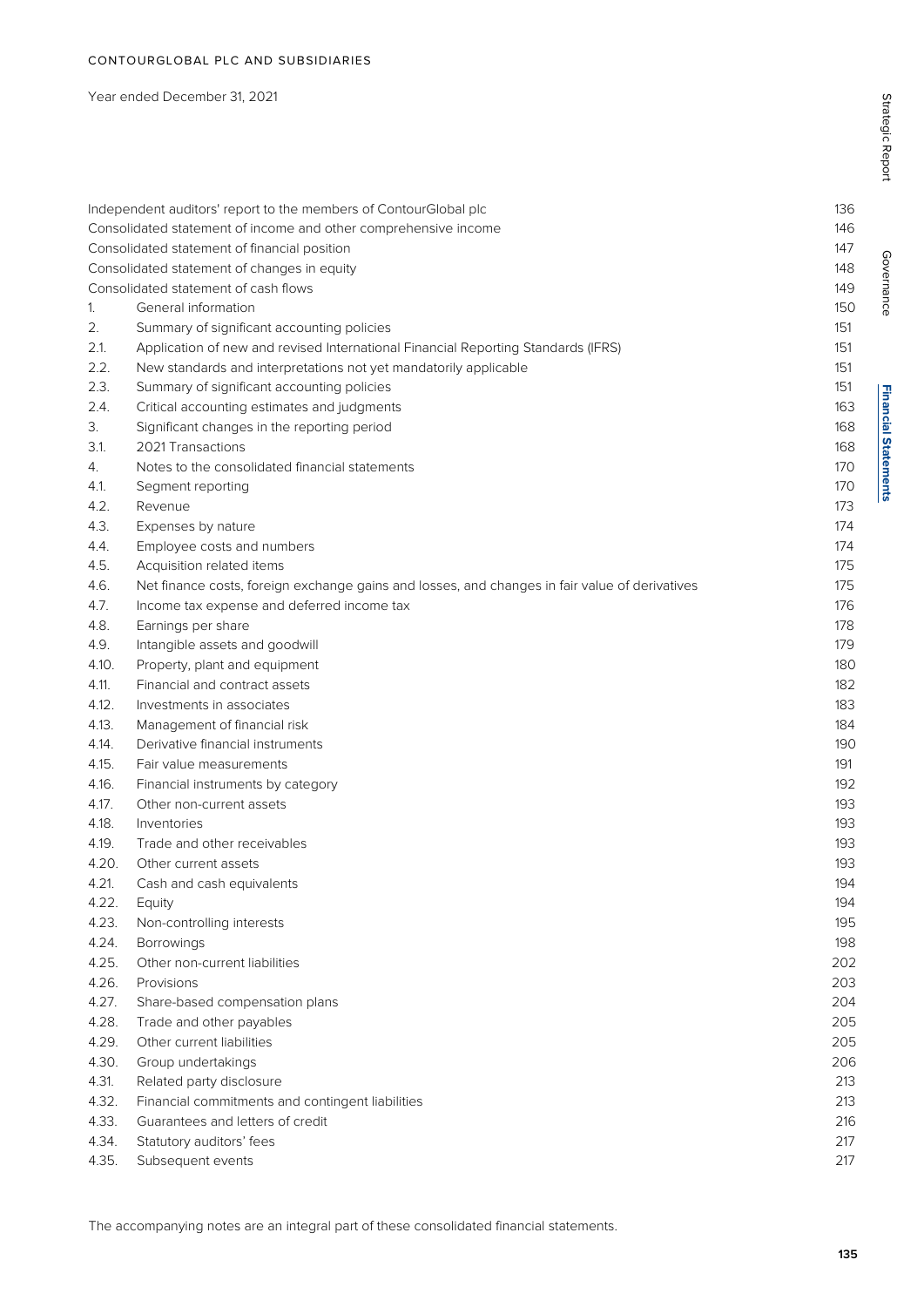CONTOURGLOBAL PLC AND SUBSIDIARIES

Year ended December 31, 2021

| | | |
|---|---|---|
| Independent auditors' report to the members of ContourGlobal plc | | 136 |
| Consolidated statement of income and other comprehensive income | | 146 |
| Consolidated statement of financial position | | 147 |
| Consolidated statement of changes in equity | | 148 |
| Consolidated statement of cash flows | | 149 |
| 1. | General information | 150 |
| 2. | Summary of significant accounting policies | 151 |
| 2.1. | Application of new and revised International Financial Reporting Standards (IFRS) | 151 |
| 2.2. | New standards and interpretations not yet mandatorily applicable | 151 |
| 2.3. | Summary of significant accounting policies | 151 |
| 2.4. | Critical accounting estimates and judgments | 163 |
| 3. | Significant changes in the reporting period | 168 |
| 3.1. | 2021 Transactions | 168 |
| 4. | Notes to the consolidated financial statements | 170 |
| 4.1. | Segment reporting | 170 |
| 4.2. | Revenue | 173 |
| 4.3. | Expenses by nature | 174 |
| 4.4. | Employee costs and numbers | 174 |
| 4.5. | Acquisition related items | 175 |
| 4.6. | Net finance costs, foreign exchange gains and losses, and changes in fair value of derivatives | 175 |
| 4.7. | Income tax expense and deferred income tax | 176 |
| 4.8. | Earnings per share | 178 |
| 4.9. | Intangible assets and goodwill | 179 |
| 4.10. | Property, plant and equipment | 180 |
| 4.11. | Financial and contract assets | 182 |
| 4.12. | Investments in associates | 183 |
| 4.13. | Management of financial risk | 184 |
| 4.14. | Derivative financial instruments | 190 |
| 4.15. | Fair value measurements | 191 |
| 4.16. | Financial instruments by category | 192 |
| 4.17. | Other non-current assets | 193 |
| 4.18. | Inventories | 193 |
| 4.19. | Trade and other receivables | 193 |
| 4.20. | Other current assets | 193 |
| 4.21. | Cash and cash equivalents | 194 |
| 4.22. | Equity | 194 |
| 4.23. | Non-controlling interests | 195 |
| 4.24. | Borrowings | 198 |
| 4.25. | Other non-current liabilities | 202 |
| 4.26. | Provisions | 203 |
| 4.27. | Share-based compensation plans | 204 |
| 4.28. | Trade and other payables | 205 |
| 4.29. | Other current liabilities | 205 |
| 4.30. | Group undertakings | 206 |
| 4.31. | Related party disclosure | 213 |
| 4.32. | Financial commitments and contingent liabilities | 213 |
| 4.33. | Guarantees and letters of credit | 216 |
| 4.34. | Statutory auditors' fees | 217 |
| 4.35. | Subsequent events | 217 |

The accompanying notes are an integral part of these consolidated financial statements.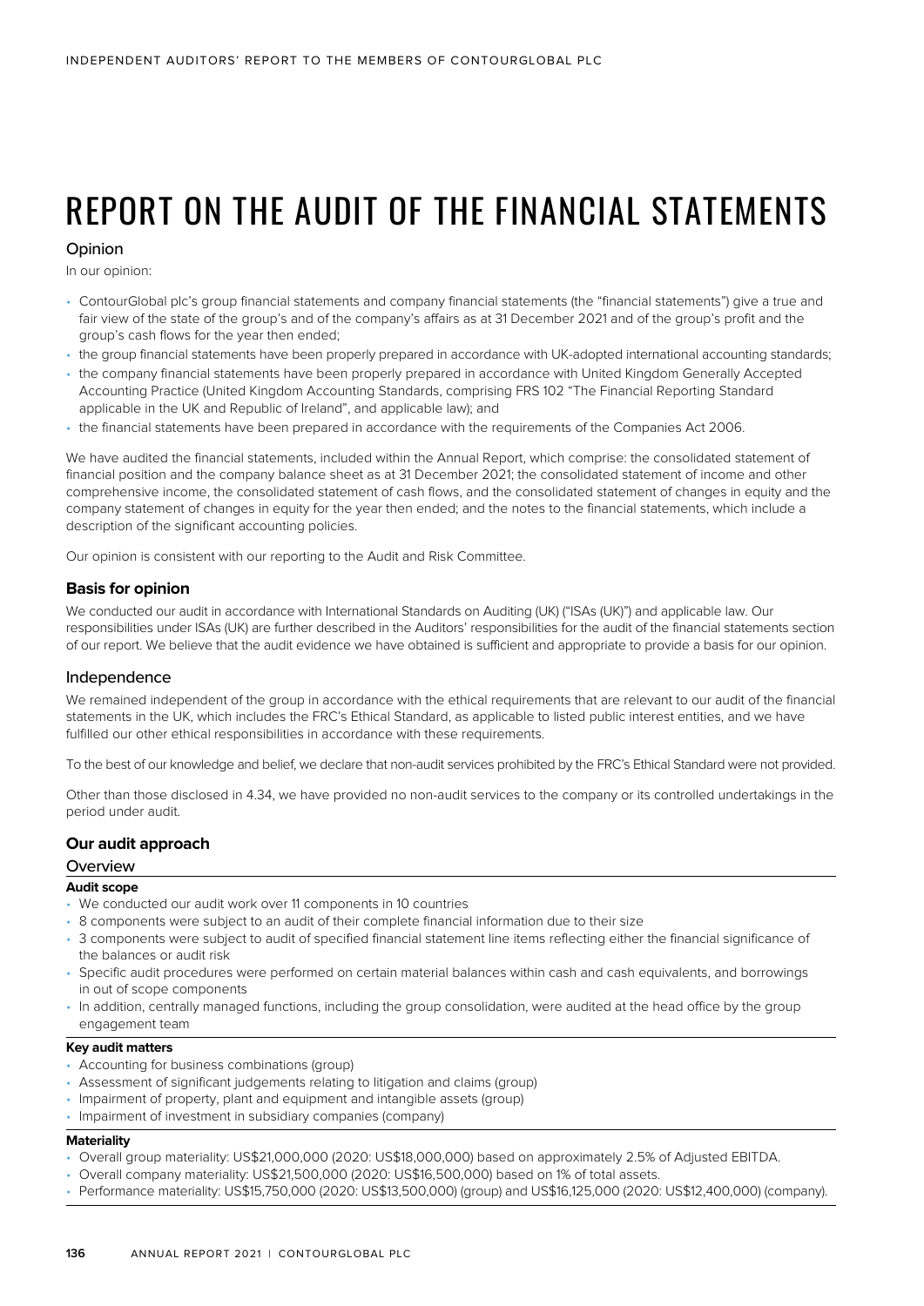# REPORT ON THE AUDIT OF THE FINANCIAL STATEMENTS

## Opinion

In our opinion:

- ContourGlobal plc's group financial statements and company financial statements (the "financial statements") give a true and fair view of the state of the group's and of the company's affairs as at 31 December 2021 and of the group's profit and the group's cash flows for the year then ended;
- the group financial statements have been properly prepared in accordance with UK-adopted international accounting standards;
- the company financial statements have been properly prepared in accordance with United Kingdom Generally Accepted Accounting Practice (United Kingdom Accounting Standards, comprising FRS 102 "The Financial Reporting Standard applicable in the UK and Republic of Ireland", and applicable law); and
- the financial statements have been prepared in accordance with the requirements of the Companies Act 2006.

We have audited the financial statements, included within the Annual Report, which comprise: the consolidated statement of financial position and the company balance sheet as at 31 December 2021; the consolidated statement of income and other comprehensive income, the consolidated statement of cash flows, and the consolidated statement of changes in equity and the company statement of changes in equity for the year then ended; and the notes to the financial statements, which include a description of the significant accounting policies.

Our opinion is consistent with our reporting to the Audit and Risk Committee.

### Basis for opinion

We conducted our audit in accordance with International Standards on Auditing (UK) ("ISAs (UK)") and applicable law. Our responsibilities under ISAs (UK) are further described in the Auditors' responsibilities for the audit of the financial statements section of our report. We believe that the audit evidence we have obtained is sufficient and appropriate to provide a basis for our opinion.

## Independence

We remained independent of the group in accordance with the ethical requirements that are relevant to our audit of the financial statements in the UK, which includes the FRC's Ethical Standard, as applicable to listed public interest entities, and we have fulfilled our other ethical responsibilities in accordance with these requirements.

To the best of our knowledge and belief, we declare that non-audit services prohibited by the FRC's Ethical Standard were not provided.

Other than those disclosed in 4.34, we have provided no non-audit services to the company or its controlled undertakings in the period under audit.

### Our audit approach

## Overview

**Audit scope**

- We conducted our audit work over 11 components in 10 countries
- 8 components were subject to an audit of their complete financial information due to their size
- 3 components were subject to audit of specified financial statement line items reflecting either the financial significance of the balances or audit risk
- Specific audit procedures were performed on certain material balances within cash and cash equivalents, and borrowings in out of scope components
- In addition, centrally managed functions, including the group consolidation, were audited at the head office by the group engagement team

**Key audit matters**

- Accounting for business combinations (group)
- Assessment of significant judgements relating to litigation and claims (group)
- Impairment of property, plant and equipment and intangible assets (group)
- Impairment of investment in subsidiary companies (company)

**Materiality**

- Overall group materiality: US$21,000,000 (2020: US$18,000,000) based on approximately 2.5% of Adjusted EBITDA.
- Overall company materiality: US$21,500,000 (2020: US$16,500,000) based on 1% of total assets.
- Performance materiality: US$15,750,000 (2020: US$13,500,000) (group) and US$16,125,000 (2020: US$12,400,000) (company).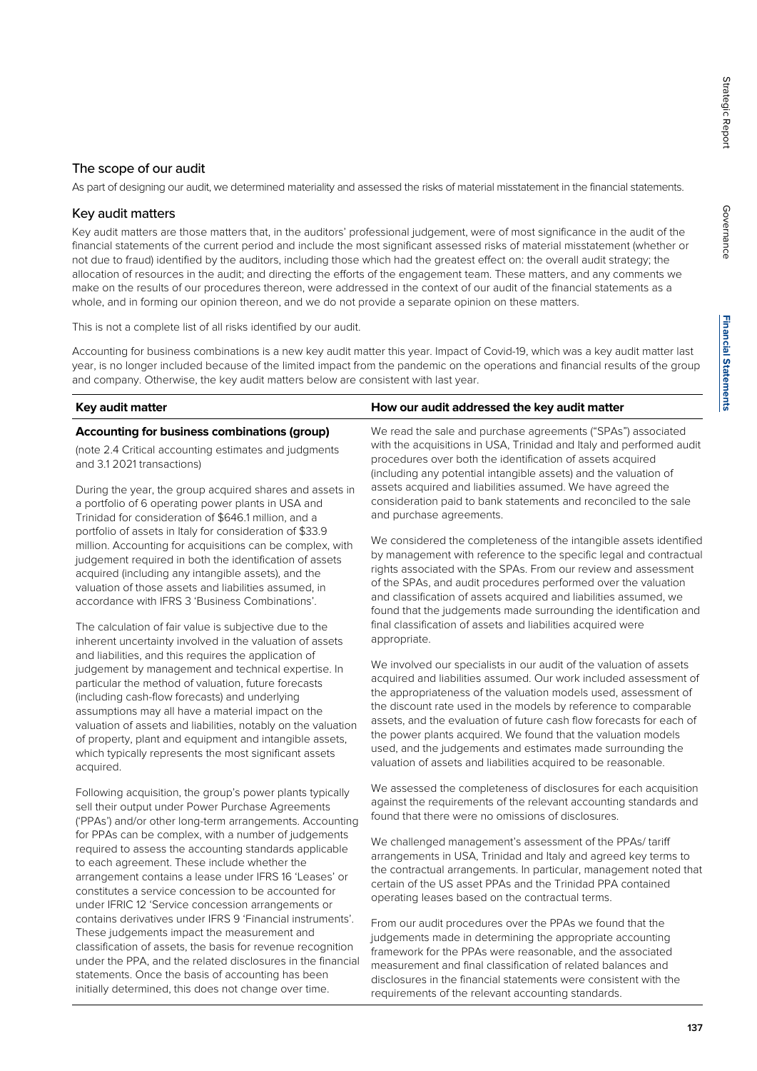## The scope of our audit

As part of designing our audit, we determined materiality and assessed the risks of material misstatement in the financial statements.

## Key audit matters

Key audit matters are those matters that, in the auditors' professional judgement, were of most significance in the audit of the financial statements of the current period and include the most significant assessed risks of material misstatement (whether or not due to fraud) identified by the auditors, including those which had the greatest effect on: the overall audit strategy; the allocation of resources in the audit; and directing the efforts of the engagement team. These matters, and any comments we make on the results of our procedures thereon, were addressed in the context of our audit of the financial statements as a whole, and in forming our opinion thereon, and we do not provide a separate opinion on these matters.

This is not a complete list of all risks identified by our audit.

Accounting for business combinations is a new key audit matter this year. Impact of Covid-19, which was a key audit matter last year, is no longer included because of the limited impact from the pandemic on the operations and financial results of the group and company. Otherwise, the key audit matters below are consistent with last year.

| Key audit matter | How our audit addressed the key audit matter |
|---|---|
| **Accounting for business combinations (group)**<br><br>(note 2.4 Critical accounting estimates and judgments and 3.1 2021 transactions)<br><br>During the year, the group acquired shares and assets in a portfolio of 6 operating power plants in USA and Trinidad for consideration of $646.1 million, and a portfolio of assets in Italy for consideration of $33.9 million. Accounting for acquisitions can be complex, with judgement required in both the identification of assets acquired (including any intangible assets), and the valuation of those assets and liabilities assumed, in accordance with IFRS 3 'Business Combinations'.<br><br>The calculation of fair value is subjective due to the inherent uncertainty involved in the valuation of assets and liabilities, and this requires the application of judgement by management and technical expertise. In particular the method of valuation, future forecasts (including cash-flow forecasts) and underlying assumptions may all have a material impact on the valuation of assets and liabilities, notably on the valuation of property, plant and equipment and intangible assets, which typically represents the most significant assets acquired.<br><br>Following acquisition, the group's power plants typically sell their output under Power Purchase Agreements ('PPAs') and/or other long-term arrangements. Accounting for PPAs can be complex, with a number of judgements required to assess the accounting standards applicable to each agreement. These include whether the arrangement contains a lease under IFRS 16 'Leases' or constitutes a service concession to be accounted for under IFRIC 12 'Service concession arrangements or contains derivatives under IFRS 9 'Financial instruments'. These judgements impact the measurement and classification of assets, the basis for revenue recognition under the PPA, and the related disclosures in the financial statements. Once the basis of accounting has been initially determined, this does not change over time. | We read the sale and purchase agreements ("SPAs") associated with the acquisitions in USA, Trinidad and Italy and performed audit procedures over both the identification of assets acquired (including any potential intangible assets) and the valuation of assets acquired and liabilities assumed. We have agreed the consideration paid to bank statements and reconciled to the sale and purchase agreements.<br><br>We considered the completeness of the intangible assets identified by management with reference to the specific legal and contractual rights associated with the SPAs. From our review and assessment of the SPAs, and audit procedures performed over the valuation and classification of assets acquired and liabilities assumed, we found that the judgements made surrounding the identification and final classification of assets and liabilities acquired were appropriate.<br><br>We involved our specialists in our audit of the valuation of assets acquired and liabilities assumed. Our work included assessment of the appropriateness of the valuation models used, assessment of the discount rate used in the models by reference to comparable assets, and the evaluation of future cash flow forecasts for each of the power plants acquired. We found that the valuation models used, and the judgements and estimates made surrounding the valuation of assets and liabilities acquired to be reasonable.<br><br>We assessed the completeness of disclosures for each acquisition against the requirements of the relevant accounting standards and found that there were no omissions of disclosures.<br><br>We challenged management's assessment of the PPAs/ tariff arrangements in USA, Trinidad and Italy and agreed key terms to the contractual arrangements. In particular, management noted that certain of the US asset PPAs and the Trinidad PPA contained operating leases based on the contractual terms.<br><br>From our audit procedures over the PPAs we found that the judgements made in determining the appropriate accounting framework for the PPAs were reasonable, and the associated measurement and final classification of related balances and disclosures in the financial statements were consistent with the requirements of the relevant accounting standards. |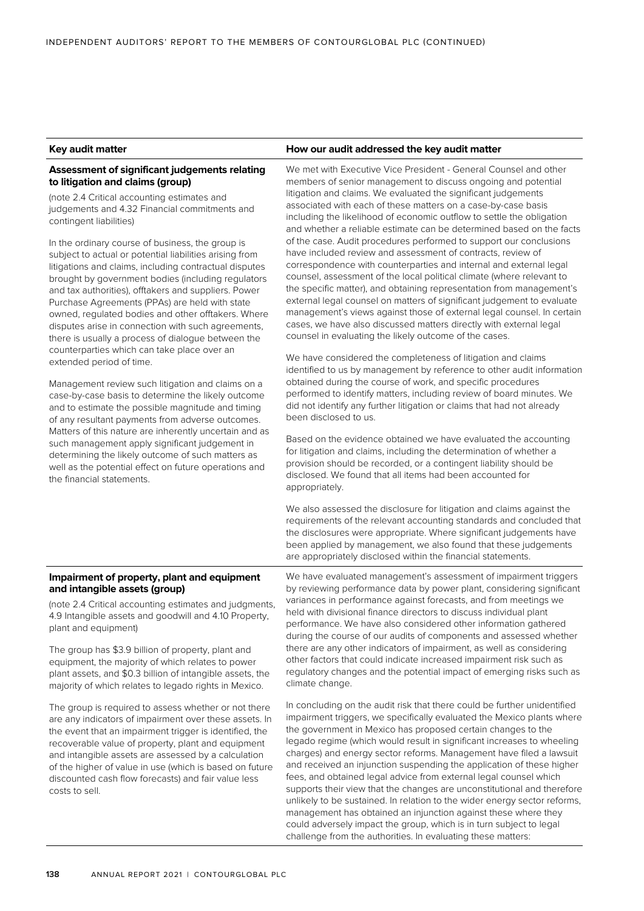| Key audit matter | How our audit addressed the key audit matter |
|---|---|
| **Assessment of significant judgements relating to litigation and claims (group)**<br><br>(note 2.4 Critical accounting estimates and judgements and 4.32 Financial commitments and contingent liabilities)<br><br>In the ordinary course of business, the group is subject to actual or potential liabilities arising from litigations and claims, including contractual disputes brought by government bodies (including regulators and tax authorities), offtakers and suppliers. Power Purchase Agreements (PPAs) are held with state owned, regulated bodies and other offtakers. Where disputes arise in connection with such agreements, there is usually a process of dialogue between the counterparties which can take place over an extended period of time.<br><br>Management review such litigation and claims on a case-by-case basis to determine the likely outcome and to estimate the possible magnitude and timing of any resultant payments from adverse outcomes. Matters of this nature are inherently uncertain and as such management apply significant judgement in determining the likely outcome of such matters as well as the potential effect on future operations and the financial statements. | We met with Executive Vice President - General Counsel and other members of senior management to discuss ongoing and potential litigation and claims. We evaluated the significant judgements associated with each of these matters on a case-by-case basis including the likelihood of economic outflow to settle the obligation and whether a reliable estimate can be determined based on the facts of the case. Audit procedures performed to support our conclusions have included review and assessment of contracts, review of correspondence with counterparties and internal and external legal counsel, assessment of the local political climate (where relevant to the specific matter), and obtaining representation from management's external legal counsel on matters of significant judgement to evaluate management's views against those of external legal counsel. In certain cases, we have also discussed matters directly with external legal counsel in evaluating the likely outcome of the cases.<br><br>We have considered the completeness of litigation and claims identified to us by management by reference to other audit information obtained during the course of work, and specific procedures performed to identify matters, including review of board minutes. We did not identify any further litigation or claims that had not already been disclosed to us.<br><br>Based on the evidence obtained we have evaluated the accounting for litigation and claims, including the determination of whether a provision should be recorded, or a contingent liability should be disclosed. We found that all items had been accounted for appropriately.<br><br>We also assessed the disclosure for litigation and claims against the requirements of the relevant accounting standards and concluded that the disclosures were appropriate. Where significant judgements have been applied by management, we also found that these judgements are appropriately disclosed within the financial statements. |
| **Impairment of property, plant and equipment and intangible assets (group)**<br><br>(note 2.4 Critical accounting estimates and judgments, 4.9 Intangible assets and goodwill and 4.10 Property, plant and equipment)<br><br>The group has $3.9 billion of property, plant and equipment, the majority of which relates to power plant assets, and $0.3 billion of intangible assets, the majority of which relates to legado rights in Mexico.<br><br>The group is required to assess whether or not there are any indicators of impairment over these assets. In the event that an impairment trigger is identified, the recoverable value of property, plant and equipment and intangible assets are assessed by a calculation of the higher of value in use (which is based on future discounted cash flow forecasts) and fair value less costs to sell. | We have evaluated management's assessment of impairment triggers by reviewing performance data by power plant, considering significant variances in performance against forecasts, and from meetings we held with divisional finance directors to discuss individual plant performance. We have also considered other information gathered during the course of our audits of components and assessed whether there are any other indicators of impairment, as well as considering other factors that could indicate increased impairment risk such as regulatory changes and the potential impact of emerging risks such as climate change.<br><br>In concluding on the audit risk that there could be further unidentified impairment triggers, we specifically evaluated the Mexico plants where the government in Mexico has proposed certain changes to the legado regime (which would result in significant increases to wheeling charges) and energy sector reforms. Management have filed a lawsuit and received an injunction suspending the application of these higher fees, and obtained legal advice from external legal counsel which supports their view that the changes are unconstitutional and therefore unlikely to be sustained. In relation to the wider energy sector reforms, management has obtained an injunction against these where they could adversely impact the group, which is in turn subject to legal challenge from the authorities. In evaluating these matters: |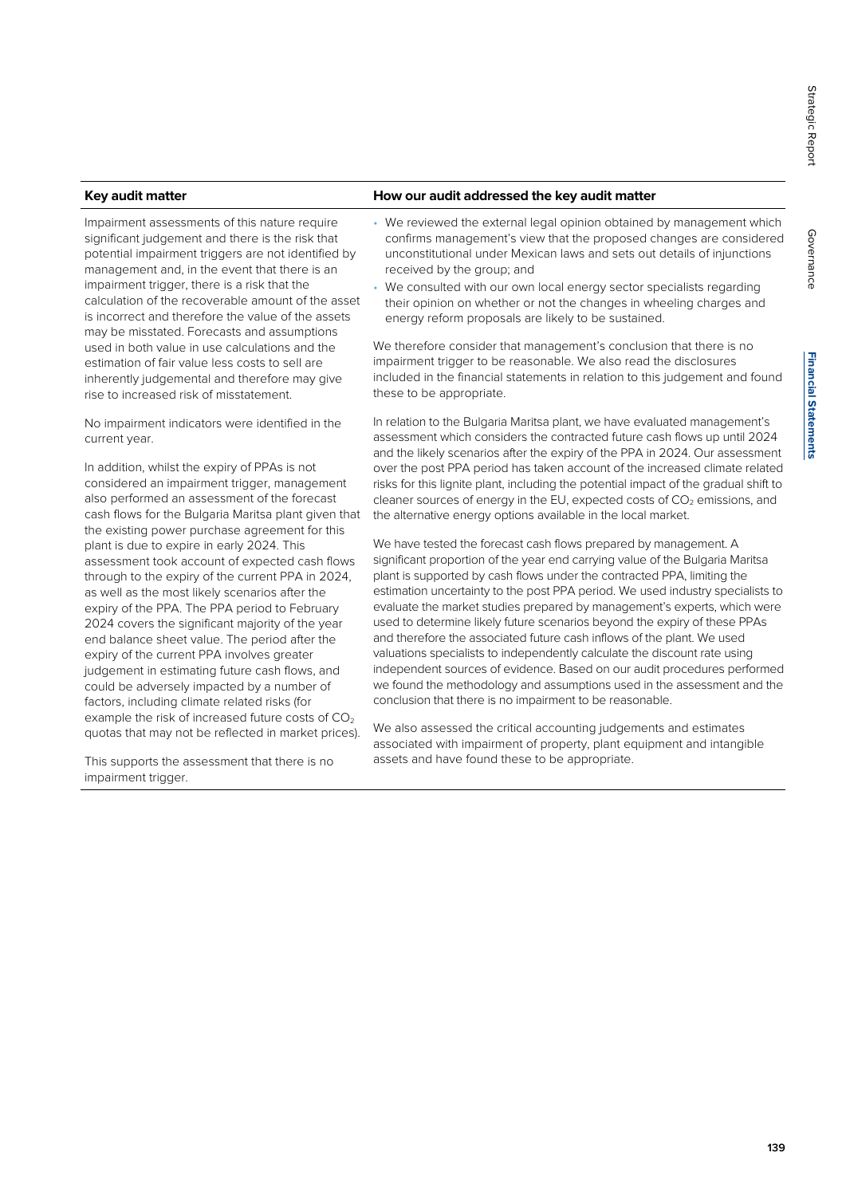| Key audit matter | How our audit addressed the key audit matter |
|---|---|
| Impairment assessments of this nature require significant judgement and there is the risk that potential impairment triggers are not identified by management and, in the event that there is an impairment trigger, there is a risk that the calculation of the recoverable amount of the asset is incorrect and therefore the value of the assets may be misstated. Forecasts and assumptions used in both value in use calculations and the estimation of fair value less costs to sell are inherently judgemental and therefore may give rise to increased risk of misstatement.<br><br>No impairment indicators were identified in the current year.<br><br>In addition, whilst the expiry of PPAs is not considered an impairment trigger, management also performed an assessment of the forecast cash flows for the Bulgaria Maritsa plant given that the existing power purchase agreement for this plant is due to expire in early 2024. This assessment took account of expected cash flows through to the expiry of the current PPA in 2024, as well as the most likely scenarios after the expiry of the PPA. The PPA period to February 2024 covers the significant majority of the year end balance sheet value. The period after the expiry of the current PPA involves greater judgement in estimating future cash flows, and could be adversely impacted by a number of factors, including climate related risks (for example the risk of increased future costs of $CO_2$ quotas that may not be reflected in market prices).<br><br>This supports the assessment that there is no impairment trigger. | • We reviewed the external legal opinion obtained by management which confirms management's view that the proposed changes are considered unconstitutional under Mexican laws and sets out details of injunctions received by the group; and<br>• We consulted with our own local energy sector specialists regarding their opinion on whether or not the changes in wheeling charges and energy reform proposals are likely to be sustained.<br><br>We therefore consider that management's conclusion that there is no impairment trigger to be reasonable. We also read the disclosures included in the financial statements in relation to this judgement and found these to be appropriate.<br><br>In relation to the Bulgaria Maritsa plant, we have evaluated management's assessment which considers the contracted future cash flows up until 2024 and the likely scenarios after the expiry of the PPA in 2024. Our assessment over the post PPA period has taken account of the increased climate related risks for this lignite plant, including the potential impact of the gradual shift to cleaner sources of energy in the EU, expected costs of $CO_2$ emissions, and the alternative energy options available in the local market.<br><br>We have tested the forecast cash flows prepared by management. A significant proportion of the year end carrying value of the Bulgaria Maritsa plant is supported by cash flows under the contracted PPA, limiting the estimation uncertainty to the post PPA period. We used industry specialists to evaluate the market studies prepared by management's experts, which were used to determine likely future scenarios beyond the expiry of these PPAs and therefore the associated future cash inflows of the plant. We used valuations specialists to independently calculate the discount rate using independent sources of evidence. Based on our audit procedures performed we found the methodology and assumptions used in the assessment and the conclusion that there is no impairment to be reasonable.<br><br>We also assessed the critical accounting judgements and estimates associated with impairment of property, plant equipment and intangible assets and have found these to be appropriate. |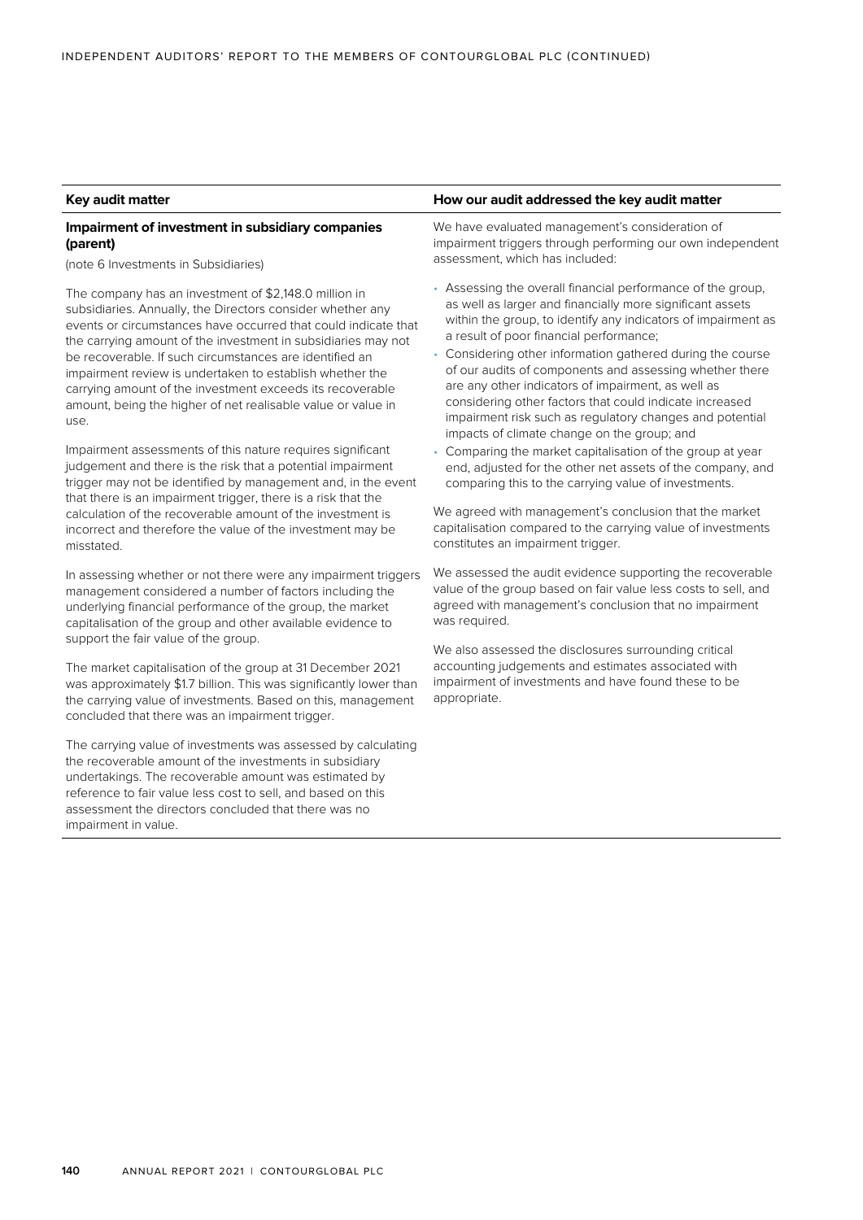| Key audit matter | How our audit addressed the key audit matter |
|---|---|
| **Impairment of investment in subsidiary companies (parent)**<br><br>(note 6 Investments in Subsidiaries)<br><br>The company has an investment of $2,148.0 million in subsidiaries. Annually, the Directors consider whether any events or circumstances have occurred that could indicate that the carrying amount of the investment in subsidiaries may not be recoverable. If such circumstances are identified an impairment review is undertaken to establish whether the carrying amount of the investment exceeds its recoverable amount, being the higher of net realisable value or value in use.<br><br>Impairment assessments of this nature requires significant judgement and there is the risk that a potential impairment trigger may not be identified by management and, in the event that there is an impairment trigger, there is a risk that the calculation of the recoverable amount of the investment is incorrect and therefore the value of the investment may be misstated.<br><br>In assessing whether or not there were any impairment triggers management considered a number of factors including the underlying financial performance of the group, the market capitalisation of the group and other available evidence to support the fair value of the group.<br><br>The market capitalisation of the group at 31 December 2021 was approximately $1.7 billion. This was significantly lower than the carrying value of investments. Based on this, management concluded that there was an impairment trigger.<br><br>The carrying value of investments was assessed by calculating the recoverable amount of the investments in subsidiary undertakings. The recoverable amount was estimated by reference to fair value less cost to sell, and based on this assessment the directors concluded that there was no impairment in value. | We have evaluated management's consideration of impairment triggers through performing our own independent assessment, which has included:<br><br>• Assessing the overall financial performance of the group, as well as larger and financially more significant assets within the group, to identify any indicators of impairment as a result of poor financial performance;<br>• Considering other information gathered during the course of our audits of components and assessing whether there are any other indicators of impairment, as well as considering other factors that could indicate increased impairment risk such as regulatory changes and potential impacts of climate change on the group; and<br>• Comparing the market capitalisation of the group at year end, adjusted for the other net assets of the company, and comparing this to the carrying value of investments.<br><br>We agreed with management's conclusion that the market capitalisation compared to the carrying value of investments constitutes an impairment trigger.<br><br>We assessed the audit evidence supporting the recoverable value of the group based on fair value less costs to sell, and agreed with management's conclusion that no impairment was required.<br><br>We also assessed the disclosures surrounding critical accounting judgements and estimates associated with impairment of investments and have found these to be appropriate. |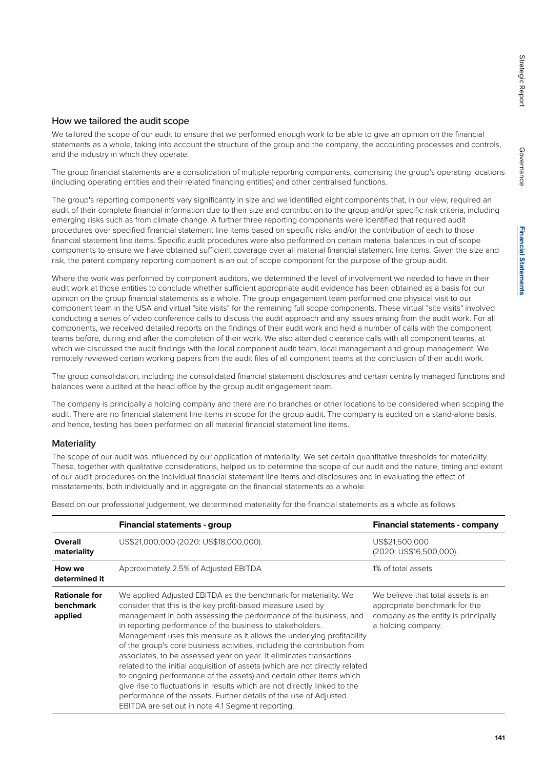## How we tailored the audit scope

We tailored the scope of our audit to ensure that we performed enough work to be able to give an opinion on the financial statements as a whole, taking into account the structure of the group and the company, the accounting processes and controls, and the industry in which they operate.

The group financial statements are a consolidation of multiple reporting components, comprising the group's operating locations (including operating entities and their related financing entities) and other centralised functions.

The group's reporting components vary significantly in size and we identified eight components that, in our view, required an audit of their complete financial information due to their size and contribution to the group and/or specific risk criteria, including emerging risks such as from climate change. A further three reporting components were identified that required audit procedures over specified financial statement line items based on specific risks and/or the contribution of each to those financial statement line items. Specific audit procedures were also performed on certain material balances in out of scope components to ensure we have obtained sufficient coverage over all material financial statement line items. Given the size and risk, the parent company reporting component is an out of scope component for the purpose of the group audit.

Where the work was performed by component auditors, we determined the level of involvement we needed to have in their audit work at those entities to conclude whether sufficient appropriate audit evidence has been obtained as a basis for our opinion on the group financial statements as a whole. The group engagement team performed one physical visit to our component team in the USA and virtual "site visits" for the remaining full scope components. These virtual "site visits" involved conducting a series of video conference calls to discuss the audit approach and any issues arising from the audit work. For all components, we received detailed reports on the findings of their audit work and held a number of calls with the component teams before, during and after the completion of their work. We also attended clearance calls with all component teams, at which we discussed the audit findings with the local component audit team, local management and group management. We remotely reviewed certain working papers from the audit files of all component teams at the conclusion of their audit work.

The group consolidation, including the consolidated financial statement disclosures and certain centrally managed functions and balances were audited at the head office by the group audit engagement team.

The company is principally a holding company and there are no branches or other locations to be considered when scoping the audit. There are no financial statement line items in scope for the group audit. The company is audited on a stand-alone basis, and hence, testing has been performed on all material financial statement line items.

## Materiality

The scope of our audit was influenced by our application of materiality. We set certain quantitative thresholds for materiality. These, together with qualitative considerations, helped us to determine the scope of our audit and the nature, timing and extent of our audit procedures on the individual financial statement line items and disclosures and in evaluating the effect of misstatements, both individually and in aggregate on the financial statements as a whole.

Based on our professional judgement, we determined materiality for the financial statements as a whole as follows:

| | **Financial statements - group** | **Financial statements - company** |
|---|---|---|
| **Overall materiality** | US$21,000,000 (2020: US$18,000,000). | US$21,500,000 (2020: US$16,500,000). |
| **How we determined it** | Approximately 2.5% of Adjusted EBITDA | 1% of total assets |
| **Rationale for benchmark applied** | We applied Adjusted EBITDA as the benchmark for materiality. We consider that this is the key profit-based measure used by management in both assessing the performance of the business, and in reporting performance of the business to stakeholders. Management uses this measure as it allows the underlying profitability of the group's core business activities, including the contribution from associates, to be assessed year on year. It eliminates transactions related to the initial acquisition of assets (which are not directly related to ongoing performance of the assets) and certain other items which give rise to fluctuations in results which are not directly linked to the performance of the assets. Further details of the use of Adjusted EBITDA are set out in note 4.1 Segment reporting. | We believe that total assets is an appropriate benchmark for the company as the entity is principally a holding company. |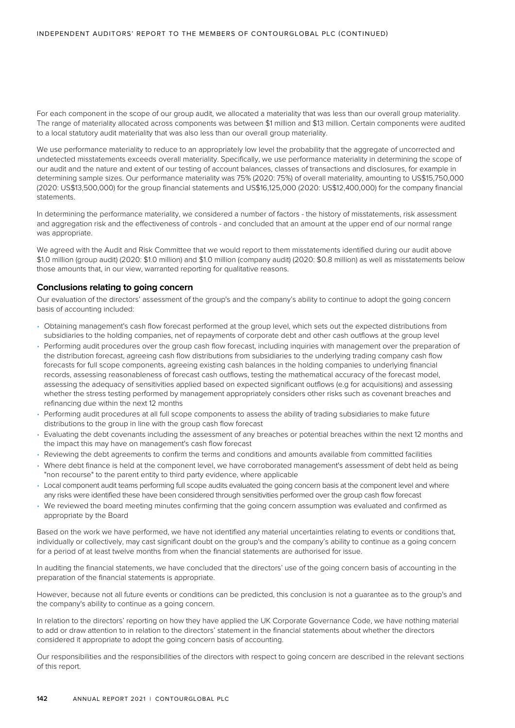For each component in the scope of our group audit, we allocated a materiality that was less than our overall group materiality. The range of materiality allocated across components was between $1 million and $13 million. Certain components were audited to a local statutory audit materiality that was also less than our overall group materiality.

We use performance materiality to reduce to an appropriately low level the probability that the aggregate of uncorrected and undetected misstatements exceeds overall materiality. Specifically, we use performance materiality in determining the scope of our audit and the nature and extent of our testing of account balances, classes of transactions and disclosures, for example in determining sample sizes. Our performance materiality was 75% (2020: 75%) of overall materiality, amounting to US$15,750,000 (2020: US$13,500,000) for the group financial statements and US$16,125,000 (2020: US$12,400,000) for the company financial statements.

In determining the performance materiality, we considered a number of factors - the history of misstatements, risk assessment and aggregation risk and the effectiveness of controls - and concluded that an amount at the upper end of our normal range was appropriate.

We agreed with the Audit and Risk Committee that we would report to them misstatements identified during our audit above $1.0 million (group audit) (2020: $1.0 million) and $1.0 million (company audit) (2020: $0.8 million) as well as misstatements below those amounts that, in our view, warranted reporting for qualitative reasons.

### Conclusions relating to going concern

Our evaluation of the directors' assessment of the group's and the company's ability to continue to adopt the going concern basis of accounting included:

- Obtaining management's cash flow forecast performed at the group level, which sets out the expected distributions from subsidiaries to the holding companies, net of repayments of corporate debt and other cash outflows at the group level
- Performing audit procedures over the group cash flow forecast, including inquiries with management over the preparation of the distribution forecast, agreeing cash flow distributions from subsidiaries to the underlying trading company cash flow forecasts for full scope components, agreeing existing cash balances in the holding companies to underlying financial records, assessing reasonableness of forecast cash outflows, testing the mathematical accuracy of the forecast model, assessing the adequacy of sensitivities applied based on expected significant outflows (e.g for acquisitions) and assessing whether the stress testing performed by management appropriately considers other risks such as covenant breaches and refinancing due within the next 12 months
- Performing audit procedures at all full scope components to assess the ability of trading subsidiaries to make future distributions to the group in line with the group cash flow forecast
- Evaluating the debt covenants including the assessment of any breaches or potential breaches within the next 12 months and the impact this may have on management's cash flow forecast
- Reviewing the debt agreements to confirm the terms and conditions and amounts available from committed facilities
- Where debt finance is held at the component level, we have corroborated management's assessment of debt held as being "non recourse" to the parent entity to third party evidence, where applicable
- Local component audit teams performing full scope audits evaluated the going concern basis at the component level and where any risks were identified these have been considered through sensitivities performed over the group cash flow forecast
- We reviewed the board meeting minutes confirming that the going concern assumption was evaluated and confirmed as appropriate by the Board

Based on the work we have performed, we have not identified any material uncertainties relating to events or conditions that, individually or collectively, may cast significant doubt on the group's and the company's ability to continue as a going concern for a period of at least twelve months from when the financial statements are authorised for issue.

In auditing the financial statements, we have concluded that the directors' use of the going concern basis of accounting in the preparation of the financial statements is appropriate.

However, because not all future events or conditions can be predicted, this conclusion is not a guarantee as to the group's and the company's ability to continue as a going concern.

In relation to the directors' reporting on how they have applied the UK Corporate Governance Code, we have nothing material to add or draw attention to in relation to the directors' statement in the financial statements about whether the directors considered it appropriate to adopt the going concern basis of accounting.

Our responsibilities and the responsibilities of the directors with respect to going concern are described in the relevant sections of this report.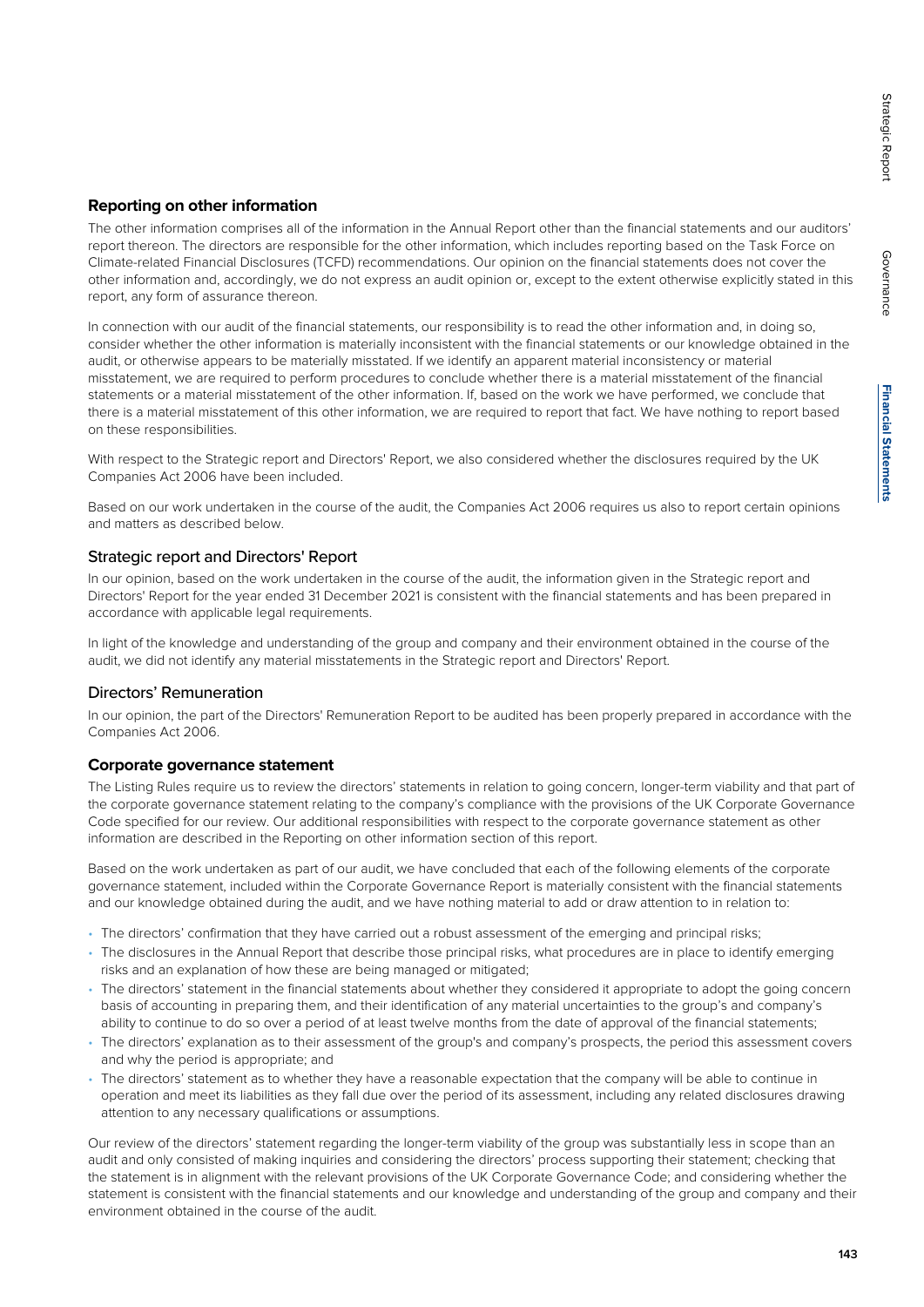## Reporting on other information

The other information comprises all of the information in the Annual Report other than the financial statements and our auditors' report thereon. The directors are responsible for the other information, which includes reporting based on the Task Force on Climate-related Financial Disclosures (TCFD) recommendations. Our opinion on the financial statements does not cover the other information and, accordingly, we do not express an audit opinion or, except to the extent otherwise explicitly stated in this report, any form of assurance thereon.

In connection with our audit of the financial statements, our responsibility is to read the other information and, in doing so, consider whether the other information is materially inconsistent with the financial statements or our knowledge obtained in the audit, or otherwise appears to be materially misstated. If we identify an apparent material inconsistency or material misstatement, we are required to perform procedures to conclude whether there is a material misstatement of the financial statements or a material misstatement of the other information. If, based on the work we have performed, we conclude that there is a material misstatement of this other information, we are required to report that fact. We have nothing to report based on these responsibilities.

With respect to the Strategic report and Directors' Report, we also considered whether the disclosures required by the UK Companies Act 2006 have been included.

Based on our work undertaken in the course of the audit, the Companies Act 2006 requires us also to report certain opinions and matters as described below.

### Strategic report and Directors' Report

In our opinion, based on the work undertaken in the course of the audit, the information given in the Strategic report and Directors' Report for the year ended 31 December 2021 is consistent with the financial statements and has been prepared in accordance with applicable legal requirements.

In light of the knowledge and understanding of the group and company and their environment obtained in the course of the audit, we did not identify any material misstatements in the Strategic report and Directors' Report.

### Directors' Remuneration

In our opinion, the part of the Directors' Remuneration Report to be audited has been properly prepared in accordance with the Companies Act 2006.

## Corporate governance statement

The Listing Rules require us to review the directors' statements in relation to going concern, longer-term viability and that part of the corporate governance statement relating to the company's compliance with the provisions of the UK Corporate Governance Code specified for our review. Our additional responsibilities with respect to the corporate governance statement as other information are described in the Reporting on other information section of this report.

Based on the work undertaken as part of our audit, we have concluded that each of the following elements of the corporate governance statement, included within the Corporate Governance Report is materially consistent with the financial statements and our knowledge obtained during the audit, and we have nothing material to add or draw attention to in relation to:

- The directors' confirmation that they have carried out a robust assessment of the emerging and principal risks;
- The disclosures in the Annual Report that describe those principal risks, what procedures are in place to identify emerging risks and an explanation of how these are being managed or mitigated;
- The directors' statement in the financial statements about whether they considered it appropriate to adopt the going concern basis of accounting in preparing them, and their identification of any material uncertainties to the group's and company's ability to continue to do so over a period of at least twelve months from the date of approval of the financial statements;
- The directors' explanation as to their assessment of the group's and company's prospects, the period this assessment covers and why the period is appropriate; and
- The directors' statement as to whether they have a reasonable expectation that the company will be able to continue in operation and meet its liabilities as they fall due over the period of its assessment, including any related disclosures drawing attention to any necessary qualifications or assumptions.

Our review of the directors' statement regarding the longer-term viability of the group was substantially less in scope than an audit and only consisted of making inquiries and considering the directors' process supporting their statement; checking that the statement is in alignment with the relevant provisions of the UK Corporate Governance Code; and considering whether the statement is consistent with the financial statements and our knowledge and understanding of the group and company and their environment obtained in the course of the audit.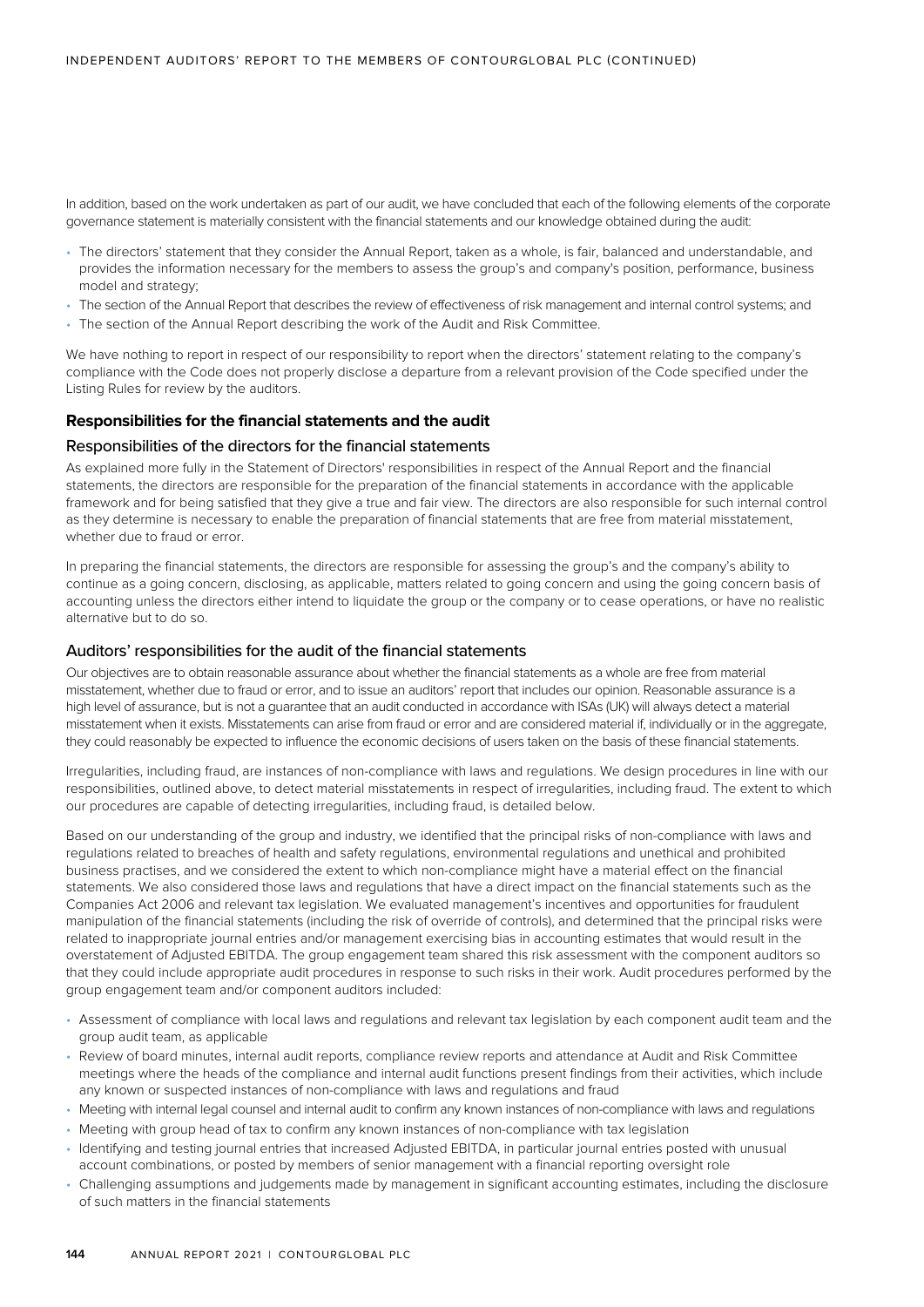In addition, based on the work undertaken as part of our audit, we have concluded that each of the following elements of the corporate governance statement is materially consistent with the financial statements and our knowledge obtained during the audit:

- The directors' statement that they consider the Annual Report, taken as a whole, is fair, balanced and understandable, and provides the information necessary for the members to assess the group's and company's position, performance, business model and strategy;
- The section of the Annual Report that describes the review of effectiveness of risk management and internal control systems; and
- The section of the Annual Report describing the work of the Audit and Risk Committee.

We have nothing to report in respect of our responsibility to report when the directors' statement relating to the company's compliance with the Code does not properly disclose a departure from a relevant provision of the Code specified under the Listing Rules for review by the auditors.

## Responsibilities for the financial statements and the audit

### Responsibilities of the directors for the financial statements

As explained more fully in the Statement of Directors' responsibilities in respect of the Annual Report and the financial statements, the directors are responsible for the preparation of the financial statements in accordance with the applicable framework and for being satisfied that they give a true and fair view. The directors are also responsible for such internal control as they determine is necessary to enable the preparation of financial statements that are free from material misstatement, whether due to fraud or error.

In preparing the financial statements, the directors are responsible for assessing the group's and the company's ability to continue as a going concern, disclosing, as applicable, matters related to going concern and using the going concern basis of accounting unless the directors either intend to liquidate the group or the company or to cease operations, or have no realistic alternative but to do so.

### Auditors' responsibilities for the audit of the financial statements

Our objectives are to obtain reasonable assurance about whether the financial statements as a whole are free from material misstatement, whether due to fraud or error, and to issue an auditors' report that includes our opinion. Reasonable assurance is a high level of assurance, but is not a guarantee that an audit conducted in accordance with ISAs (UK) will always detect a material misstatement when it exists. Misstatements can arise from fraud or error and are considered material if, individually or in the aggregate, they could reasonably be expected to influence the economic decisions of users taken on the basis of these financial statements.

Irregularities, including fraud, are instances of non-compliance with laws and regulations. We design procedures in line with our responsibilities, outlined above, to detect material misstatements in respect of irregularities, including fraud. The extent to which our procedures are capable of detecting irregularities, including fraud, is detailed below.

Based on our understanding of the group and industry, we identified that the principal risks of non-compliance with laws and regulations related to breaches of health and safety regulations, environmental regulations and unethical and prohibited business practises, and we considered the extent to which non-compliance might have a material effect on the financial statements. We also considered those laws and regulations that have a direct impact on the financial statements such as the Companies Act 2006 and relevant tax legislation. We evaluated management's incentives and opportunities for fraudulent manipulation of the financial statements (including the risk of override of controls), and determined that the principal risks were related to inappropriate journal entries and/or management exercising bias in accounting estimates that would result in the overstatement of Adjusted EBITDA. The group engagement team shared this risk assessment with the component auditors so that they could include appropriate audit procedures in response to such risks in their work. Audit procedures performed by the group engagement team and/or component auditors included:

- Assessment of compliance with local laws and regulations and relevant tax legislation by each component audit team and the group audit team, as applicable
- Review of board minutes, internal audit reports, compliance review reports and attendance at Audit and Risk Committee meetings where the heads of the compliance and internal audit functions present findings from their activities, which include any known or suspected instances of non-compliance with laws and regulations and fraud
- Meeting with internal legal counsel and internal audit to confirm any known instances of non-compliance with laws and regulations
- Meeting with group head of tax to confirm any known instances of non-compliance with tax legislation
- Identifying and testing journal entries that increased Adjusted EBITDA, in particular journal entries posted with unusual account combinations, or posted by members of senior management with a financial reporting oversight role
- Challenging assumptions and judgements made by management in significant accounting estimates, including the disclosure of such matters in the financial statements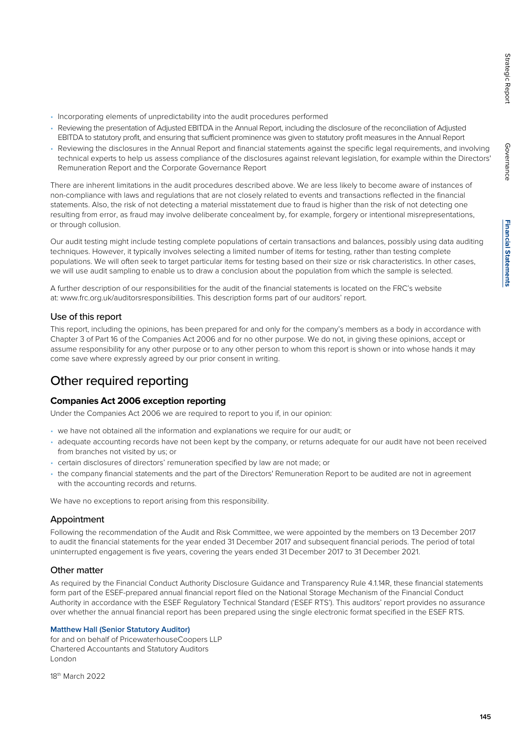- Incorporating elements of unpredictability into the audit procedures performed
- Reviewing the presentation of Adjusted EBITDA in the Annual Report, including the disclosure of the reconciliation of Adjusted EBITDA to statutory profit, and ensuring that sufficient prominence was given to statutory profit measures in the Annual Report
- Reviewing the disclosures in the Annual Report and financial statements against the specific legal requirements, and involving technical experts to help us assess compliance of the disclosures against relevant legislation, for example within the Directors' Remuneration Report and the Corporate Governance Report

There are inherent limitations in the audit procedures described above. We are less likely to become aware of instances of non-compliance with laws and regulations that are not closely related to events and transactions reflected in the financial statements. Also, the risk of not detecting a material misstatement due to fraud is higher than the risk of not detecting one resulting from error, as fraud may involve deliberate concealment by, for example, forgery or intentional misrepresentations, or through collusion.

Our audit testing might include testing complete populations of certain transactions and balances, possibly using data auditing techniques. However, it typically involves selecting a limited number of items for testing, rather than testing complete populations. We will often seek to target particular items for testing based on their size or risk characteristics. In other cases, we will use audit sampling to enable us to draw a conclusion about the population from which the sample is selected.

A further description of our responsibilities for the audit of the financial statements is located on the FRC's website at: www.frc.org.uk/auditorsresponsibilities. This description forms part of our auditors' report.

### Use of this report

This report, including the opinions, has been prepared for and only for the company's members as a body in accordance with Chapter 3 of Part 16 of the Companies Act 2006 and for no other purpose. We do not, in giving these opinions, accept or assume responsibility for any other purpose or to any other person to whom this report is shown or into whose hands it may come save where expressly agreed by our prior consent in writing.

## Other required reporting

### Companies Act 2006 exception reporting

Under the Companies Act 2006 we are required to report to you if, in our opinion:

- we have not obtained all the information and explanations we require for our audit; or
- adequate accounting records have not been kept by the company, or returns adequate for our audit have not been received from branches not visited by us; or
- certain disclosures of directors' remuneration specified by law are not made; or
- the company financial statements and the part of the Directors' Remuneration Report to be audited are not in agreement with the accounting records and returns.

We have no exceptions to report arising from this responsibility.

### Appointment

Following the recommendation of the Audit and Risk Committee, we were appointed by the members on 13 December 2017 to audit the financial statements for the year ended 31 December 2017 and subsequent financial periods. The period of total uninterrupted engagement is five years, covering the years ended 31 December 2017 to 31 December 2021.

### Other matter

As required by the Financial Conduct Authority Disclosure Guidance and Transparency Rule 4.1.14R, these financial statements form part of the ESEF-prepared annual financial report filed on the National Storage Mechanism of the Financial Conduct Authority in accordance with the ESEF Regulatory Technical Standard ('ESEF RTS'). This auditors' report provides no assurance over whether the annual financial report has been prepared using the single electronic format specified in the ESEF RTS.

**Matthew Hall (Senior Statutory Auditor)**
for and on behalf of PricewaterhouseCoopers LLP
Chartered Accountants and Statutory Auditors
London

18th March 2022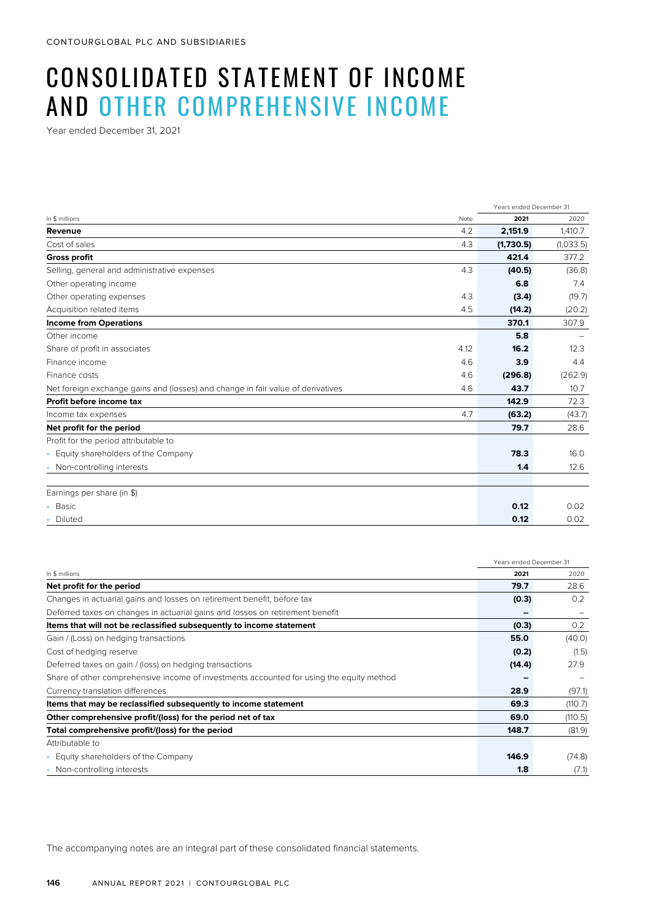CONTOURGLOBAL PLC AND SUBSIDIARIES

# CONSOLIDATED STATEMENT OF INCOME AND OTHER COMPREHENSIVE INCOME

Year ended December 31, 2021

| In $ millions | Note | Years ended December 31 2021 | 2020 |
|---|---|---|---|
| **Revenue** | 4.2 | **2,151.9** | 1,410.7 |
| Cost of sales | 4.3 | **(1,730.5)** | (1,033.5) |
| **Gross profit** | | **421.4** | 377.2 |
| Selling, general and administrative expenses | 4.3 | **(40.5)** | (36.8) |
| Other operating income | | **6.8** | 7.4 |
| Other operating expenses | 4.3 | **(3.4)** | (19.7) |
| Acquisition related items | 4.5 | **(14.2)** | (20.2) |
| **Income from Operations** | | **370.1** | 307.9 |
| Other income | | **5.8** | – |
| Share of profit in associates | 4.12 | **16.2** | 12.3 |
| Finance income | 4.6 | **3.9** | 4.4 |
| Finance costs | 4.6 | **(296.8)** | (262.9) |
| Net foreign exchange gains and (losses) and change in fair value of derivatives | 4.6 | **43.7** | 10.7 |
| **Profit before income tax** | | **142.9** | 72.3 |
| Income tax expenses | 4.7 | **(63.2)** | (43.7) |
| **Net profit for the period** | | **79.7** | 28.6 |
| Profit for the period attributable to | | | |
| • Equity shareholders of the Company | | **78.3** | 16.0 |
| • Non-controlling interests | | **1.4** | 12.6 |
| | | | |
| Earnings per share (in $) | | | |
| • Basic | | **0.12** | 0.02 |
| • Diluted | | **0.12** | 0.02 |

| In $ millions | Years ended December 31 2021 | 2020 |
|---|---|---|
| **Net profit for the period** | **79.7** | 28.6 |
| Changes in actuarial gains and losses on retirement benefit, before tax | **(0.3)** | 0.2 |
| Deferred taxes on changes in actuarial gains and losses on retirement benefit | **–** | – |
| **Items that will not be reclassified subsequently to income statement** | **(0.3)** | 0.2 |
| Gain / (Loss) on hedging transactions | **55.0** | (40.0) |
| Cost of hedging reserve | **(0.2)** | (1.5) |
| Deferred taxes on gain / (loss) on hedging transactions | **(14.4)** | 27.9 |
| Share of other comprehensive income of investments accounted for using the equity method | **–** | – |
| Currency translation differences | **28.9** | (97.1) |
| **Items that may be reclassified subsequently to income statement** | **69.3** | (110.7) |
| **Other comprehensive profit/(loss) for the period net of tax** | **69.0** | (110.5) |
| **Total comprehensive profit/(loss) for the period** | **148.7** | (81.9) |
| Attributable to | | |
| • Equity shareholders of the Company | **146.9** | (74.8) |
| • Non-controlling interests | **1.8** | (7.1) |

The accompanying notes are an integral part of these consolidated financial statements.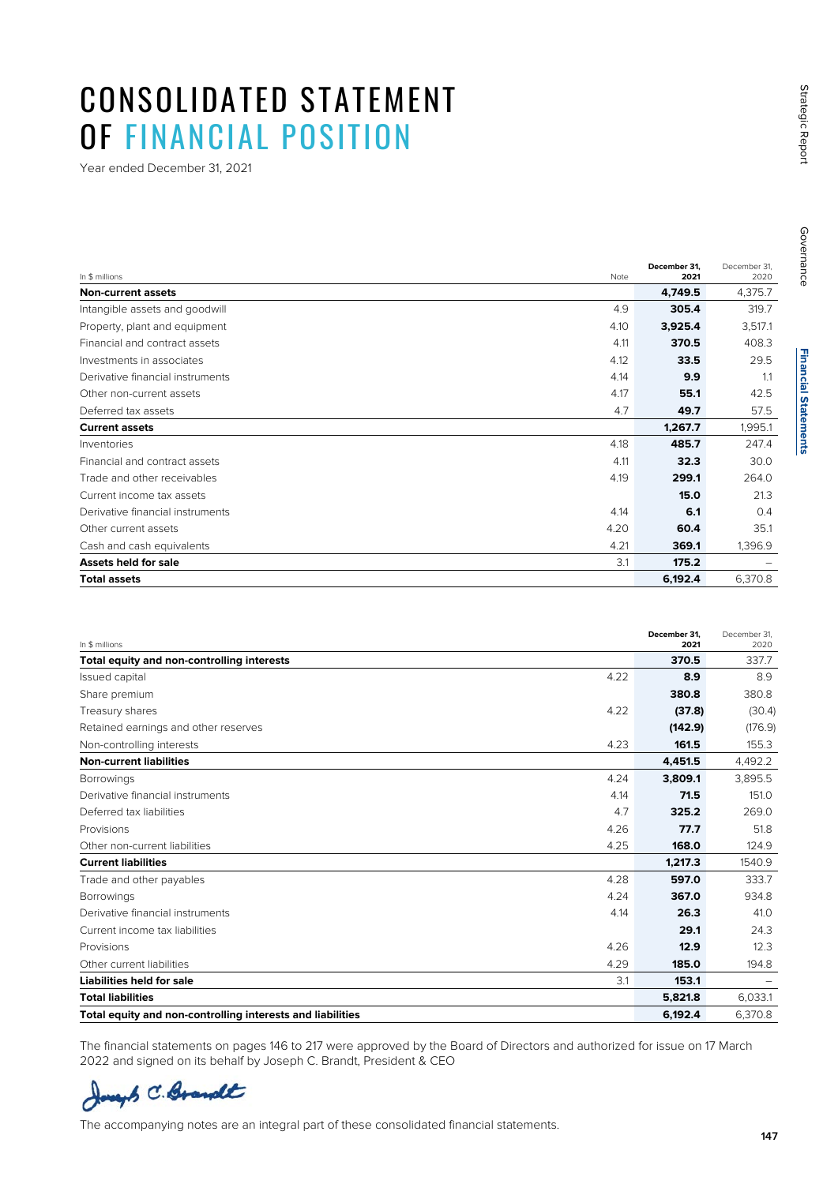# CONSOLIDATED STATEMENT OF FINANCIAL POSITION

Year ended December 31, 2021

| In $ millions | Note | December 31, 2021 | December 31, 2020 |
|---|---|---|---|
| **Non-current assets** | | **4,749.5** | 4,375.7 |
| Intangible assets and goodwill | 4.9 | **305.4** | 319.7 |
| Property, plant and equipment | 4.10 | **3,925.4** | 3,517.1 |
| Financial and contract assets | 4.11 | **370.5** | 408.3 |
| Investments in associates | 4.12 | **33.5** | 29.5 |
| Derivative financial instruments | 4.14 | **9.9** | 1.1 |
| Other non-current assets | 4.17 | **55.1** | 42.5 |
| Deferred tax assets | 4.7 | **49.7** | 57.5 |
| **Current assets** | | **1,267.7** | 1,995.1 |
| Inventories | 4.18 | **485.7** | 247.4 |
| Financial and contract assets | 4.11 | **32.3** | 30.0 |
| Trade and other receivables | 4.19 | **299.1** | 264.0 |
| Current income tax assets | | **15.0** | 21.3 |
| Derivative financial instruments | 4.14 | **6.1** | 0.4 |
| Other current assets | 4.20 | **60.4** | 35.1 |
| Cash and cash equivalents | 4.21 | **369.1** | 1,396.9 |
| **Assets held for sale** | 3.1 | **175.2** | – |
| **Total assets** | | **6,192.4** | 6,370.8 |

| In $ millions | Note | December 31, 2021 | December 31, 2020 |
|---|---|---|---|
| **Total equity and non-controlling interests** | | **370.5** | 337.7 |
| Issued capital | 4.22 | **8.9** | 8.9 |
| Share premium | | **380.8** | 380.8 |
| Treasury shares | 4.22 | **(37.8)** | (30.4) |
| Retained earnings and other reserves | | **(142.9)** | (176.9) |
| Non-controlling interests | 4.23 | **161.5** | 155.3 |
| **Non-current liabilities** | | **4,451.5** | 4,492.2 |
| Borrowings | 4.24 | **3,809.1** | 3,895.5 |
| Derivative financial instruments | 4.14 | **71.5** | 151.0 |
| Deferred tax liabilities | 4.7 | **325.2** | 269.0 |
| Provisions | 4.26 | **77.7** | 51.8 |
| Other non-current liabilities | 4.25 | **168.0** | 124.9 |
| **Current liabilities** | | **1,217.3** | 1540.9 |
| Trade and other payables | 4.28 | **597.0** | 333.7 |
| Borrowings | 4.24 | **367.0** | 934.8 |
| Derivative financial instruments | 4.14 | **26.3** | 41.0 |
| Current income tax liabilities | | **29.1** | 24.3 |
| Provisions | 4.26 | **12.9** | 12.3 |
| Other current liabilities | 4.29 | **185.0** | 194.8 |
| **Liabilities held for sale** | 3.1 | **153.1** | – |
| **Total liabilities** | | **5,821.8** | 6,033.1 |
| **Total equity and non-controlling interests and liabilities** | | **6,192.4** | 6,370.8 |

The financial statements on pages 146 to 217 were approved by the Board of Directors and authorized for issue on 17 March 2022 and signed on its behalf by Joseph C. Brandt, President & CEO

Joseph C. Brandt

The accompanying notes are an integral part of these consolidated financial statements.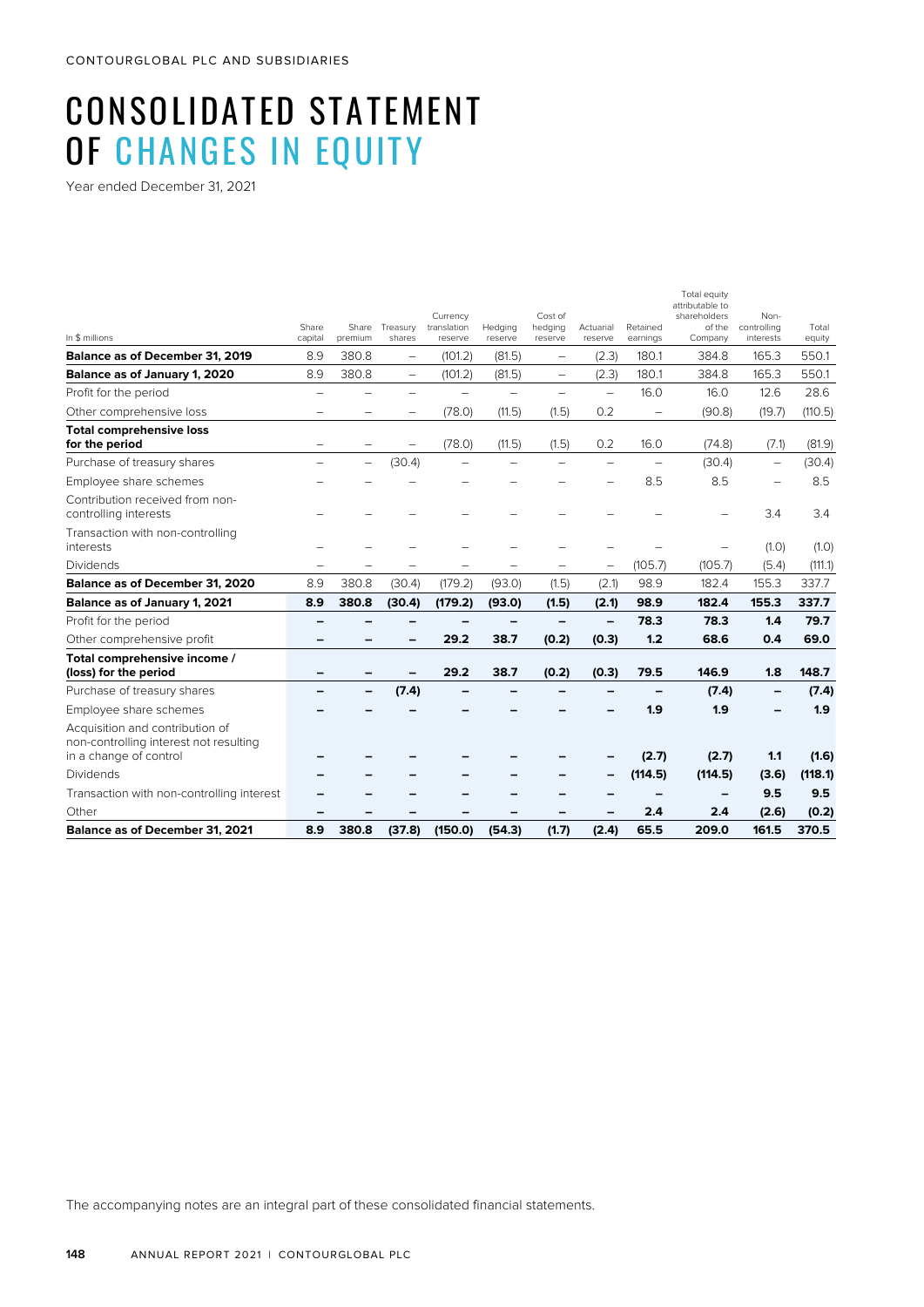CONTOURGLOBAL PLC AND SUBSIDIARIES

# CONSOLIDATED STATEMENT OF CHANGES IN EQUITY

Year ended December 31, 2021

| In $ millions | Share capital | Share premium | Treasury shares | Currency translation reserve | Hedging reserve | Cost of hedging reserve | Actuarial reserve | Retained earnings | Total equity attributable to shareholders of the Company | Non-controlling interests | Total equity |
|---|---|---|---|---|---|---|---|---|---|---|---|
| **Balance as of December 31, 2019** | 8.9 | 380.8 | – | (101.2) | (81.5) | – | (2.3) | 180.1 | 384.8 | 165.3 | 550.1 |
| **Balance as of January 1, 2020** | 8.9 | 380.8 | – | (101.2) | (81.5) | – | (2.3) | 180.1 | 384.8 | 165.3 | 550.1 |
| Profit for the period | – | – | – | – | – | – | – | 16.0 | 16.0 | 12.6 | 28.6 |
| Other comprehensive loss | – | – | – | (78.0) | (11.5) | (1.5) | 0.2 | – | (90.8) | (19.7) | (110.5) |
| **Total comprehensive loss for the period** | – | – | – | (78.0) | (11.5) | (1.5) | 0.2 | 16.0 | (74.8) | (7.1) | (81.9) |
| Purchase of treasury shares | – | – | (30.4) | – | – | – | – | – | (30.4) | – | (30.4) |
| Employee share schemes | – | – | – | – | – | – | – | 8.5 | 8.5 | – | 8.5 |
| Contribution received from non-controlling interests | – | – | – | – | – | – | – | – | – | 3.4 | 3.4 |
| Transaction with non-controlling interests | – | – | – | – | – | – | – | – | – | (1.0) | (1.0) |
| Dividends | – | – | – | – | – | – | – | (105.7) | (105.7) | (5.4) | (111.1) |
| **Balance as of December 31, 2020** | 8.9 | 380.8 | (30.4) | (179.2) | (93.0) | (1.5) | (2.1) | 98.9 | 182.4 | 155.3 | 337.7 |
| **Balance as of January 1, 2021** | **8.9** | **380.8** | **(30.4)** | **(179.2)** | **(93.0)** | **(1.5)** | **(2.1)** | **98.9** | **182.4** | **155.3** | **337.7** |
| Profit for the period | – | – | – | – | – | – | – | **78.3** | **78.3** | **1.4** | **79.7** |
| Other comprehensive profit | – | – | – | **29.2** | **38.7** | **(0.2)** | **(0.3)** | **1.2** | **68.6** | **0.4** | **69.0** |
| **Total comprehensive income / (loss) for the period** | – | – | – | **29.2** | **38.7** | **(0.2)** | **(0.3)** | **79.5** | **146.9** | **1.8** | **148.7** |
| Purchase of treasury shares | – | – | **(7.4)** | – | – | – | – | – | **(7.4)** | – | **(7.4)** |
| Employee share schemes | – | – | – | – | – | – | – | **1.9** | **1.9** | – | **1.9** |
| Acquisition and contribution of non-controlling interest not resulting in a change of control | – | – | – | – | – | – | – | **(2.7)** | **(2.7)** | **1.1** | **(1.6)** |
| Dividends | – | – | – | – | – | – | – | **(114.5)** | **(114.5)** | **(3.6)** | **(118.1)** |
| Transaction with non-controlling interest | – | – | – | – | – | – | – | – | – | **9.5** | **9.5** |
| Other | – | – | – | – | – | – | – | **2.4** | **2.4** | **(2.6)** | **(0.2)** |
| **Balance as of December 31, 2021** | **8.9** | **380.8** | **(37.8)** | **(150.0)** | **(54.3)** | **(1.7)** | **(2.4)** | **65.5** | **209.0** | **161.5** | **370.5** |

The accompanying notes are an integral part of these consolidated financial statements.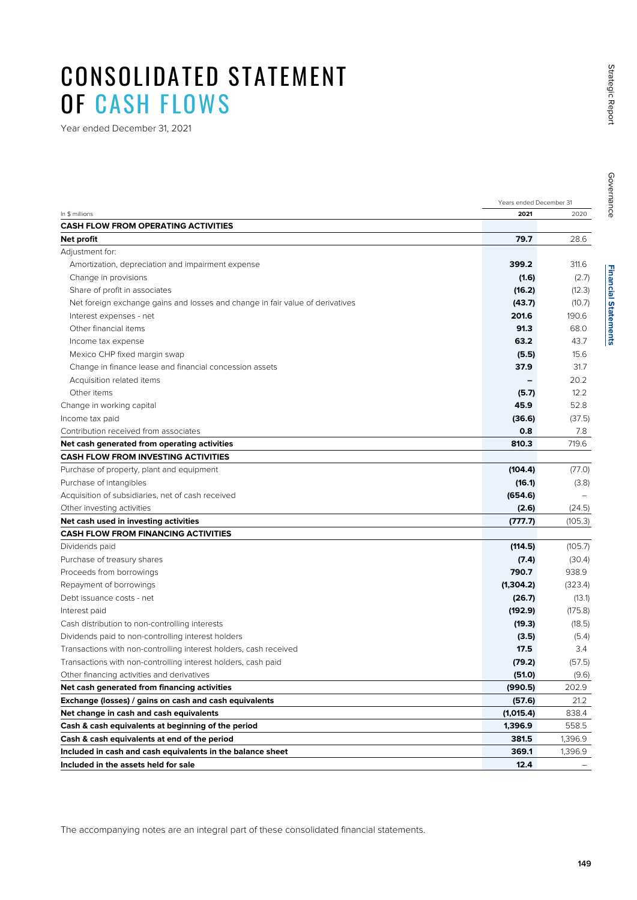# CONSOLIDATED STATEMENT OF CASH FLOWS

Year ended December 31, 2021

| In $ millions | Years ended December 31 2021 | 2020 |
|---|---|---|
| **CASH FLOW FROM OPERATING ACTIVITIES** | | |
| **Net profit** | **79.7** | 28.6 |
| Adjustment for: | | |
| Amortization, depreciation and impairment expense | **399.2** | 311.6 |
| Change in provisions | **(1.6)** | (2.7) |
| Share of profit in associates | **(16.2)** | (12.3) |
| Net foreign exchange gains and losses and change in fair value of derivatives | **(43.7)** | (10.7) |
| Interest expenses - net | **201.6** | 190.6 |
| Other financial items | **91.3** | 68.0 |
| Income tax expense | **63.2** | 43.7 |
| Mexico CHP fixed margin swap | **(5.5)** | 15.6 |
| Change in finance lease and financial concession assets | **37.9** | 31.7 |
| Acquisition related items | **–** | 20.2 |
| Other items | **(5.7)** | 12.2 |
| Change in working capital | **45.9** | 52.8 |
| Income tax paid | **(36.6)** | (37.5) |
| Contribution received from associates | **0.8** | 7.8 |
| **Net cash generated from operating activities** | **810.3** | 719.6 |
| **CASH FLOW FROM INVESTING ACTIVITIES** | | |
| Purchase of property, plant and equipment | **(104.4)** | (77.0) |
| Purchase of intangibles | **(16.1)** | (3.8) |
| Acquisition of subsidiaries, net of cash received | **(654.6)** | – |
| Other investing activities | **(2.6)** | (24.5) |
| **Net cash used in investing activities** | **(777.7)** | (105.3) |
| **CASH FLOW FROM FINANCING ACTIVITIES** | | |
| Dividends paid | **(114.5)** | (105.7) |
| Purchase of treasury shares | **(7.4)** | (30.4) |
| Proceeds from borrowings | **790.7** | 938.9 |
| Repayment of borrowings | **(1,304.2)** | (323.4) |
| Debt issuance costs - net | **(26.7)** | (13.1) |
| Interest paid | **(192.9)** | (175.8) |
| Cash distribution to non-controlling interests | **(19.3)** | (18.5) |
| Dividends paid to non-controlling interest holders | **(3.5)** | (5.4) |
| Transactions with non-controlling interest holders, cash received | **17.5** | 3.4 |
| Transactions with non-controlling interest holders, cash paid | **(79.2)** | (57.5) |
| Other financing activities and derivatives | **(51.0)** | (9.6) |
| **Net cash generated from financing activities** | **(990.5)** | 202.9 |
| **Exchange (losses) / gains on cash and cash equivalents** | **(57.6)** | 21.2 |
| **Net change in cash and cash equivalents** | **(1,015.4)** | 838.4 |
| **Cash & cash equivalents at beginning of the period** | **1,396.9** | 558.5 |
| **Cash & cash equivalents at end of the period** | **381.5** | 1,396.9 |
| **Included in cash and cash equivalents in the balance sheet** | **369.1** | 1,396.9 |
| **Included in the assets held for sale** | **12.4** | – |

The accompanying notes are an integral part of these consolidated financial statements.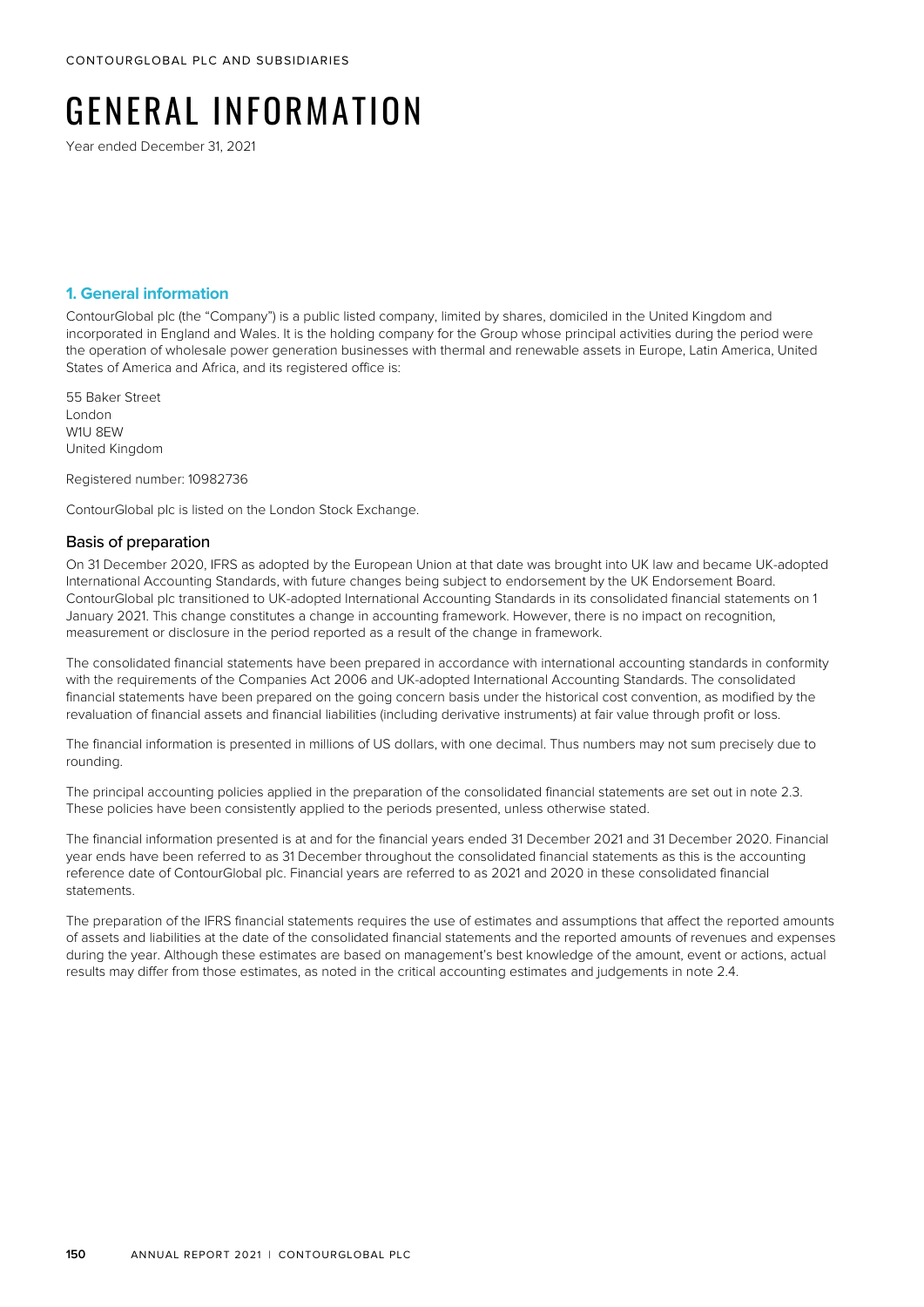# GENERAL INFORMATION

Year ended December 31, 2021

## 1. General information

ContourGlobal plc (the "Company") is a public listed company, limited by shares, domiciled in the United Kingdom and incorporated in England and Wales. It is the holding company for the Group whose principal activities during the period were the operation of wholesale power generation businesses with thermal and renewable assets in Europe, Latin America, United States of America and Africa, and its registered office is:

55 Baker Street
London
W1U 8EW
United Kingdom

Registered number: 10982736

ContourGlobal plc is listed on the London Stock Exchange.

### Basis of preparation

On 31 December 2020, IFRS as adopted by the European Union at that date was brought into UK law and became UK-adopted International Accounting Standards, with future changes being subject to endorsement by the UK Endorsement Board. ContourGlobal plc transitioned to UK-adopted International Accounting Standards in its consolidated financial statements on 1 January 2021. This change constitutes a change in accounting framework. However, there is no impact on recognition, measurement or disclosure in the period reported as a result of the change in framework.

The consolidated financial statements have been prepared in accordance with international accounting standards in conformity with the requirements of the Companies Act 2006 and UK-adopted International Accounting Standards. The consolidated financial statements have been prepared on the going concern basis under the historical cost convention, as modified by the revaluation of financial assets and financial liabilities (including derivative instruments) at fair value through profit or loss.

The financial information is presented in millions of US dollars, with one decimal. Thus numbers may not sum precisely due to rounding.

The principal accounting policies applied in the preparation of the consolidated financial statements are set out in note 2.3. These policies have been consistently applied to the periods presented, unless otherwise stated.

The financial information presented is at and for the financial years ended 31 December 2021 and 31 December 2020. Financial year ends have been referred to as 31 December throughout the consolidated financial statements as this is the accounting reference date of ContourGlobal plc. Financial years are referred to as 2021 and 2020 in these consolidated financial statements.

The preparation of the IFRS financial statements requires the use of estimates and assumptions that affect the reported amounts of assets and liabilities at the date of the consolidated financial statements and the reported amounts of revenues and expenses during the year. Although these estimates are based on management's best knowledge of the amount, event or actions, actual results may differ from those estimates, as noted in the critical accounting estimates and judgements in note 2.4.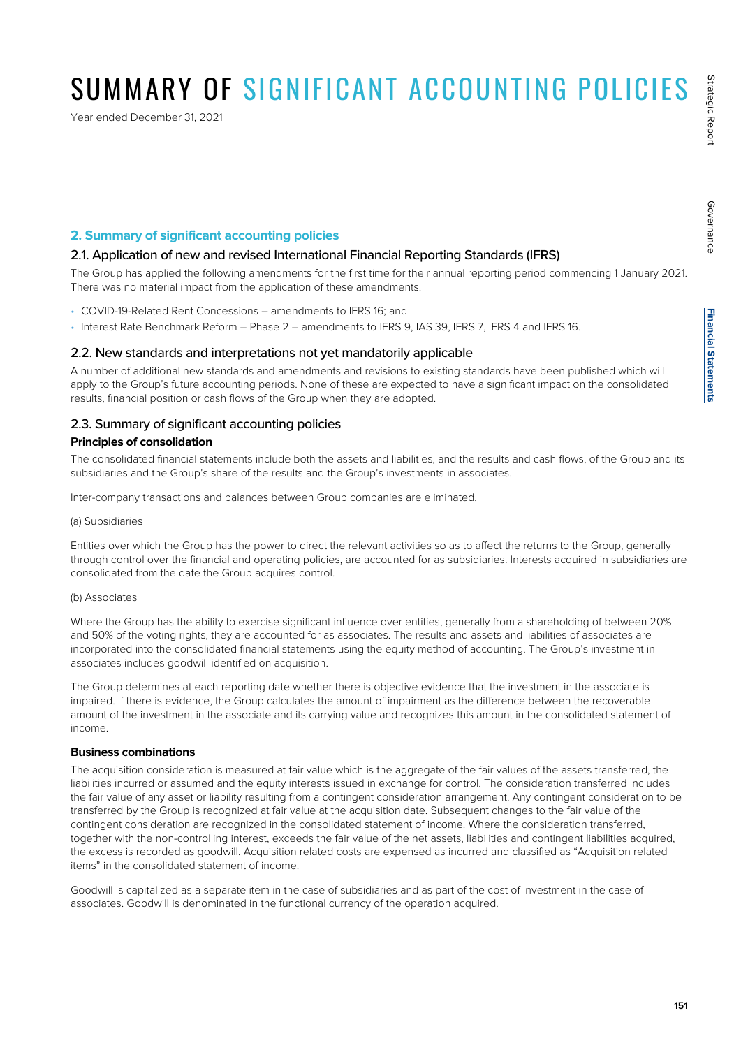# SUMMARY OF SIGNIFICANT ACCOUNTING POLICIES

Year ended December 31, 2021

## 2. Summary of significant accounting policies

### 2.1. Application of new and revised International Financial Reporting Standards (IFRS)

The Group has applied the following amendments for the first time for their annual reporting period commencing 1 January 2021. There was no material impact from the application of these amendments.

- COVID-19-Related Rent Concessions – amendments to IFRS 16; and
- Interest Rate Benchmark Reform – Phase 2 – amendments to IFRS 9, IAS 39, IFRS 7, IFRS 4 and IFRS 16.

### 2.2. New standards and interpretations not yet mandatorily applicable

A number of additional new standards and amendments and revisions to existing standards have been published which will apply to the Group's future accounting periods. None of these are expected to have a significant impact on the consolidated results, financial position or cash flows of the Group when they are adopted.

### 2.3. Summary of significant accounting policies

**Principles of consolidation**

The consolidated financial statements include both the assets and liabilities, and the results and cash flows, of the Group and its subsidiaries and the Group's share of the results and the Group's investments in associates.

Inter-company transactions and balances between Group companies are eliminated.

(a) Subsidiaries

Entities over which the Group has the power to direct the relevant activities so as to affect the returns to the Group, generally through control over the financial and operating policies, are accounted for as subsidiaries. Interests acquired in subsidiaries are consolidated from the date the Group acquires control.

(b) Associates

Where the Group has the ability to exercise significant influence over entities, generally from a shareholding of between 20% and 50% of the voting rights, they are accounted for as associates. The results and assets and liabilities of associates are incorporated into the consolidated financial statements using the equity method of accounting. The Group's investment in associates includes goodwill identified on acquisition.

The Group determines at each reporting date whether there is objective evidence that the investment in the associate is impaired. If there is evidence, the Group calculates the amount of impairment as the difference between the recoverable amount of the investment in the associate and its carrying value and recognizes this amount in the consolidated statement of income.

**Business combinations**

The acquisition consideration is measured at fair value which is the aggregate of the fair values of the assets transferred, the liabilities incurred or assumed and the equity interests issued in exchange for control. The consideration transferred includes the fair value of any asset or liability resulting from a contingent consideration arrangement. Any contingent consideration to be transferred by the Group is recognized at fair value at the acquisition date. Subsequent changes to the fair value of the contingent consideration are recognized in the consolidated statement of income. Where the consideration transferred, together with the non-controlling interest, exceeds the fair value of the net assets, liabilities and contingent liabilities acquired, the excess is recorded as goodwill. Acquisition related costs are expensed as incurred and classified as "Acquisition related items" in the consolidated statement of income.

Goodwill is capitalized as a separate item in the case of subsidiaries and as part of the cost of investment in the case of associates. Goodwill is denominated in the functional currency of the operation acquired.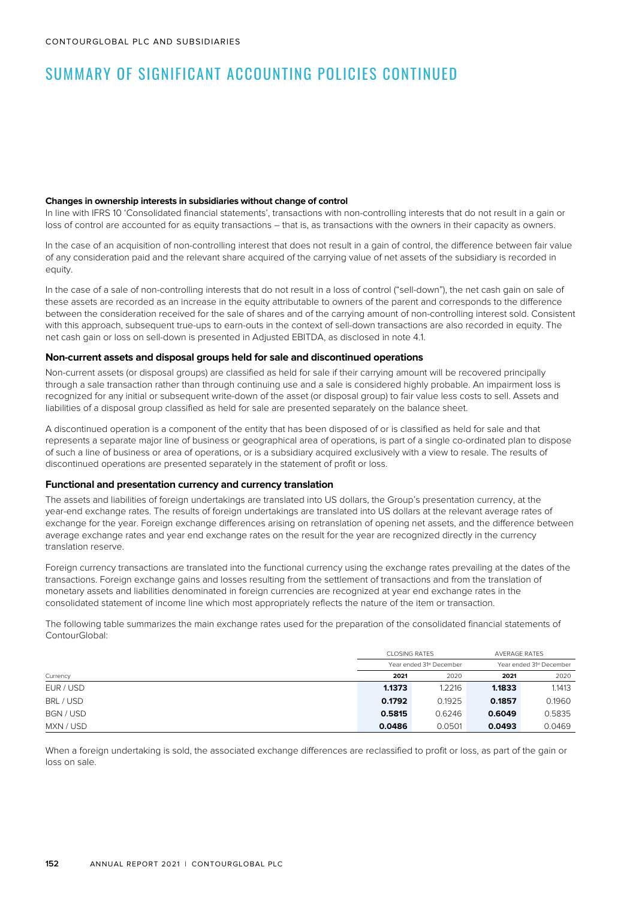# SUMMARY OF SIGNIFICANT ACCOUNTING POLICIES CONTINUED

**Changes in ownership interests in subsidiaries without change of control**

In line with IFRS 10 'Consolidated financial statements', transactions with non-controlling interests that do not result in a gain or loss of control are accounted for as equity transactions – that is, as transactions with the owners in their capacity as owners.

In the case of an acquisition of non-controlling interest that does not result in a gain of control, the difference between fair value of any consideration paid and the relevant share acquired of the carrying value of net assets of the subsidiary is recorded in equity.

In the case of a sale of non-controlling interests that do not result in a loss of control ("sell-down"), the net cash gain on sale of these assets are recorded as an increase in the equity attributable to owners of the parent and corresponds to the difference between the consideration received for the sale of shares and of the carrying amount of non-controlling interest sold. Consistent with this approach, subsequent true-ups to earn-outs in the context of sell-down transactions are also recorded in equity. The net cash gain or loss on sell-down is presented in Adjusted EBITDA, as disclosed in note 4.1.

### Non-current assets and disposal groups held for sale and discontinued operations

Non-current assets (or disposal groups) are classified as held for sale if their carrying amount will be recovered principally through a sale transaction rather than through continuing use and a sale is considered highly probable. An impairment loss is recognized for any initial or subsequent write-down of the asset (or disposal group) to fair value less costs to sell. Assets and liabilities of a disposal group classified as held for sale are presented separately on the balance sheet.

A discontinued operation is a component of the entity that has been disposed of or is classified as held for sale and that represents a separate major line of business or geographical area of operations, is part of a single co-ordinated plan to dispose of such a line of business or area of operations, or is a subsidiary acquired exclusively with a view to resale. The results of discontinued operations are presented separately in the statement of profit or loss.

### Functional and presentation currency and currency translation

The assets and liabilities of foreign undertakings are translated into US dollars, the Group's presentation currency, at the year-end exchange rates. The results of foreign undertakings are translated into US dollars at the relevant average rates of exchange for the year. Foreign exchange differences arising on retranslation of opening net assets, and the difference between average exchange rates and year end exchange rates on the result for the year are recognized directly in the currency translation reserve.

Foreign currency transactions are translated into the functional currency using the exchange rates prevailing at the dates of the transactions. Foreign exchange gains and losses resulting from the settlement of transactions and from the translation of monetary assets and liabilities denominated in foreign currencies are recognized at year end exchange rates in the consolidated statement of income line which most appropriately reflects the nature of the item or transaction.

The following table summarizes the main exchange rates used for the preparation of the consolidated financial statements of ContourGlobal:

| | CLOSING RATES | | AVERAGE RATES | |
|---|---|---|---|---|
| | Year ended 31st December | | Year ended 31st December | |
| Currency | **2021** | 2020 | **2021** | 2020 |
| EUR / USD | **1.1373** | 1.2216 | **1.1833** | 1.1413 |
| BRL / USD | **0.1792** | 0.1925 | **0.1857** | 0.1960 |
| BGN / USD | **0.5815** | 0.6246 | **0.6049** | 0.5835 |
| MXN / USD | **0.0486** | 0.0501 | **0.0493** | 0.0469 |

When a foreign undertaking is sold, the associated exchange differences are reclassified to profit or loss, as part of the gain or loss on sale.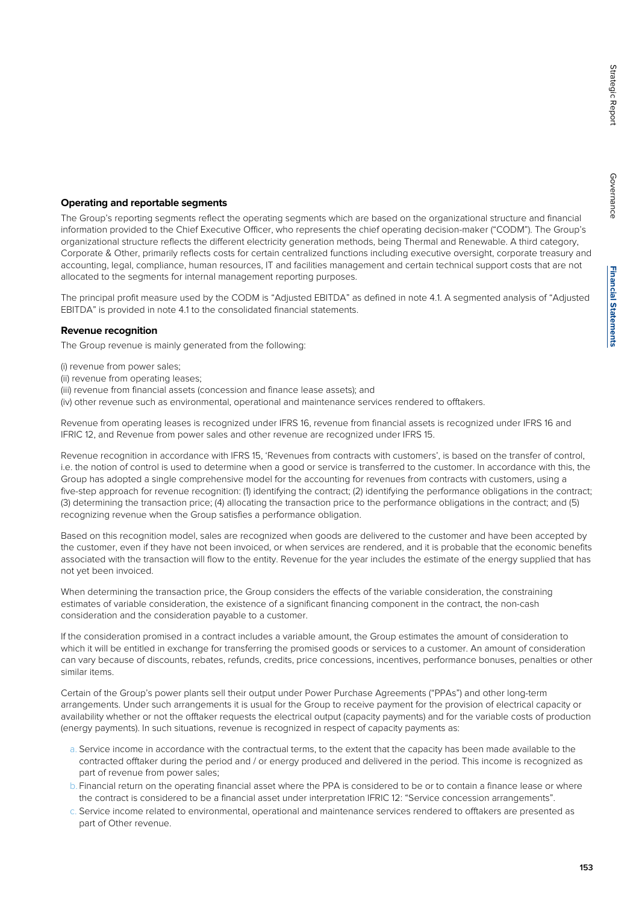### Operating and reportable segments

The Group's reporting segments reflect the operating segments which are based on the organizational structure and financial information provided to the Chief Executive Officer, who represents the chief operating decision-maker ("CODM"). The Group's organizational structure reflects the different electricity generation methods, being Thermal and Renewable. A third category, Corporate & Other, primarily reflects costs for certain centralized functions including executive oversight, corporate treasury and accounting, legal, compliance, human resources, IT and facilities management and certain technical support costs that are not allocated to the segments for internal management reporting purposes.

The principal profit measure used by the CODM is "Adjusted EBITDA" as defined in note 4.1. A segmented analysis of "Adjusted EBITDA" is provided in note 4.1 to the consolidated financial statements.

### Revenue recognition

The Group revenue is mainly generated from the following:

(i) revenue from power sales;
(ii) revenue from operating leases;
(iii) revenue from financial assets (concession and finance lease assets); and
(iv) other revenue such as environmental, operational and maintenance services rendered to offtakers.

Revenue from operating leases is recognized under IFRS 16, revenue from financial assets is recognized under IFRS 16 and IFRIC 12, and Revenue from power sales and other revenue are recognized under IFRS 15.

Revenue recognition in accordance with IFRS 15, 'Revenues from contracts with customers', is based on the transfer of control, i.e. the notion of control is used to determine when a good or service is transferred to the customer. In accordance with this, the Group has adopted a single comprehensive model for the accounting for revenues from contracts with customers, using a five-step approach for revenue recognition: (1) identifying the contract; (2) identifying the performance obligations in the contract; (3) determining the transaction price; (4) allocating the transaction price to the performance obligations in the contract; and (5) recognizing revenue when the Group satisfies a performance obligation.

Based on this recognition model, sales are recognized when goods are delivered to the customer and have been accepted by the customer, even if they have not been invoiced, or when services are rendered, and it is probable that the economic benefits associated with the transaction will flow to the entity. Revenue for the year includes the estimate of the energy supplied that has not yet been invoiced.

When determining the transaction price, the Group considers the effects of the variable consideration, the constraining estimates of variable consideration, the existence of a significant financing component in the contract, the non-cash consideration and the consideration payable to a customer.

If the consideration promised in a contract includes a variable amount, the Group estimates the amount of consideration to which it will be entitled in exchange for transferring the promised goods or services to a customer. An amount of consideration can vary because of discounts, rebates, refunds, credits, price concessions, incentives, performance bonuses, penalties or other similar items.

Certain of the Group's power plants sell their output under Power Purchase Agreements ("PPAs") and other long-term arrangements. Under such arrangements it is usual for the Group to receive payment for the provision of electrical capacity or availability whether or not the offtaker requests the electrical output (capacity payments) and for the variable costs of production (energy payments). In such situations, revenue is recognized in respect of capacity payments as:

a. Service income in accordance with the contractual terms, to the extent that the capacity has been made available to the contracted offtaker during the period and / or energy produced and delivered in the period. This income is recognized as part of revenue from power sales;
b. Financial return on the operating financial asset where the PPA is considered to be or to contain a finance lease or where the contract is considered to be a financial asset under interpretation IFRIC 12: "Service concession arrangements".
c. Service income related to environmental, operational and maintenance services rendered to offtakers are presented as part of Other revenue.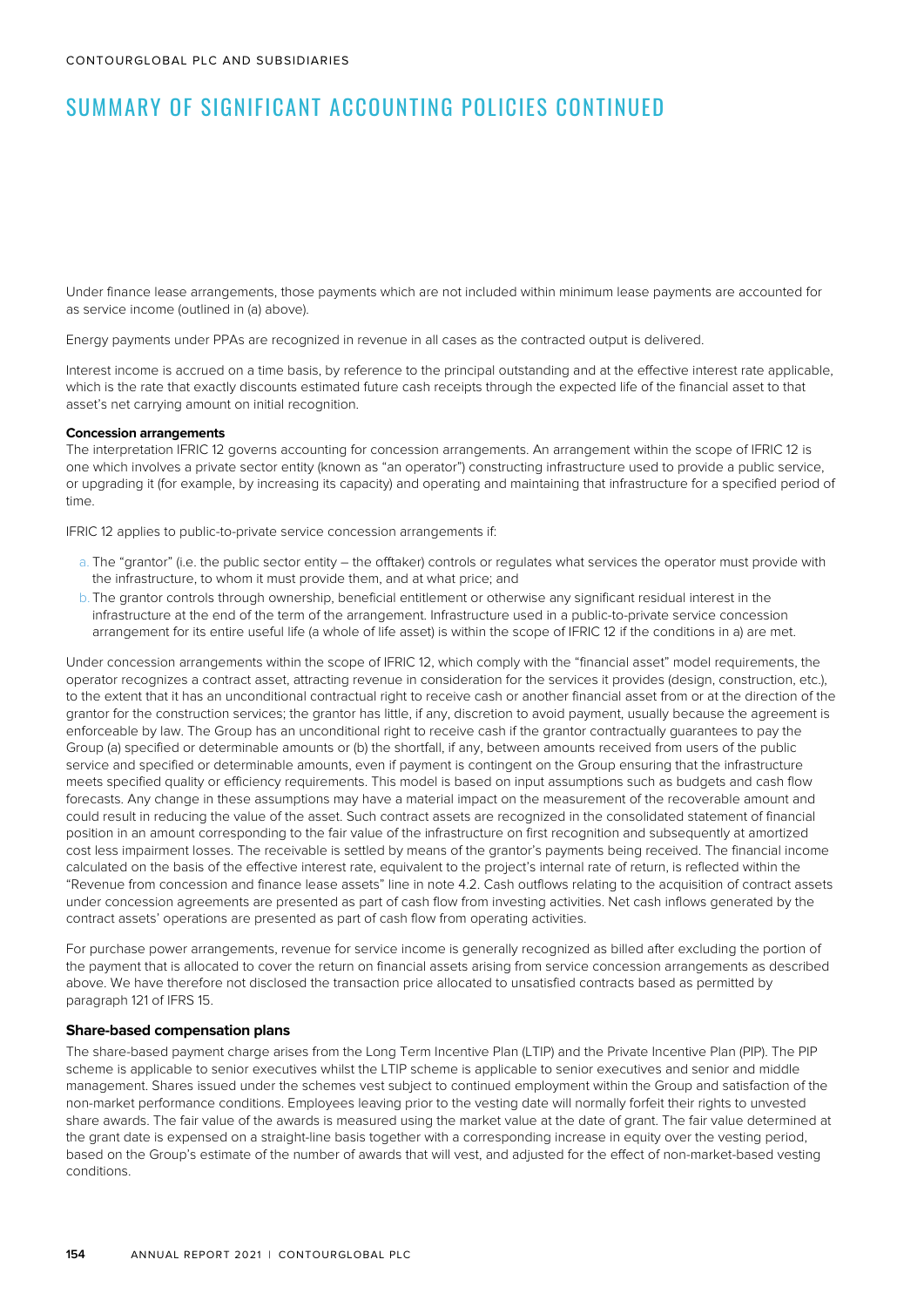# SUMMARY OF SIGNIFICANT ACCOUNTING POLICIES CONTINUED

Under finance lease arrangements, those payments which are not included within minimum lease payments are accounted for as service income (outlined in (a) above).

Energy payments under PPAs are recognized in revenue in all cases as the contracted output is delivered.

Interest income is accrued on a time basis, by reference to the principal outstanding and at the effective interest rate applicable, which is the rate that exactly discounts estimated future cash receipts through the expected life of the financial asset to that asset's net carrying amount on initial recognition.

**Concession arrangements**

The interpretation IFRIC 12 governs accounting for concession arrangements. An arrangement within the scope of IFRIC 12 is one which involves a private sector entity (known as "an operator") constructing infrastructure used to provide a public service, or upgrading it (for example, by increasing its capacity) and operating and maintaining that infrastructure for a specified period of time.

IFRIC 12 applies to public-to-private service concession arrangements if:

a. The "grantor" (i.e. the public sector entity – the offtaker) controls or regulates what services the operator must provide with the infrastructure, to whom it must provide them, and at what price; and
b. The grantor controls through ownership, beneficial entitlement or otherwise any significant residual interest in the infrastructure at the end of the term of the arrangement. Infrastructure used in a public-to-private service concession arrangement for its entire useful life (a whole of life asset) is within the scope of IFRIC 12 if the conditions in a) are met.

Under concession arrangements within the scope of IFRIC 12, which comply with the "financial asset" model requirements, the operator recognizes a contract asset, attracting revenue in consideration for the services it provides (design, construction, etc.), to the extent that it has an unconditional contractual right to receive cash or another financial asset from or at the direction of the grantor for the construction services; the grantor has little, if any, discretion to avoid payment, usually because the agreement is enforceable by law. The Group has an unconditional right to receive cash if the grantor contractually guarantees to pay the Group (a) specified or determinable amounts or (b) the shortfall, if any, between amounts received from users of the public service and specified or determinable amounts, even if payment is contingent on the Group ensuring that the infrastructure meets specified quality or efficiency requirements. This model is based on input assumptions such as budgets and cash flow forecasts. Any change in these assumptions may have a material impact on the measurement of the recoverable amount and could result in reducing the value of the asset. Such contract assets are recognized in the consolidated statement of financial position in an amount corresponding to the fair value of the infrastructure on first recognition and subsequently at amortized cost less impairment losses. The receivable is settled by means of the grantor's payments being received. The financial income calculated on the basis of the effective interest rate, equivalent to the project's internal rate of return, is reflected within the "Revenue from concession and finance lease assets" line in note 4.2. Cash outflows relating to the acquisition of contract assets under concession agreements are presented as part of cash flow from investing activities. Net cash inflows generated by the contract assets' operations are presented as part of cash flow from operating activities.

For purchase power arrangements, revenue for service income is generally recognized as billed after excluding the portion of the payment that is allocated to cover the return on financial assets arising from service concession arrangements as described above. We have therefore not disclosed the transaction price allocated to unsatisfied contracts based as permitted by paragraph 121 of IFRS 15.

### Share-based compensation plans

The share-based payment charge arises from the Long Term Incentive Plan (LTIP) and the Private Incentive Plan (PIP). The PIP scheme is applicable to senior executives whilst the LTIP scheme is applicable to senior executives and senior and middle management. Shares issued under the schemes vest subject to continued employment within the Group and satisfaction of the non-market performance conditions. Employees leaving prior to the vesting date will normally forfeit their rights to unvested share awards. The fair value of the awards is measured using the market value at the date of grant. The fair value determined at the grant date is expensed on a straight-line basis together with a corresponding increase in equity over the vesting period, based on the Group's estimate of the number of awards that will vest, and adjusted for the effect of non-market-based vesting conditions.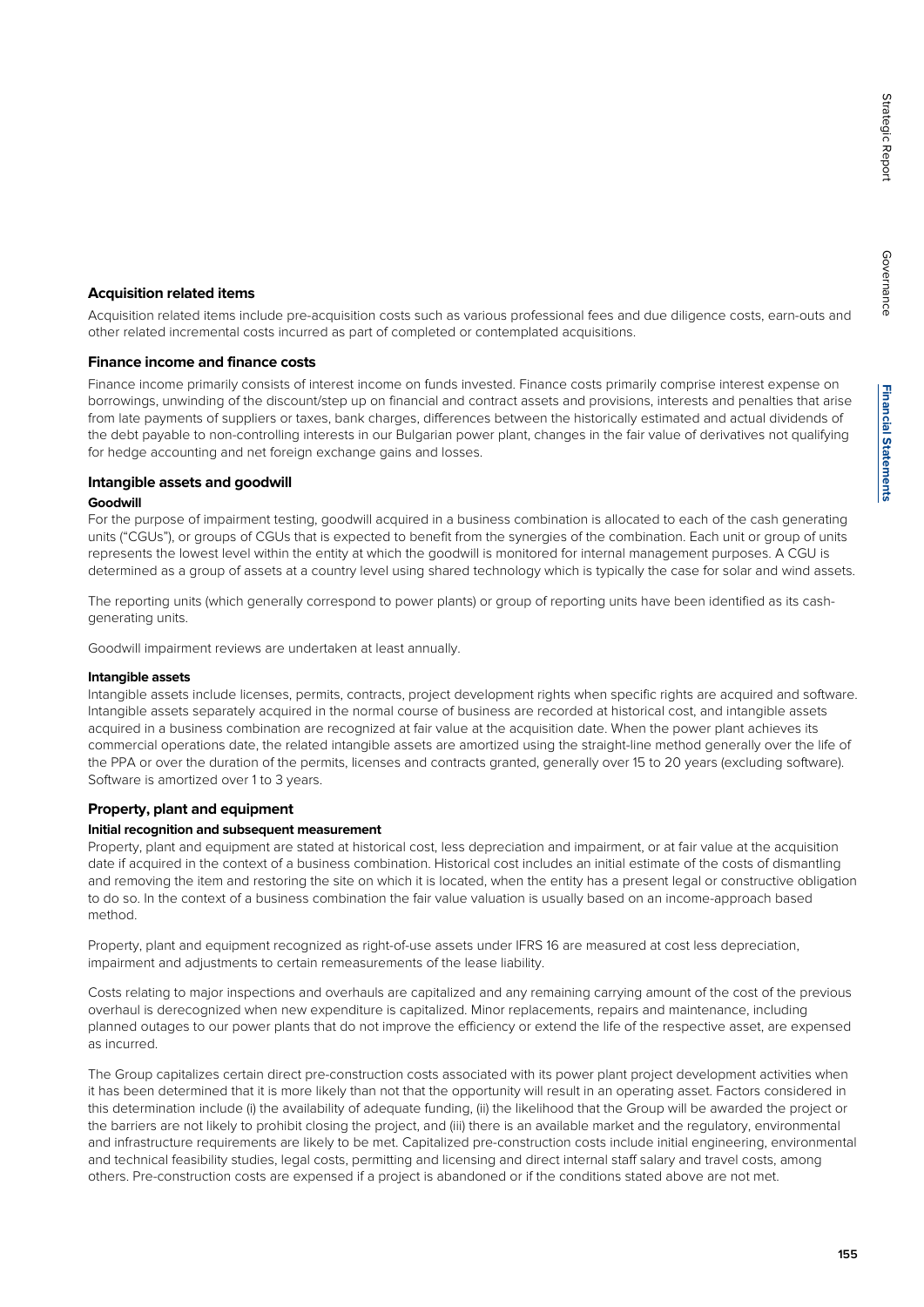## Acquisition related items

Acquisition related items include pre-acquisition costs such as various professional fees and due diligence costs, earn-outs and other related incremental costs incurred as part of completed or contemplated acquisitions.

## Finance income and finance costs

Finance income primarily consists of interest income on funds invested. Finance costs primarily comprise interest expense on borrowings, unwinding of the discount/step up on financial and contract assets and provisions, interests and penalties that arise from late payments of suppliers or taxes, bank charges, differences between the historically estimated and actual dividends of the debt payable to non-controlling interests in our Bulgarian power plant, changes in the fair value of derivatives not qualifying for hedge accounting and net foreign exchange gains and losses.

## Intangible assets and goodwill

### Goodwill

For the purpose of impairment testing, goodwill acquired in a business combination is allocated to each of the cash generating units ("CGUs"), or groups of CGUs that is expected to benefit from the synergies of the combination. Each unit or group of units represents the lowest level within the entity at which the goodwill is monitored for internal management purposes. A CGU is determined as a group of assets at a country level using shared technology which is typically the case for solar and wind assets.

The reporting units (which generally correspond to power plants) or group of reporting units have been identified as its cash-generating units.

Goodwill impairment reviews are undertaken at least annually.

### Intangible assets

Intangible assets include licenses, permits, contracts, project development rights when specific rights are acquired and software. Intangible assets separately acquired in the normal course of business are recorded at historical cost, and intangible assets acquired in a business combination are recognized at fair value at the acquisition date. When the power plant achieves its commercial operations date, the related intangible assets are amortized using the straight-line method generally over the life of the PPA or over the duration of the permits, licenses and contracts granted, generally over 15 to 20 years (excluding software). Software is amortized over 1 to 3 years.

## Property, plant and equipment

### Initial recognition and subsequent measurement

Property, plant and equipment are stated at historical cost, less depreciation and impairment, or at fair value at the acquisition date if acquired in the context of a business combination. Historical cost includes an initial estimate of the costs of dismantling and removing the item and restoring the site on which it is located, when the entity has a present legal or constructive obligation to do so. In the context of a business combination the fair value valuation is usually based on an income-approach based method.

Property, plant and equipment recognized as right-of-use assets under IFRS 16 are measured at cost less depreciation, impairment and adjustments to certain remeasurements of the lease liability.

Costs relating to major inspections and overhauls are capitalized and any remaining carrying amount of the cost of the previous overhaul is derecognized when new expenditure is capitalized. Minor replacements, repairs and maintenance, including planned outages to our power plants that do not improve the efficiency or extend the life of the respective asset, are expensed as incurred.

The Group capitalizes certain direct pre-construction costs associated with its power plant project development activities when it has been determined that it is more likely than not that the opportunity will result in an operating asset. Factors considered in this determination include (i) the availability of adequate funding, (ii) the likelihood that the Group will be awarded the project or the barriers are not likely to prohibit closing the project, and (iii) there is an available market and the regulatory, environmental and infrastructure requirements are likely to be met. Capitalized pre-construction costs include initial engineering, environmental and technical feasibility studies, legal costs, permitting and licensing and direct internal staff salary and travel costs, among others. Pre-construction costs are expensed if a project is abandoned or if the conditions stated above are not met.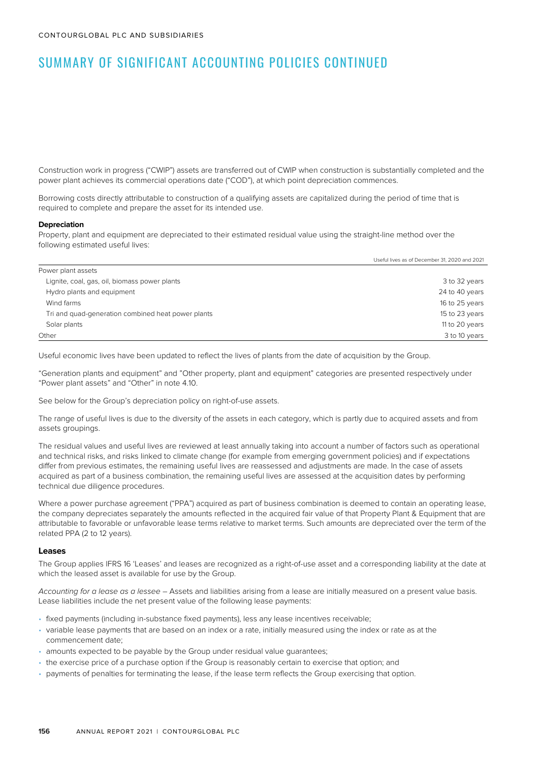# SUMMARY OF SIGNIFICANT ACCOUNTING POLICIES CONTINUED

Construction work in progress ("CWIP") assets are transferred out of CWIP when construction is substantially completed and the power plant achieves its commercial operations date ("COD"), at which point depreciation commences.

Borrowing costs directly attributable to construction of a qualifying assets are capitalized during the period of time that is required to complete and prepare the asset for its intended use.

**Depreciation**

Property, plant and equipment are depreciated to their estimated residual value using the straight-line method over the following estimated useful lives:

| | Useful lives as of December 31, 2020 and 2021 |
|---|---|
| Power plant assets | |
| Lignite, coal, gas, oil, biomass power plants | 3 to 32 years |
| Hydro plants and equipment | 24 to 40 years |
| Wind farms | 16 to 25 years |
| Tri and quad-generation combined heat power plants | 15 to 23 years |
| Solar plants | 11 to 20 years |
| Other | 3 to 10 years |

Useful economic lives have been updated to reflect the lives of plants from the date of acquisition by the Group.

"Generation plants and equipment" and "Other property, plant and equipment" categories are presented respectively under "Power plant assets" and "Other" in note 4.10.

See below for the Group's depreciation policy on right-of-use assets.

The range of useful lives is due to the diversity of the assets in each category, which is partly due to acquired assets and from assets groupings.

The residual values and useful lives are reviewed at least annually taking into account a number of factors such as operational and technical risks, and risks linked to climate change (for example from emerging government policies) and if expectations differ from previous estimates, the remaining useful lives are reassessed and adjustments are made. In the case of assets acquired as part of a business combination, the remaining useful lives are assessed at the acquisition dates by performing technical due diligence procedures.

Where a power purchase agreement ("PPA") acquired as part of business combination is deemed to contain an operating lease, the company depreciates separately the amounts reflected in the acquired fair value of that Property Plant & Equipment that are attributable to favorable or unfavorable lease terms relative to market terms. Such amounts are depreciated over the term of the related PPA (2 to 12 years).

**Leases**

The Group applies IFRS 16 'Leases' and leases are recognized as a right-of-use asset and a corresponding liability at the date at which the leased asset is available for use by the Group.

*Accounting for a lease as a lessee* – Assets and liabilities arising from a lease are initially measured on a present value basis. Lease liabilities include the net present value of the following lease payments:

- fixed payments (including in-substance fixed payments), less any lease incentives receivable;
- variable lease payments that are based on an index or a rate, initially measured using the index or rate as at the commencement date;
- amounts expected to be payable by the Group under residual value guarantees;
- the exercise price of a purchase option if the Group is reasonably certain to exercise that option; and
- payments of penalties for terminating the lease, if the lease term reflects the Group exercising that option.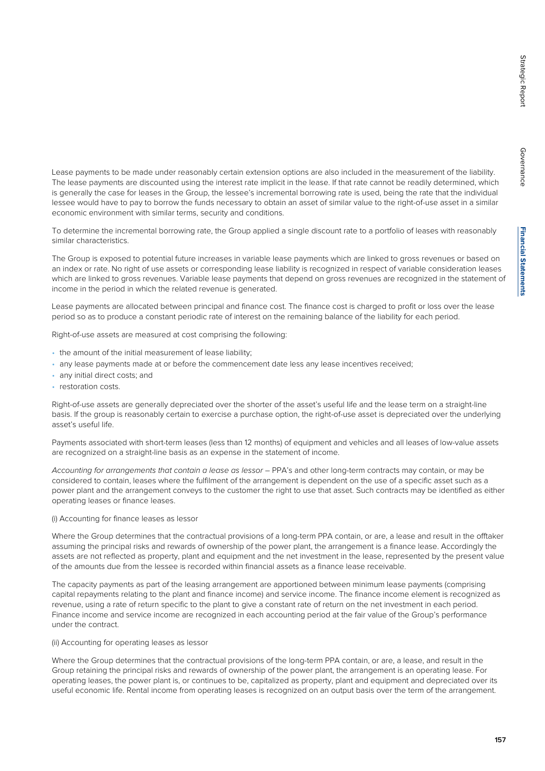Lease payments to be made under reasonably certain extension options are also included in the measurement of the liability. The lease payments are discounted using the interest rate implicit in the lease. If that rate cannot be readily determined, which is generally the case for leases in the Group, the lessee's incremental borrowing rate is used, being the rate that the individual lessee would have to pay to borrow the funds necessary to obtain an asset of similar value to the right-of-use asset in a similar economic environment with similar terms, security and conditions.

To determine the incremental borrowing rate, the Group applied a single discount rate to a portfolio of leases with reasonably similar characteristics.

The Group is exposed to potential future increases in variable lease payments which are linked to gross revenues or based on an index or rate. No right of use assets or corresponding lease liability is recognized in respect of variable consideration leases which are linked to gross revenues. Variable lease payments that depend on gross revenues are recognized in the statement of income in the period in which the related revenue is generated.

Lease payments are allocated between principal and finance cost. The finance cost is charged to profit or loss over the lease period so as to produce a constant periodic rate of interest on the remaining balance of the liability for each period.

Right-of-use assets are measured at cost comprising the following:

- the amount of the initial measurement of lease liability;
- any lease payments made at or before the commencement date less any lease incentives received;
- any initial direct costs; and
- restoration costs.

Right-of-use assets are generally depreciated over the shorter of the asset's useful life and the lease term on a straight-line basis. If the group is reasonably certain to exercise a purchase option, the right-of-use asset is depreciated over the underlying asset's useful life.

Payments associated with short-term leases (less than 12 months) of equipment and vehicles and all leases of low-value assets are recognized on a straight-line basis as an expense in the statement of income.

*Accounting for arrangements that contain a lease as lessor* – PPA's and other long-term contracts may contain, or may be considered to contain, leases where the fulfilment of the arrangement is dependent on the use of a specific asset such as a power plant and the arrangement conveys to the customer the right to use that asset. Such contracts may be identified as either operating leases or finance leases.

(i) Accounting for finance leases as lessor

Where the Group determines that the contractual provisions of a long-term PPA contain, or are, a lease and result in the offtaker assuming the principal risks and rewards of ownership of the power plant, the arrangement is a finance lease. Accordingly the assets are not reflected as property, plant and equipment and the net investment in the lease, represented by the present value of the amounts due from the lessee is recorded within financial assets as a finance lease receivable.

The capacity payments as part of the leasing arrangement are apportioned between minimum lease payments (comprising capital repayments relating to the plant and finance income) and service income. The finance income element is recognized as revenue, using a rate of return specific to the plant to give a constant rate of return on the net investment in each period. Finance income and service income are recognized in each accounting period at the fair value of the Group's performance under the contract.

(ii) Accounting for operating leases as lessor

Where the Group determines that the contractual provisions of the long-term PPA contain, or are, a lease, and result in the Group retaining the principal risks and rewards of ownership of the power plant, the arrangement is an operating lease. For operating leases, the power plant is, or continues to be, capitalized as property, plant and equipment and depreciated over its useful economic life. Rental income from operating leases is recognized on an output basis over the term of the arrangement.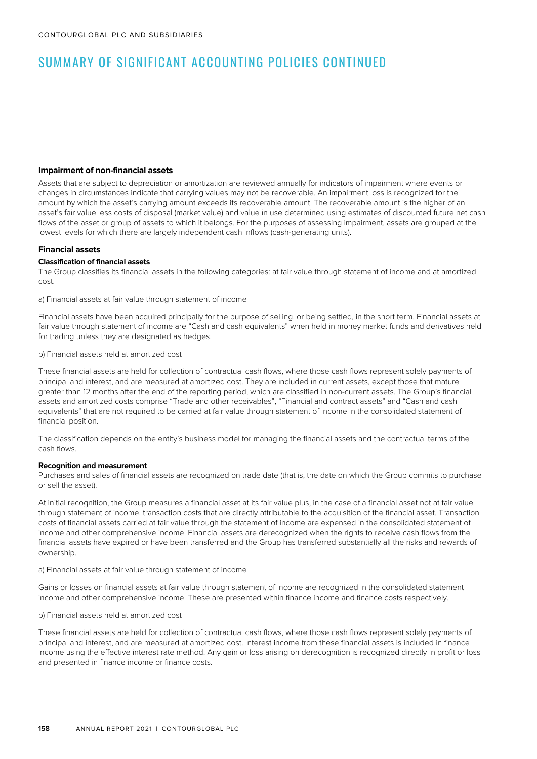# SUMMARY OF SIGNIFICANT ACCOUNTING POLICIES CONTINUED

### Impairment of non-financial assets

Assets that are subject to depreciation or amortization are reviewed annually for indicators of impairment where events or changes in circumstances indicate that carrying values may not be recoverable. An impairment loss is recognized for the amount by which the asset's carrying amount exceeds its recoverable amount. The recoverable amount is the higher of an asset's fair value less costs of disposal (market value) and value in use determined using estimates of discounted future net cash flows of the asset or group of assets to which it belongs. For the purposes of assessing impairment, assets are grouped at the lowest levels for which there are largely independent cash inflows (cash-generating units).

### Financial assets

#### Classification of financial assets

The Group classifies its financial assets in the following categories: at fair value through statement of income and at amortized cost.

a) Financial assets at fair value through statement of income

Financial assets have been acquired principally for the purpose of selling, or being settled, in the short term. Financial assets at fair value through statement of income are "Cash and cash equivalents" when held in money market funds and derivatives held for trading unless they are designated as hedges.

b) Financial assets held at amortized cost

These financial assets are held for collection of contractual cash flows, where those cash flows represent solely payments of principal and interest, and are measured at amortized cost. They are included in current assets, except those that mature greater than 12 months after the end of the reporting period, which are classified in non-current assets. The Group's financial assets and amortized costs comprise "Trade and other receivables", "Financial and contract assets" and "Cash and cash equivalents" that are not required to be carried at fair value through statement of income in the consolidated statement of financial position.

The classification depends on the entity's business model for managing the financial assets and the contractual terms of the cash flows.

#### Recognition and measurement

Purchases and sales of financial assets are recognized on trade date (that is, the date on which the Group commits to purchase or sell the asset).

At initial recognition, the Group measures a financial asset at its fair value plus, in the case of a financial asset not at fair value through statement of income, transaction costs that are directly attributable to the acquisition of the financial asset. Transaction costs of financial assets carried at fair value through the statement of income are expensed in the consolidated statement of income and other comprehensive income. Financial assets are derecognized when the rights to receive cash flows from the financial assets have expired or have been transferred and the Group has transferred substantially all the risks and rewards of ownership.

a) Financial assets at fair value through statement of income

Gains or losses on financial assets at fair value through statement of income are recognized in the consolidated statement income and other comprehensive income. These are presented within finance income and finance costs respectively.

b) Financial assets held at amortized cost

These financial assets are held for collection of contractual cash flows, where those cash flows represent solely payments of principal and interest, and are measured at amortized cost. Interest income from these financial assets is included in finance income using the effective interest rate method. Any gain or loss arising on derecognition is recognized directly in profit or loss and presented in finance income or finance costs.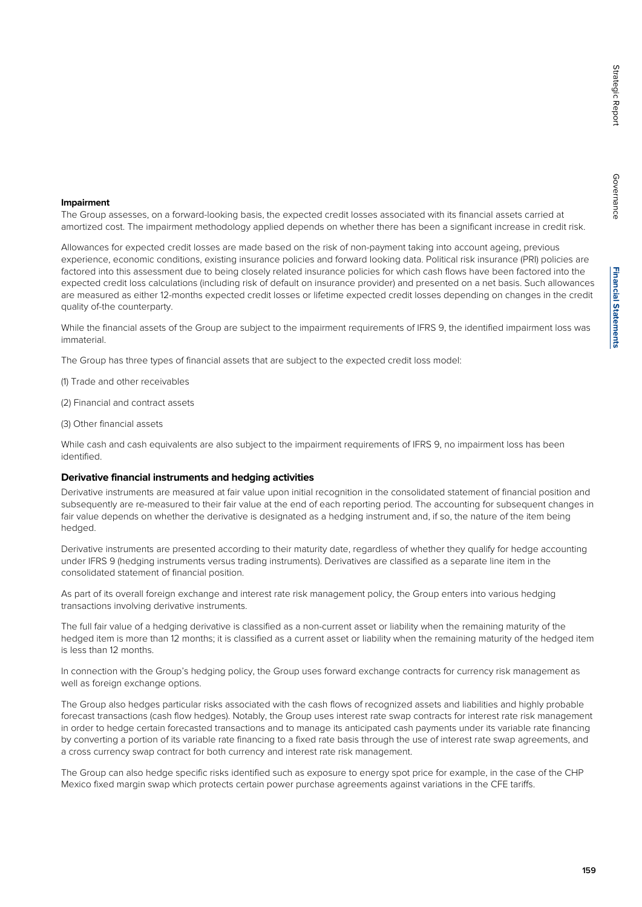### Impairment

The Group assesses, on a forward-looking basis, the expected credit losses associated with its financial assets carried at amortized cost. The impairment methodology applied depends on whether there has been a significant increase in credit risk.

Allowances for expected credit losses are made based on the risk of non-payment taking into account ageing, previous experience, economic conditions, existing insurance policies and forward looking data. Political risk insurance (PRI) policies are factored into this assessment due to being closely related insurance policies for which cash flows have been factored into the expected credit loss calculations (including risk of default on insurance provider) and presented on a net basis. Such allowances are measured as either 12-months expected credit losses or lifetime expected credit losses depending on changes in the credit quality of-the counterparty.

While the financial assets of the Group are subject to the impairment requirements of IFRS 9, the identified impairment loss was immaterial.

The Group has three types of financial assets that are subject to the expected credit loss model:

(1) Trade and other receivables

(2) Financial and contract assets

(3) Other financial assets

While cash and cash equivalents are also subject to the impairment requirements of IFRS 9, no impairment loss has been identified.

### Derivative financial instruments and hedging activities

Derivative instruments are measured at fair value upon initial recognition in the consolidated statement of financial position and subsequently are re-measured to their fair value at the end of each reporting period. The accounting for subsequent changes in fair value depends on whether the derivative is designated as a hedging instrument and, if so, the nature of the item being hedged.

Derivative instruments are presented according to their maturity date, regardless of whether they qualify for hedge accounting under IFRS 9 (hedging instruments versus trading instruments). Derivatives are classified as a separate line item in the consolidated statement of financial position.

As part of its overall foreign exchange and interest rate risk management policy, the Group enters into various hedging transactions involving derivative instruments.

The full fair value of a hedging derivative is classified as a non-current asset or liability when the remaining maturity of the hedged item is more than 12 months; it is classified as a current asset or liability when the remaining maturity of the hedged item is less than 12 months.

In connection with the Group's hedging policy, the Group uses forward exchange contracts for currency risk management as well as foreign exchange options.

The Group also hedges particular risks associated with the cash flows of recognized assets and liabilities and highly probable forecast transactions (cash flow hedges). Notably, the Group uses interest rate swap contracts for interest rate risk management in order to hedge certain forecasted transactions and to manage its anticipated cash payments under its variable rate financing by converting a portion of its variable rate financing to a fixed rate basis through the use of interest rate swap agreements, and a cross currency swap contract for both currency and interest rate risk management.

The Group can also hedge specific risks identified such as exposure to energy spot price for example, in the case of the CHP Mexico fixed margin swap which protects certain power purchase agreements against variations in the CFE tariffs.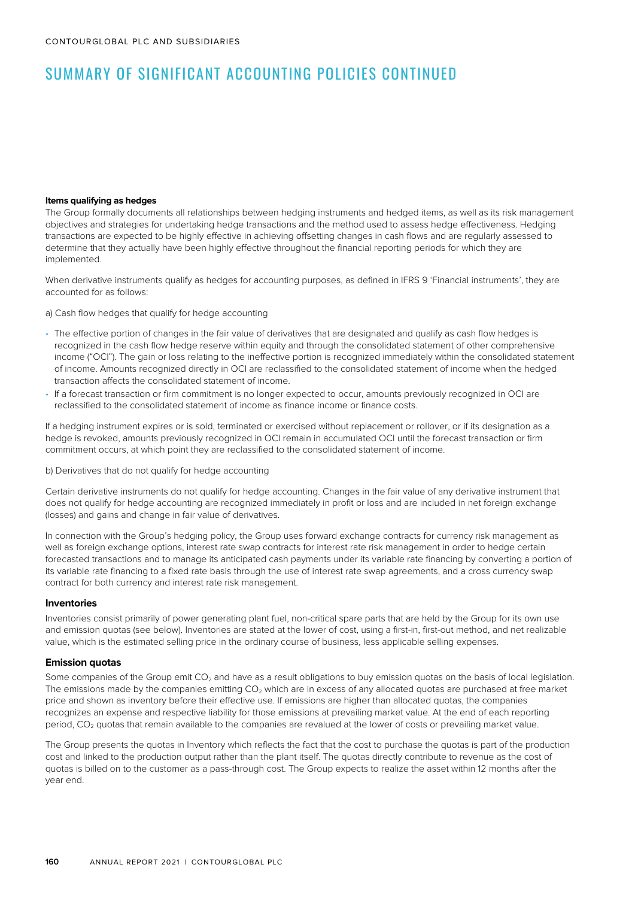# SUMMARY OF SIGNIFICANT ACCOUNTING POLICIES CONTINUED

**Items qualifying as hedges**

The Group formally documents all relationships between hedging instruments and hedged items, as well as its risk management objectives and strategies for undertaking hedge transactions and the method used to assess hedge effectiveness. Hedging transactions are expected to be highly effective in achieving offsetting changes in cash flows and are regularly assessed to determine that they actually have been highly effective throughout the financial reporting periods for which they are implemented.

When derivative instruments qualify as hedges for accounting purposes, as defined in IFRS 9 'Financial instruments', they are accounted for as follows:

a) Cash flow hedges that qualify for hedge accounting

- The effective portion of changes in the fair value of derivatives that are designated and qualify as cash flow hedges is recognized in the cash flow hedge reserve within equity and through the consolidated statement of other comprehensive income ("OCI"). The gain or loss relating to the ineffective portion is recognized immediately within the consolidated statement of income. Amounts recognized directly in OCI are reclassified to the consolidated statement of income when the hedged transaction affects the consolidated statement of income.
- If a forecast transaction or firm commitment is no longer expected to occur, amounts previously recognized in OCI are reclassified to the consolidated statement of income as finance income or finance costs.

If a hedging instrument expires or is sold, terminated or exercised without replacement or rollover, or if its designation as a hedge is revoked, amounts previously recognized in OCI remain in accumulated OCI until the forecast transaction or firm commitment occurs, at which point they are reclassified to the consolidated statement of income.

b) Derivatives that do not qualify for hedge accounting

Certain derivative instruments do not qualify for hedge accounting. Changes in the fair value of any derivative instrument that does not qualify for hedge accounting are recognized immediately in profit or loss and are included in net foreign exchange (losses) and gains and change in fair value of derivatives.

In connection with the Group's hedging policy, the Group uses forward exchange contracts for currency risk management as well as foreign exchange options, interest rate swap contracts for interest rate risk management in order to hedge certain forecasted transactions and to manage its anticipated cash payments under its variable rate financing by converting a portion of its variable rate financing to a fixed rate basis through the use of interest rate swap agreements, and a cross currency swap contract for both currency and interest rate risk management.

### Inventories

Inventories consist primarily of power generating plant fuel, non-critical spare parts that are held by the Group for its own use and emission quotas (see below). Inventories are stated at the lower of cost, using a first-in, first-out method, and net realizable value, which is the estimated selling price in the ordinary course of business, less applicable selling expenses.

### Emission quotas

Some companies of the Group emit $CO_2$ and have as a result obligations to buy emission quotas on the basis of local legislation. The emissions made by the companies emitting $CO_2$ which are in excess of any allocated quotas are purchased at free market price and shown as inventory before their effective use. If emissions are higher than allocated quotas, the companies recognizes an expense and respective liability for those emissions at prevailing market value. At the end of each reporting period, $CO_2$ quotas that remain available to the companies are revalued at the lower of costs or prevailing market value.

The Group presents the quotas in Inventory which reflects the fact that the cost to purchase the quotas is part of the production cost and linked to the production output rather than the plant itself. The quotas directly contribute to revenue as the cost of quotas is billed on to the customer as a pass-through cost. The Group expects to realize the asset within 12 months after the year end.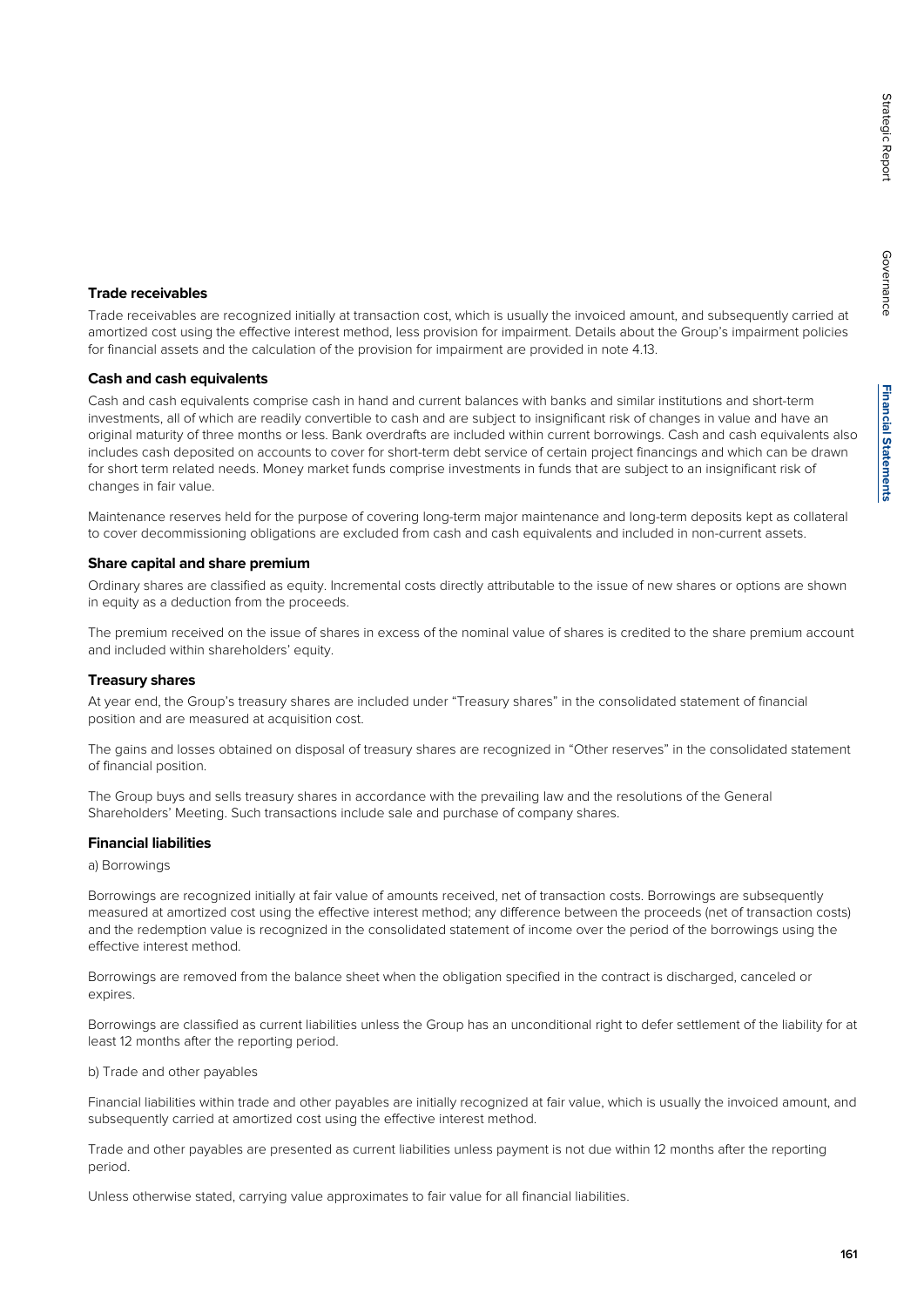### Trade receivables

Trade receivables are recognized initially at transaction cost, which is usually the invoiced amount, and subsequently carried at amortized cost using the effective interest method, less provision for impairment. Details about the Group's impairment policies for financial assets and the calculation of the provision for impairment are provided in note 4.13.

### Cash and cash equivalents

Cash and cash equivalents comprise cash in hand and current balances with banks and similar institutions and short-term investments, all of which are readily convertible to cash and are subject to insignificant risk of changes in value and have an original maturity of three months or less. Bank overdrafts are included within current borrowings. Cash and cash equivalents also includes cash deposited on accounts to cover for short-term debt service of certain project financings and which can be drawn for short term related needs. Money market funds comprise investments in funds that are subject to an insignificant risk of changes in fair value.

Maintenance reserves held for the purpose of covering long-term major maintenance and long-term deposits kept as collateral to cover decommissioning obligations are excluded from cash and cash equivalents and included in non-current assets.

### Share capital and share premium

Ordinary shares are classified as equity. Incremental costs directly attributable to the issue of new shares or options are shown in equity as a deduction from the proceeds.

The premium received on the issue of shares in excess of the nominal value of shares is credited to the share premium account and included within shareholders' equity.

### Treasury shares

At year end, the Group's treasury shares are included under "Treasury shares" in the consolidated statement of financial position and are measured at acquisition cost.

The gains and losses obtained on disposal of treasury shares are recognized in "Other reserves" in the consolidated statement of financial position.

The Group buys and sells treasury shares in accordance with the prevailing law and the resolutions of the General Shareholders' Meeting. Such transactions include sale and purchase of company shares.

### Financial liabilities

a) Borrowings

Borrowings are recognized initially at fair value of amounts received, net of transaction costs. Borrowings are subsequently measured at amortized cost using the effective interest method; any difference between the proceeds (net of transaction costs) and the redemption value is recognized in the consolidated statement of income over the period of the borrowings using the effective interest method.

Borrowings are removed from the balance sheet when the obligation specified in the contract is discharged, canceled or expires.

Borrowings are classified as current liabilities unless the Group has an unconditional right to defer settlement of the liability for at least 12 months after the reporting period.

b) Trade and other payables

Financial liabilities within trade and other payables are initially recognized at fair value, which is usually the invoiced amount, and subsequently carried at amortized cost using the effective interest method.

Trade and other payables are presented as current liabilities unless payment is not due within 12 months after the reporting period.

Unless otherwise stated, carrying value approximates to fair value for all financial liabilities.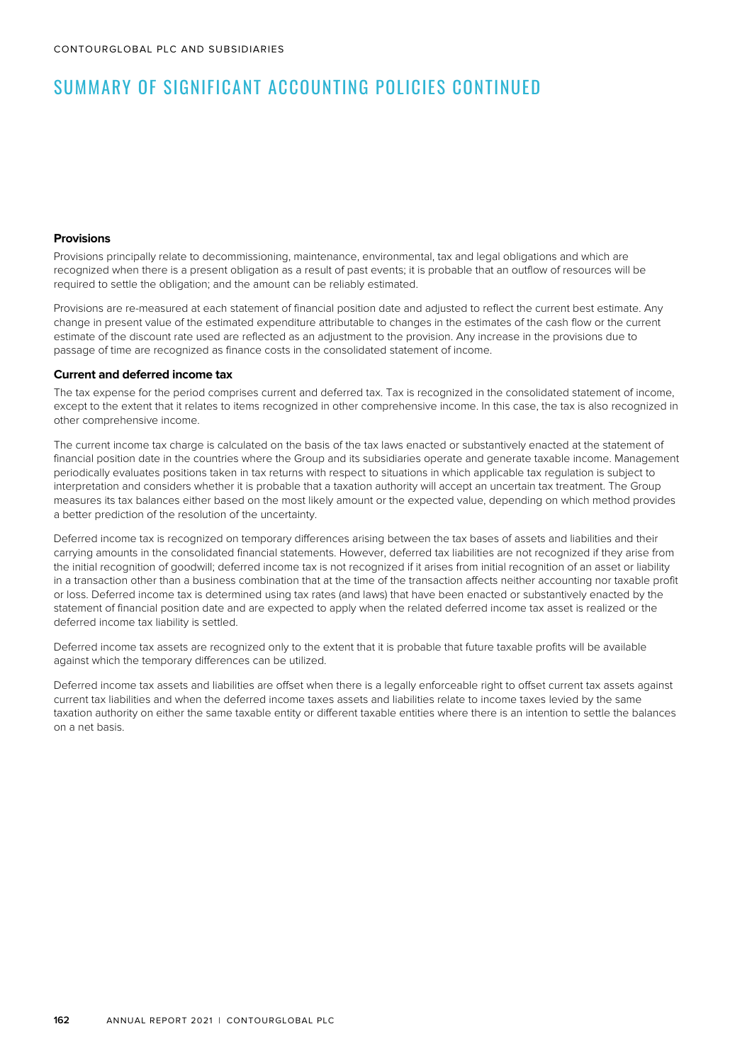# SUMMARY OF SIGNIFICANT ACCOUNTING POLICIES CONTINUED

### Provisions

Provisions principally relate to decommissioning, maintenance, environmental, tax and legal obligations and which are recognized when there is a present obligation as a result of past events; it is probable that an outflow of resources will be required to settle the obligation; and the amount can be reliably estimated.

Provisions are re-measured at each statement of financial position date and adjusted to reflect the current best estimate. Any change in present value of the estimated expenditure attributable to changes in the estimates of the cash flow or the current estimate of the discount rate used are reflected as an adjustment to the provision. Any increase in the provisions due to passage of time are recognized as finance costs in the consolidated statement of income.

### Current and deferred income tax

The tax expense for the period comprises current and deferred tax. Tax is recognized in the consolidated statement of income, except to the extent that it relates to items recognized in other comprehensive income. In this case, the tax is also recognized in other comprehensive income.

The current income tax charge is calculated on the basis of the tax laws enacted or substantively enacted at the statement of financial position date in the countries where the Group and its subsidiaries operate and generate taxable income. Management periodically evaluates positions taken in tax returns with respect to situations in which applicable tax regulation is subject to interpretation and considers whether it is probable that a taxation authority will accept an uncertain tax treatment. The Group measures its tax balances either based on the most likely amount or the expected value, depending on which method provides a better prediction of the resolution of the uncertainty.

Deferred income tax is recognized on temporary differences arising between the tax bases of assets and liabilities and their carrying amounts in the consolidated financial statements. However, deferred tax liabilities are not recognized if they arise from the initial recognition of goodwill; deferred income tax is not recognized if it arises from initial recognition of an asset or liability in a transaction other than a business combination that at the time of the transaction affects neither accounting nor taxable profit or loss. Deferred income tax is determined using tax rates (and laws) that have been enacted or substantively enacted by the statement of financial position date and are expected to apply when the related deferred income tax asset is realized or the deferred income tax liability is settled.

Deferred income tax assets are recognized only to the extent that it is probable that future taxable profits will be available against which the temporary differences can be utilized.

Deferred income tax assets and liabilities are offset when there is a legally enforceable right to offset current tax assets against current tax liabilities and when the deferred income taxes assets and liabilities relate to income taxes levied by the same taxation authority on either the same taxable entity or different taxable entities where there is an intention to settle the balances on a net basis.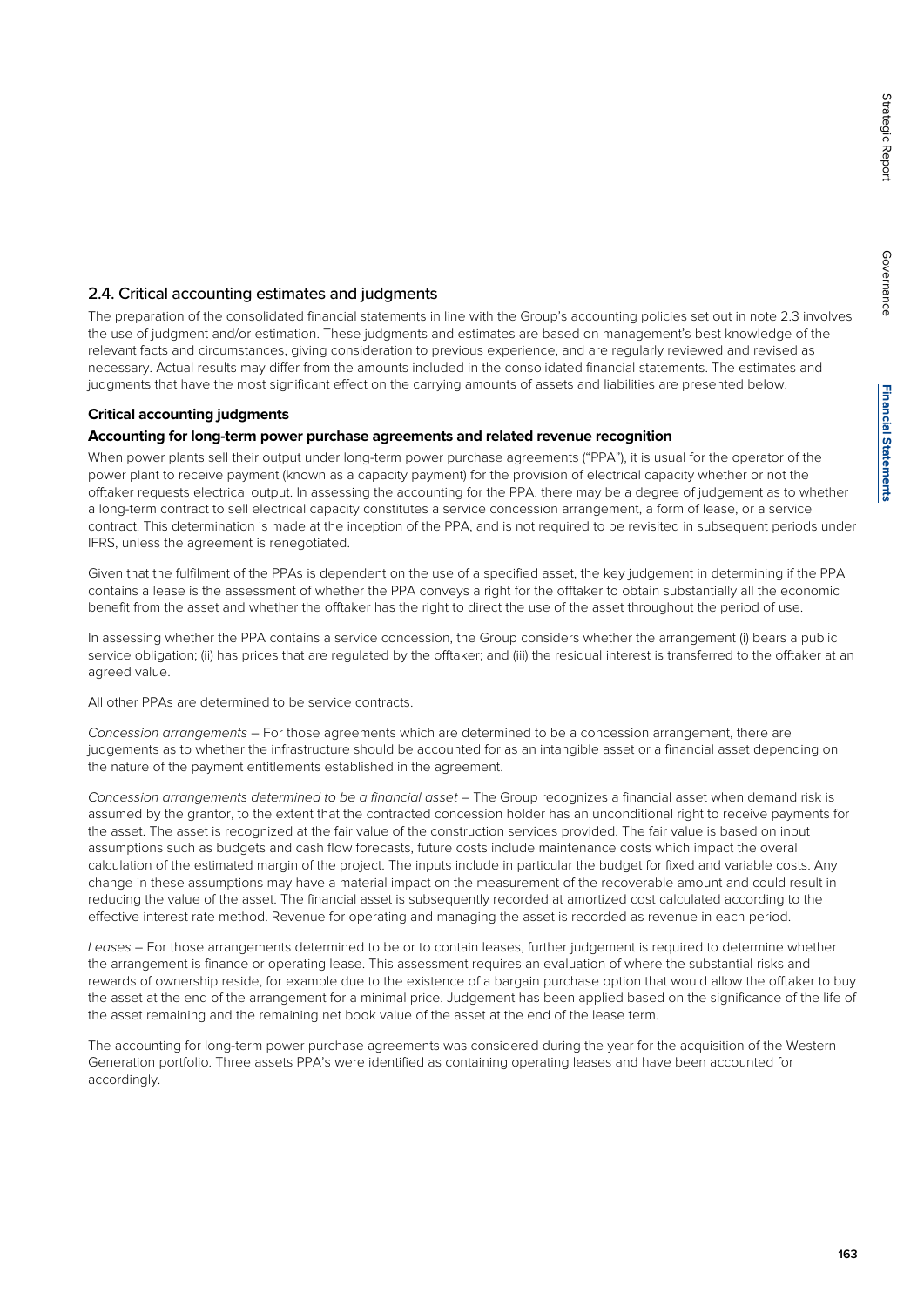## 2.4. Critical accounting estimates and judgments

The preparation of the consolidated financial statements in line with the Group's accounting policies set out in note 2.3 involves the use of judgment and/or estimation. These judgments and estimates are based on management's best knowledge of the relevant facts and circumstances, giving consideration to previous experience, and are regularly reviewed and revised as necessary. Actual results may differ from the amounts included in the consolidated financial statements. The estimates and judgments that have the most significant effect on the carrying amounts of assets and liabilities are presented below.

### Critical accounting judgments

#### Accounting for long-term power purchase agreements and related revenue recognition

When power plants sell their output under long-term power purchase agreements ("PPA"), it is usual for the operator of the power plant to receive payment (known as a capacity payment) for the provision of electrical capacity whether or not the offtaker requests electrical output. In assessing the accounting for the PPA, there may be a degree of judgement as to whether a long-term contract to sell electrical capacity constitutes a service concession arrangement, a form of lease, or a service contract. This determination is made at the inception of the PPA, and is not required to be revisited in subsequent periods under IFRS, unless the agreement is renegotiated.

Given that the fulfilment of the PPAs is dependent on the use of a specified asset, the key judgement in determining if the PPA contains a lease is the assessment of whether the PPA conveys a right for the offtaker to obtain substantially all the economic benefit from the asset and whether the offtaker has the right to direct the use of the asset throughout the period of use.

In assessing whether the PPA contains a service concession, the Group considers whether the arrangement (i) bears a public service obligation; (ii) has prices that are regulated by the offtaker; and (iii) the residual interest is transferred to the offtaker at an agreed value.

All other PPAs are determined to be service contracts.

*Concession arrangements* – For those agreements which are determined to be a concession arrangement, there are judgements as to whether the infrastructure should be accounted for as an intangible asset or a financial asset depending on the nature of the payment entitlements established in the agreement.

*Concession arrangements determined to be a financial asset* – The Group recognizes a financial asset when demand risk is assumed by the grantor, to the extent that the contracted concession holder has an unconditional right to receive payments for the asset. The asset is recognized at the fair value of the construction services provided. The fair value is based on input assumptions such as budgets and cash flow forecasts, future costs include maintenance costs which impact the overall calculation of the estimated margin of the project. The inputs include in particular the budget for fixed and variable costs. Any change in these assumptions may have a material impact on the measurement of the recoverable amount and could result in reducing the value of the asset. The financial asset is subsequently recorded at amortized cost calculated according to the effective interest rate method. Revenue for operating and managing the asset is recorded as revenue in each period.

*Leases* – For those arrangements determined to be or to contain leases, further judgement is required to determine whether the arrangement is finance or operating lease. This assessment requires an evaluation of where the substantial risks and rewards of ownership reside, for example due to the existence of a bargain purchase option that would allow the offtaker to buy the asset at the end of the arrangement for a minimal price. Judgement has been applied based on the significance of the life of the asset remaining and the remaining net book value of the asset at the end of the lease term.

The accounting for long-term power purchase agreements was considered during the year for the acquisition of the Western Generation portfolio. Three assets PPA's were identified as containing operating leases and have been accounted for accordingly.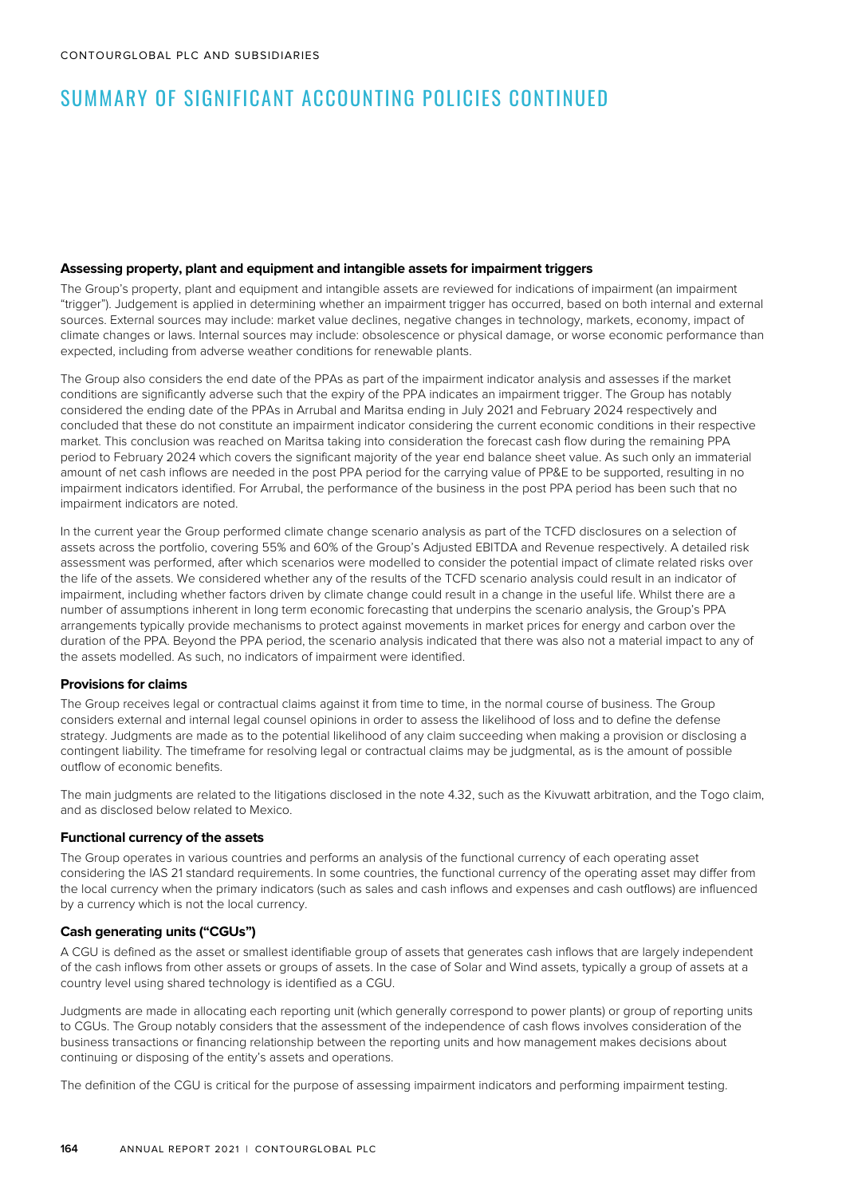# SUMMARY OF SIGNIFICANT ACCOUNTING POLICIES CONTINUED

**Assessing property, plant and equipment and intangible assets for impairment triggers**

The Group's property, plant and equipment and intangible assets are reviewed for indications of impairment (an impairment "trigger"). Judgement is applied in determining whether an impairment trigger has occurred, based on both internal and external sources. External sources may include: market value declines, negative changes in technology, markets, economy, impact of climate changes or laws. Internal sources may include: obsolescence or physical damage, or worse economic performance than expected, including from adverse weather conditions for renewable plants.

The Group also considers the end date of the PPAs as part of the impairment indicator analysis and assesses if the market conditions are significantly adverse such that the expiry of the PPA indicates an impairment trigger. The Group has notably considered the ending date of the PPAs in Arrubal and Maritsa ending in July 2021 and February 2024 respectively and concluded that these do not constitute an impairment indicator considering the current economic conditions in their respective market. This conclusion was reached on Maritsa taking into consideration the forecast cash flow during the remaining PPA period to February 2024 which covers the significant majority of the year end balance sheet value. As such only an immaterial amount of net cash inflows are needed in the post PPA period for the carrying value of PP&E to be supported, resulting in no impairment indicators identified. For Arrubal, the performance of the business in the post PPA period has been such that no impairment indicators are noted.

In the current year the Group performed climate change scenario analysis as part of the TCFD disclosures on a selection of assets across the portfolio, covering 55% and 60% of the Group's Adjusted EBITDA and Revenue respectively. A detailed risk assessment was performed, after which scenarios were modelled to consider the potential impact of climate related risks over the life of the assets. We considered whether any of the results of the TCFD scenario analysis could result in an indicator of impairment, including whether factors driven by climate change could result in a change in the useful life. Whilst there are a number of assumptions inherent in long term economic forecasting that underpins the scenario analysis, the Group's PPA arrangements typically provide mechanisms to protect against movements in market prices for energy and carbon over the duration of the PPA. Beyond the PPA period, the scenario analysis indicated that there was also not a material impact to any of the assets modelled. As such, no indicators of impairment were identified.

**Provisions for claims**

The Group receives legal or contractual claims against it from time to time, in the normal course of business. The Group considers external and internal legal counsel opinions in order to assess the likelihood of loss and to define the defense strategy. Judgments are made as to the potential likelihood of any claim succeeding when making a provision or disclosing a contingent liability. The timeframe for resolving legal or contractual claims may be judgmental, as is the amount of possible outflow of economic benefits.

The main judgments are related to the litigations disclosed in the note 4.32, such as the Kivuwatt arbitration, and the Togo claim, and as disclosed below related to Mexico.

**Functional currency of the assets**

The Group operates in various countries and performs an analysis of the functional currency of each operating asset considering the IAS 21 standard requirements. In some countries, the functional currency of the operating asset may differ from the local currency when the primary indicators (such as sales and cash inflows and expenses and cash outflows) are influenced by a currency which is not the local currency.

**Cash generating units ("CGUs")**

A CGU is defined as the asset or smallest identifiable group of assets that generates cash inflows that are largely independent of the cash inflows from other assets or groups of assets. In the case of Solar and Wind assets, typically a group of assets at a country level using shared technology is identified as a CGU.

Judgments are made in allocating each reporting unit (which generally correspond to power plants) or group of reporting units to CGUs. The Group notably considers that the assessment of the independence of cash flows involves consideration of the business transactions or financing relationship between the reporting units and how management makes decisions about continuing or disposing of the entity's assets and operations.

The definition of the CGU is critical for the purpose of assessing impairment indicators and performing impairment testing.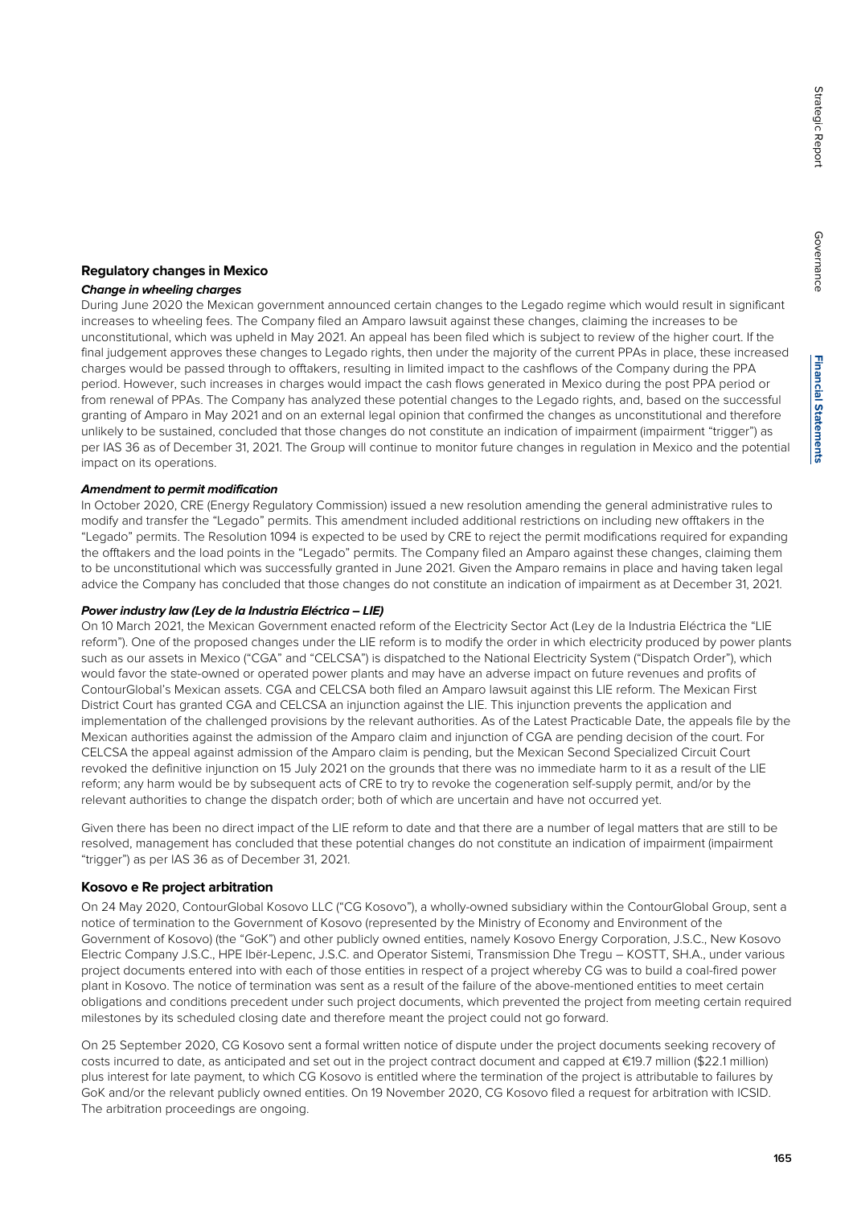## Regulatory changes in Mexico

### *Change in wheeling charges*

During June 2020 the Mexican government announced certain changes to the Legado regime which would result in significant increases to wheeling fees. The Company filed an Amparo lawsuit against these changes, claiming the increases to be unconstitutional, which was upheld in May 2021. An appeal has been filed which is subject to review of the higher court. If the final judgement approves these changes to Legado rights, then under the majority of the current PPAs in place, these increased charges would be passed through to offtakers, resulting in limited impact to the cashflows of the Company during the PPA period. However, such increases in charges would impact the cash flows generated in Mexico during the post PPA period or from renewal of PPAs. The Company has analyzed these potential changes to the Legado rights, and, based on the successful granting of Amparo in May 2021 and on an external legal opinion that confirmed the changes as unconstitutional and therefore unlikely to be sustained, concluded that those changes do not constitute an indication of impairment (impairment "trigger") as per IAS 36 as of December 31, 2021. The Group will continue to monitor future changes in regulation in Mexico and the potential impact on its operations.

### *Amendment to permit modification*

In October 2020, CRE (Energy Regulatory Commission) issued a new resolution amending the general administrative rules to modify and transfer the "Legado" permits. This amendment included additional restrictions on including new offtakers in the "Legado" permits. The Resolution 1094 is expected to be used by CRE to reject the permit modifications required for expanding the offtakers and the load points in the "Legado" permits. The Company filed an Amparo against these changes, claiming them to be unconstitutional which was successfully granted in June 2021. Given the Amparo remains in place and having taken legal advice the Company has concluded that those changes do not constitute an indication of impairment as at December 31, 2021.

### *Power industry law (Ley de la Industria Eléctrica – LIE)*

On 10 March 2021, the Mexican Government enacted reform of the Electricity Sector Act (Ley de la Industria Eléctrica the "LIE reform"). One of the proposed changes under the LIE reform is to modify the order in which electricity produced by power plants such as our assets in Mexico ("CGA" and "CELCSA") is dispatched to the National Electricity System ("Dispatch Order"), which would favor the state-owned or operated power plants and may have an adverse impact on future revenues and profits of ContourGlobal's Mexican assets. CGA and CELCSA both filed an Amparo lawsuit against this LIE reform. The Mexican First District Court has granted CGA and CELCSA an injunction against the LIE. This injunction prevents the application and implementation of the challenged provisions by the relevant authorities. As of the Latest Practicable Date, the appeals file by the Mexican authorities against the admission of the Amparo claim and injunction of CGA are pending decision of the court. For CELCSA the appeal against admission of the Amparo claim is pending, but the Mexican Second Specialized Circuit Court revoked the definitive injunction on 15 July 2021 on the grounds that there was no immediate harm to it as a result of the LIE reform; any harm would be by subsequent acts of CRE to try to revoke the cogeneration self-supply permit, and/or by the relevant authorities to change the dispatch order; both of which are uncertain and have not occurred yet.

Given there has been no direct impact of the LIE reform to date and that there are a number of legal matters that are still to be resolved, management has concluded that these potential changes do not constitute an indication of impairment (impairment "trigger") as per IAS 36 as of December 31, 2021.

## Kosovo e Re project arbitration

On 24 May 2020, ContourGlobal Kosovo LLC ("CG Kosovo"), a wholly-owned subsidiary within the ContourGlobal Group, sent a notice of termination to the Government of Kosovo (represented by the Ministry of Economy and Environment of the Government of Kosovo) (the "GoK") and other publicly owned entities, namely Kosovo Energy Corporation, J.S.C., New Kosovo Electric Company J.S.C., HPE Ibër-Lepenc, J.S.C. and Operator Sistemi, Transmission Dhe Tregu – KOSTT, SH.A., under various project documents entered into with each of those entities in respect of a project whereby CG was to build a coal-fired power plant in Kosovo. The notice of termination was sent as a result of the failure of the above-mentioned entities to meet certain obligations and conditions precedent under such project documents, which prevented the project from meeting certain required milestones by its scheduled closing date and therefore meant the project could not go forward.

On 25 September 2020, CG Kosovo sent a formal written notice of dispute under the project documents seeking recovery of costs incurred to date, as anticipated and set out in the project contract document and capped at €19.7 million ($22.1 million) plus interest for late payment, to which CG Kosovo is entitled where the termination of the project is attributable to failures by GoK and/or the relevant publicly owned entities. On 19 November 2020, CG Kosovo filed a request for arbitration with ICSID. The arbitration proceedings are ongoing.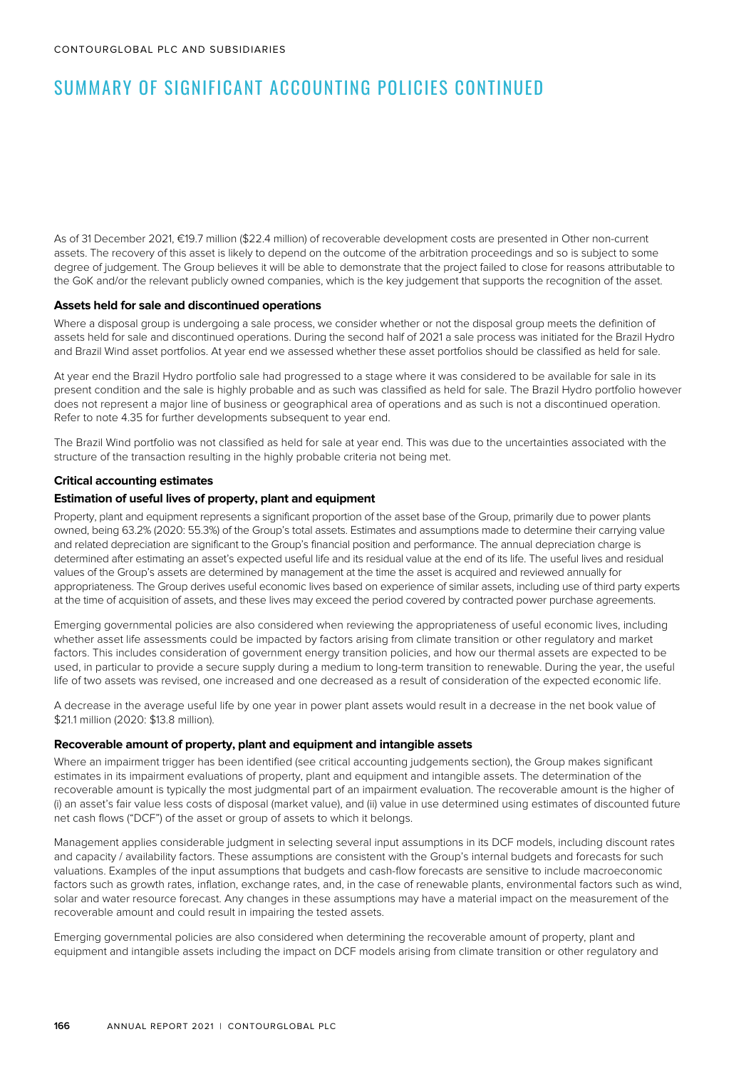# SUMMARY OF SIGNIFICANT ACCOUNTING POLICIES CONTINUED

As of 31 December 2021, €19.7 million ($22.4 million) of recoverable development costs are presented in Other non-current assets. The recovery of this asset is likely to depend on the outcome of the arbitration proceedings and so is subject to some degree of judgement. The Group believes it will be able to demonstrate that the project failed to close for reasons attributable to the GoK and/or the relevant publicly owned companies, which is the key judgement that supports the recognition of the asset.

**Assets held for sale and discontinued operations**

Where a disposal group is undergoing a sale process, we consider whether or not the disposal group meets the definition of assets held for sale and discontinued operations. During the second half of 2021 a sale process was initiated for the Brazil Hydro and Brazil Wind asset portfolios. At year end we assessed whether these asset portfolios should be classified as held for sale.

At year end the Brazil Hydro portfolio sale had progressed to a stage where it was considered to be available for sale in its present condition and the sale is highly probable and as such was classified as held for sale. The Brazil Hydro portfolio however does not represent a major line of business or geographical area of operations and as such is not a discontinued operation. Refer to note 4.35 for further developments subsequent to year end.

The Brazil Wind portfolio was not classified as held for sale at year end. This was due to the uncertainties associated with the structure of the transaction resulting in the highly probable criteria not being met.

**Critical accounting estimates**

**Estimation of useful lives of property, plant and equipment**

Property, plant and equipment represents a significant proportion of the asset base of the Group, primarily due to power plants owned, being 63.2% (2020: 55.3%) of the Group's total assets. Estimates and assumptions made to determine their carrying value and related depreciation are significant to the Group's financial position and performance. The annual depreciation charge is determined after estimating an asset's expected useful life and its residual value at the end of its life. The useful lives and residual values of the Group's assets are determined by management at the time the asset is acquired and reviewed annually for appropriateness. The Group derives useful economic lives based on experience of similar assets, including use of third party experts at the time of acquisition of assets, and these lives may exceed the period covered by contracted power purchase agreements.

Emerging governmental policies are also considered when reviewing the appropriateness of useful economic lives, including whether asset life assessments could be impacted by factors arising from climate transition or other regulatory and market factors. This includes consideration of government energy transition policies, and how our thermal assets are expected to be used, in particular to provide a secure supply during a medium to long-term transition to renewable. During the year, the useful life of two assets was revised, one increased and one decreased as a result of consideration of the expected economic life.

A decrease in the average useful life by one year in power plant assets would result in a decrease in the net book value of $21.1 million (2020: $13.8 million).

**Recoverable amount of property, plant and equipment and intangible assets**

Where an impairment trigger has been identified (see critical accounting judgements section), the Group makes significant estimates in its impairment evaluations of property, plant and equipment and intangible assets. The determination of the recoverable amount is typically the most judgmental part of an impairment evaluation. The recoverable amount is the higher of (i) an asset's fair value less costs of disposal (market value), and (ii) value in use determined using estimates of discounted future net cash flows ("DCF") of the asset or group of assets to which it belongs.

Management applies considerable judgment in selecting several input assumptions in its DCF models, including discount rates and capacity / availability factors. These assumptions are consistent with the Group's internal budgets and forecasts for such valuations. Examples of the input assumptions that budgets and cash-flow forecasts are sensitive to include macroeconomic factors such as growth rates, inflation, exchange rates, and, in the case of renewable plants, environmental factors such as wind, solar and water resource forecast. Any changes in these assumptions may have a material impact on the measurement of the recoverable amount and could result in impairing the tested assets.

Emerging governmental policies are also considered when determining the recoverable amount of property, plant and equipment and intangible assets including the impact on DCF models arising from climate transition or other regulatory and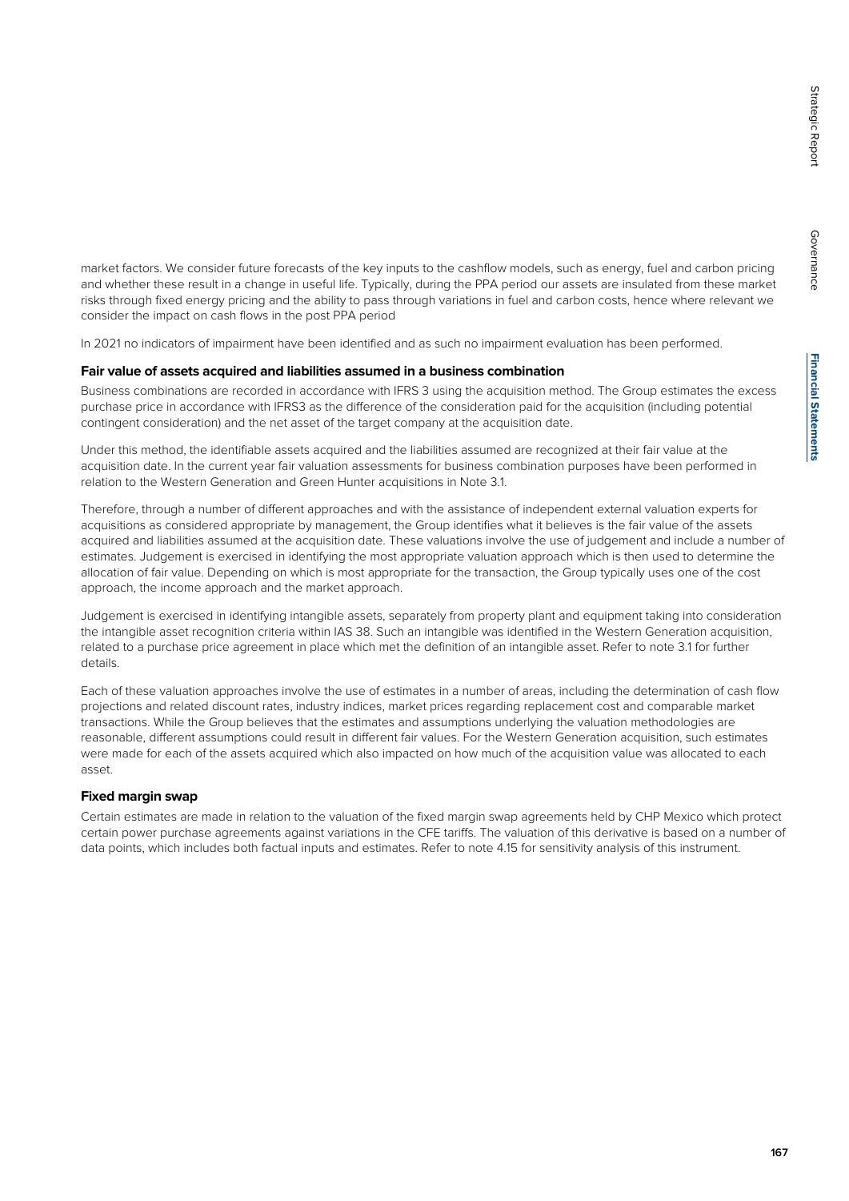market factors. We consider future forecasts of the key inputs to the cashflow models, such as energy, fuel and carbon pricing and whether these result in a change in useful life. Typically, during the PPA period our assets are insulated from these market risks through fixed energy pricing and the ability to pass through variations in fuel and carbon costs, hence where relevant we consider the impact on cash flows in the post PPA period

In 2021 no indicators of impairment have been identified and as such no impairment evaluation has been performed.

### Fair value of assets acquired and liabilities assumed in a business combination

Business combinations are recorded in accordance with IFRS 3 using the acquisition method. The Group estimates the excess purchase price in accordance with IFRS3 as the difference of the consideration paid for the acquisition (including potential contingent consideration) and the net asset of the target company at the acquisition date.

Under this method, the identifiable assets acquired and the liabilities assumed are recognized at their fair value at the acquisition date. In the current year fair valuation assessments for business combination purposes have been performed in relation to the Western Generation and Green Hunter acquisitions in Note 3.1.

Therefore, through a number of different approaches and with the assistance of independent external valuation experts for acquisitions as considered appropriate by management, the Group identifies what it believes is the fair value of the assets acquired and liabilities assumed at the acquisition date. These valuations involve the use of judgement and include a number of estimates. Judgement is exercised in identifying the most appropriate valuation approach which is then used to determine the allocation of fair value. Depending on which is most appropriate for the transaction, the Group typically uses one of the cost approach, the income approach and the market approach.

Judgement is exercised in identifying intangible assets, separately from property plant and equipment taking into consideration the intangible asset recognition criteria within IAS 38. Such an intangible was identified in the Western Generation acquisition, related to a purchase price agreement in place which met the definition of an intangible asset. Refer to note 3.1 for further details.

Each of these valuation approaches involve the use of estimates in a number of areas, including the determination of cash flow projections and related discount rates, industry indices, market prices regarding replacement cost and comparable market transactions. While the Group believes that the estimates and assumptions underlying the valuation methodologies are reasonable, different assumptions could result in different fair values. For the Western Generation acquisition, such estimates were made for each of the assets acquired which also impacted on how much of the acquisition value was allocated to each asset.

### Fixed margin swap

Certain estimates are made in relation to the valuation of the fixed margin swap agreements held by CHP Mexico which protect certain power purchase agreements against variations in the CFE tariffs. The valuation of this derivative is based on a number of data points, which includes both factual inputs and estimates. Refer to note 4.15 for sensitivity analysis of this instrument.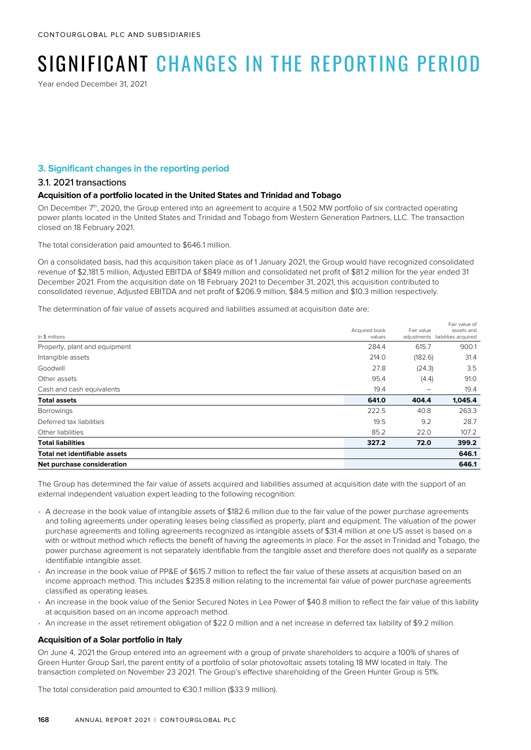# SIGNIFICANT CHANGES IN THE REPORTING PERIOD

Year ended December 31, 2021

## 3. Significant changes in the reporting period

### 3.1. 2021 transactions

#### Acquisition of a portfolio located in the United States and Trinidad and Tobago

On December 7th, 2020, the Group entered into an agreement to acquire a 1,502 MW portfolio of six contracted operating power plants located in the United States and Trinidad and Tobago from Western Generation Partners, LLC. The transaction closed on 18 February 2021.

The total consideration paid amounted to $646.1 million.

On a consolidated basis, had this acquisition taken place as of 1 January 2021, the Group would have recognized consolidated revenue of $2,181.5 million, Adjusted EBITDA of $849 million and consolidated net profit of $81.2 million for the year ended 31 December 2021. From the acquisition date on 18 February 2021 to December 31, 2021, this acquisition contributed to consolidated revenue, Adjusted EBITDA and net profit of $206.9 million, $84.5 million and $10.3 million respectively.

The determination of fair value of assets acquired and liabilities assumed at acquisition date are:

| In $ millions | Acquired book values | Fair value adjustments | Fair value of assets and liabilities acquired |
|---|---|---|---|
| Property, plant and equipment | 284.4 | 615.7 | 900.1 |
| Intangible assets | 214.0 | (182.6) | 31.4 |
| Goodwill | 27.8 | (24.3) | 3.5 |
| Other assets | 95.4 | (4.4) | 91.0 |
| Cash and cash equivalents | 19.4 | – | 19.4 |
| **Total assets** | **641.0** | **404.4** | **1,045.4** |
| Borrowings | 222.5 | 40.8 | 263.3 |
| Deferred tax liabilities | 19.5 | 9.2 | 28.7 |
| Other liabilities | 85.2 | 22.0 | 107.2 |
| **Total liabilities** | **327.2** | **72.0** | **399.2** |
| **Total net identifiable assets** | | | **646.1** |
| **Net purchase consideration** | | | **646.1** |

The Group has determined the fair value of assets acquired and liabilities assumed at acquisition date with the support of an external independent valuation expert leading to the following recognition:

- A decrease in the book value of intangible assets of $182.6 million due to the fair value of the power purchase agreements and tolling agreements under operating leases being classified as property, plant and equipment. The valuation of the power purchase agreements and tolling agreements recognized as intangible assets of $31.4 million at one US asset is based on a with or without method which reflects the benefit of having the agreements in place. For the asset in Trinidad and Tobago, the power purchase agreement is not separately identifiable from the tangible asset and therefore does not qualify as a separate identifiable intangible asset.
- An increase in the book value of PP&E of $615.7 million to reflect the fair value of these assets at acquisition based on an income approach method. This includes $235.8 million relating to the incremental fair value of power purchase agreements classified as operating leases.
- An increase in the book value of the Senior Secured Notes in Lea Power of $40.8 million to reflect the fair value of this liability at acquisition based on an income approach method.
- An increase in the asset retirement obligation of $22.0 million and a net increase in deferred tax liability of $9.2 million.

#### Acquisition of a Solar portfolio in Italy

On June 4, 2021 the Group entered into an agreement with a group of private shareholders to acquire a 100% of shares of Green Hunter Group Sarl, the parent entity of a portfolio of solar photovoltaic assets totaling 18 MW located in Italy. The transaction completed on November 23 2021. The Group's effective shareholding of the Green Hunter Group is 51%.

The total consideration paid amounted to €30.1 million ($33.9 million).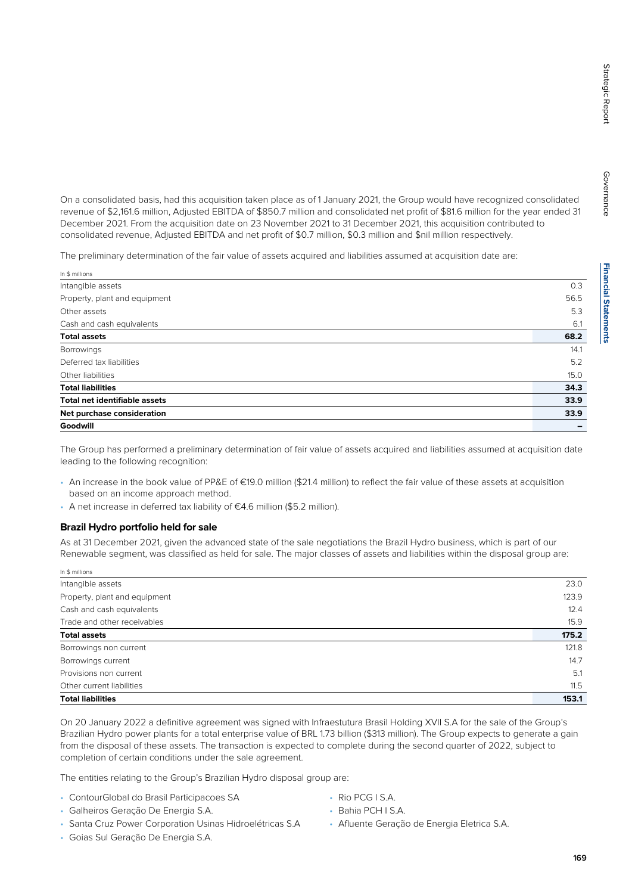On a consolidated basis, had this acquisition taken place as of 1 January 2021, the Group would have recognized consolidated revenue of $2,161.6 million, Adjusted EBITDA of $850.7 million and consolidated net profit of $81.6 million for the year ended 31 December 2021. From the acquisition date on 23 November 2021 to 31 December 2021, this acquisition contributed to consolidated revenue, Adjusted EBITDA and net profit of $0.7 million, $0.3 million and $nil million respectively.

The preliminary determination of the fair value of assets acquired and liabilities assumed at acquisition date are:

| In $ millions | |
|---|---|
| Intangible assets | 0.3 |
| Property, plant and equipment | 56.5 |
| Other assets | 5.3 |
| Cash and cash equivalents | 6.1 |
| **Total assets** | **68.2** |
| Borrowings | 14.1 |
| Deferred tax liabilities | 5.2 |
| Other liabilities | 15.0 |
| **Total liabilities** | **34.3** |
| **Total net identifiable assets** | **33.9** |
| **Net purchase consideration** | **33.9** |
| **Goodwill** | **–** |

The Group has performed a preliminary determination of fair value of assets acquired and liabilities assumed at acquisition date leading to the following recognition:

- An increase in the book value of PP&E of €19.0 million ($21.4 million) to reflect the fair value of these assets at acquisition based on an income approach method.
- A net increase in deferred tax liability of €4.6 million ($5.2 million).

### Brazil Hydro portfolio held for sale

As at 31 December 2021, given the advanced state of the sale negotiations the Brazil Hydro business, which is part of our Renewable segment, was classified as held for sale. The major classes of assets and liabilities within the disposal group are:

| In $ millions | |
|---|---|
| Intangible assets | 23.0 |
| Property, plant and equipment | 123.9 |
| Cash and cash equivalents | 12.4 |
| Trade and other receivables | 15.9 |
| **Total assets** | **175.2** |
| Borrowings non current | 121.8 |
| Borrowings current | 14.7 |
| Provisions non current | 5.1 |
| Other current liabilities | 11.5 |
| **Total liabilities** | **153.1** |

On 20 January 2022 a definitive agreement was signed with Infraestutura Brasil Holding XVII S.A for the sale of the Group's Brazilian Hydro power plants for a total enterprise value of BRL 1.73 billion ($313 million). The Group expects to generate a gain from the disposal of these assets. The transaction is expected to complete during the second quarter of 2022, subject to completion of certain conditions under the sale agreement.

The entities relating to the Group's Brazilian Hydro disposal group are:

- ContourGlobal do Brasil Participacoes SA
- Galheiros Geração De Energia S.A.
- Santa Cruz Power Corporation Usinas Hidroelétricas S.A
- Goias Sul Geração De Energia S.A.
- Rio PCG I S.A.
- Bahia PCH I S.A.
- Afluente Geração de Energia Eletrica S.A.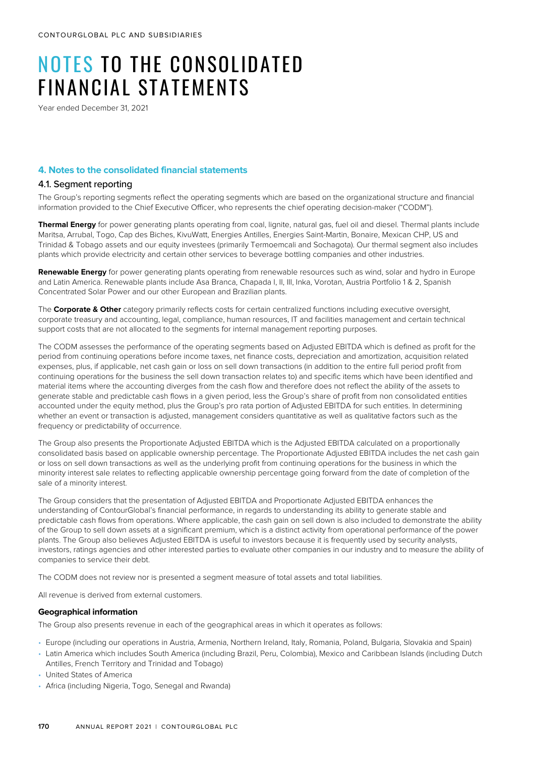# NOTES TO THE CONSOLIDATED FINANCIAL STATEMENTS

Year ended December 31, 2021

## 4. Notes to the consolidated financial statements

### 4.1. Segment reporting

The Group's reporting segments reflect the operating segments which are based on the organizational structure and financial information provided to the Chief Executive Officer, who represents the chief operating decision-maker ("CODM").

**Thermal Energy** for power generating plants operating from coal, lignite, natural gas, fuel oil and diesel. Thermal plants include Maritsa, Arrubal, Togo, Cap des Biches, KivuWatt, Energies Antilles, Energies Saint-Martin, Bonaire, Mexican CHP, US and Trinidad & Tobago assets and our equity investees (primarily Termoemcali and Sochagota). Our thermal segment also includes plants which provide electricity and certain other services to beverage bottling companies and other industries.

**Renewable Energy** for power generating plants operating from renewable resources such as wind, solar and hydro in Europe and Latin America. Renewable plants include Asa Branca, Chapada I, II, III, Inka, Vorotan, Austria Portfolio 1 & 2, Spanish Concentrated Solar Power and our other European and Brazilian plants.

The **Corporate & Other** category primarily reflects costs for certain centralized functions including executive oversight, corporate treasury and accounting, legal, compliance, human resources, IT and facilities management and certain technical support costs that are not allocated to the segments for internal management reporting purposes.

The CODM assesses the performance of the operating segments based on Adjusted EBITDA which is defined as profit for the period from continuing operations before income taxes, net finance costs, depreciation and amortization, acquisition related expenses, plus, if applicable, net cash gain or loss on sell down transactions (in addition to the entire full period profit from continuing operations for the business the sell down transaction relates to) and specific items which have been identified and material items where the accounting diverges from the cash flow and therefore does not reflect the ability of the assets to generate stable and predictable cash flows in a given period, less the Group's share of profit from non consolidated entities accounted under the equity method, plus the Group's pro rata portion of Adjusted EBITDA for such entities. In determining whether an event or transaction is adjusted, management considers quantitative as well as qualitative factors such as the frequency or predictability of occurrence.

The Group also presents the Proportionate Adjusted EBITDA which is the Adjusted EBITDA calculated on a proportionally consolidated basis based on applicable ownership percentage. The Proportionate Adjusted EBITDA includes the net cash gain or loss on sell down transactions as well as the underlying profit from continuing operations for the business in which the minority interest sale relates to reflecting applicable ownership percentage going forward from the date of completion of the sale of a minority interest.

The Group considers that the presentation of Adjusted EBITDA and Proportionate Adjusted EBITDA enhances the understanding of ContourGlobal's financial performance, in regards to understanding its ability to generate stable and predictable cash flows from operations. Where applicable, the cash gain on sell down is also included to demonstrate the ability of the Group to sell down assets at a significant premium, which is a distinct activity from operational performance of the power plants. The Group also believes Adjusted EBITDA is useful to investors because it is frequently used by security analysts, investors, ratings agencies and other interested parties to evaluate other companies in our industry and to measure the ability of companies to service their debt.

The CODM does not review nor is presented a segment measure of total assets and total liabilities.

All revenue is derived from external customers.

#### Geographical information

The Group also presents revenue in each of the geographical areas in which it operates as follows:

- Europe (including our operations in Austria, Armenia, Northern Ireland, Italy, Romania, Poland, Bulgaria, Slovakia and Spain)
- Latin America which includes South America (including Brazil, Peru, Colombia), Mexico and Caribbean Islands (including Dutch Antilles, French Territory and Trinidad and Tobago)
- United States of America
- Africa (including Nigeria, Togo, Senegal and Rwanda)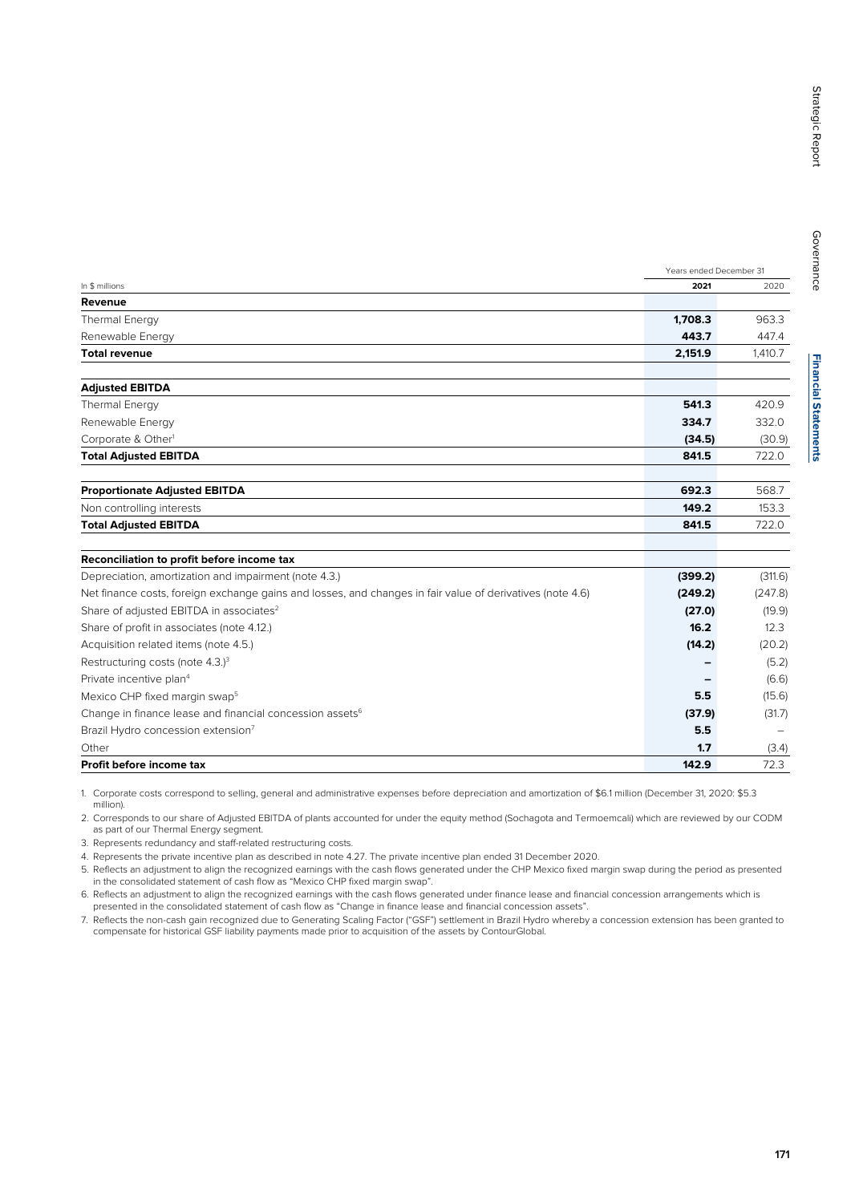| In $ millions | Years ended December 31 | |
|---|---|---|
| | **2021** | 2020 |
| **Revenue** | | |
| Thermal Energy | **1,708.3** | 963.3 |
| Renewable Energy | **443.7** | 447.4 |
| **Total revenue** | **2,151.9** | 1,410.7 |
| | | |
| **Adjusted EBITDA** | | |
| Thermal Energy | **541.3** | 420.9 |
| Renewable Energy | **334.7** | 332.0 |
| Corporate & Other[1] | **(34.5)** | (30.9) |
| **Total Adjusted EBITDA** | **841.5** | 722.0 |
| | | |
| **Proportionate Adjusted EBITDA** | **692.3** | 568.7 |
| Non controlling interests | **149.2** | 153.3 |
| **Total Adjusted EBITDA** | **841.5** | 722.0 |
| | | |
| **Reconciliation to profit before income tax** | | |
| Depreciation, amortization and impairment (note 4.3.) | **(399.2)** | (311.6) |
| Net finance costs, foreign exchange gains and losses, and changes in fair value of derivatives (note 4.6) | **(249.2)** | (247.8) |
| Share of adjusted EBITDA in associates[2] | **(27.0)** | (19.9) |
| Share of profit in associates (note 4.12.) | **16.2** | 12.3 |
| Acquisition related items (note 4.5.) | **(14.2)** | (20.2) |
| Restructuring costs (note 4.3.)[3] | **–** | (5.2) |
| Private incentive plan[4] | **–** | (6.6) |
| Mexico CHP fixed margin swap[5] | **5.5** | (15.6) |
| Change in finance lease and financial concession assets[6] | **(37.9)** | (31.7) |
| Brazil Hydro concession extension[7] | **5.5** | – |
| Other | **1.7** | (3.4) |
| **Profit before income tax** | **142.9** | 72.3 |

1. Corporate costs correspond to selling, general and administrative expenses before depreciation and amortization of $6.1 million (December 31, 2020: $5.3 million).
2. Corresponds to our share of Adjusted EBITDA of plants accounted for under the equity method (Sochagota and Termoemcali) which are reviewed by our CODM as part of our Thermal Energy segment.
3. Represents redundancy and staff-related restructuring costs.
4. Represents the private incentive plan as described in note 4.27. The private incentive plan ended 31 December 2020.
5. Reflects an adjustment to align the recognized earnings with the cash flows generated under the CHP Mexico fixed margin swap during the period as presented in the consolidated statement of cash flow as "Mexico CHP fixed margin swap".
6. Reflects an adjustment to align the recognized earnings with the cash flows generated under finance lease and financial concession arrangements which is presented in the consolidated statement of cash flow as "Change in finance lease and financial concession assets".
7. Reflects the non-cash gain recognized due to Generating Scaling Factor ("GSF") settlement in Brazil Hydro whereby a concession extension has been granted to compensate for historical GSF liability payments made prior to acquisition of the assets by ContourGlobal.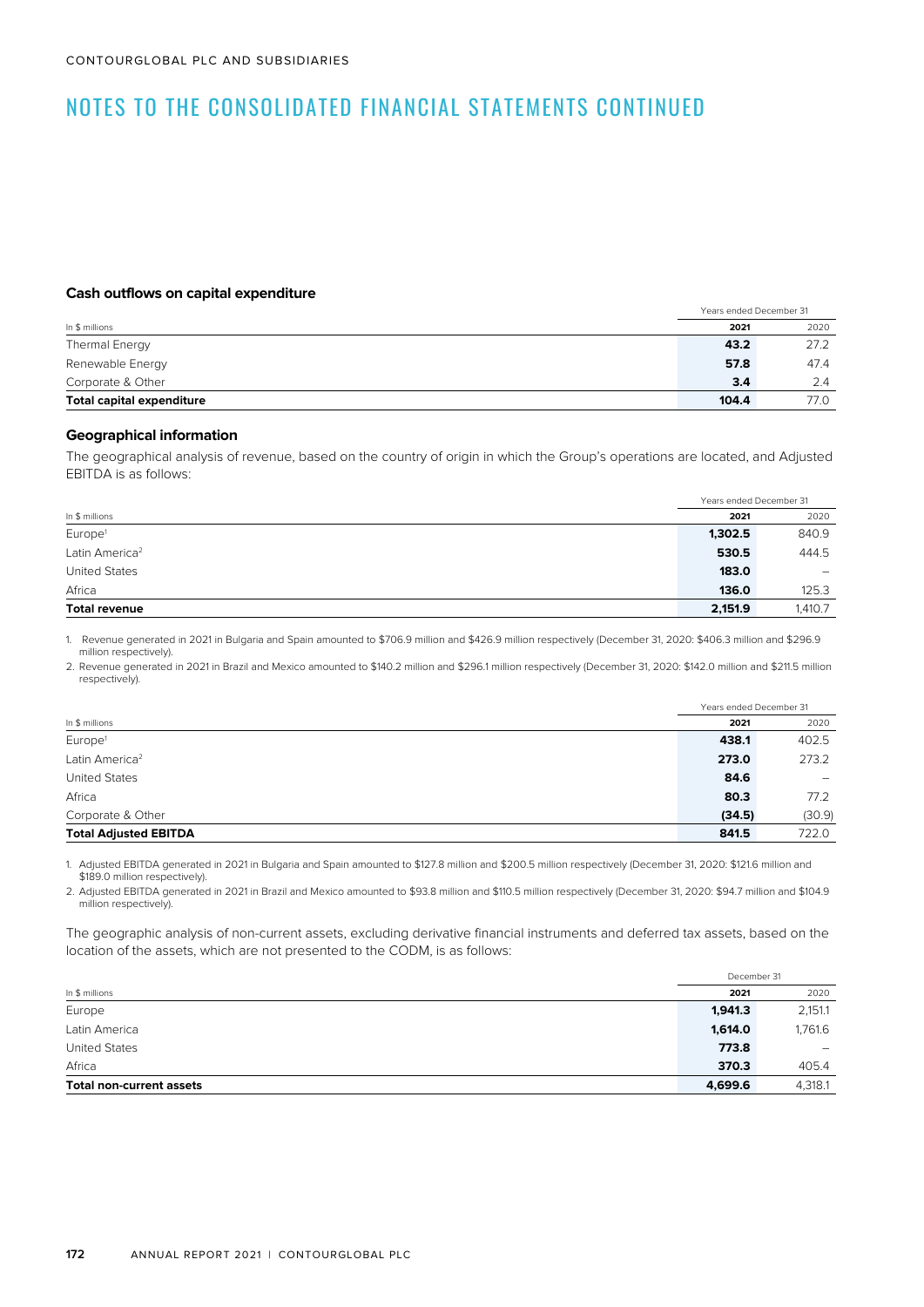# NOTES TO THE CONSOLIDATED FINANCIAL STATEMENTS CONTINUED

### Cash outflows on capital expenditure

| In $ millions | Years ended December 31 | |
|---|---|---|
| | **2021** | 2020 |
| Thermal Energy | **43.2** | 27.2 |
| Renewable Energy | **57.8** | 47.4 |
| Corporate & Other | **3.4** | 2.4 |
| **Total capital expenditure** | **104.4** | 77.0 |

### Geographical information

The geographical analysis of revenue, based on the country of origin in which the Group's operations are located, and Adjusted EBITDA is as follows:

| In $ millions | Years ended December 31 | |
|---|---|---|
| | **2021** | 2020 |
| Europe[1] | **1,302.5** | 840.9 |
| Latin America[2] | **530.5** | 444.5 |
| United States | **183.0** | – |
| Africa | **136.0** | 125.3 |
| **Total revenue** | **2,151.9** | 1,410.7 |

1. Revenue generated in 2021 in Bulgaria and Spain amounted to $706.9 million and $426.9 million respectively (December 31, 2020: $406.3 million and $296.9 million respectively).
2. Revenue generated in 2021 in Brazil and Mexico amounted to $140.2 million and $296.1 million respectively (December 31, 2020: $142.0 million and $211.5 million respectively).

| In $ millions | Years ended December 31 | |
|---|---|---|
| | **2021** | 2020 |
| Europe[1] | **438.1** | 402.5 |
| Latin America[2] | **273.0** | 273.2 |
| United States | **84.6** | – |
| Africa | **80.3** | 77.2 |
| Corporate & Other | **(34.5)** | (30.9) |
| **Total Adjusted EBITDA** | **841.5** | 722.0 |

1. Adjusted EBITDA generated in 2021 in Bulgaria and Spain amounted to $127.8 million and $200.5 million respectively (December 31, 2020: $121.6 million and $189.0 million respectively).
2. Adjusted EBITDA generated in 2021 in Brazil and Mexico amounted to $93.8 million and $110.5 million respectively (December 31, 2020: $94.7 million and $104.9 million respectively).

The geographic analysis of non-current assets, excluding derivative financial instruments and deferred tax assets, based on the location of the assets, which are not presented to the CODM, is as follows:

| In $ millions | December 31 | |
|---|---|---|
| | **2021** | 2020 |
| Europe | **1,941.3** | 2,151.1 |
| Latin America | **1,614.0** | 1,761.6 |
| United States | **773.8** | – |
| Africa | **370.3** | 405.4 |
| **Total non-current assets** | **4,699.6** | 4,318.1 |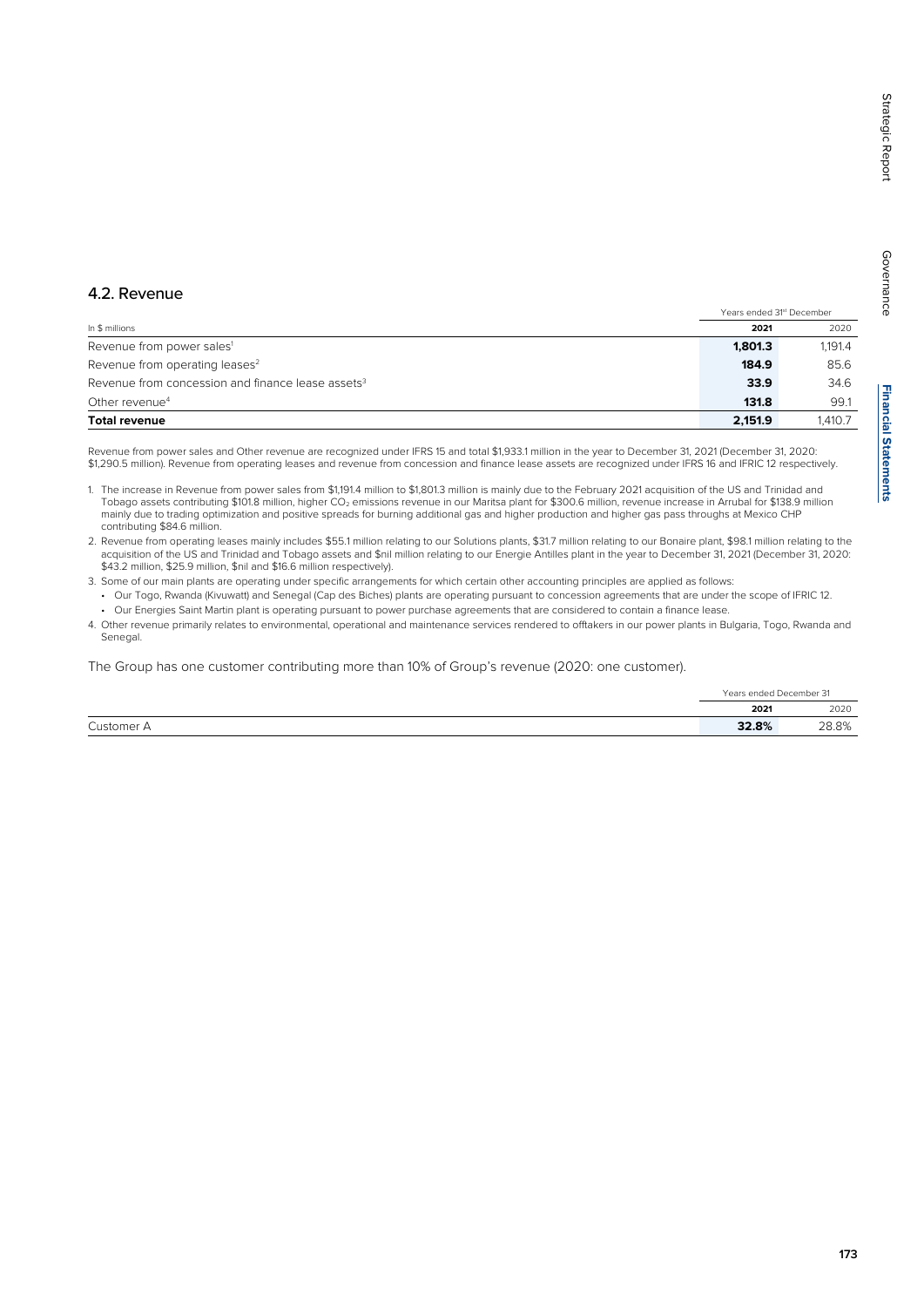## 4.2. Revenue

| In $ millions | Years ended 31st December 2021 | 2020 |
|---|---|---|
| Revenue from power sales[1] | **1,801.3** | 1,191.4 |
| Revenue from operating leases[2] | **184.9** | 85.6 |
| Revenue from concession and finance lease assets[3] | **33.9** | 34.6 |
| Other revenue[4] | **131.8** | 99.1 |
| **Total revenue** | **2,151.9** | 1,410.7 |

Revenue from power sales and Other revenue are recognized under IFRS 15 and total $1,933.1 million in the year to December 31, 2021 (December 31, 2020: $1,290.5 million). Revenue from operating leases and revenue from concession and finance lease assets are recognized under IFRS 16 and IFRIC 12 respectively.

1. The increase in Revenue from power sales from $1,191.4 million to $1,801.3 million is mainly due to the February 2021 acquisition of the US and Trinidad and Tobago assets contributing $101.8 million, higher $CO_2$ emissions revenue in our Maritsa plant for $300.6 million, revenue increase in Arrubal for $138.9 million mainly due to trading optimization and positive spreads for burning additional gas and higher production and higher gas pass throughs at Mexico CHP contributing $84.6 million.
2. Revenue from operating leases mainly includes $55.1 million relating to our Solutions plants, $31.7 million relating to our Bonaire plant, $98.1 million relating to the acquisition of the US and Trinidad and Tobago assets and $nil million relating to our Energie Antilles plant in the year to December 31, 2021 (December 31, 2020: $43.2 million, $25.9 million, $nil and $16.6 million respectively).
3. Some of our main plants are operating under specific arrangements for which certain other accounting principles are applied as follows:
   - Our Togo, Rwanda (Kivuwatt) and Senegal (Cap des Biches) plants are operating pursuant to concession agreements that are under the scope of IFRIC 12.
   - Our Energies Saint Martin plant is operating pursuant to power purchase agreements that are considered to contain a finance lease.
4. Other revenue primarily relates to environmental, operational and maintenance services rendered to offtakers in our power plants in Bulgaria, Togo, Rwanda and Senegal.

The Group has one customer contributing more than 10% of Group's revenue (2020: one customer).

| | Years ended December 31 2021 | 2020 |
|---|---|---|
| Customer A | **32.8%** | 28.8% |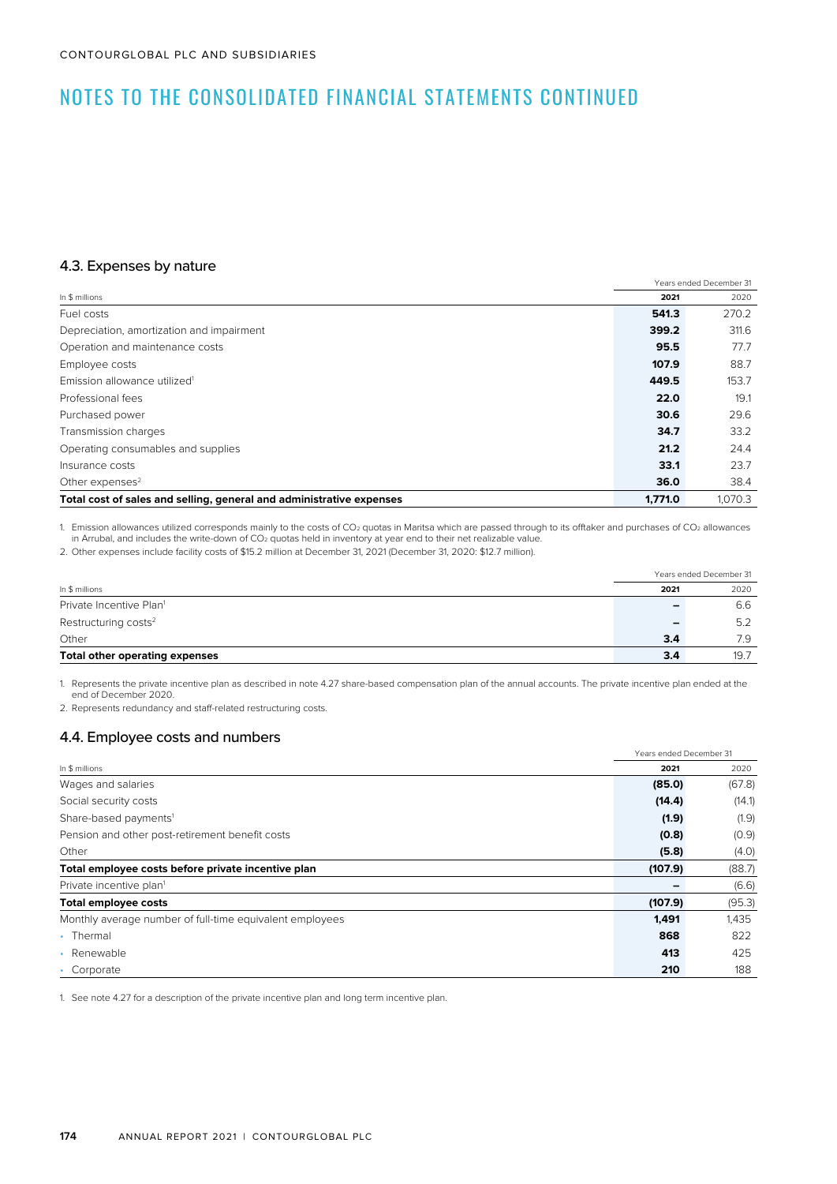# NOTES TO THE CONSOLIDATED FINANCIAL STATEMENTS CONTINUED

## 4.3. Expenses by nature

| In $ millions | Years ended December 31 2021 | 2020 |
|---|---|---|
| Fuel costs | **541.3** | 270.2 |
| Depreciation, amortization and impairment | **399.2** | 311.6 |
| Operation and maintenance costs | **95.5** | 77.7 |
| Employee costs | **107.9** | 88.7 |
| Emission allowance utilized[1] | **449.5** | 153.7 |
| Professional fees | **22.0** | 19.1 |
| Purchased power | **30.6** | 29.6 |
| Transmission charges | **34.7** | 33.2 |
| Operating consumables and supplies | **21.2** | 24.4 |
| Insurance costs | **33.1** | 23.7 |
| Other expenses[2] | **36.0** | 38.4 |
| **Total cost of sales and selling, general and administrative expenses** | **1,771.0** | 1,070.3 |

1. Emission allowances utilized corresponds mainly to the costs of $CO_2$ quotas in Maritsa which are passed through to its offtaker and purchases of $CO_2$ allowances in Arrubal, and includes the write-down of $CO_2$ quotas held in inventory at year end to their net realizable value.
2. Other expenses include facility costs of $15.2 million at December 31, 2021 (December 31, 2020: $12.7 million).

| In $ millions | Years ended December 31 2021 | 2020 |
|---|---|---|
| Private Incentive Plan[1] | – | 6.6 |
| Restructuring costs[2] | – | 5.2 |
| Other | **3.4** | 7.9 |
| **Total other operating expenses** | **3.4** | 19.7 |

1. Represents the private incentive plan as described in note 4.27 share-based compensation plan of the annual accounts. The private incentive plan ended at the end of December 2020.
2. Represents redundancy and staff-related restructuring costs.

## 4.4. Employee costs and numbers

| In $ millions | Years ended December 31 2021 | 2020 |
|---|---|---|
| Wages and salaries | **(85.0)** | (67.8) |
| Social security costs | **(14.4)** | (14.1) |
| Share-based payments[1] | **(1.9)** | (1.9) |
| Pension and other post-retirement benefit costs | **(0.8)** | (0.9) |
| Other | **(5.8)** | (4.0) |
| **Total employee costs before private incentive plan** | **(107.9)** | (88.7) |
| Private incentive plan[1] | – | (6.6) |
| **Total employee costs** | **(107.9)** | (95.3) |
| Monthly average number of full-time equivalent employees | **1,491** | 1,435 |
| • Thermal | **868** | 822 |
| • Renewable | **413** | 425 |
| • Corporate | **210** | 188 |

1. See note 4.27 for a description of the private incentive plan and long term incentive plan.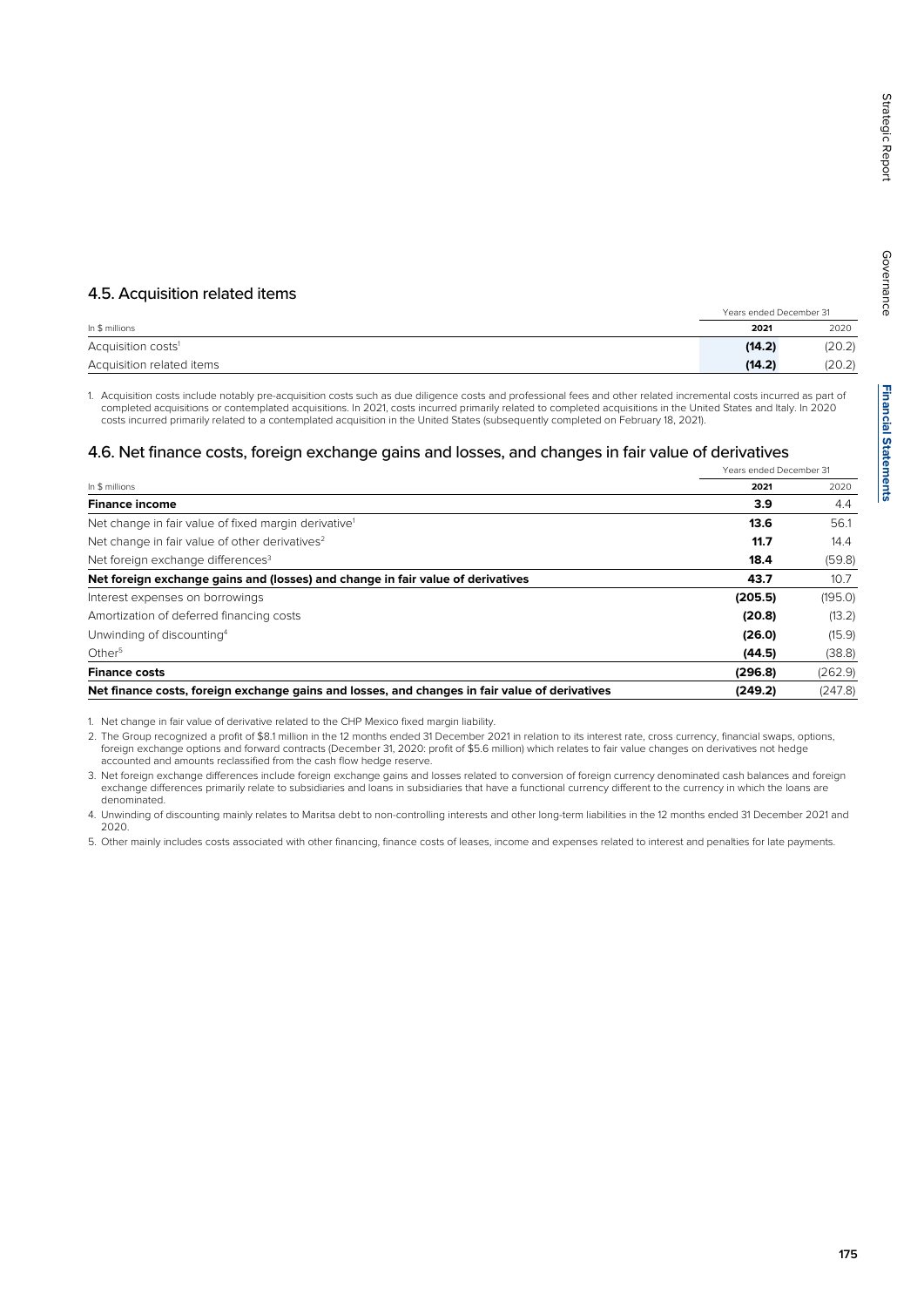## 4.5. Acquisition related items

| In $ millions | Years ended December 31 2021 | 2020 |
|---|---|---|
| Acquisition costs[1] | **(14.2)** | (20.2) |
| Acquisition related items | **(14.2)** | (20.2) |

1. Acquisition costs include notably pre-acquisition costs such as due diligence costs and professional fees and other related incremental costs incurred as part of completed acquisitions or contemplated acquisitions. In 2021, costs incurred primarily related to completed acquisitions in the United States and Italy. In 2020 costs incurred primarily related to a contemplated acquisition in the United States (subsequently completed on February 18, 2021).

## 4.6. Net finance costs, foreign exchange gains and losses, and changes in fair value of derivatives

| In $ millions | Years ended December 31 2021 | 2020 |
|---|---|---|
| **Finance income** | **3.9** | 4.4 |
| Net change in fair value of fixed margin derivative[1] | **13.6** | 56.1 |
| Net change in fair value of other derivatives[2] | **11.7** | 14.4 |
| Net foreign exchange differences[3] | **18.4** | (59.8) |
| **Net foreign exchange gains and (losses) and change in fair value of derivatives** | **43.7** | 10.7 |
| Interest expenses on borrowings | **(205.5)** | (195.0) |
| Amortization of deferred financing costs | **(20.8)** | (13.2) |
| Unwinding of discounting[4] | **(26.0)** | (15.9) |
| Other[5] | **(44.5)** | (38.8) |
| **Finance costs** | **(296.8)** | (262.9) |
| **Net finance costs, foreign exchange gains and losses, and changes in fair value of derivatives** | **(249.2)** | (247.8) |

1. Net change in fair value of derivative related to the CHP Mexico fixed margin liability.
2. The Group recognized a profit of $8.1 million in the 12 months ended 31 December 2021 in relation to its interest rate, cross currency, financial swaps, options, foreign exchange options and forward contracts (December 31, 2020: profit of $5.6 million) which relates to fair value changes on derivatives not hedge accounted and amounts reclassified from the cash flow hedge reserve.
3. Net foreign exchange differences include foreign exchange gains and losses related to conversion of foreign currency denominated cash balances and foreign exchange differences primarily relate to subsidiaries and loans in subsidiaries that have a functional currency different to the currency in which the loans are denominated.
4. Unwinding of discounting mainly relates to Maritsa debt to non-controlling interests and other long-term liabilities in the 12 months ended 31 December 2021 and 2020.
5. Other mainly includes costs associated with other financing, finance costs of leases, income and expenses related to interest and penalties for late payments.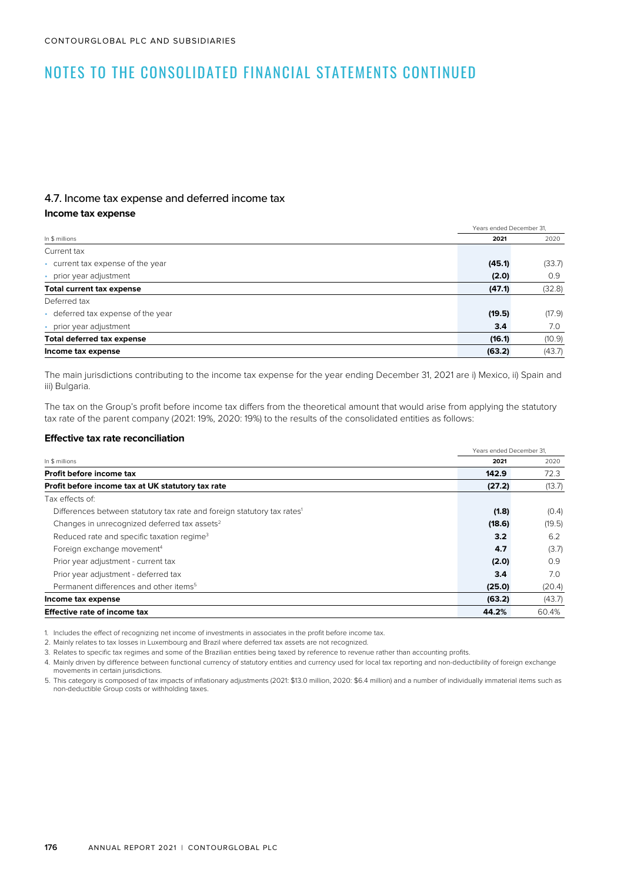## 4.7. Income tax expense and deferred income tax

### Income tax expense

| In $ millions | Years ended December 31, 2021 | 2020 |
|---|---|---|
| Current tax | | |
| • current tax expense of the year | **(45.1)** | (33.7) |
| • prior year adjustment | **(2.0)** | 0.9 |
| **Total current tax expense** | **(47.1)** | (32.8) |
| Deferred tax | | |
| • deferred tax expense of the year | **(19.5)** | (17.9) |
| • prior year adjustment | **3.4** | 7.0 |
| **Total deferred tax expense** | **(16.1)** | (10.9) |
| **Income tax expense** | **(63.2)** | (43.7) |

The main jurisdictions contributing to the income tax expense for the year ending December 31, 2021 are i) Mexico, ii) Spain and iii) Bulgaria.

The tax on the Group's profit before income tax differs from the theoretical amount that would arise from applying the statutory tax rate of the parent company (2021: 19%, 2020: 19%) to the results of the consolidated entities as follows:

### Effective tax rate reconciliation

| In $ millions | Years ended December 31, 2021 | 2020 |
|---|---|---|
| **Profit before income tax** | **142.9** | 72.3 |
| **Profit before income tax at UK statutory tax rate** | **(27.2)** | (13.7) |
| Tax effects of: | | |
| Differences between statutory tax rate and foreign statutory tax rates[1] | **(1.8)** | (0.4) |
| Changes in unrecognized deferred tax assets[2] | **(18.6)** | (19.5) |
| Reduced rate and specific taxation regime[3] | **3.2** | 6.2 |
| Foreign exchange movement[4] | **4.7** | (3.7) |
| Prior year adjustment - current tax | **(2.0)** | 0.9 |
| Prior year adjustment - deferred tax | **3.4** | 7.0 |
| Permanent differences and other items[5] | **(25.0)** | (20.4) |
| **Income tax expense** | **(63.2)** | (43.7) |
| **Effective rate of income tax** | **44.2%** | 60.4% |

1. Includes the effect of recognizing net income of investments in associates in the profit before income tax.
2. Mainly relates to tax losses in Luxembourg and Brazil where deferred tax assets are not recognized.
3. Relates to specific tax regimes and some of the Brazilian entities being taxed by reference to revenue rather than accounting profits.
4. Mainly driven by difference between functional currency of statutory entities and currency used for local tax reporting and non-deductibility of foreign exchange movements in certain jurisdictions.
5. This category is composed of tax impacts of inflationary adjustments (2021: $13.0 million, 2020: $6.4 million) and a number of individually immaterial items such as non-deductible Group costs or withholding taxes.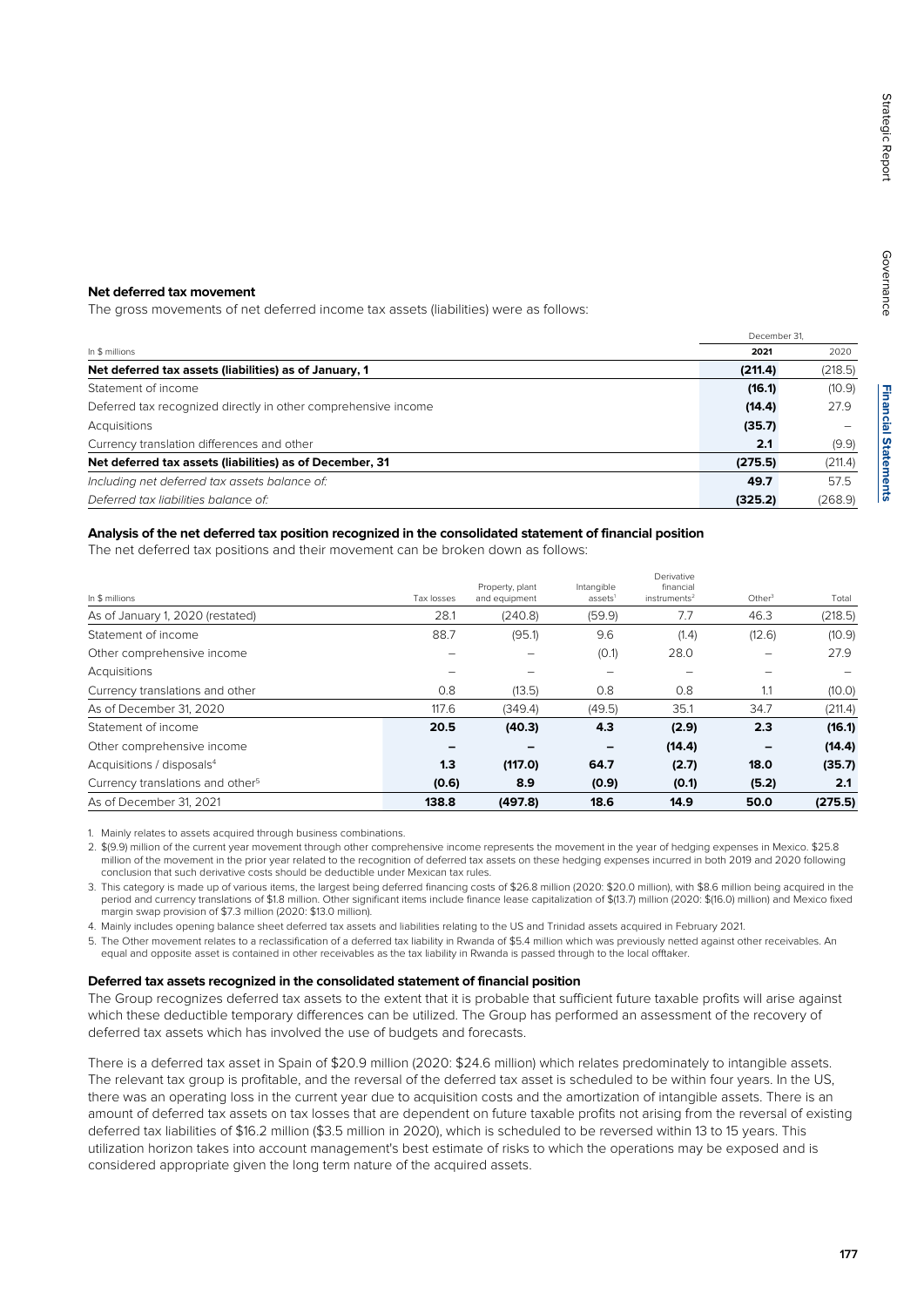### Net deferred tax movement

The gross movements of net deferred income tax assets (liabilities) were as follows:

| In $ millions | December 31, 2021 | 2020 |
|---|---|---|
| **Net deferred tax assets (liabilities) as of January, 1** | **(211.4)** | (218.5) |
| Statement of income | **(16.1)** | (10.9) |
| Deferred tax recognized directly in other comprehensive income | **(14.4)** | 27.9 |
| Acquisitions | **(35.7)** | – |
| Currency translation differences and other | **2.1** | (9.9) |
| **Net deferred tax assets (liabilities) as of December, 31** | **(275.5)** | (211.4) |
| *Including net deferred tax assets balance of:* | **49.7** | 57.5 |
| *Deferred tax liabilities balance of:* | **(325.2)** | (268.9) |

### Analysis of the net deferred tax position recognized in the consolidated statement of financial position

The net deferred tax positions and their movement can be broken down as follows:

| In $ millions | Tax losses | Property, plant and equipment | Intangible assets[1] | Derivative financial instruments[2] | Other[3] | Total |
|---|---|---|---|---|---|---|
| As of January 1, 2020 (restated) | 28.1 | (240.8) | (59.9) | 7.7 | 46.3 | (218.5) |
| Statement of income | 88.7 | (95.1) | 9.6 | (1.4) | (12.6) | (10.9) |
| Other comprehensive income | – | – | (0.1) | 28.0 | – | 27.9 |
| Acquisitions | – | – | – | – | – | – |
| Currency translations and other | 0.8 | (13.5) | 0.8 | 0.8 | 1.1 | (10.0) |
| As of December 31, 2020 | 117.6 | (349.4) | (49.5) | 35.1 | 34.7 | (211.4) |
| Statement of income | **20.5** | **(40.3)** | **4.3** | **(2.9)** | **2.3** | **(16.1)** |
| Other comprehensive income | **–** | **–** | **–** | **(14.4)** | **–** | **(14.4)** |
| Acquisitions / disposals[4] | **1.3** | **(117.0)** | **64.7** | **(2.7)** | **18.0** | **(35.7)** |
| Currency translations and other[5] | **(0.6)** | **8.9** | **(0.9)** | **(0.1)** | **(5.2)** | **2.1** |
| As of December 31, 2021 | **138.8** | **(497.8)** | **18.6** | **14.9** | **50.0** | **(275.5)** |

1. Mainly relates to assets acquired through business combinations.
2. $(9.9) million of the current year movement through other comprehensive income represents the movement in the year of hedging expenses in Mexico. $25.8 million of the movement in the prior year related to the recognition of deferred tax assets on these hedging expenses incurred in both 2019 and 2020 following conclusion that such derivative costs should be deductible under Mexican tax rules.
3. This category is made up of various items, the largest being deferred financing costs of $26.8 million (2020: $20.0 million), with $8.6 million being acquired in the period and currency translations of $1.8 million. Other significant items include finance lease capitalization of $(13.7) million (2020: $(16.0) million) and Mexico fixed margin swap provision of $7.3 million (2020: $13.0 million).
4. Mainly includes opening balance sheet deferred tax assets and liabilities relating to the US and Trinidad assets acquired in February 2021.
5. The Other movement relates to a reclassification of a deferred tax liability in Rwanda of $5.4 million which was previously netted against other receivables. An equal and opposite asset is contained in other receivables as the tax liability in Rwanda is passed through to the local offtaker.

### Deferred tax assets recognized in the consolidated statement of financial position

The Group recognizes deferred tax assets to the extent that it is probable that sufficient future taxable profits will arise against which these deductible temporary differences can be utilized. The Group has performed an assessment of the recovery of deferred tax assets which has involved the use of budgets and forecasts.

There is a deferred tax asset in Spain of $20.9 million (2020: $24.6 million) which relates predominately to intangible assets. The relevant tax group is profitable, and the reversal of the deferred tax asset is scheduled to be within four years. In the US, there was an operating loss in the current year due to acquisition costs and the amortization of intangible assets. There is an amount of deferred tax assets on tax losses that are dependent on future taxable profits not arising from the reversal of existing deferred tax liabilities of $16.2 million ($3.5 million in 2020), which is scheduled to be reversed within 13 to 15 years. This utilization horizon takes into account management's best estimate of risks to which the operations may be exposed and is considered appropriate given the long term nature of the acquired assets.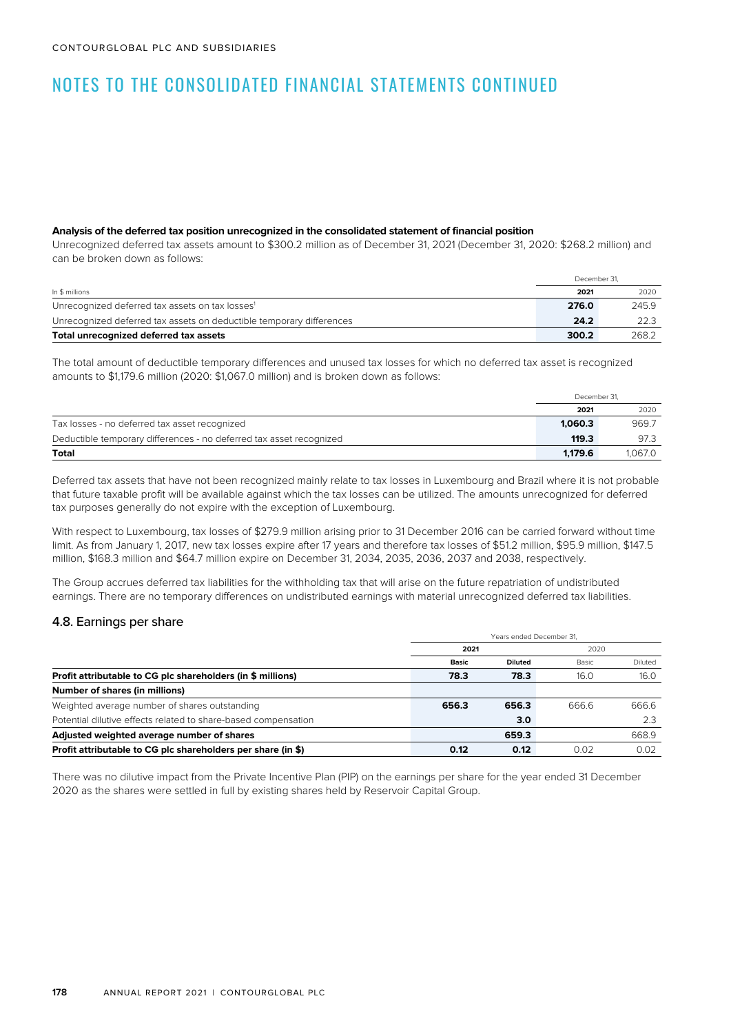# NOTES TO THE CONSOLIDATED FINANCIAL STATEMENTS CONTINUED

**Analysis of the deferred tax position unrecognized in the consolidated statement of financial position**

Unrecognized deferred tax assets amount to $300.2 million as of December 31, 2021 (December 31, 2020: $268.2 million) and can be broken down as follows:

| In $ millions | December 31, 2021 | 2020 |
|---|---|---|
| Unrecognized deferred tax assets on tax losses[1] | **276.0** | 245.9 |
| Unrecognized deferred tax assets on deductible temporary differences | **24.2** | 22.3 |
| **Total unrecognized deferred tax assets** | **300.2** | 268.2 |

The total amount of deductible temporary differences and unused tax losses for which no deferred tax asset is recognized amounts to $1,179.6 million (2020: $1,067.0 million) and is broken down as follows:

| | December 31, 2021 | 2020 |
|---|---|---|
| Tax losses - no deferred tax asset recognized | **1,060.3** | 969.7 |
| Deductible temporary differences - no deferred tax asset recognized | **119.3** | 97.3 |
| **Total** | **1,179.6** | 1,067.0 |

Deferred tax assets that have not been recognized mainly relate to tax losses in Luxembourg and Brazil where it is not probable that future taxable profit will be available against which the tax losses can be utilized. The amounts unrecognized for deferred tax purposes generally do not expire with the exception of Luxembourg.

With respect to Luxembourg, tax losses of $279.9 million arising prior to 31 December 2016 can be carried forward without time limit. As from January 1, 2017, new tax losses expire after 17 years and therefore tax losses of $51.2 million, $95.9 million, $147.5 million, $168.3 million and $64.7 million expire on December 31, 2034, 2035, 2036, 2037 and 2038, respectively.

The Group accrues deferred tax liabilities for the withholding tax that will arise on the future repatriation of undistributed earnings. There are no temporary differences on undistributed earnings with material unrecognized deferred tax liabilities.

## 4.8. Earnings per share

| | Years ended December 31, 2021 | | 2020 | |
|---|---|---|---|---|
| | Basic | Diluted | Basic | Diluted |
| **Profit attributable to CG plc shareholders (in $ millions)** | **78.3** | **78.3** | 16.0 | 16.0 |
| **Number of shares (in millions)** | | | | |
| Weighted average number of shares outstanding | **656.3** | **656.3** | 666.6 | 666.6 |
| Potential dilutive effects related to share-based compensation | | **3.0** | | 2.3 |
| **Adjusted weighted average number of shares** | | **659.3** | | 668.9 |
| **Profit attributable to CG plc shareholders per share (in $)** | **0.12** | **0.12** | 0.02 | 0.02 |

There was no dilutive impact from the Private Incentive Plan (PIP) on the earnings per share for the year ended 31 December 2020 as the shares were settled in full by existing shares held by Reservoir Capital Group.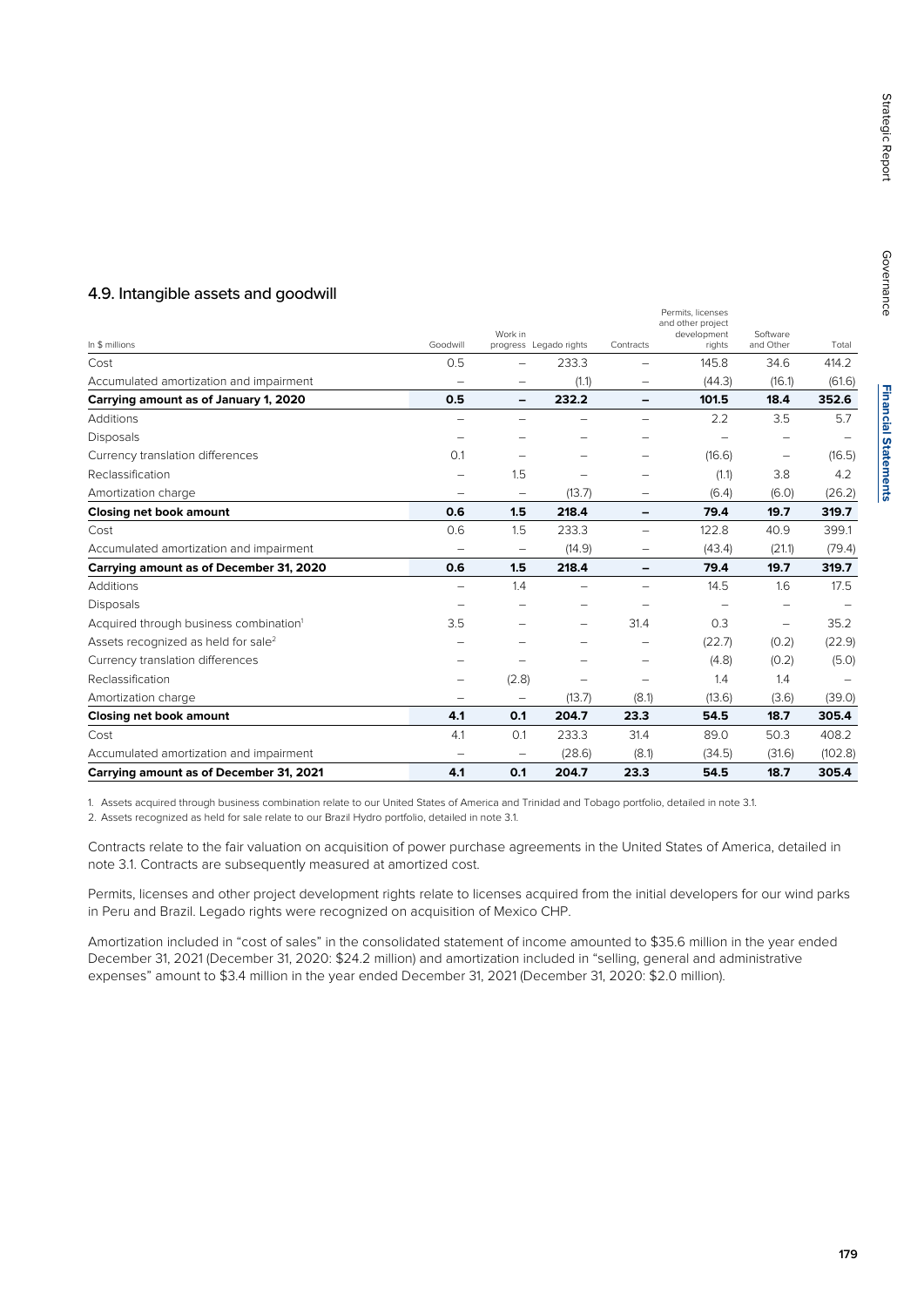## 4.9. Intangible assets and goodwill

| In $ millions | Goodwill | Work in progress | Legado rights | Contracts | Permits, licenses and other project development rights | Software and Other | Total |
|---|---|---|---|---|---|---|---|
| Cost | 0.5 | – | 233.3 | – | 145.8 | 34.6 | 414.2 |
| Accumulated amortization and impairment | – | – | (1.1) | – | (44.3) | (16.1) | (61.6) |
| **Carrying amount as of January 1, 2020** | **0.5** | **–** | **232.2** | **–** | **101.5** | **18.4** | **352.6** |
| Additions | – | – | – | – | 2.2 | 3.5 | 5.7 |
| Disposals | – | – | – | – | – | – | – |
| Currency translation differences | 0.1 | – | – | – | (16.6) | – | (16.5) |
| Reclassification | – | 1.5 | – | – | (1.1) | 3.8 | 4.2 |
| Amortization charge | – | – | (13.7) | – | (6.4) | (6.0) | (26.2) |
| **Closing net book amount** | **0.6** | **1.5** | **218.4** | **–** | **79.4** | **19.7** | **319.7** |
| Cost | 0.6 | 1.5 | 233.3 | – | 122.8 | 40.9 | 399.1 |
| Accumulated amortization and impairment | – | – | (14.9) | – | (43.4) | (21.1) | (79.4) |
| **Carrying amount as of December 31, 2020** | **0.6** | **1.5** | **218.4** | **–** | **79.4** | **19.7** | **319.7** |
| Additions | – | 1.4 | – | – | 14.5 | 1.6 | 17.5 |
| Disposals | – | – | – | – | – | – | – |
| Acquired through business combination[1] | 3.5 | – | – | 31.4 | 0.3 | – | 35.2 |
| Assets recognized as held for sale[2] | – | – | – | – | (22.7) | (0.2) | (22.9) |
| Currency translation differences | – | – | – | – | (4.8) | (0.2) | (5.0) |
| Reclassification | – | (2.8) | – | – | 1.4 | 1.4 | – |
| Amortization charge | – | – | (13.7) | (8.1) | (13.6) | (3.6) | (39.0) |
| **Closing net book amount** | **4.1** | **0.1** | **204.7** | **23.3** | **54.5** | **18.7** | **305.4** |
| Cost | 4.1 | 0.1 | 233.3 | 31.4 | 89.0 | 50.3 | 408.2 |
| Accumulated amortization and impairment | – | – | (28.6) | (8.1) | (34.5) | (31.6) | (102.8) |
| **Carrying amount as of December 31, 2021** | **4.1** | **0.1** | **204.7** | **23.3** | **54.5** | **18.7** | **305.4** |

1. Assets acquired through business combination relate to our United States of America and Trinidad and Tobago portfolio, detailed in note 3.1.
2. Assets recognized as held for sale relate to our Brazil Hydro portfolio, detailed in note 3.1.

Contracts relate to the fair valuation on acquisition of power purchase agreements in the United States of America, detailed in note 3.1. Contracts are subsequently measured at amortized cost.

Permits, licenses and other project development rights relate to licenses acquired from the initial developers for our wind parks in Peru and Brazil. Legado rights were recognized on acquisition of Mexico CHP.

Amortization included in "cost of sales" in the consolidated statement of income amounted to $35.6 million in the year ended December 31, 2021 (December 31, 2020: $24.2 million) and amortization included in "selling, general and administrative expenses" amount to $3.4 million in the year ended December 31, 2021 (December 31, 2020: $2.0 million).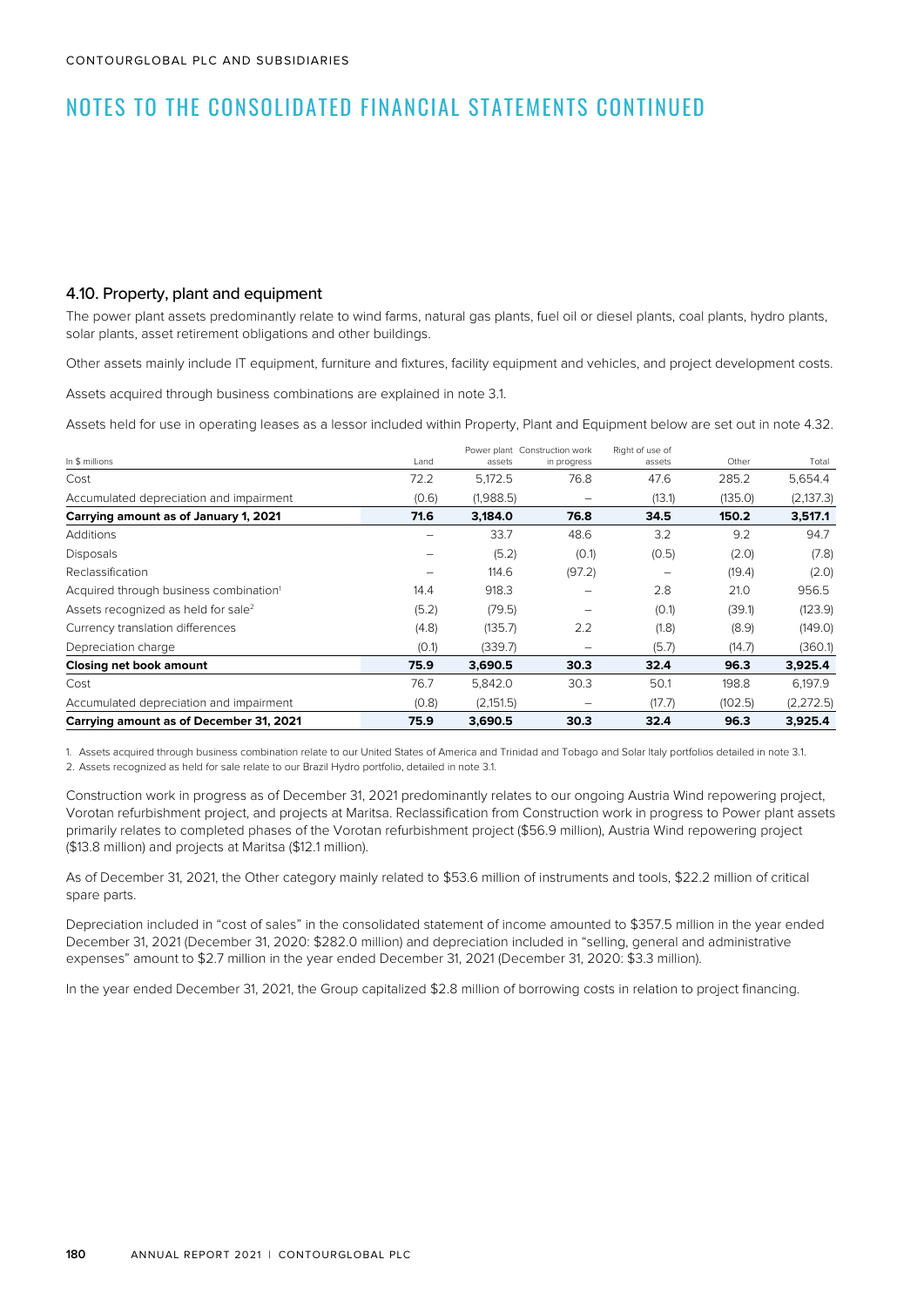# NOTES TO THE CONSOLIDATED FINANCIAL STATEMENTS CONTINUED

## 4.10. Property, plant and equipment

The power plant assets predominantly relate to wind farms, natural gas plants, fuel oil or diesel plants, coal plants, hydro plants, solar plants, asset retirement obligations and other buildings.

Other assets mainly include IT equipment, furniture and fixtures, facility equipment and vehicles, and project development costs.

Assets acquired through business combinations are explained in note 3.1.

Assets held for use in operating leases as a lessor included within Property, Plant and Equipment below are set out in note 4.32.

| In $ millions | Land | Power plant assets | Construction work in progress | Right of use of assets | Other | Total |
|---|---|---|---|---|---|---|
| Cost | 72.2 | 5,172.5 | 76.8 | 47.6 | 285.2 | 5,654.4 |
| Accumulated depreciation and impairment | (0.6) | (1,988.5) | – | (13.1) | (135.0) | (2,137.3) |
| **Carrying amount as of January 1, 2021** | **71.6** | **3,184.0** | **76.8** | **34.5** | **150.2** | **3,517.1** |
| Additions | – | 33.7 | 48.6 | 3.2 | 9.2 | 94.7 |
| Disposals | – | (5.2) | (0.1) | (0.5) | (2.0) | (7.8) |
| Reclassification | – | 114.6 | (97.2) | – | (19.4) | (2.0) |
| Acquired through business combination[1] | 14.4 | 918.3 | – | 2.8 | 21.0 | 956.5 |
| Assets recognized as held for sale[2] | (5.2) | (79.5) | – | (0.1) | (39.1) | (123.9) |
| Currency translation differences | (4.8) | (135.7) | 2.2 | (1.8) | (8.9) | (149.0) |
| Depreciation charge | (0.1) | (339.7) | – | (5.7) | (14.7) | (360.1) |
| **Closing net book amount** | **75.9** | **3,690.5** | **30.3** | **32.4** | **96.3** | **3,925.4** |
| Cost | 76.7 | 5,842.0 | 30.3 | 50.1 | 198.8 | 6,197.9 |
| Accumulated depreciation and impairment | (0.8) | (2,151.5) | – | (17.7) | (102.5) | (2,272.5) |
| **Carrying amount as of December 31, 2021** | **75.9** | **3,690.5** | **30.3** | **32.4** | **96.3** | **3,925.4** |

1. Assets acquired through business combination relate to our United States of America and Trinidad and Tobago and Solar Italy portfolios detailed in note 3.1.
2. Assets recognized as held for sale relate to our Brazil Hydro portfolio, detailed in note 3.1.

Construction work in progress as of December 31, 2021 predominantly relates to our ongoing Austria Wind repowering project, Vorotan refurbishment project, and projects at Maritsa. Reclassification from Construction work in progress to Power plant assets primarily relates to completed phases of the Vorotan refurbishment project ($56.9 million), Austria Wind repowering project ($13.8 million) and projects at Maritsa ($12.1 million).

As of December 31, 2021, the Other category mainly related to $53.6 million of instruments and tools, $22.2 million of critical spare parts.

Depreciation included in "cost of sales" in the consolidated statement of income amounted to $357.5 million in the year ended December 31, 2021 (December 31, 2020: $282.0 million) and depreciation included in "selling, general and administrative expenses" amount to $2.7 million in the year ended December 31, 2021 (December 31, 2020: $3.3 million).

In the year ended December 31, 2021, the Group capitalized $2.8 million of borrowing costs in relation to project financing.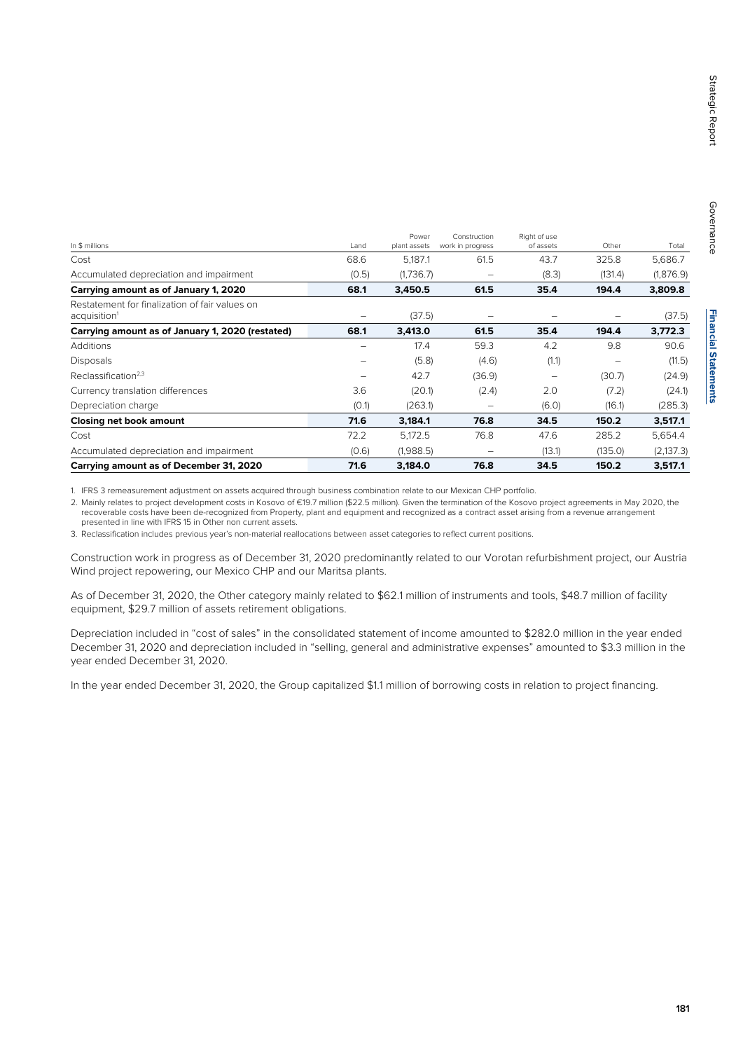| In $ millions | Land | Power plant assets | Construction work in progress | Right of use of assets | Other | Total |
|---|---|---|---|---|---|---|
| Cost | 68.6 | 5,187.1 | 61.5 | 43.7 | 325.8 | 5,686.7 |
| Accumulated depreciation and impairment | (0.5) | (1,736.7) | – | (8.3) | (131.4) | (1,876.9) |
| **Carrying amount as of January 1, 2020** | **68.1** | **3,450.5** | **61.5** | **35.4** | **194.4** | **3,809.8** |
| Restatement for finalization of fair values on acquisition[1] | – | (37.5) | – | – | – | (37.5) |
| **Carrying amount as of January 1, 2020 (restated)** | **68.1** | **3,413.0** | **61.5** | **35.4** | **194.4** | **3,772.3** |
| Additions | – | 17.4 | 59.3 | 4.2 | 9.8 | 90.6 |
| Disposals | – | (5.8) | (4.6) | (1.1) | – | (11.5) |
| Reclassification[2,3] | – | 42.7 | (36.9) | – | (30.7) | (24.9) |
| Currency translation differences | 3.6 | (20.1) | (2.4) | 2.0 | (7.2) | (24.1) |
| Depreciation charge | (0.1) | (263.1) | – | (6.0) | (16.1) | (285.3) |
| **Closing net book amount** | **71.6** | **3,184.1** | **76.8** | **34.5** | **150.2** | **3,517.1** |
| Cost | 72.2 | 5,172.5 | 76.8 | 47.6 | 285.2 | 5,654.4 |
| Accumulated depreciation and impairment | (0.6) | (1,988.5) | – | (13.1) | (135.0) | (2,137.3) |
| **Carrying amount as of December 31, 2020** | **71.6** | **3,184.0** | **76.8** | **34.5** | **150.2** | **3,517.1** |

1. IFRS 3 remeasurement adjustment on assets acquired through business combination relate to our Mexican CHP portfolio.

2. Mainly relates to project development costs in Kosovo of €19.7 million ($22.5 million). Given the termination of the Kosovo project agreements in May 2020, the recoverable costs have been de-recognized from Property, plant and equipment and recognized as a contract asset arising from a revenue arrangement presented in line with IFRS 15 in Other non current assets.

3. Reclassification includes previous year's non-material reallocations between asset categories to reflect current positions.

Construction work in progress as of December 31, 2020 predominantly related to our Vorotan refurbishment project, our Austria Wind project repowering, our Mexico CHP and our Maritsa plants.

As of December 31, 2020, the Other category mainly related to $62.1 million of instruments and tools, $48.7 million of facility equipment, $29.7 million of assets retirement obligations.

Depreciation included in "cost of sales" in the consolidated statement of income amounted to $282.0 million in the year ended December 31, 2020 and depreciation included in "selling, general and administrative expenses" amounted to $3.3 million in the year ended December 31, 2020.

In the year ended December 31, 2020, the Group capitalized $1.1 million of borrowing costs in relation to project financing.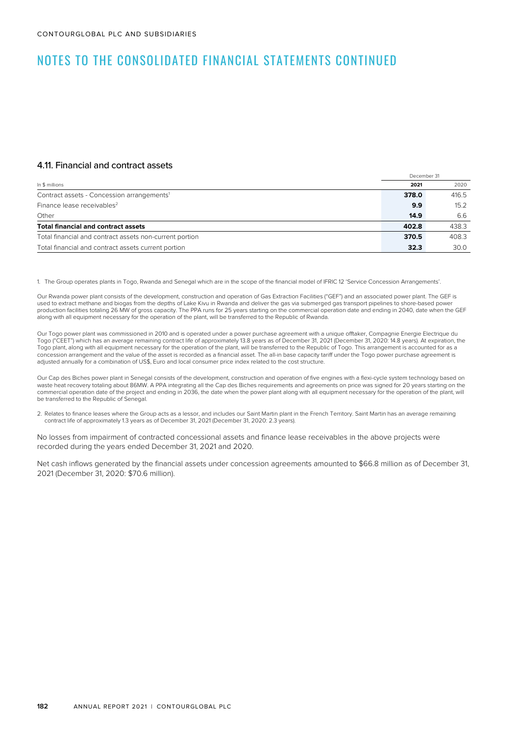# NOTES TO THE CONSOLIDATED FINANCIAL STATEMENTS CONTINUED

## 4.11. Financial and contract assets

| In $ millions | December 31 2021 | 2020 |
|---|---|---|
| Contract assets - Concession arrangements[1] | **378.0** | 416.5 |
| Finance lease receivables[2] | **9.9** | 15.2 |
| Other | **14.9** | 6.6 |
| **Total financial and contract assets** | **402.8** | 438.3 |
| Total financial and contract assets non-current portion | **370.5** | 408.3 |
| Total financial and contract assets current portion | **32.3** | 30.0 |

1. The Group operates plants in Togo, Rwanda and Senegal which are in the scope of the financial model of IFRIC 12 'Service Concession Arrangements'.

Our Rwanda power plant consists of the development, construction and operation of Gas Extraction Facilities ("GEF") and an associated power plant. The GEF is used to extract methane and biogas from the depths of Lake Kivu in Rwanda and deliver the gas via submerged gas transport pipelines to shore-based power production facilities totaling 26 MW of gross capacity. The PPA runs for 25 years starting on the commercial operation date and ending in 2040, date when the GEF along with all equipment necessary for the operation of the plant, will be transferred to the Republic of Rwanda.

Our Togo power plant was commissioned in 2010 and is operated under a power purchase agreement with a unique offtaker, Compagnie Energie Electrique du Togo ("CEET") which has an average remaining contract life of approximately 13.8 years as of December 31, 2021 (December 31, 2020: 14.8 years). At expiration, the Togo plant, along with all equipment necessary for the operation of the plant, will be transferred to the Republic of Togo. This arrangement is accounted for as a concession arrangement and the value of the asset is recorded as a financial asset. The all-in base capacity tariff under the Togo power purchase agreement is adjusted annually for a combination of US$, Euro and local consumer price index related to the cost structure.

Our Cap des Biches power plant in Senegal consists of the development, construction and operation of five engines with a flexi-cycle system technology based on waste heat recovery totaling about 86MW. A PPA integrating all the Cap des Biches requirements and agreements on price was signed for 20 years starting on the commercial operation date of the project and ending in 2036, the date when the power plant along with all equipment necessary for the operation of the plant, will be transferred to the Republic of Senegal.

2. Relates to finance leases where the Group acts as a lessor, and includes our Saint Martin plant in the French Territory. Saint Martin has an average remaining contract life of approximately 1.3 years as of December 31, 2021 (December 31, 2020: 2.3 years).

No losses from impairment of contracted concessional assets and finance lease receivables in the above projects were recorded during the years ended December 31, 2021 and 2020.

Net cash inflows generated by the financial assets under concession agreements amounted to $66.8 million as of December 31, 2021 (December 31, 2020: $70.6 million).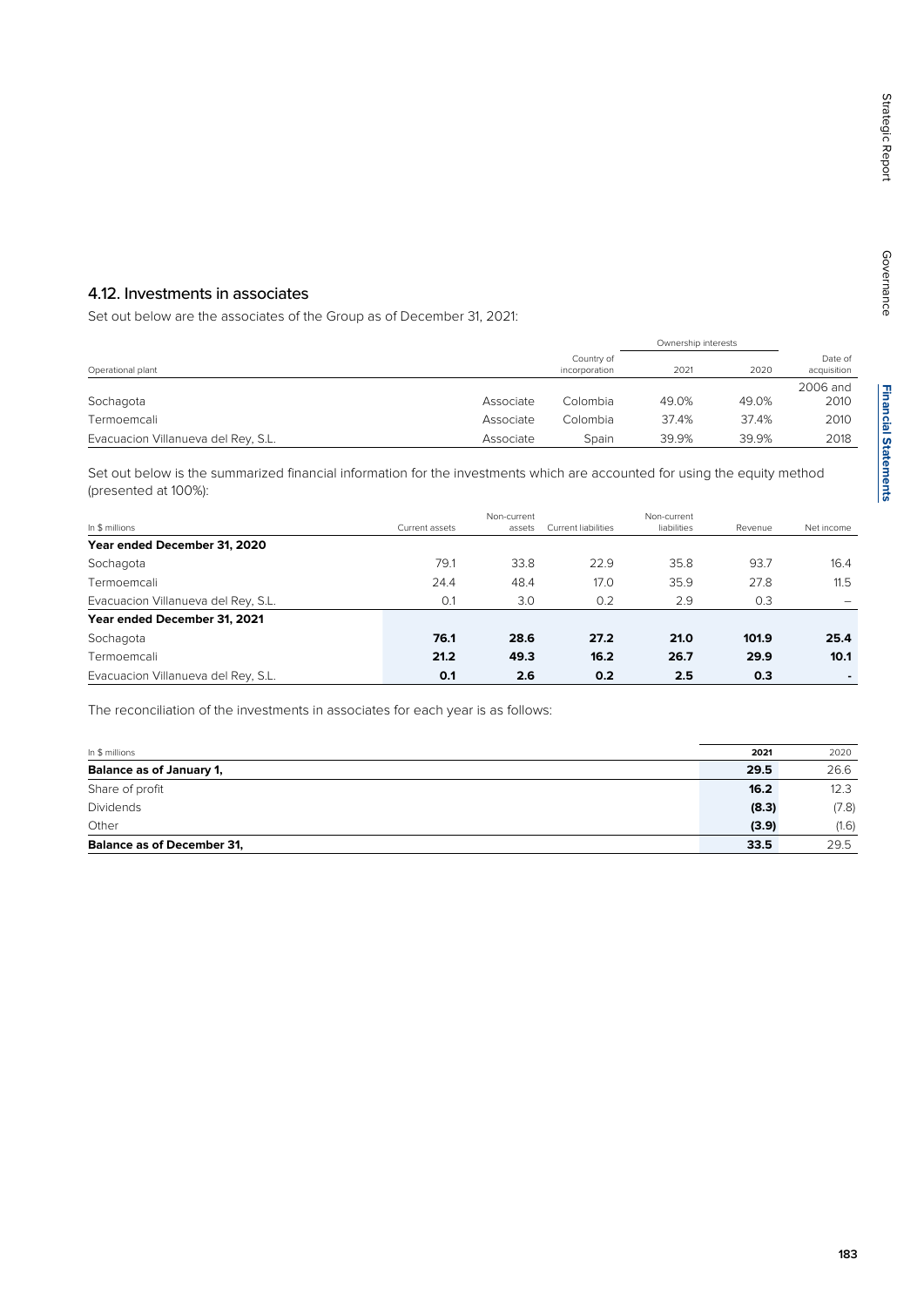## 4.12. Investments in associates

Set out below are the associates of the Group as of December 31, 2021:

| Operational plant | | Country of incorporation | Ownership interests | | Date of acquisition |
|---|---|---|---|---|---|
| | | | 2021 | 2020 | |
| Sochagota | Associate | Colombia | 49.0% | 49.0% | 2006 and 2010 |
| Termoemcali | Associate | Colombia | 37.4% | 37.4% | 2010 |
| Evacuacion Villanueva del Rey, S.L. | Associate | Spain | 39.9% | 39.9% | 2018 |

Set out below is the summarized financial information for the investments which are accounted for using the equity method (presented at 100%):

| In $ millions | Current assets | Non-current assets | Current liabilities | Non-current liabilities | Revenue | Net income |
|---|---|---|---|---|---|---|
| **Year ended December 31, 2020** | | | | | | |
| Sochagota | 79.1 | 33.8 | 22.9 | 35.8 | 93.7 | 16.4 |
| Termoemcali | 24.4 | 48.4 | 17.0 | 35.9 | 27.8 | 11.5 |
| Evacuacion Villanueva del Rey, S.L. | 0.1 | 3.0 | 0.2 | 2.9 | 0.3 | – |
| **Year ended December 31, 2021** | | | | | | |
| Sochagota | **76.1** | **28.6** | **27.2** | **21.0** | **101.9** | **25.4** |
| Termoemcali | **21.2** | **49.3** | **16.2** | **26.7** | **29.9** | **10.1** |
| Evacuacion Villanueva del Rey, S.L. | **0.1** | **2.6** | **0.2** | **2.5** | **0.3** | **-** |

The reconciliation of the investments in associates for each year is as follows:

| In $ millions | 2021 | 2020 |
|---|---|---|
| **Balance as of January 1,** | **29.5** | 26.6 |
| Share of profit | **16.2** | 12.3 |
| Dividends | **(8.3)** | (7.8) |
| Other | **(3.9)** | (1.6) |
| **Balance as of December 31,** | **33.5** | 29.5 |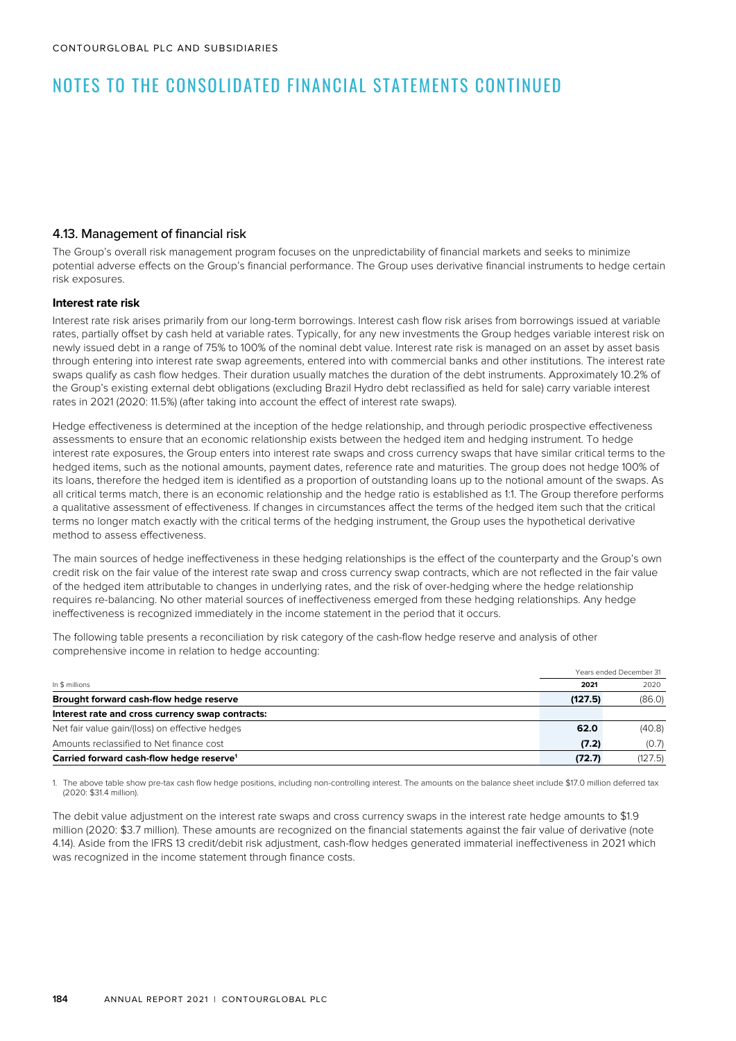# NOTES TO THE CONSOLIDATED FINANCIAL STATEMENTS CONTINUED

## 4.13. Management of financial risk

The Group's overall risk management program focuses on the unpredictability of financial markets and seeks to minimize potential adverse effects on the Group's financial performance. The Group uses derivative financial instruments to hedge certain risk exposures.

### Interest rate risk

Interest rate risk arises primarily from our long-term borrowings. Interest cash flow risk arises from borrowings issued at variable rates, partially offset by cash held at variable rates. Typically, for any new investments the Group hedges variable interest risk on newly issued debt in a range of 75% to 100% of the nominal debt value. Interest rate risk is managed on an asset by asset basis through entering into interest rate swap agreements, entered into with commercial banks and other institutions. The interest rate swaps qualify as cash flow hedges. Their duration usually matches the duration of the debt instruments. Approximately 10.2% of the Group's existing external debt obligations (excluding Brazil Hydro debt reclassified as held for sale) carry variable interest rates in 2021 (2020: 11.5%) (after taking into account the effect of interest rate swaps).

Hedge effectiveness is determined at the inception of the hedge relationship, and through periodic prospective effectiveness assessments to ensure that an economic relationship exists between the hedged item and hedging instrument. To hedge interest rate exposures, the Group enters into interest rate swaps and cross currency swaps that have similar critical terms to the hedged items, such as the notional amounts, payment dates, reference rate and maturities. The group does not hedge 100% of its loans, therefore the hedged item is identified as a proportion of outstanding loans up to the notional amount of the swaps. As all critical terms match, there is an economic relationship and the hedge ratio is established as 1:1. The Group therefore performs a qualitative assessment of effectiveness. If changes in circumstances affect the terms of the hedged item such that the critical terms no longer match exactly with the critical terms of the hedging instrument, the Group uses the hypothetical derivative method to assess effectiveness.

The main sources of hedge ineffectiveness in these hedging relationships is the effect of the counterparty and the Group's own credit risk on the fair value of the interest rate swap and cross currency swap contracts, which are not reflected in the fair value of the hedged item attributable to changes in underlying rates, and the risk of over-hedging where the hedge relationship requires re-balancing. No other material sources of ineffectiveness emerged from these hedging relationships. Any hedge ineffectiveness is recognized immediately in the income statement in the period that it occurs.

The following table presents a reconciliation by risk category of the cash-flow hedge reserve and analysis of other comprehensive income in relation to hedge accounting:

| In $ millions | Years ended December 31 | |
|---|---|---|
| | **2021** | 2020 |
| **Brought forward cash-flow hedge reserve** | **(127.5)** | (86.0) |
| **Interest rate and cross currency swap contracts:** | | |
| Net fair value gain/(loss) on effective hedges | **62.0** | (40.8) |
| Amounts reclassified to Net finance cost | **(7.2)** | (0.7) |
| **Carried forward cash-flow hedge reserve[1]** | **(72.7)** | (127.5) |

1. The above table show pre-tax cash flow hedge positions, including non-controlling interest. The amounts on the balance sheet include $17.0 million deferred tax (2020: $31.4 million).

The debit value adjustment on the interest rate swaps and cross currency swaps in the interest rate hedge amounts to $1.9 million (2020: $3.7 million). These amounts are recognized on the financial statements against the fair value of derivative (note 4.14). Aside from the IFRS 13 credit/debit risk adjustment, cash-flow hedges generated immaterial ineffectiveness in 2021 which was recognized in the income statement through finance costs.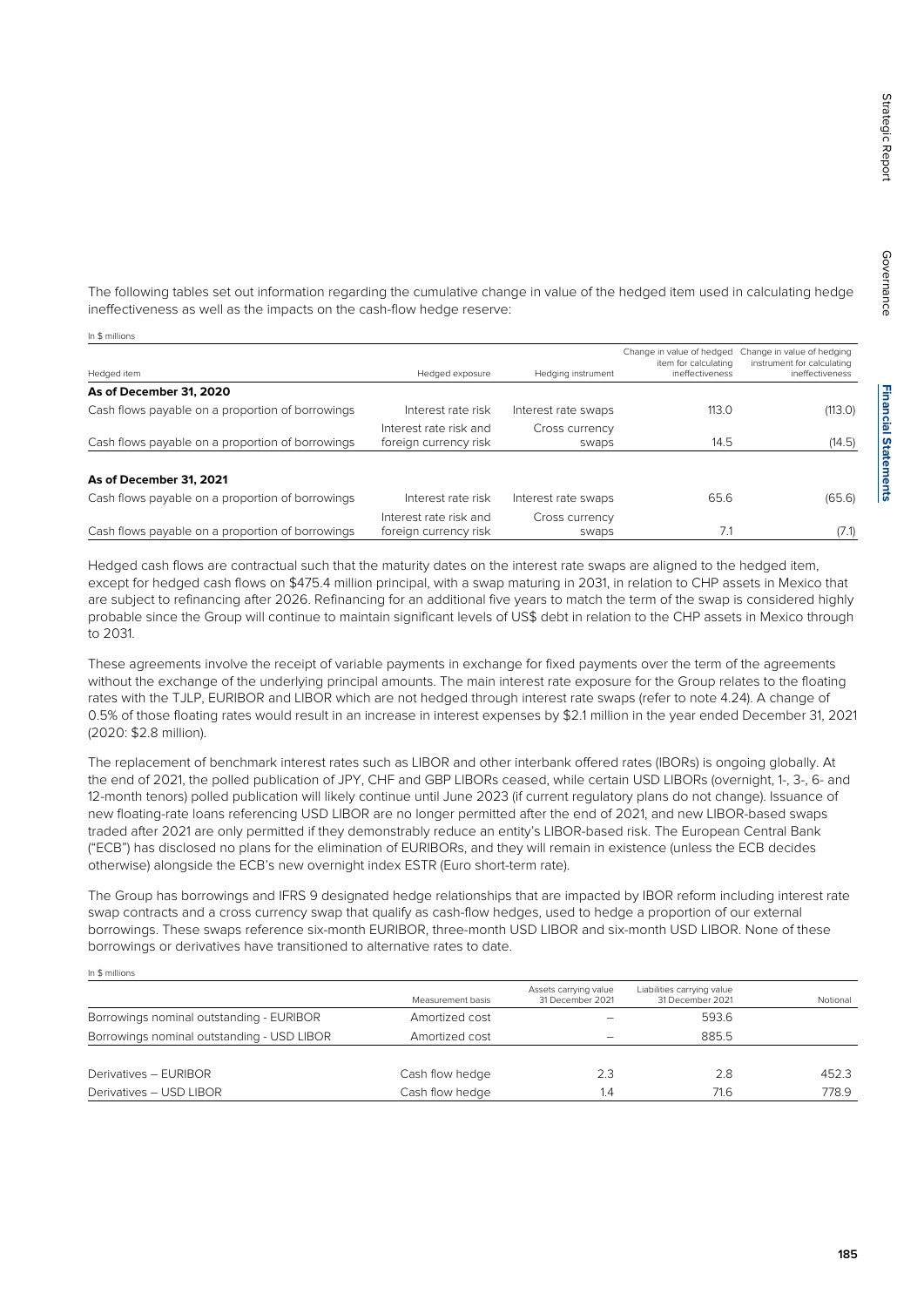The following tables set out information regarding the cumulative change in value of the hedged item used in calculating hedge ineffectiveness as well as the impacts on the cash-flow hedge reserve:

In $ millions

| Hedged item | Hedged exposure | Hedging instrument | Change in value of hedged item for calculating ineffectiveness | Change in value of hedging instrument for calculating ineffectiveness |
|---|---|---|---|---|
| **As of December 31, 2020** | | | | |
| Cash flows payable on a proportion of borrowings | Interest rate risk | Interest rate swaps | 113.0 | (113.0) |
| Cash flows payable on a proportion of borrowings | Interest rate risk and foreign currency risk | Cross currency swaps | 14.5 | (14.5) |
| **As of December 31, 2021** | | | | |
| Cash flows payable on a proportion of borrowings | Interest rate risk | Interest rate swaps | 65.6 | (65.6) |
| Cash flows payable on a proportion of borrowings | Interest rate risk and foreign currency risk | Cross currency swaps | 7.1 | (7.1) |

Hedged cash flows are contractual such that the maturity dates on the interest rate swaps are aligned to the hedged item, except for hedged cash flows on $475.4 million principal, with a swap maturing in 2031, in relation to CHP assets in Mexico that are subject to refinancing after 2026. Refinancing for an additional five years to match the term of the swap is considered highly probable since the Group will continue to maintain significant levels of US$ debt in relation to the CHP assets in Mexico through to 2031.

These agreements involve the receipt of variable payments in exchange for fixed payments over the term of the agreements without the exchange of the underlying principal amounts. The main interest rate exposure for the Group relates to the floating rates with the TJLP, EURIBOR and LIBOR which are not hedged through interest rate swaps (refer to note 4.24). A change of 0.5% of those floating rates would result in an increase in interest expenses by $2.1 million in the year ended December 31, 2021 (2020: $2.8 million).

The replacement of benchmark interest rates such as LIBOR and other interbank offered rates (IBORs) is ongoing globally. At the end of 2021, the polled publication of JPY, CHF and GBP LIBORs ceased, while certain USD LIBORs (overnight, 1-, 3-, 6- and 12-month tenors) polled publication will likely continue until June 2023 (if current regulatory plans do not change). Issuance of new floating-rate loans referencing USD LIBOR are no longer permitted after the end of 2021, and new LIBOR-based swaps traded after 2021 are only permitted if they demonstrably reduce an entity's LIBOR-based risk. The European Central Bank ("ECB") has disclosed no plans for the elimination of EURIBORs, and they will remain in existence (unless the ECB decides otherwise) alongside the ECB's new overnight index ESTR (Euro short-term rate).

The Group has borrowings and IFRS 9 designated hedge relationships that are impacted by IBOR reform including interest rate swap contracts and a cross currency swap that qualify as cash-flow hedges, used to hedge a proportion of our external borrowings. These swaps reference six-month EURIBOR, three-month USD LIBOR and six-month USD LIBOR. None of these borrowings or derivatives have transitioned to alternative rates to date.

In $ millions

| | Measurement basis | Assets carrying value 31 December 2021 | Liabilities carrying value 31 December 2021 | Notional |
|---|---|---|---|---|
| Borrowings nominal outstanding - EURIBOR | Amortized cost | – | 593.6 | |
| Borrowings nominal outstanding - USD LIBOR | Amortized cost | – | 885.5 | |
| Derivatives – EURIBOR | Cash flow hedge | 2.3 | 2.8 | 452.3 |
| Derivatives – USD LIBOR | Cash flow hedge | 1.4 | 71.6 | 778.9 |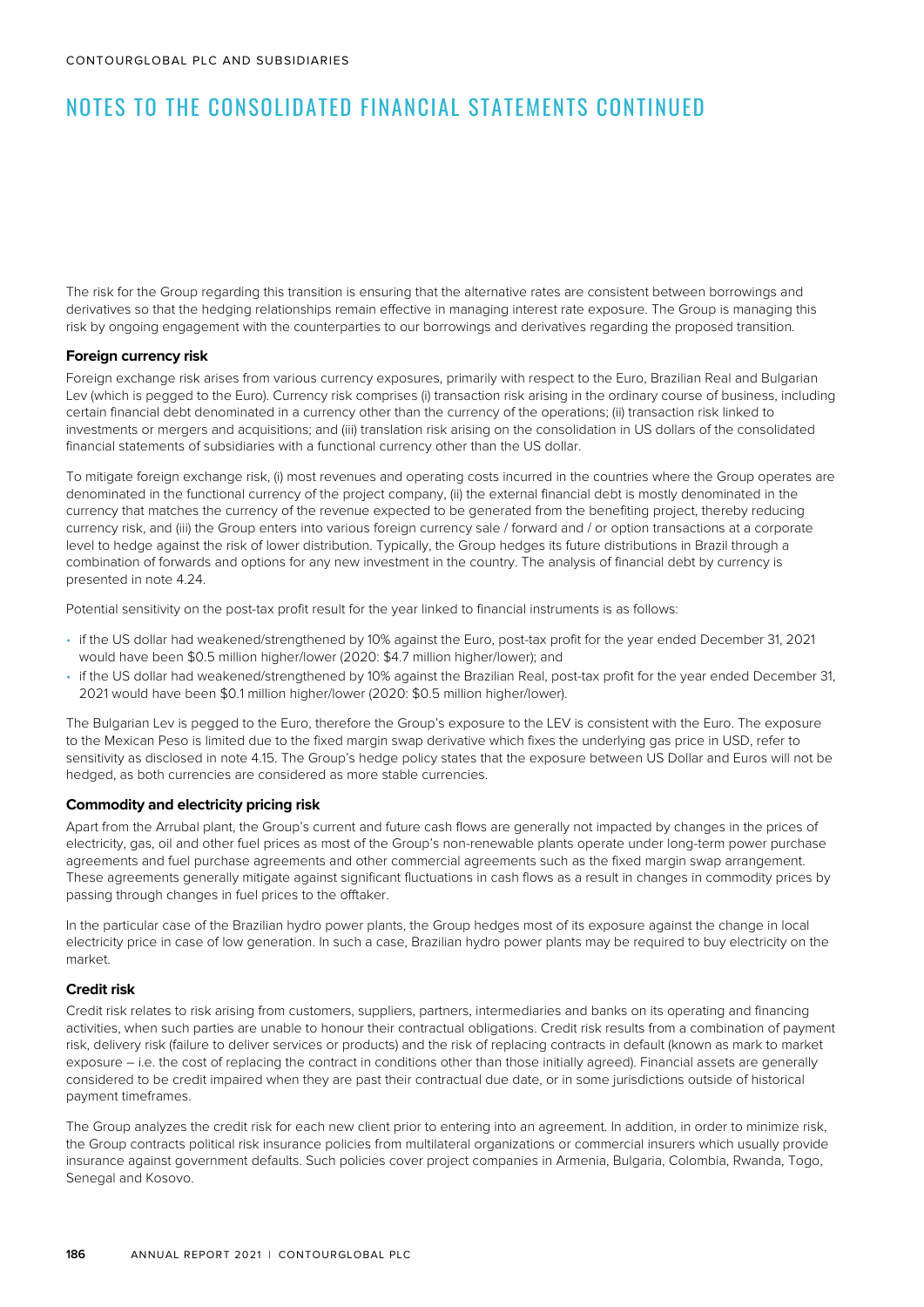The risk for the Group regarding this transition is ensuring that the alternative rates are consistent between borrowings and derivatives so that the hedging relationships remain effective in managing interest rate exposure. The Group is managing this risk by ongoing engagement with the counterparties to our borrowings and derivatives regarding the proposed transition.

**Foreign currency risk**

Foreign exchange risk arises from various currency exposures, primarily with respect to the Euro, Brazilian Real and Bulgarian Lev (which is pegged to the Euro). Currency risk comprises (i) transaction risk arising in the ordinary course of business, including certain financial debt denominated in a currency other than the currency of the operations; (ii) transaction risk linked to investments or mergers and acquisitions; and (iii) translation risk arising on the consolidation in US dollars of the consolidated financial statements of subsidiaries with a functional currency other than the US dollar.

To mitigate foreign exchange risk, (i) most revenues and operating costs incurred in the countries where the Group operates are denominated in the functional currency of the project company, (ii) the external financial debt is mostly denominated in the currency that matches the currency of the revenue expected to be generated from the benefiting project, thereby reducing currency risk, and (iii) the Group enters into various foreign currency sale / forward and / or option transactions at a corporate level to hedge against the risk of lower distribution. Typically, the Group hedges its future distributions in Brazil through a combination of forwards and options for any new investment in the country. The analysis of financial debt by currency is presented in note 4.24.

Potential sensitivity on the post-tax profit result for the year linked to financial instruments is as follows:

- if the US dollar had weakened/strengthened by 10% against the Euro, post-tax profit for the year ended December 31, 2021 would have been $0.5 million higher/lower (2020: $4.7 million higher/lower); and
- if the US dollar had weakened/strengthened by 10% against the Brazilian Real, post-tax profit for the year ended December 31, 2021 would have been $0.1 million higher/lower (2020: $0.5 million higher/lower).

The Bulgarian Lev is pegged to the Euro, therefore the Group's exposure to the LEV is consistent with the Euro. The exposure to the Mexican Peso is limited due to the fixed margin swap derivative which fixes the underlying gas price in USD, refer to sensitivity as disclosed in note 4.15. The Group's hedge policy states that the exposure between US Dollar and Euros will not be hedged, as both currencies are considered as more stable currencies.

**Commodity and electricity pricing risk**

Apart from the Arrubal plant, the Group's current and future cash flows are generally not impacted by changes in the prices of electricity, gas, oil and other fuel prices as most of the Group's non-renewable plants operate under long-term power purchase agreements and fuel purchase agreements and other commercial agreements such as the fixed margin swap arrangement. These agreements generally mitigate against significant fluctuations in cash flows as a result in changes in commodity prices by passing through changes in fuel prices to the offtaker.

In the particular case of the Brazilian hydro power plants, the Group hedges most of its exposure against the change in local electricity price in case of low generation. In such a case, Brazilian hydro power plants may be required to buy electricity on the market.

**Credit risk**

Credit risk relates to risk arising from customers, suppliers, partners, intermediaries and banks on its operating and financing activities, when such parties are unable to honour their contractual obligations. Credit risk results from a combination of payment risk, delivery risk (failure to deliver services or products) and the risk of replacing contracts in default (known as mark to market exposure – i.e. the cost of replacing the contract in conditions other than those initially agreed). Financial assets are generally considered to be credit impaired when they are past their contractual due date, or in some jurisdictions outside of historical payment timeframes.

The Group analyzes the credit risk for each new client prior to entering into an agreement. In addition, in order to minimize risk, the Group contracts political risk insurance policies from multilateral organizations or commercial insurers which usually provide insurance against government defaults. Such policies cover project companies in Armenia, Bulgaria, Colombia, Rwanda, Togo, Senegal and Kosovo.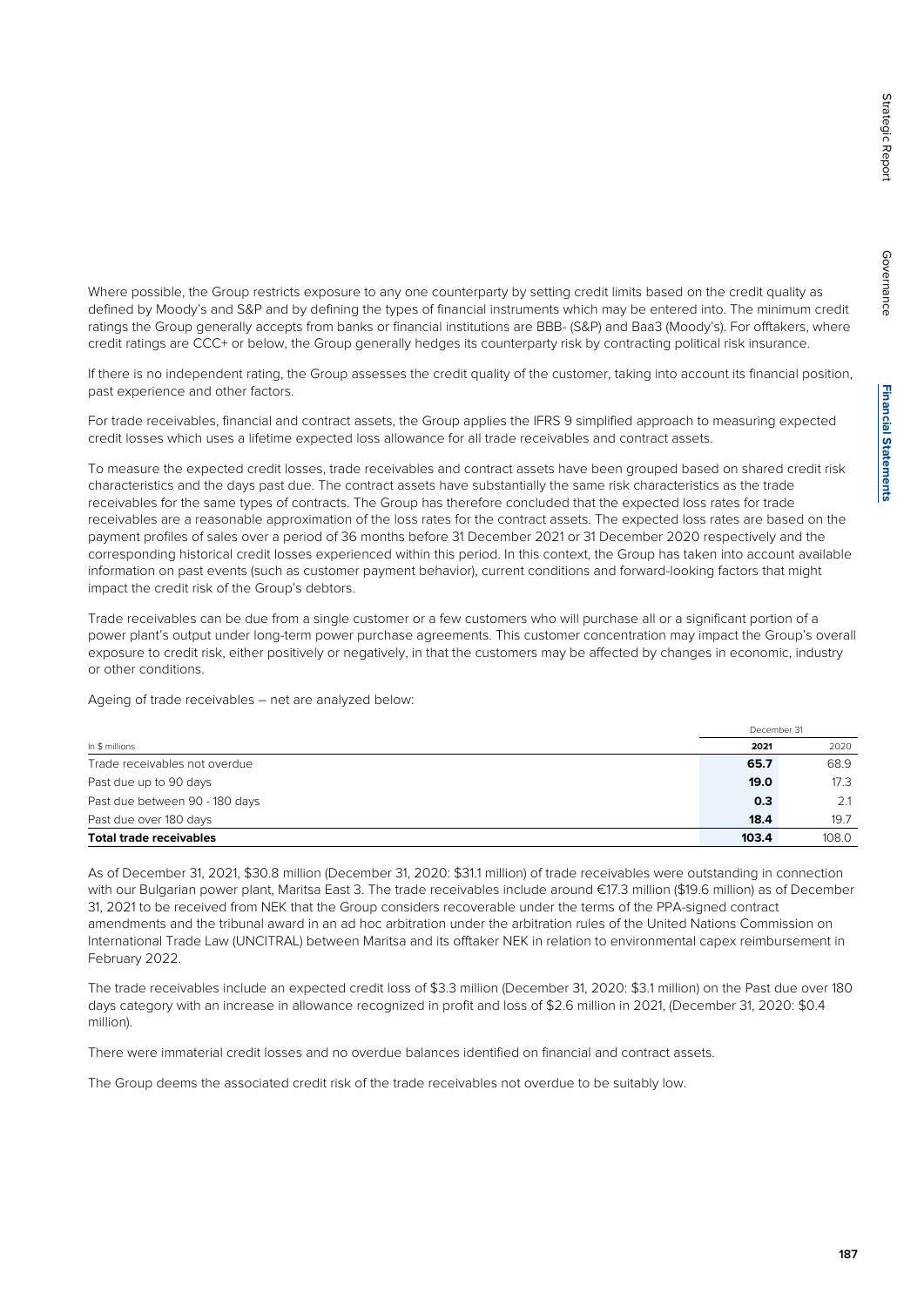Where possible, the Group restricts exposure to any one counterparty by setting credit limits based on the credit quality as defined by Moody's and S&P and by defining the types of financial instruments which may be entered into. The minimum credit ratings the Group generally accepts from banks or financial institutions are BBB- (S&P) and Baa3 (Moody's). For offtakers, where credit ratings are CCC+ or below, the Group generally hedges its counterparty risk by contracting political risk insurance.

If there is no independent rating, the Group assesses the credit quality of the customer, taking into account its financial position, past experience and other factors.

For trade receivables, financial and contract assets, the Group applies the IFRS 9 simplified approach to measuring expected credit losses which uses a lifetime expected loss allowance for all trade receivables and contract assets.

To measure the expected credit losses, trade receivables and contract assets have been grouped based on shared credit risk characteristics and the days past due. The contract assets have substantially the same risk characteristics as the trade receivables for the same types of contracts. The Group has therefore concluded that the expected loss rates for trade receivables are a reasonable approximation of the loss rates for the contract assets. The expected loss rates are based on the payment profiles of sales over a period of 36 months before 31 December 2021 or 31 December 2020 respectively and the corresponding historical credit losses experienced within this period. In this context, the Group has taken into account available information on past events (such as customer payment behavior), current conditions and forward-looking factors that might impact the credit risk of the Group's debtors.

Trade receivables can be due from a single customer or a few customers who will purchase all or a significant portion of a power plant's output under long-term power purchase agreements. This customer concentration may impact the Group's overall exposure to credit risk, either positively or negatively, in that the customers may be affected by changes in economic, industry or other conditions.

Ageing of trade receivables – net are analyzed below:

| | December 31 | |
|---|---|---|
| In $ millions | **2021** | 2020 |
| Trade receivables not overdue | **65.7** | 68.9 |
| Past due up to 90 days | **19.0** | 17.3 |
| Past due between 90 - 180 days | **0.3** | 2.1 |
| Past due over 180 days | **18.4** | 19.7 |
| **Total trade receivables** | **103.4** | 108.0 |

As of December 31, 2021, $30.8 million (December 31, 2020: $31.1 million) of trade receivables were outstanding in connection with our Bulgarian power plant, Maritsa East 3. The trade receivables include around €17.3 million ($19.6 million) as of December 31, 2021 to be received from NEK that the Group considers recoverable under the terms of the PPA-signed contract amendments and the tribunal award in an ad hoc arbitration under the arbitration rules of the United Nations Commission on International Trade Law (UNCITRAL) between Maritsa and its offtaker NEK in relation to environmental capex reimbursement in February 2022.

The trade receivables include an expected credit loss of $3.3 million (December 31, 2020: $3.1 million) on the Past due over 180 days category with an increase in allowance recognized in profit and loss of $2.6 million in 2021, (December 31, 2020: $0.4 million).

There were immaterial credit losses and no overdue balances identified on financial and contract assets.

The Group deems the associated credit risk of the trade receivables not overdue to be suitably low.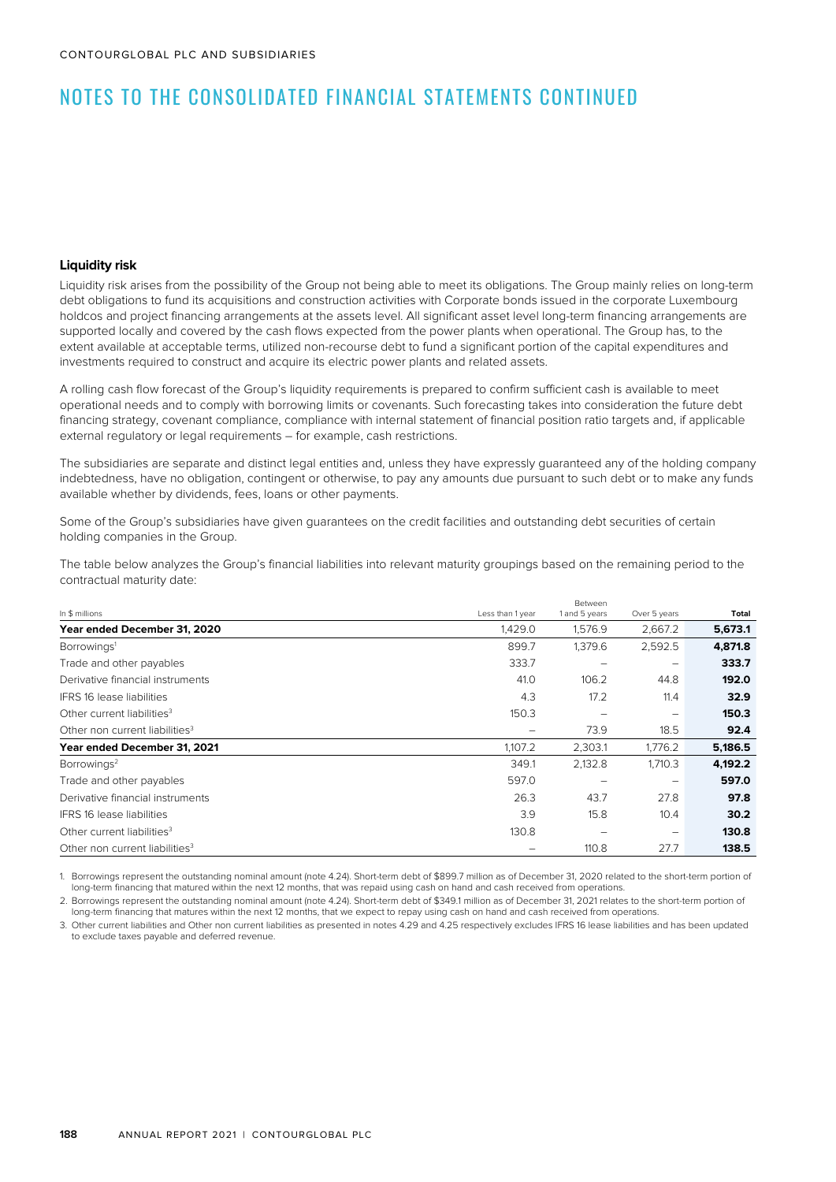# NOTES TO THE CONSOLIDATED FINANCIAL STATEMENTS CONTINUED

**Liquidity risk**

Liquidity risk arises from the possibility of the Group not being able to meet its obligations. The Group mainly relies on long-term debt obligations to fund its acquisitions and construction activities with Corporate bonds issued in the corporate Luxembourg holdcos and project financing arrangements at the assets level. All significant asset level long-term financing arrangements are supported locally and covered by the cash flows expected from the power plants when operational. The Group has, to the extent available at acceptable terms, utilized non-recourse debt to fund a significant portion of the capital expenditures and investments required to construct and acquire its electric power plants and related assets.

A rolling cash flow forecast of the Group's liquidity requirements is prepared to confirm sufficient cash is available to meet operational needs and to comply with borrowing limits or covenants. Such forecasting takes into consideration the future debt financing strategy, covenant compliance, compliance with internal statement of financial position ratio targets and, if applicable external regulatory or legal requirements – for example, cash restrictions.

The subsidiaries are separate and distinct legal entities and, unless they have expressly guaranteed any of the holding company indebtedness, have no obligation, contingent or otherwise, to pay any amounts due pursuant to such debt or to make any funds available whether by dividends, fees, loans or other payments.

Some of the Group's subsidiaries have given guarantees on the credit facilities and outstanding debt securities of certain holding companies in the Group.

The table below analyzes the Group's financial liabilities into relevant maturity groupings based on the remaining period to the contractual maturity date:

| In $ millions | Less than 1 year | Between 1 and 5 years | Over 5 years | Total |
|---|---|---|---|---|
| **Year ended December 31, 2020** | 1,429.0 | 1,576.9 | 2,667.2 | **5,673.1** |
| Borrowings[1] | 899.7 | 1,379.6 | 2,592.5 | **4,871.8** |
| Trade and other payables | 333.7 | – | – | **333.7** |
| Derivative financial instruments | 41.0 | 106.2 | 44.8 | **192.0** |
| IFRS 16 lease liabilities | 4.3 | 17.2 | 11.4 | **32.9** |
| Other current liabilities[3] | 150.3 | – | – | **150.3** |
| Other non current liabilities[3] | – | 73.9 | 18.5 | **92.4** |
| **Year ended December 31, 2021** | 1,107.2 | 2,303.1 | 1,776.2 | **5,186.5** |
| Borrowings[2] | 349.1 | 2,132.8 | 1,710.3 | **4,192.2** |
| Trade and other payables | 597.0 | – | – | **597.0** |
| Derivative financial instruments | 26.3 | 43.7 | 27.8 | **97.8** |
| IFRS 16 lease liabilities | 3.9 | 15.8 | 10.4 | **30.2** |
| Other current liabilities[3] | 130.8 | – | – | **130.8** |
| Other non current liabilities[3] | – | 110.8 | 27.7 | **138.5** |

1. Borrowings represent the outstanding nominal amount (note 4.24). Short-term debt of $899.7 million as of December 31, 2020 related to the short-term portion of long-term financing that matured within the next 12 months, that was repaid using cash on hand and cash received from operations.
2. Borrowings represent the outstanding nominal amount (note 4.24). Short-term debt of $349.1 million as of December 31, 2021 relates to the short-term portion of long-term financing that matures within the next 12 months, that we expect to repay using cash on hand and cash received from operations.
3. Other current liabilities and Other non current liabilities as presented in notes 4.29 and 4.25 respectively excludes IFRS 16 lease liabilities and has been updated to exclude taxes payable and deferred revenue.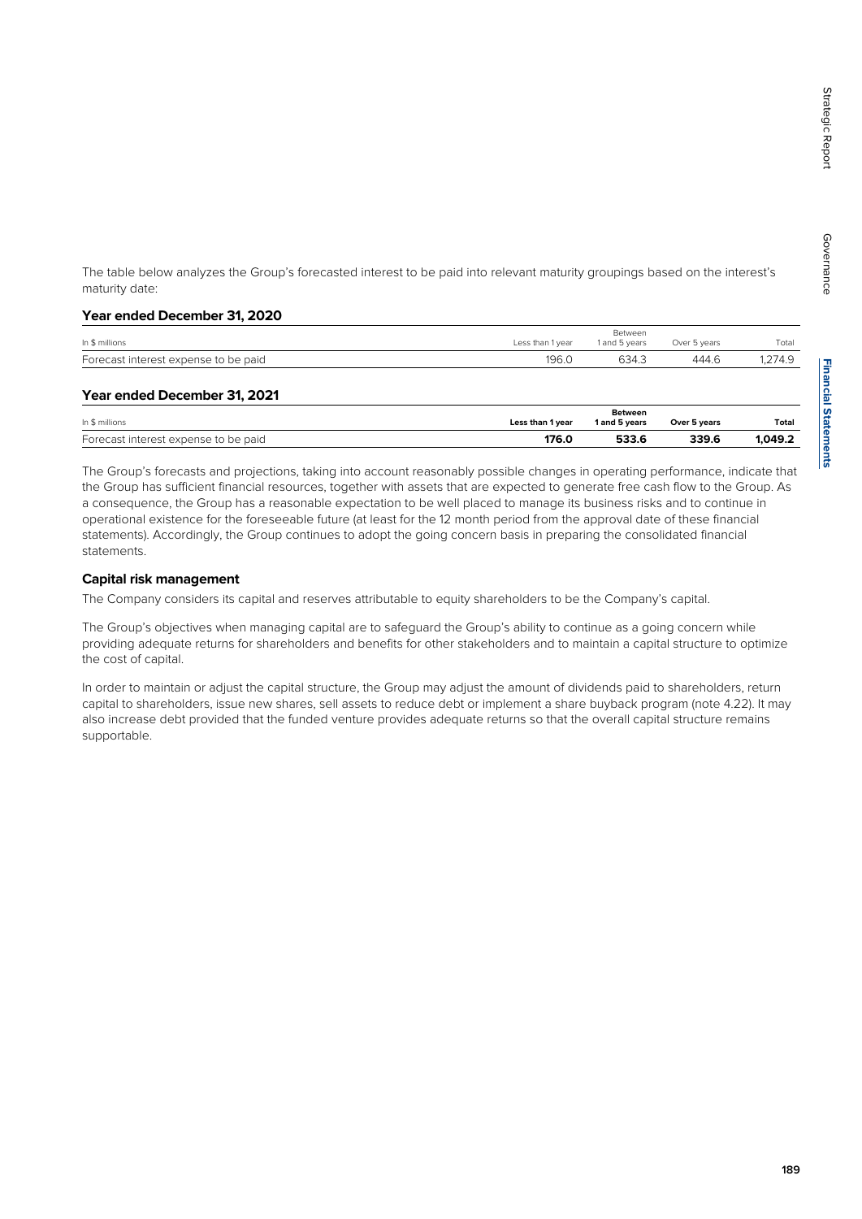The table below analyzes the Group's forecasted interest to be paid into relevant maturity groupings based on the interest's maturity date:

### Year ended December 31, 2020

| In $ millions | Less than 1 year | Between 1 and 5 years | Over 5 years | Total |
|---|---|---|---|---|
| Forecast interest expense to be paid | 196.0 | 634.3 | 444.6 | 1,274.9 |

### Year ended December 31, 2021

| In $ millions | Less than 1 year | Between 1 and 5 years | Over 5 years | Total |
|---|---|---|---|---|
| Forecast interest expense to be paid | **176.0** | **533.6** | **339.6** | **1,049.2** |

The Group's forecasts and projections, taking into account reasonably possible changes in operating performance, indicate that the Group has sufficient financial resources, together with assets that are expected to generate free cash flow to the Group. As a consequence, the Group has a reasonable expectation to be well placed to manage its business risks and to continue in operational existence for the foreseeable future (at least for the 12 month period from the approval date of these financial statements). Accordingly, the Group continues to adopt the going concern basis in preparing the consolidated financial statements.

### Capital risk management

The Company considers its capital and reserves attributable to equity shareholders to be the Company's capital.

The Group's objectives when managing capital are to safeguard the Group's ability to continue as a going concern while providing adequate returns for shareholders and benefits for other stakeholders and to maintain a capital structure to optimize the cost of capital.

In order to maintain or adjust the capital structure, the Group may adjust the amount of dividends paid to shareholders, return capital to shareholders, issue new shares, sell assets to reduce debt or implement a share buyback program (note 4.22). It may also increase debt provided that the funded venture provides adequate returns so that the overall capital structure remains supportable.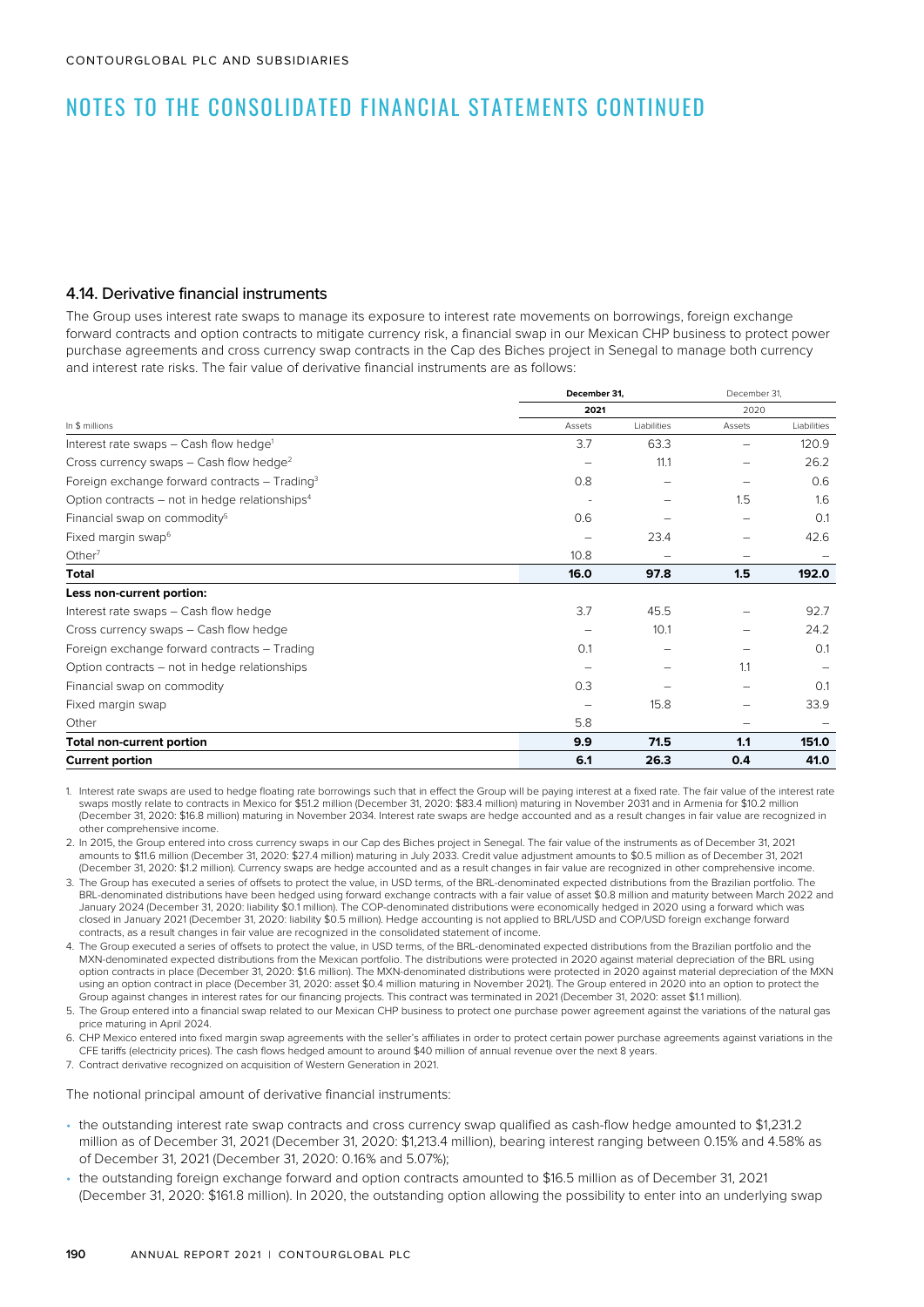## 4.14. Derivative financial instruments

The Group uses interest rate swaps to manage its exposure to interest rate movements on borrowings, foreign exchange forward contracts and option contracts to mitigate currency risk, a financial swap in our Mexican CHP business to protect power purchase agreements and cross currency swap contracts in the Cap des Biches project in Senegal to manage both currency and interest rate risks. The fair value of derivative financial instruments are as follows:

| | **December 31, 2021** | | December 31, 2020 | |
|---|---|---|---|---|
| In $ millions | Assets | Liabilities | Assets | Liabilities |
| Interest rate swaps – Cash flow hedge[1] | 3.7 | 63.3 | – | 120.9 |
| Cross currency swaps – Cash flow hedge[2] | – | 11.1 | – | 26.2 |
| Foreign exchange forward contracts – Trading[3] | 0.8 | – | – | 0.6 |
| Option contracts – not in hedge relationships[4] | - | – | 1.5 | 1.6 |
| Financial swap on commodity[5] | 0.6 | – | – | 0.1 |
| Fixed margin swap[6] | – | 23.4 | – | 42.6 |
| Other[7] | 10.8 | – | – | – |
| **Total** | **16.0** | **97.8** | **1.5** | **192.0** |
| **Less non-current portion:** | | | | |
| Interest rate swaps – Cash flow hedge | 3.7 | 45.5 | – | 92.7 |
| Cross currency swaps – Cash flow hedge | – | 10.1 | – | 24.2 |
| Foreign exchange forward contracts – Trading | 0.1 | – | – | 0.1 |
| Option contracts – not in hedge relationships | – | – | 1.1 | – |
| Financial swap on commodity | 0.3 | – | – | 0.1 |
| Fixed margin swap | – | 15.8 | – | 33.9 |
| Other | 5.8 | | – | – |
| **Total non-current portion** | **9.9** | **71.5** | **1.1** | **151.0** |
| **Current portion** | **6.1** | **26.3** | **0.4** | **41.0** |

1. Interest rate swaps are used to hedge floating rate borrowings such that in effect the Group will be paying interest at a fixed rate. The fair value of the interest rate swaps mostly relate to contracts in Mexico for $51.2 million (December 31, 2020: $83.4 million) maturing in November 2031 and in Armenia for $10.2 million (December 31, 2020: $16.8 million) maturing in November 2034. Interest rate swaps are hedge accounted and as a result changes in fair value are recognized in other comprehensive income.
2. In 2015, the Group entered into cross currency swaps in our Cap des Biches project in Senegal. The fair value of the instruments as of December 31, 2021 amounts to $11.6 million (December 31, 2020: $27.4 million) maturing in July 2033. Credit value adjustment amounts to $0.5 million as of December 31, 2021 (December 31, 2020: $1.2 million). Currency swaps are hedge accounted and as a result changes in fair value are recognized in other comprehensive income.
3. The Group has executed a series of offsets to protect the value, in USD terms, of the BRL-denominated expected distributions from the Brazilian portfolio. The BRL-denominated distributions have been hedged using forward exchange contracts with a fair value of asset $0.8 million and maturity between March 2022 and January 2024 (December 31, 2020: liability $0.1 million). The COP-denominated distributions were economically hedged in 2020 using a forward which was closed in January 2021 (December 31, 2020: liability $0.5 million). Hedge accounting is not applied to BRL/USD and COP/USD foreign exchange forward contracts, as a result changes in fair value are recognized in the consolidated statement of income.
4. The Group executed a series of offsets to protect the value, in USD terms, of the BRL-denominated expected distributions from the Brazilian portfolio and the MXN-denominated expected distributions from the Mexican portfolio. The distributions were protected in 2020 against material depreciation of the BRL using option contracts in place (December 31, 2020: $1.6 million). The MXN-denominated distributions were protected in 2020 against material depreciation of the MXN using an option contract in place (December 31, 2020: asset $0.4 million maturing in November 2021). The Group entered in 2020 into an option to protect the Group against changes in interest rates for our financing projects. This contract was terminated in 2021 (December 31, 2020: asset $1.1 million).
5. The Group entered into a financial swap related to our Mexican CHP business to protect one purchase power agreement against the variations of the natural gas price maturing in April 2024.
6. CHP Mexico entered into fixed margin swap agreements with the seller's affiliates in order to protect certain power purchase agreements against variations in the CFE tariffs (electricity prices). The cash flows hedged amount to around $40 million of annual revenue over the next 8 years.
7. Contract derivative recognized on acquisition of Western Generation in 2021.

The notional principal amount of derivative financial instruments:

- the outstanding interest rate swap contracts and cross currency swap qualified as cash-flow hedge amounted to $1,231.2 million as of December 31, 2021 (December 31, 2020: $1,213.4 million), bearing interest ranging between 0.15% and 4.58% as of December 31, 2021 (December 31, 2020: 0.16% and 5.07%);
- the outstanding foreign exchange forward and option contracts amounted to $16.5 million as of December 31, 2021 (December 31, 2020: $161.8 million). In 2020, the outstanding option allowing the possibility to enter into an underlying swap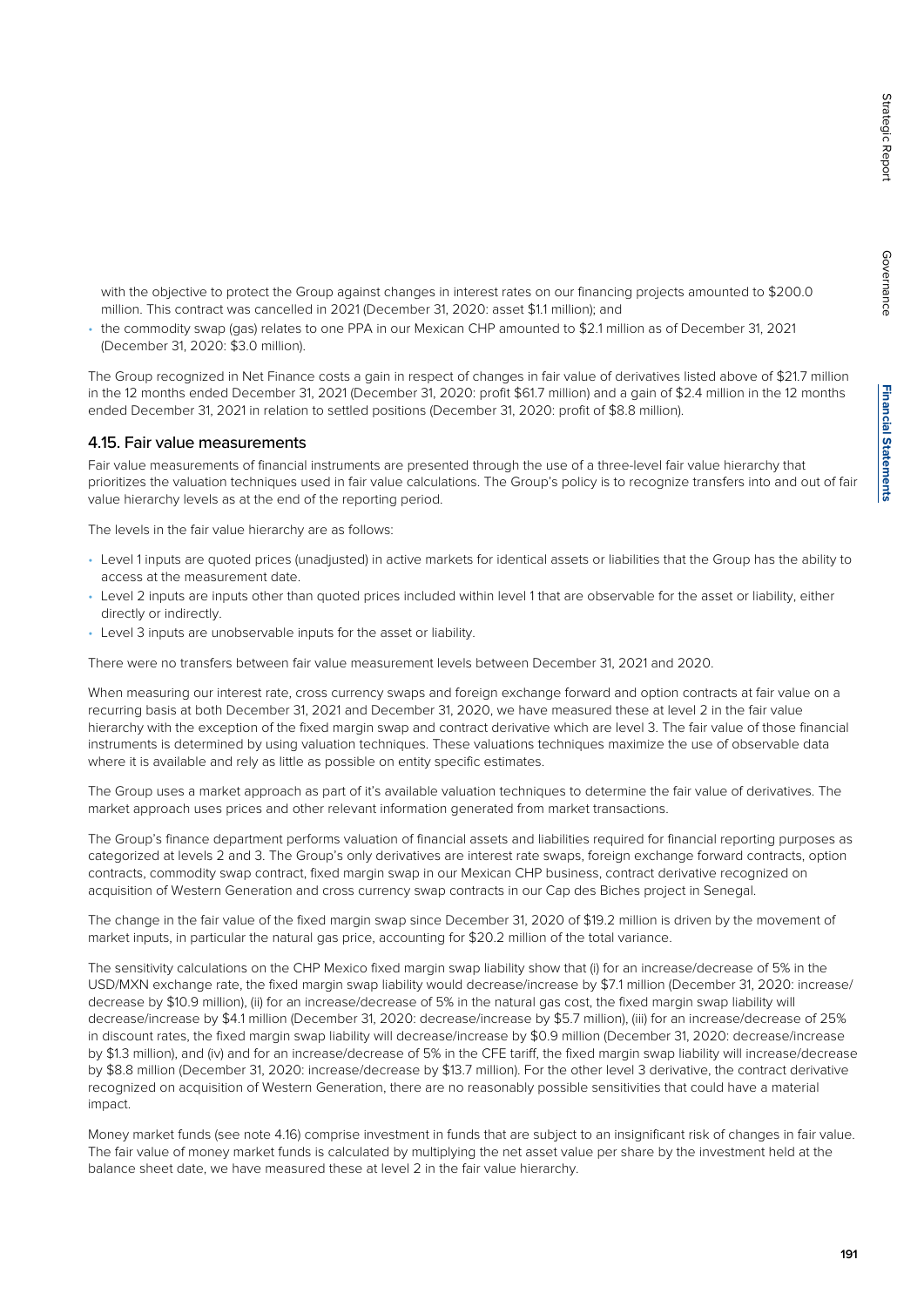with the objective to protect the Group against changes in interest rates on our financing projects amounted to $200.0 million. This contract was cancelled in 2021 (December 31, 2020: asset $1.1 million); and

- the commodity swap (gas) relates to one PPA in our Mexican CHP amounted to $2.1 million as of December 31, 2021 (December 31, 2020: $3.0 million).

The Group recognized in Net Finance costs a gain in respect of changes in fair value of derivatives listed above of $21.7 million in the 12 months ended December 31, 2021 (December 31, 2020: profit $61.7 million) and a gain of $2.4 million in the 12 months ended December 31, 2021 in relation to settled positions (December 31, 2020: profit of $8.8 million).

## 4.15. Fair value measurements

Fair value measurements of financial instruments are presented through the use of a three-level fair value hierarchy that prioritizes the valuation techniques used in fair value calculations. The Group's policy is to recognize transfers into and out of fair value hierarchy levels as at the end of the reporting period.

The levels in the fair value hierarchy are as follows:

- Level 1 inputs are quoted prices (unadjusted) in active markets for identical assets or liabilities that the Group has the ability to access at the measurement date.
- Level 2 inputs are inputs other than quoted prices included within level 1 that are observable for the asset or liability, either directly or indirectly.
- Level 3 inputs are unobservable inputs for the asset or liability.

There were no transfers between fair value measurement levels between December 31, 2021 and 2020.

When measuring our interest rate, cross currency swaps and foreign exchange forward and option contracts at fair value on a recurring basis at both December 31, 2021 and December 31, 2020, we have measured these at level 2 in the fair value hierarchy with the exception of the fixed margin swap and contract derivative which are level 3. The fair value of those financial instruments is determined by using valuation techniques. These valuations techniques maximize the use of observable data where it is available and rely as little as possible on entity specific estimates.

The Group uses a market approach as part of it's available valuation techniques to determine the fair value of derivatives. The market approach uses prices and other relevant information generated from market transactions.

The Group's finance department performs valuation of financial assets and liabilities required for financial reporting purposes as categorized at levels 2 and 3. The Group's only derivatives are interest rate swaps, foreign exchange forward contracts, option contracts, commodity swap contract, fixed margin swap in our Mexican CHP business, contract derivative recognized on acquisition of Western Generation and cross currency swap contracts in our Cap des Biches project in Senegal.

The change in the fair value of the fixed margin swap since December 31, 2020 of $19.2 million is driven by the movement of market inputs, in particular the natural gas price, accounting for $20.2 million of the total variance.

The sensitivity calculations on the CHP Mexico fixed margin swap liability show that (i) for an increase/decrease of 5% in the USD/MXN exchange rate, the fixed margin swap liability would decrease/increase by $7.1 million (December 31, 2020: increase/decrease by $10.9 million), (ii) for an increase/decrease of 5% in the natural gas cost, the fixed margin swap liability will decrease/increase by $4.1 million (December 31, 2020: decrease/increase by $5.7 million), (iii) for an increase/decrease of 25% in discount rates, the fixed margin swap liability will decrease/increase by $0.9 million (December 31, 2020: decrease/increase by $1.3 million), and (iv) and for an increase/decrease of 5% in the CFE tariff, the fixed margin swap liability will increase/decrease by $8.8 million (December 31, 2020: increase/decrease by $13.7 million). For the other level 3 derivative, the contract derivative recognized on acquisition of Western Generation, there are no reasonably possible sensitivities that could have a material impact.

Money market funds (see note 4.16) comprise investment in funds that are subject to an insignificant risk of changes in fair value. The fair value of money market funds is calculated by multiplying the net asset value per share by the investment held at the balance sheet date, we have measured these at level 2 in the fair value hierarchy.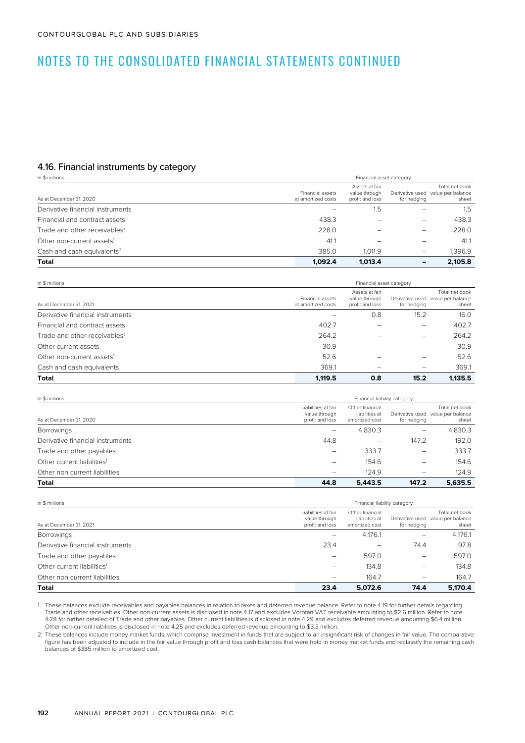# NOTES TO THE CONSOLIDATED FINANCIAL STATEMENTS CONTINUED

## 4.16. Financial instruments by category

In $ millions

| As at December 31, 2020 | Financial asset category | | | |
|---|---|---|---|---|
| | Financial assets at amortized costs | Assets at fair value through profit and loss | Derivative used for hedging | Total net book value per balance sheet |
| Derivative financial instruments | – | 1.5 | – | 1.5 |
| Financial and contract assets | 438.3 | – | – | 438.3 |
| Trade and other receivables[1] | 228.0 | – | – | 228.0 |
| Other non-current assets[1] | 41.1 | – | – | 41.1 |
| Cash and cash equivalents[2] | 385.0 | 1,011.9 | – | 1,396.9 |
| **Total** | **1,092.4** | **1,013.4** | **–** | **2,105.8** |

In $ millions

| As at December 31, 2021 | Financial asset category | | | |
|---|---|---|---|---|
| | Financial assets at amortized costs | Assets at fair value through profit and loss | Derivative used for hedging | Total net book value per balance sheet |
| Derivative financial instruments | – | 0.8 | 15.2 | 16.0 |
| Financial and contract assets | 402.7 | – | – | 402.7 |
| Trade and other receivables[1] | 264.2 | – | – | 264.2 |
| Other current assets | 30.9 | – | – | 30.9 |
| Other non-current assets[1] | 52.6 | – | – | 52.6 |
| Cash and cash equivalents | 369.1 | – | – | 369.1 |
| **Total** | **1,119.5** | **0.8** | **15.2** | **1,135.5** |

In $ millions

| As at December 31, 2020 | Financial liability category | | | |
|---|---|---|---|---|
| | Liabilities at fair value through profit and loss | Other financial liabilities at amortized cost | Derivative used for hedging | Total net book value per balance sheet |
| Borrowings | – | 4,830.3 | – | 4,830.3 |
| Derivative financial instruments | 44.8 | – | 147.2 | 192.0 |
| Trade and other payables | – | 333.7 | – | 333.7 |
| Other current liabilities[1] | – | 154.6 | – | 154.6 |
| Other non current liabilities | – | 124.9 | – | 124.9 |
| **Total** | **44.8** | **5,443.5** | **147.2** | **5,635.5** |

In $ millions

| As at December 31, 2021 | Financial liability category | | | |
|---|---|---|---|---|
| | Liabilities at fair value through profit and loss | Other financial liabilities at amortized cost | Derivative used for hedging | Total net book value per balance sheet |
| Borrowings | – | 4,176.1 | – | 4,176.1 |
| Derivative financial instruments | 23.4 | – | 74.4 | 97.8 |
| Trade and other payables | – | 597.0 | – | 597.0 |
| Other current liabilities[1] | – | 134.8 | – | 134.8 |
| Other non current liabilities | – | 164.7 | – | 164.7 |
| **Total** | **23.4** | **5,072.6** | **74.4** | **5,170.4** |

1. These balances exclude receivables and payables balances in relation to taxes and deferred revenue balance. Refer to note 4.19 for further details regarding Trade and other receivables. Other non-current assets is disclosed in note 4.17 and excludes Vorotan VAT receivable amounting to $2.6 million. Refer to note 4.28 for further detailed of Trade and other payables. Other current liabilities is disclosed in note 4.29 and excludes deferred revenue amounting $6.4 million. Other non-current liabilities is disclosed in note 4.25 and excludes deferred revenue amounting to $3.3 million.
2. These balances include money market funds, which comprise investment in funds that are subject to an insignificant risk of changes in fair value. The comparative figure has been adjusted to include in the fair value through profit and loss cash balances that were held in money market funds and reclassify the remaining cash balances of $385 million to amortized cost.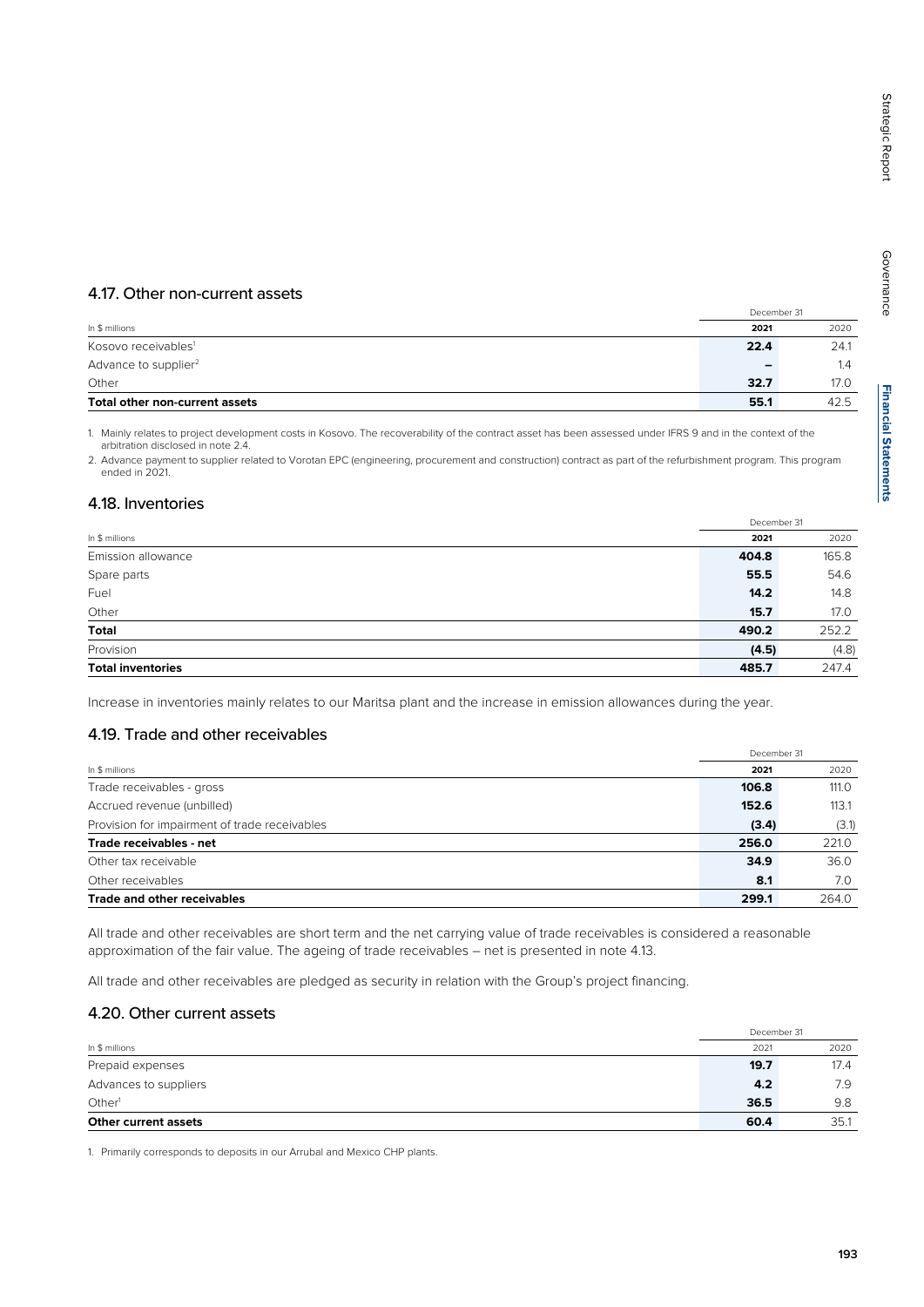## 4.17. Other non-current assets

| In $ millions | December 31 2021 | 2020 |
|---|---|---|
| Kosovo receivables[1] | **22.4** | 24.1 |
| Advance to supplier[2] | **–** | 1.4 |
| Other | **32.7** | 17.0 |
| **Total other non-current assets** | **55.1** | 42.5 |

1. Mainly relates to project development costs in Kosovo. The recoverability of the contract asset has been assessed under IFRS 9 and in the context of the arbitration disclosed in note 2.4.
2. Advance payment to supplier related to Vorotan EPC (engineering, procurement and construction) contract as part of the refurbishment program. This program ended in 2021.

## 4.18. Inventories

| In $ millions | December 31 2021 | 2020 |
|---|---|---|
| Emission allowance | **404.8** | 165.8 |
| Spare parts | **55.5** | 54.6 |
| Fuel | **14.2** | 14.8 |
| Other | **15.7** | 17.0 |
| **Total** | **490.2** | 252.2 |
| Provision | **(4.5)** | (4.8) |
| **Total inventories** | **485.7** | 247.4 |

Increase in inventories mainly relates to our Maritsa plant and the increase in emission allowances during the year.

## 4.19. Trade and other receivables

| In $ millions | December 31 2021 | 2020 |
|---|---|---|
| Trade receivables - gross | **106.8** | 111.0 |
| Accrued revenue (unbilled) | **152.6** | 113.1 |
| Provision for impairment of trade receivables | **(3.4)** | (3.1) |
| **Trade receivables - net** | **256.0** | 221.0 |
| Other tax receivable | **34.9** | 36.0 |
| Other receivables | **8.1** | 7.0 |
| **Trade and other receivables** | **299.1** | 264.0 |

All trade and other receivables are short term and the net carrying value of trade receivables is considered a reasonable approximation of the fair value. The ageing of trade receivables – net is presented in note 4.13.

All trade and other receivables are pledged as security in relation with the Group's project financing.

## 4.20. Other current assets

| In $ millions | December 31 2021 | 2020 |
|---|---|---|
| Prepaid expenses | **19.7** | 17.4 |
| Advances to suppliers | **4.2** | 7.9 |
| Other[1] | **36.5** | 9.8 |
| **Other current assets** | **60.4** | 35.1 |

1. Primarily corresponds to deposits in our Arrubal and Mexico CHP plants.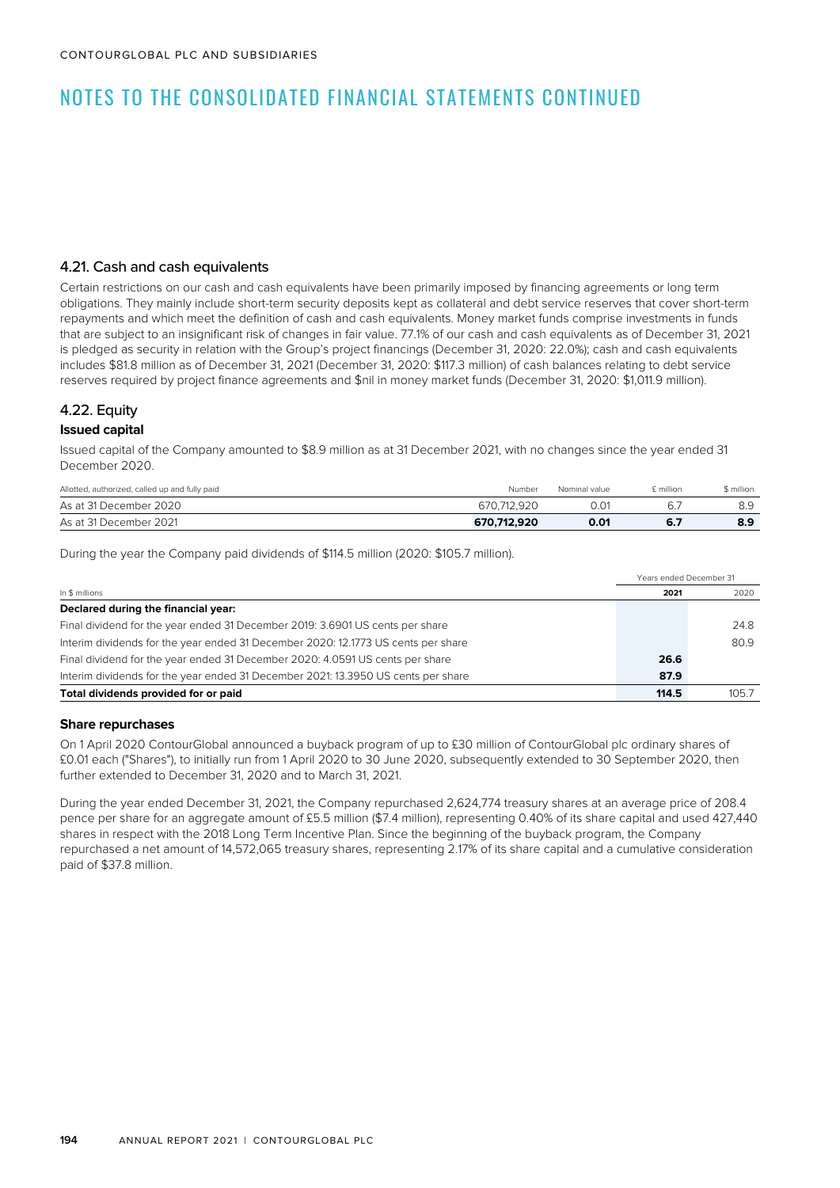# NOTES TO THE CONSOLIDATED FINANCIAL STATEMENTS CONTINUED

### 4.21. Cash and cash equivalents

Certain restrictions on our cash and cash equivalents have been primarily imposed by financing agreements or long term obligations. They mainly include short-term security deposits kept as collateral and debt service reserves that cover short-term repayments and which meet the definition of cash and cash equivalents. Money market funds comprise investments in funds that are subject to an insignificant risk of changes in fair value. 77.1% of our cash and cash equivalents as of December 31, 2021 is pledged as security in relation with the Group's project financings (December 31, 2020: 22.0%); cash and cash equivalents includes $81.8 million as of December 31, 2021 (December 31, 2020: $117.3 million) of cash balances relating to debt service reserves required by project finance agreements and $nil in money market funds (December 31, 2020: $1,011.9 million).

### 4.22. Equity

**Issued capital**

Issued capital of the Company amounted to $8.9 million as at 31 December 2021, with no changes since the year ended 31 December 2020.

| Allotted, authorized, called up and fully paid | Number | Nominal value | £ million | $ million |
|---|---|---|---|---|
| As at 31 December 2020 | 670,712,920 | 0.01 | 6.7 | 8.9 |
| As at 31 December 2021 | **670,712,920** | **0.01** | **6.7** | **8.9** |

During the year the Company paid dividends of $114.5 million (2020: $105.7 million).

| | Years ended December 31 | |
|---|---|---|
| In $ millions | **2021** | 2020 |
| **Declared during the financial year:** | | |
| Final dividend for the year ended 31 December 2019: 3.6901 US cents per share | | 24.8 |
| Interim dividends for the year ended 31 December 2020: 12.1773 US cents per share | | 80.9 |
| Final dividend for the year ended 31 December 2020: 4.0591 US cents per share | **26.6** | |
| Interim dividends for the year ended 31 December 2021: 13.3950 US cents per share | **87.9** | |
| **Total dividends provided for or paid** | **114.5** | 105.7 |

**Share repurchases**

On 1 April 2020 ContourGlobal announced a buyback program of up to £30 million of ContourGlobal plc ordinary shares of £0.01 each ("Shares"), to initially run from 1 April 2020 to 30 June 2020, subsequently extended to 30 September 2020, then further extended to December 31, 2020 and to March 31, 2021.

During the year ended December 31, 2021, the Company repurchased 2,624,774 treasury shares at an average price of 208.4 pence per share for an aggregate amount of £5.5 million ($7.4 million), representing 0.40% of its share capital and used 427,440 shares in respect with the 2018 Long Term Incentive Plan. Since the beginning of the buyback program, the Company repurchased a net amount of 14,572,065 treasury shares, representing 2.17% of its share capital and a cumulative consideration paid of $37.8 million.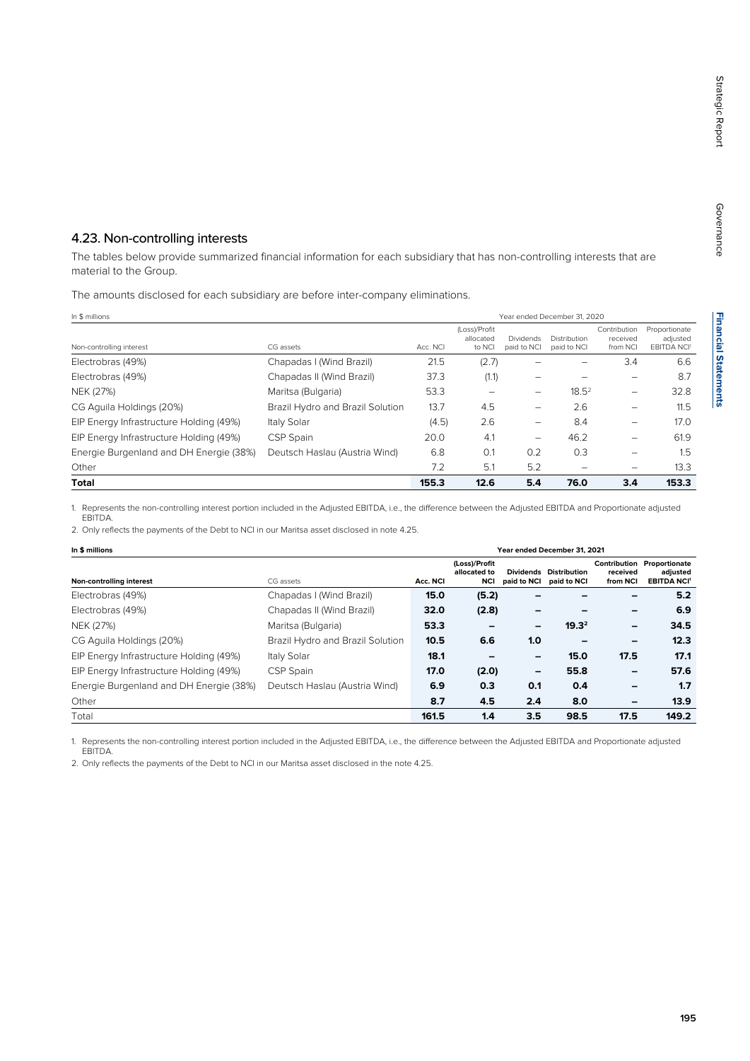## 4.23. Non-controlling interests

The tables below provide summarized financial information for each subsidiary that has non-controlling interests that are material to the Group.

The amounts disclosed for each subsidiary are before inter-company eliminations.

| In $ millions | | Year ended December 31, 2020 | | | | | |
|---|---|---|---|---|---|---|---|
| Non-controlling interest | CG assets | Acc. NCI | (Loss)/Profit allocated to NCI | Dividends paid to NCI | Distribution paid to NCI | Contribution received from NCI | Proportionate adjusted EBITDA NCI[1] |
| Electrobras (49%) | Chapadas I (Wind Brazil) | 21.5 | (2.7) | – | – | 3.4 | 6.6 |
| Electrobras (49%) | Chapadas II (Wind Brazil) | 37.3 | (1.1) | – | – | – | 8.7 |
| NEK (27%) | Maritsa (Bulgaria) | 53.3 | – | – | 18.5[2] | – | 32.8 |
| CG Aguila Holdings (20%) | Brazil Hydro and Brazil Solution | 13.7 | 4.5 | – | 2.6 | – | 11.5 |
| EIP Energy Infrastructure Holding (49%) | Italy Solar | (4.5) | 2.6 | – | 8.4 | – | 17.0 |
| EIP Energy Infrastructure Holding (49%) | CSP Spain | 20.0 | 4.1 | – | 46.2 | – | 61.9 |
| Energie Burgenland and DH Energie (38%) | Deutsch Haslau (Austria Wind) | 6.8 | 0.1 | 0.2 | 0.3 | – | 1.5 |
| Other | | 7.2 | 5.1 | 5.2 | – | – | 13.3 |
| **Total** | | **155.3** | **12.6** | **5.4** | **76.0** | **3.4** | **153.3** |

1. Represents the non-controlling interest portion included in the Adjusted EBITDA, i.e., the difference between the Adjusted EBITDA and Proportionate adjusted EBITDA.
2. Only reflects the payments of the Debt to NCI in our Maritsa asset disclosed in note 4.25.

| **In $ millions** | | **Year ended December 31, 2021** | | | | | |
|---|---|---|---|---|---|---|---|
| **Non-controlling interest** | CG assets | **Acc. NCI** | **(Loss)/Profit allocated to NCI** | **Dividends paid to NCI** | **Distribution paid to NCI** | **Contribution received from NCI** | **Proportionate adjusted EBITDA NCI[1]** |
| Electrobras (49%) | Chapadas I (Wind Brazil) | **15.0** | **(5.2)** | **–** | **–** | **–** | **5.2** |
| Electrobras (49%) | Chapadas II (Wind Brazil) | **32.0** | **(2.8)** | **–** | **–** | **–** | **6.9** |
| NEK (27%) | Maritsa (Bulgaria) | **53.3** | **–** | **–** | **19.3[2]** | **–** | **34.5** |
| CG Aguila Holdings (20%) | Brazil Hydro and Brazil Solution | **10.5** | **6.6** | **1.0** | **–** | **–** | **12.3** |
| EIP Energy Infrastructure Holding (49%) | Italy Solar | **18.1** | **–** | **–** | **15.0** | **17.5** | **17.1** |
| EIP Energy Infrastructure Holding (49%) | CSP Spain | **17.0** | **(2.0)** | **–** | **55.8** | **–** | **57.6** |
| Energie Burgenland and DH Energie (38%) | Deutsch Haslau (Austria Wind) | **6.9** | **0.3** | **0.1** | **0.4** | **–** | **1.7** |
| Other | | **8.7** | **4.5** | **2.4** | **8.0** | **–** | **13.9** |
| Total | | **161.5** | **1.4** | **3.5** | **98.5** | **17.5** | **149.2** |

1. Represents the non-controlling interest portion included in the Adjusted EBITDA, i.e., the difference between the Adjusted EBITDA and Proportionate adjusted EBITDA.
2. Only reflects the payments of the Debt to NCI in our Maritsa asset disclosed in the note 4.25.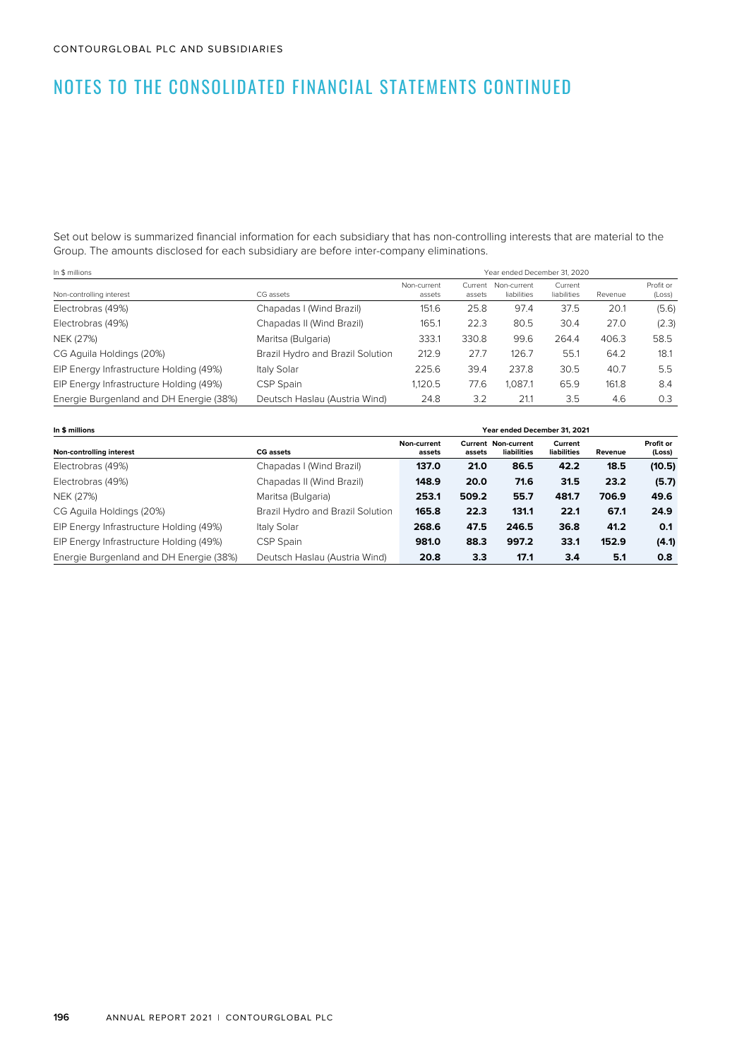# NOTES TO THE CONSOLIDATED FINANCIAL STATEMENTS CONTINUED

Set out below is summarized financial information for each subsidiary that has non-controlling interests that are material to the Group. The amounts disclosed for each subsidiary are before inter-company eliminations.

| In $ millions | | Year ended December 31, 2020 | | | | | |
|---|---|---|---|---|---|---|---|
| Non-controlling interest | CG assets | Non-current assets | Current assets | Non-current liabilities | Current liabilities | Revenue | Profit or (Loss) |
| Electrobras (49%) | Chapadas I (Wind Brazil) | 151.6 | 25.8 | 97.4 | 37.5 | 20.1 | (5.6) |
| Electrobras (49%) | Chapadas II (Wind Brazil) | 165.1 | 22.3 | 80.5 | 30.4 | 27.0 | (2.3) |
| NEK (27%) | Maritsa (Bulgaria) | 333.1 | 330.8 | 99.6 | 264.4 | 406.3 | 58.5 |
| CG Aguila Holdings (20%) | Brazil Hydro and Brazil Solution | 212.9 | 27.7 | 126.7 | 55.1 | 64.2 | 18.1 |
| EIP Energy Infrastructure Holding (49%) | Italy Solar | 225.6 | 39.4 | 237.8 | 30.5 | 40.7 | 5.5 |
| EIP Energy Infrastructure Holding (49%) | CSP Spain | 1,120.5 | 77.6 | 1,087.1 | 65.9 | 161.8 | 8.4 |
| Energie Burgenland and DH Energie (38%) | Deutsch Haslau (Austria Wind) | 24.8 | 3.2 | 21.1 | 3.5 | 4.6 | 0.3 |

| **In $ millions** | | **Year ended December 31, 2021** | | | | | |
|---|---|---|---|---|---|---|---|
| **Non-controlling interest** | **CG assets** | **Non-current assets** | **Current assets** | **Non-current liabilities** | **Current liabilities** | **Revenue** | **Profit or (Loss)** |
| Electrobras (49%) | Chapadas I (Wind Brazil) | **137.0** | **21.0** | **86.5** | **42.2** | **18.5** | **(10.5)** |
| Electrobras (49%) | Chapadas II (Wind Brazil) | **148.9** | **20.0** | **71.6** | **31.5** | **23.2** | **(5.7)** |
| NEK (27%) | Maritsa (Bulgaria) | **253.1** | **509.2** | **55.7** | **481.7** | **706.9** | **49.6** |
| CG Aguila Holdings (20%) | Brazil Hydro and Brazil Solution | **165.8** | **22.3** | **131.1** | **22.1** | **67.1** | **24.9** |
| EIP Energy Infrastructure Holding (49%) | Italy Solar | **268.6** | **47.5** | **246.5** | **36.8** | **41.2** | **0.1** |
| EIP Energy Infrastructure Holding (49%) | CSP Spain | **981.0** | **88.3** | **997.2** | **33.1** | **152.9** | **(4.1)** |
| Energie Burgenland and DH Energie (38%) | Deutsch Haslau (Austria Wind) | **20.8** | **3.3** | **17.1** | **3.4** | **5.1** | **0.8** |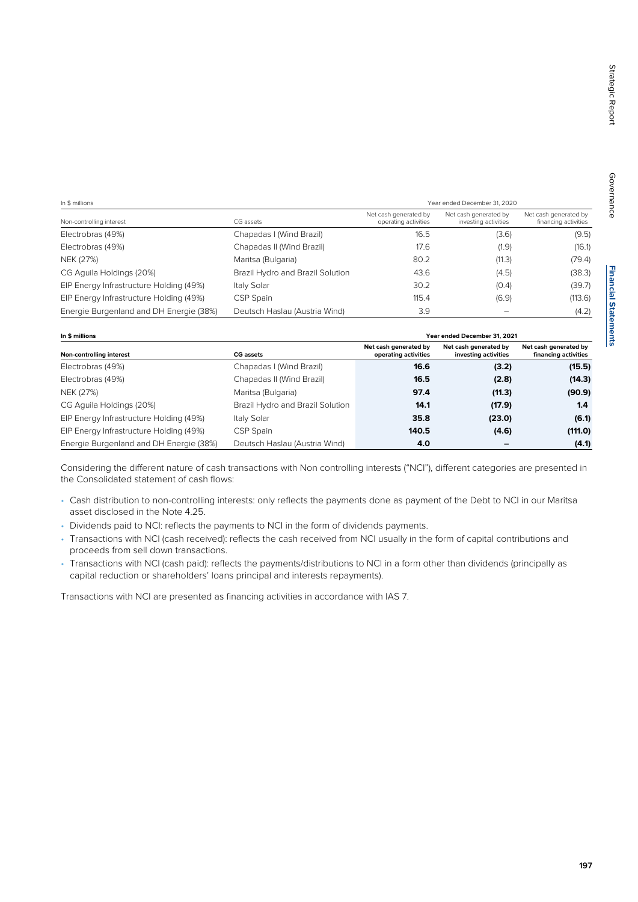| In $ millions | | Year ended December 31, 2020 | | |
|---|---|---|---|---|
| Non-controlling interest | CG assets | Net cash generated by operating activities | Net cash generated by investing activities | Net cash generated by financing activities |
| Electrobras (49%) | Chapadas I (Wind Brazil) | 16.5 | (3.6) | (9.5) |
| Electrobras (49%) | Chapadas II (Wind Brazil) | 17.6 | (1.9) | (16.1) |
| NEK (27%) | Maritsa (Bulgaria) | 80.2 | (11.3) | (79.4) |
| CG Aguila Holdings (20%) | Brazil Hydro and Brazil Solution | 43.6 | (4.5) | (38.3) |
| EIP Energy Infrastructure Holding (49%) | Italy Solar | 30.2 | (0.4) | (39.7) |
| EIP Energy Infrastructure Holding (49%) | CSP Spain | 115.4 | (6.9) | (113.6) |
| Energie Burgenland and DH Energie (38%) | Deutsch Haslau (Austria Wind) | 3.9 | – | (4.2) |

| **In $ millions** | | **Year ended December 31, 2021** | | |
|---|---|---|---|---|
| **Non-controlling interest** | **CG assets** | **Net cash generated by operating activities** | **Net cash generated by investing activities** | **Net cash generated by financing activities** |
| Electrobras (49%) | Chapadas I (Wind Brazil) | **16.6** | **(3.2)** | **(15.5)** |
| Electrobras (49%) | Chapadas II (Wind Brazil) | **16.5** | **(2.8)** | **(14.3)** |
| NEK (27%) | Maritsa (Bulgaria) | **97.4** | **(11.3)** | **(90.9)** |
| CG Aguila Holdings (20%) | Brazil Hydro and Brazil Solution | **14.1** | **(17.9)** | **1.4** |
| EIP Energy Infrastructure Holding (49%) | Italy Solar | **35.8** | **(23.0)** | **(6.1)** |
| EIP Energy Infrastructure Holding (49%) | CSP Spain | **140.5** | **(4.6)** | **(111.0)** |
| Energie Burgenland and DH Energie (38%) | Deutsch Haslau (Austria Wind) | **4.0** | **–** | **(4.1)** |

Considering the different nature of cash transactions with Non controlling interests ("NCI"), different categories are presented in the Consolidated statement of cash flows:

- Cash distribution to non-controlling interests: only reflects the payments done as payment of the Debt to NCI in our Maritsa asset disclosed in the Note 4.25.
- Dividends paid to NCI: reflects the payments to NCI in the form of dividends payments.
- Transactions with NCI (cash received): reflects the cash received from NCI usually in the form of capital contributions and proceeds from sell down transactions.
- Transactions with NCI (cash paid): reflects the payments/distributions to NCI in a form other than dividends (principally as capital reduction or shareholders' loans principal and interests repayments).

Transactions with NCI are presented as financing activities in accordance with IAS 7.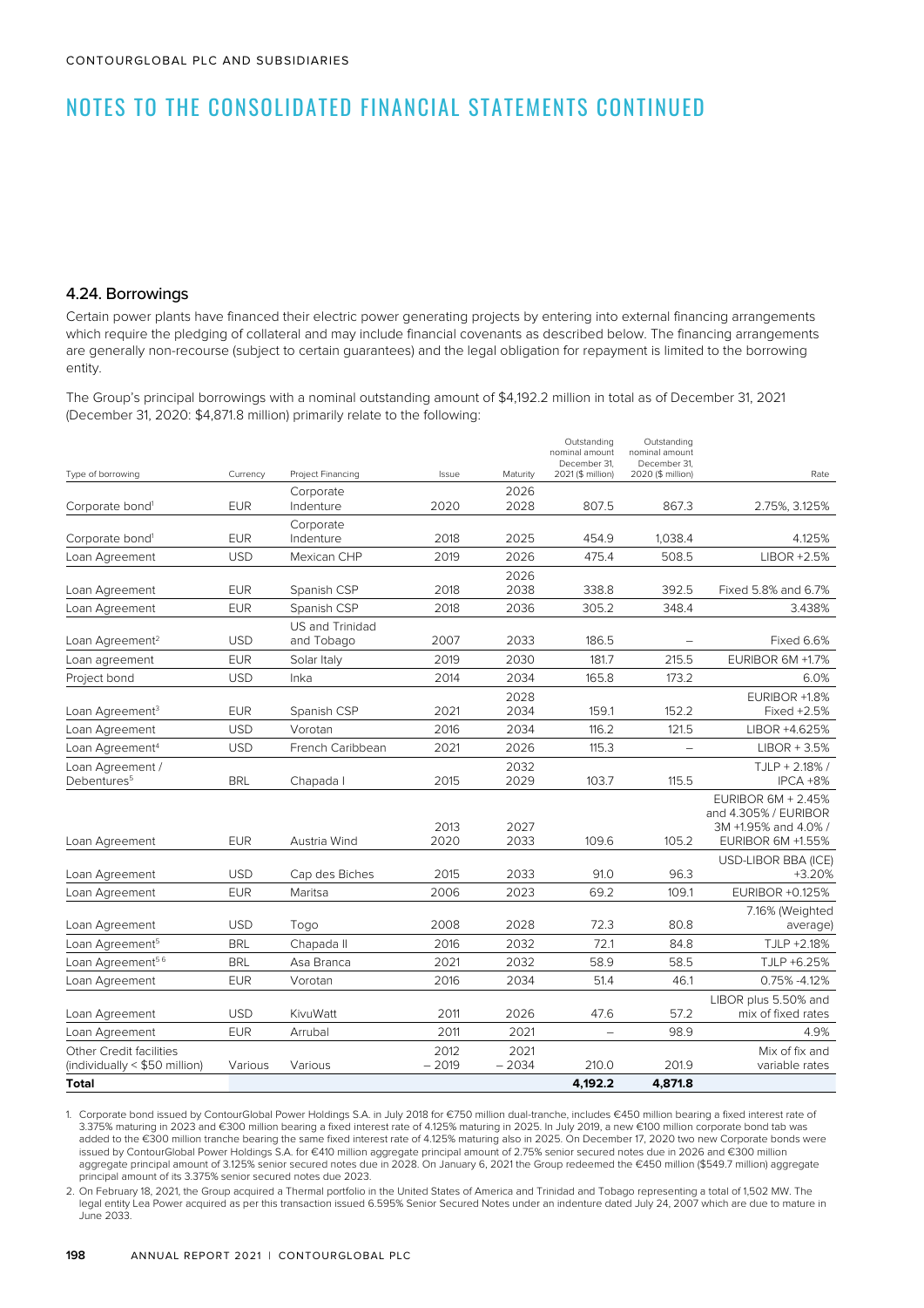## 4.24. Borrowings

Certain power plants have financed their electric power generating projects by entering into external financing arrangements which require the pledging of collateral and may include financial covenants as described below. The financing arrangements are generally non-recourse (subject to certain guarantees) and the legal obligation for repayment is limited to the borrowing entity.

The Group's principal borrowings with a nominal outstanding amount of $4,192.2 million in total as of December 31, 2021 (December 31, 2020: $4,871.8 million) primarily relate to the following:

| Type of borrowing | Currency | Project Financing | Issue | Maturity | Outstanding nominal amount December 31, 2021 ($ million) | Outstanding nominal amount December 31, 2020 ($ million) | Rate |
|---|---|---|---|---|---|---|---|
| Corporate bond[1] | EUR | Corporate Indenture | 2020 | 2026 2028 | 807.5 | 867.3 | 2.75%, 3.125% |
| Corporate bond[1] | EUR | Corporate Indenture | 2018 | 2025 | 454.9 | 1,038.4 | 4.125% |
| Loan Agreement | USD | Mexican CHP | 2019 | 2026 | 475.4 | 508.5 | LIBOR +2.5% |
| Loan Agreement | EUR | Spanish CSP | 2018 | 2026 2038 | 338.8 | 392.5 | Fixed 5.8% and 6.7% |
| Loan Agreement | EUR | Spanish CSP | 2018 | 2036 | 305.2 | 348.4 | 3.438% |
| Loan Agreement[2] | USD | US and Trinidad and Tobago | 2007 | 2033 | 186.5 | – | Fixed 6.6% |
| Loan agreement | EUR | Solar Italy | 2019 | 2030 | 181.7 | 215.5 | EURIBOR 6M +1.7% |
| Project bond | USD | Inka | 2014 | 2034 | 165.8 | 173.2 | 6.0% |
| Loan Agreement[3] | EUR | Spanish CSP | 2021 | 2028 2034 | 159.1 | 152.2 | EURIBOR +1.8% Fixed +2.5% |
| Loan Agreement | USD | Vorotan | 2016 | 2034 | 116.2 | 121.5 | LIBOR +4.625% |
| Loan Agreement[4] | USD | French Caribbean | 2021 | 2026 | 115.3 | – | LIBOR + 3.5% |
| Loan Agreement / Debentures[5] | BRL | Chapada I | 2015 | 2032 2029 | 103.7 | 115.5 | TJLP + 2.18% / IPCA +8% |
| Loan Agreement | EUR | Austria Wind | 2013 2020 | 2027 2033 | 109.6 | 105.2 | EURIBOR 6M + 2.45% and 4.305% / EURIBOR 3M +1.95% and 4.0% / EURIBOR 6M +1.55% |
| Loan Agreement | USD | Cap des Biches | 2015 | 2033 | 91.0 | 96.3 | USD-LIBOR BBA (ICE) +3.20% |
| Loan Agreement | EUR | Maritsa | 2006 | 2023 | 69.2 | 109.1 | EURIBOR +0.125% |
| Loan Agreement | USD | Togo | 2008 | 2028 | 72.3 | 80.8 | 7.16% (Weighted average) |
| Loan Agreement[5] | BRL | Chapada II | 2016 | 2032 | 72.1 | 84.8 | TJLP +2.18% |
| Loan Agreement[5,6] | BRL | Asa Branca | 2021 | 2032 | 58.9 | 58.5 | TJLP +6.25% |
| Loan Agreement | EUR | Vorotan | 2016 | 2034 | 51.4 | 46.1 | 0.75% -4.12% |
| Loan Agreement | USD | KivuWatt | 2011 | 2026 | 47.6 | 57.2 | LIBOR plus 5.50% and mix of fixed rates |
| Loan Agreement | EUR | Arrubal | 2011 | 2021 | – | 98.9 | 4.9% |
| Other Credit facilities (individually < $50 million) | Various | Various | 2012 – 2019 | 2021 – 2034 | 210.0 | 201.9 | Mix of fix and variable rates |
| **Total** | | | | | **4,192.2** | **4,871.8** | |

1. Corporate bond issued by ContourGlobal Power Holdings S.A. in July 2018 for €750 million dual-tranche, includes €450 million bearing a fixed interest rate of 3.375% maturing in 2023 and €300 million bearing a fixed interest rate of 4.125% maturing in 2025. In July 2019, a new €100 million corporate bond tab was added to the €300 million tranche bearing the same fixed interest rate of 4.125% maturing also in 2025. On December 17, 2020 two new Corporate bonds were issued by ContourGlobal Power Holdings S.A. for €410 million aggregate principal amount of 2.75% senior secured notes due in 2026 and €300 million aggregate principal amount of 3.125% senior secured notes due in 2028. On January 6, 2021 the Group redeemed the €450 million ($549.7 million) aggregate principal amount of its 3.375% senior secured notes due 2023.
2. On February 18, 2021, the Group acquired a Thermal portfolio in the United States of America and Trinidad and Tobago representing a total of 1,502 MW. The legal entity Lea Power acquired as per this transaction issued 6.595% Senior Secured Notes under an indenture dated July 24, 2007 which are due to mature in June 2033.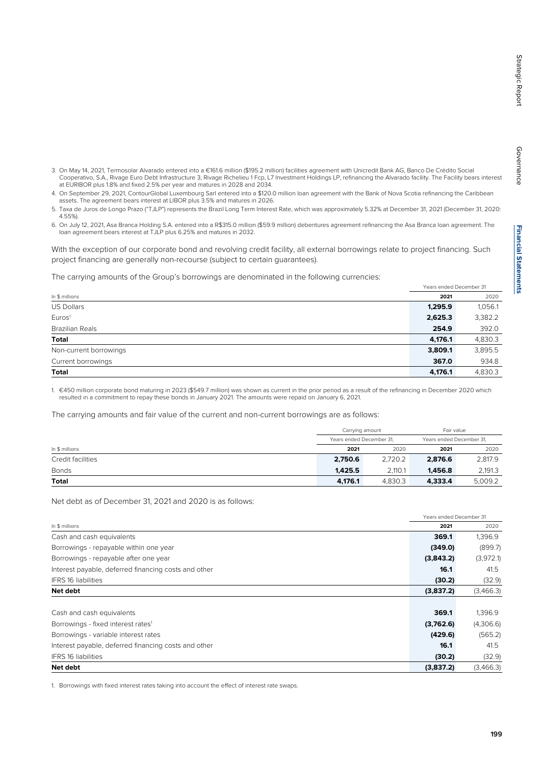3. On May 14, 2021, Termosolar Alvarado entered into a €161.6 million ($195.2 million) facilities agreement with Unicredit Bank AG, Banco De Crédito Social Cooperativo, S.A., Rivage Euro Debt Infrastructure 3, Rivage Richelieu 1 Fcp, L7 Investment Holdings LP, refinancing the Alvarado facility. The Facility bears interest at EURIBOR plus 1.8% and fixed 2.5% per year and matures in 2028 and 2034.
4. On September 29, 2021, ContourGlobal Luxembourg Sarl entered into a $120.0 million loan agreement with the Bank of Nova Scotia refinancing the Caribbean assets. The agreement bears interest at LIBOR plus 3.5% and matures in 2026.
5. Taxa de Juros de Longo Prazo ("TJLP") represents the Brazil Long Term Interest Rate, which was approximately 5.32% at December 31, 2021 (December 31, 2020: 4.55%).
6. On July 12, 2021, Asa Branca Holding S.A. entered into a R$315.0 million ($59.9 million) debentures agreement refinancing the Asa Branca loan agreement. The loan agreement bears interest at TJLP plus 6.25% and matures in 2032.

With the exception of our corporate bond and revolving credit facility, all external borrowings relate to project financing. Such project financing are generally non-recourse (subject to certain guarantees).

The carrying amounts of the Group's borrowings are denominated in the following currencies:

| | Years ended December 31 | |
|---|---|---|
| In $ millions | **2021** | 2020 |
| US Dollars | **1,295.9** | 1,056.1 |
| Euros[1] | **2,625.3** | 3,382.2 |
| Brazilian Reals | **254.9** | 392.0 |
| **Total** | **4,176.1** | 4,830.3 |
| Non-current borrowings | **3,809.1** | 3,895.5 |
| Current borrowings | **367.0** | 934.8 |
| **Total** | **4,176.1** | 4,830.3 |

1. €450 million corporate bond maturing in 2023 ($549.7 million) was shown as current in the prior period as a result of the refinancing in December 2020 which resulted in a commitment to repay these bonds in January 2021. The amounts were repaid on January 6, 2021.

The carrying amounts and fair value of the current and non-current borrowings are as follows:

| | Carrying amount | | Fair value | |
|---|---|---|---|---|
| | Years ended December 31, | | Years ended December 31, | |
| In $ millions | **2021** | 2020 | **2021** | 2020 |
| Credit facilities | **2,750.6** | 2,720.2 | **2,876.6** | 2,817.9 |
| Bonds | **1,425.5** | 2,110.1 | **1,456.8** | 2,191.3 |
| **Total** | **4,176.1** | 4,830.3 | **4,333.4** | 5,009.2 |

Net debt as of December 31, 2021 and 2020 is as follows:

| | Years ended December 31 | |
|---|---|---|
| In $ millions | **2021** | 2020 |
| Cash and cash equivalents | **369.1** | 1,396.9 |
| Borrowings - repayable within one year | **(349.0)** | (899.7) |
| Borrowings - repayable after one year | **(3,843.2)** | (3,972.1) |
| Interest payable, deferred financing costs and other | **16.1** | 41.5 |
| IFRS 16 liabilities | **(30.2)** | (32.9) |
| **Net debt** | **(3,837.2)** | (3,466.3) |
| | | |
| Cash and cash equivalents | **369.1** | 1,396.9 |
| Borrowings - fixed interest rates[1] | **(3,762.6)** | (4,306.6) |
| Borrowings - variable interest rates | **(429.6)** | (565.2) |
| Interest payable, deferred financing costs and other | **16.1** | 41.5 |
| IFRS 16 liabilities | **(30.2)** | (32.9) |
| **Net debt** | **(3,837.2)** | (3,466.3) |

1. Borrowings with fixed interest rates taking into account the effect of interest rate swaps.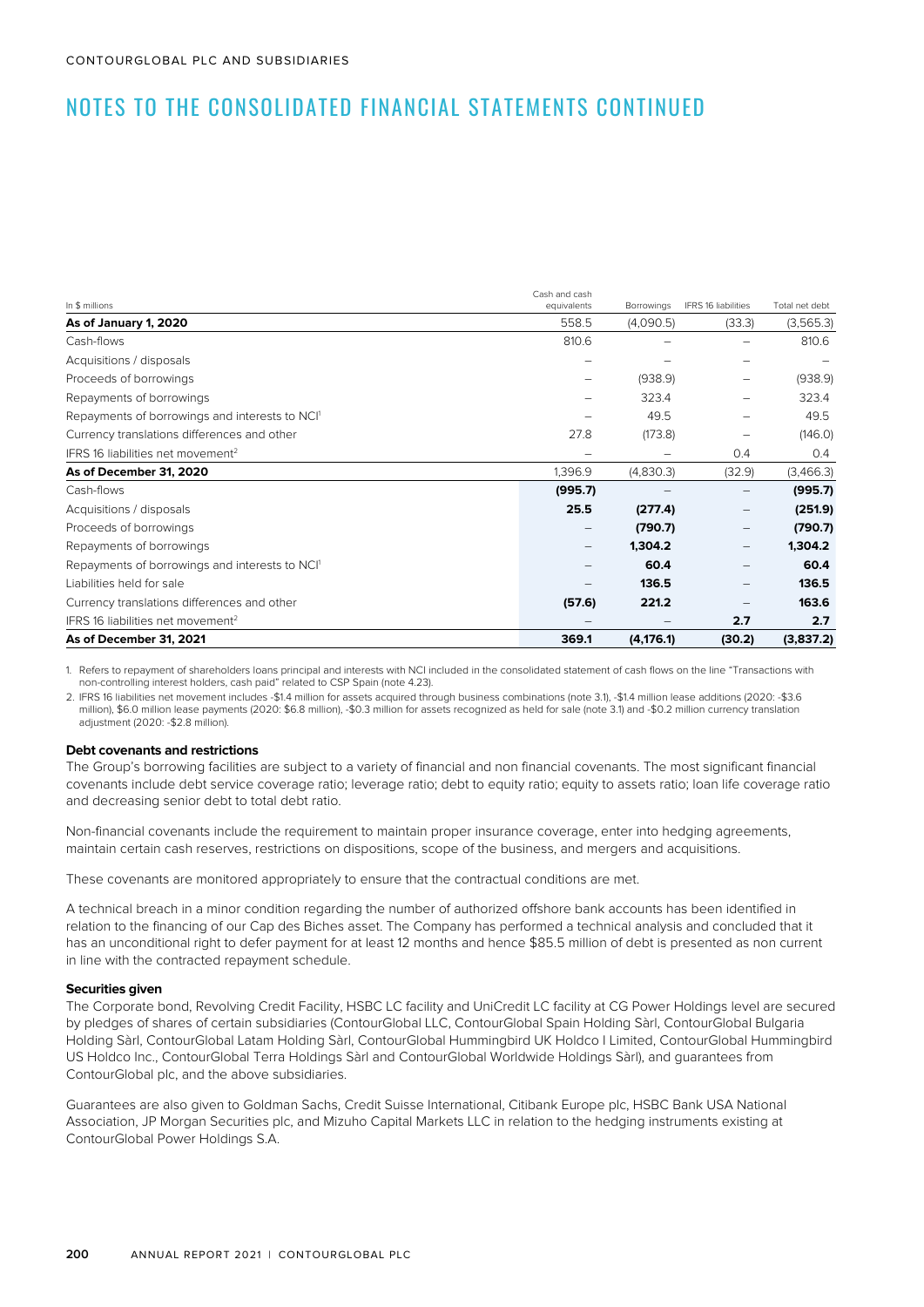CONTOURGLOBAL PLC AND SUBSIDIARIES

# NOTES TO THE CONSOLIDATED FINANCIAL STATEMENTS CONTINUED

| In $ millions | Cash and cash equivalents | Borrowings | IFRS 16 liabilities | Total net debt |
|---|---|---|---|---|
| **As of January 1, 2020** | 558.5 | (4,090.5) | (33.3) | (3,565.3) |
| Cash-flows | 810.6 | – | – | 810.6 |
| Acquisitions / disposals | – | – | – | – |
| Proceeds of borrowings | – | (938.9) | – | (938.9) |
| Repayments of borrowings | – | 323.4 | – | 323.4 |
| Repayments of borrowings and interests to NCI[1] | – | 49.5 | – | 49.5 |
| Currency translations differences and other | 27.8 | (173.8) | – | (146.0) |
| IFRS 16 liabilities net movement[2] | – | – | 0.4 | 0.4 |
| **As of December 31, 2020** | 1,396.9 | (4,830.3) | (32.9) | (3,466.3) |
| Cash-flows | **(995.7)** | – | – | **(995.7)** |
| Acquisitions / disposals | **25.5** | **(277.4)** | – | **(251.9)** |
| Proceeds of borrowings | – | **(790.7)** | – | **(790.7)** |
| Repayments of borrowings | – | **1,304.2** | – | **1,304.2** |
| Repayments of borrowings and interests to NCI[1] | – | **60.4** | – | **60.4** |
| Liabilities held for sale | – | **136.5** | – | **136.5** |
| Currency translations differences and other | **(57.6)** | **221.2** | – | **163.6** |
| IFRS 16 liabilities net movement[2] | – | – | **2.7** | **2.7** |
| **As of December 31, 2021** | **369.1** | **(4,176.1)** | **(30.2)** | **(3,837.2)** |

1. Refers to repayment of shareholders loans principal and interests with NCI included in the consolidated statement of cash flows on the line "Transactions with non-controlling interest holders, cash paid" related to CSP Spain (note 4.23).

2. IFRS 16 liabilities net movement includes -$1.4 million for assets acquired through business combinations (note 3.1), -$1.4 million lease additions (2020: -$3.6 million), $6.0 million lease payments (2020: $6.8 million), -$0.3 million for assets recognized as held for sale (note 3.1) and -$0.2 million currency translation adjustment (2020: -$2.8 million).

**Debt covenants and restrictions**

The Group's borrowing facilities are subject to a variety of financial and non financial covenants. The most significant financial covenants include debt service coverage ratio; leverage ratio; debt to equity ratio; equity to assets ratio; loan life coverage ratio and decreasing senior debt to total debt ratio.

Non-financial covenants include the requirement to maintain proper insurance coverage, enter into hedging agreements, maintain certain cash reserves, restrictions on dispositions, scope of the business, and mergers and acquisitions.

These covenants are monitored appropriately to ensure that the contractual conditions are met.

A technical breach in a minor condition regarding the number of authorized offshore bank accounts has been identified in relation to the financing of our Cap des Biches asset. The Company has performed a technical analysis and concluded that it has an unconditional right to defer payment for at least 12 months and hence $85.5 million of debt is presented as non current in line with the contracted repayment schedule.

**Securities given**

The Corporate bond, Revolving Credit Facility, HSBC LC facility and UniCredit LC facility at CG Power Holdings level are secured by pledges of shares of certain subsidiaries (ContourGlobal LLC, ContourGlobal Spain Holding Sàrl, ContourGlobal Bulgaria Holding Sàrl, ContourGlobal Latam Holding Sàrl, ContourGlobal Hummingbird UK Holdco I Limited, ContourGlobal Hummingbird US Holdco Inc., ContourGlobal Terra Holdings Sàrl and ContourGlobal Worldwide Holdings Sàrl), and guarantees from ContourGlobal plc, and the above subsidiaries.

Guarantees are also given to Goldman Sachs, Credit Suisse International, Citibank Europe plc, HSBC Bank USA National Association, JP Morgan Securities plc, and Mizuho Capital Markets LLC in relation to the hedging instruments existing at ContourGlobal Power Holdings S.A.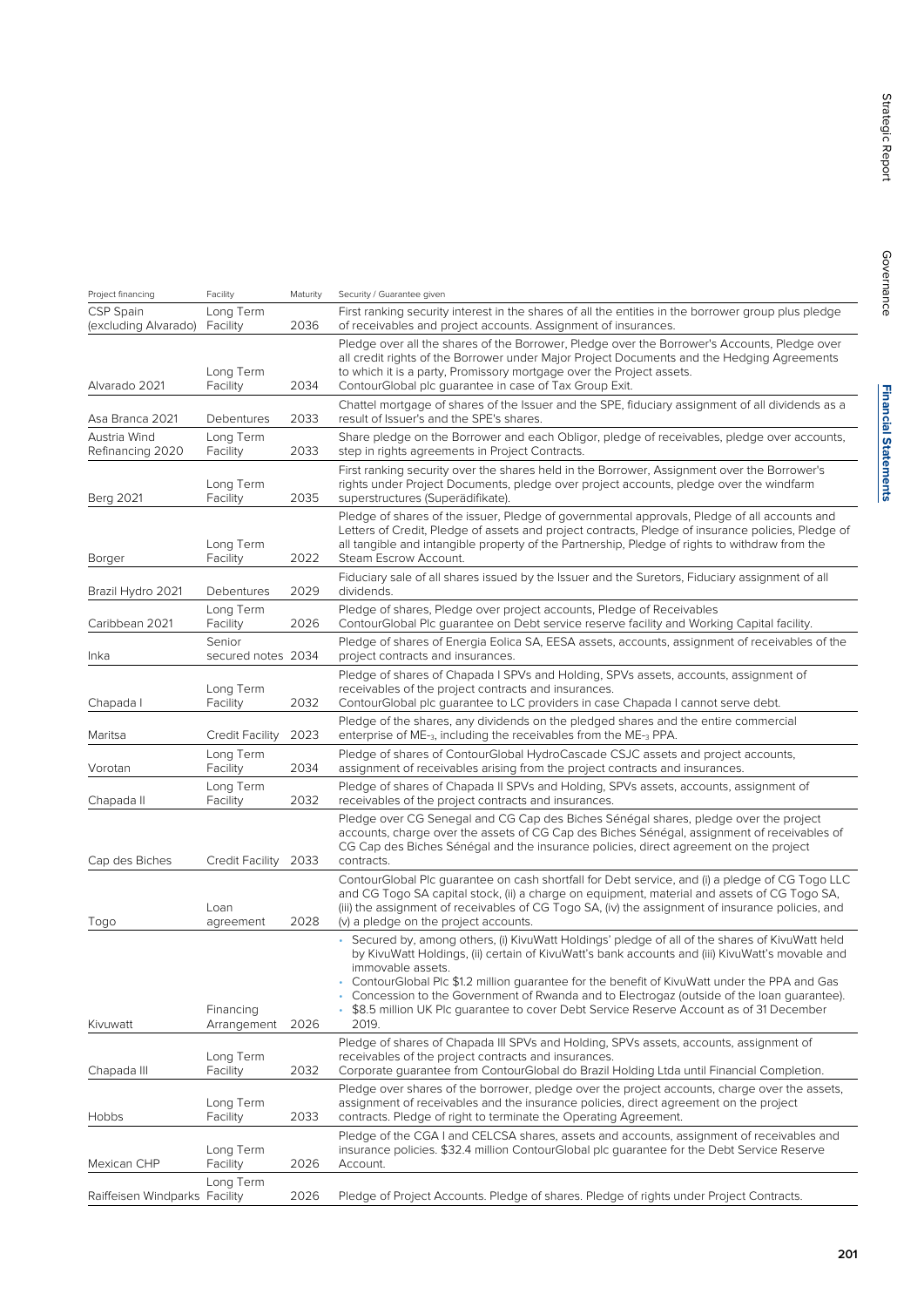| Project financing | Facility | Maturity | Security / Guarantee given |
|---|---|---|---|
| CSP Spain (excluding Alvarado) | Long Term Facility | 2036 | First ranking security interest in the shares of all the entities in the borrower group plus pledge of receivables and project accounts. Assignment of insurances. |
| Alvarado 2021 | Long Term Facility | 2034 | Pledge over all the shares of the Borrower, Pledge over the Borrower's Accounts, Pledge over all credit rights of the Borrower under Major Project Documents and the Hedging Agreements to which it is a party, Promissory mortgage over the Project assets. ContourGlobal plc guarantee in case of Tax Group Exit. |
| Asa Branca 2021 | Debentures | 2033 | Chattel mortgage of shares of the Issuer and the SPE, fiduciary assignment of all dividends as a result of Issuer's and the SPE's shares. |
| Austria Wind Refinancing 2020 | Long Term Facility | 2033 | Share pledge on the Borrower and each Obligor, pledge of receivables, pledge over accounts, step in rights agreements in Project Contracts. |
| Berg 2021 | Long Term Facility | 2035 | First ranking security over the shares held in the Borrower, Assignment over the Borrower's rights under Project Documents, pledge over project accounts, pledge over the windfarm superstructures (Superädifikate). |
| Borger | Long Term Facility | 2022 | Pledge of shares of the issuer, Pledge of governmental approvals, Pledge of all accounts and Letters of Credit, Pledge of assets and project contracts, Pledge of insurance policies, Pledge of all tangible and intangible property of the Partnership, Pledge of rights to withdraw from the Steam Escrow Account. |
| Brazil Hydro 2021 | Debentures | 2029 | Fiduciary sale of all shares issued by the Issuer and the Suretors, Fiduciary assignment of all dividends. |
| Caribbean 2021 | Long Term Facility | 2026 | Pledge of shares, Pledge over project accounts, Pledge of Receivables ContourGlobal Plc guarantee on Debt service reserve facility and Working Capital facility. |
| Inka | Senior secured notes | 2034 | Pledge of shares of Energia Eolica SA, EESA assets, accounts, assignment of receivables of the project contracts and insurances. |
| Chapada I | Long Term Facility | 2032 | Pledge of shares of Chapada I SPVs and Holding, SPVs assets, accounts, assignment of receivables of the project contracts and insurances. ContourGlobal plc guarantee to LC providers in case Chapada I cannot serve debt. |
| Maritsa | Credit Facility | 2023 | Pledge of the shares, any dividends on the pledged shares and the entire commercial enterprise of ME-3, including the receivables from the ME-3 PPA. |
| Vorotan | Long Term Facility | 2034 | Pledge of shares of ContourGlobal HydroCascade CSJC assets and project accounts, assignment of receivables arising from the project contracts and insurances. |
| Chapada II | Long Term Facility | 2032 | Pledge of shares of Chapada II SPVs and Holding, SPVs assets, accounts, assignment of receivables of the project contracts and insurances. |
| Cap des Biches | Credit Facility | 2033 | Pledge over CG Senegal and CG Cap des Biches Sénégal shares, pledge over the project accounts, charge over the assets of CG Cap des Biches Sénégal, assignment of receivables of CG Cap des Biches Sénégal and the insurance policies, direct agreement on the project contracts. |
| Togo | Loan agreement | 2028 | ContourGlobal Plc guarantee on cash shortfall for Debt service, and (i) a pledge of CG Togo LLC and CG Togo SA capital stock, (ii) a charge on equipment, material and assets of CG Togo SA, (iii) the assignment of receivables of CG Togo SA, (iv) the assignment of insurance policies, and (v) a pledge on the project accounts. |
| Kivuwatt | Financing Arrangement | 2026 | • Secured by, among others, (i) KivuWatt Holdings' pledge of all of the shares of KivuWatt held by KivuWatt Holdings, (ii) certain of KivuWatt's bank accounts and (iii) KivuWatt's movable and immovable assets.<br>• ContourGlobal Plc $1.2 million guarantee for the benefit of KivuWatt under the PPA and Gas<br>• Concession to the Government of Rwanda and to Electrogaz (outside of the loan guarantee).<br>• $8.5 million UK Plc guarantee to cover Debt Service Reserve Account as of 31 December 2019. |
| Chapada III | Long Term Facility | 2032 | Pledge of shares of Chapada III SPVs and Holding, SPVs assets, accounts, assignment of receivables of the project contracts and insurances. Corporate guarantee from ContourGlobal do Brazil Holding Ltda until Financial Completion. |
| Hobbs | Long Term Facility | 2033 | Pledge over shares of the borrower, pledge over the project accounts, charge over the assets, assignment of receivables and the insurance policies, direct agreement on the project contracts. Pledge of right to terminate the Operating Agreement. |
| Mexican CHP | Long Term Facility | 2026 | Pledge of the CGA I and CELCSA shares, assets and accounts, assignment of receivables and insurance policies. $32.4 million ContourGlobal plc guarantee for the Debt Service Reserve Account. |
| Raiffeisen Windparks | Long Term Facility | 2026 | Pledge of Project Accounts. Pledge of shares. Pledge of rights under Project Contracts. |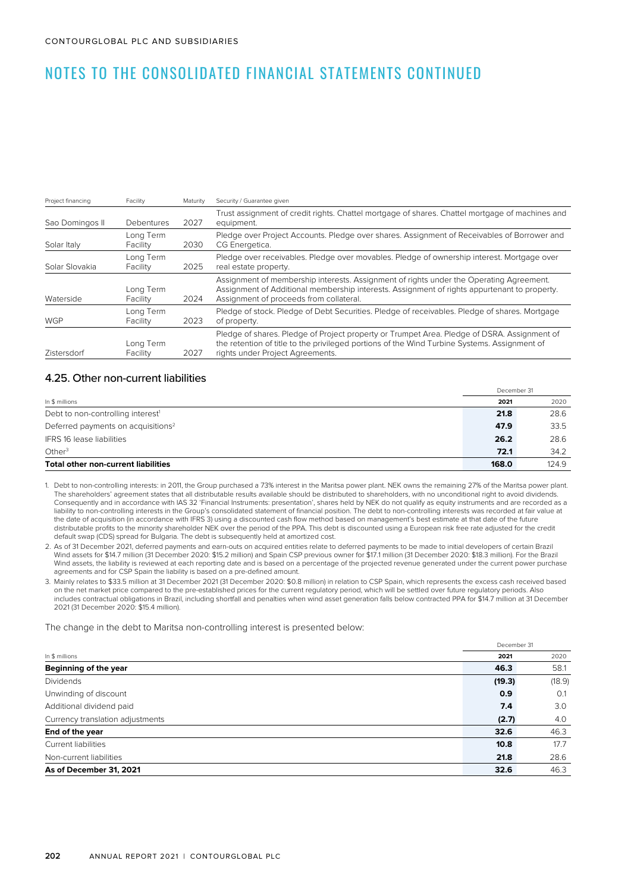# NOTES TO THE CONSOLIDATED FINANCIAL STATEMENTS CONTINUED

| Project financing | Facility | Maturity | Security / Guarantee given |
|---|---|---|---|
| Sao Domingos II | Debentures | 2027 | Trust assignment of credit rights. Chattel mortgage of shares. Chattel mortgage of machines and equipment. |
| Solar Italy | Long Term Facility | 2030 | Pledge over Project Accounts. Pledge over shares. Assignment of Receivables of Borrower and CG Energetica. |
| Solar Slovakia | Long Term Facility | 2025 | Pledge over receivables. Pledge over movables. Pledge of ownership interest. Mortgage over real estate property. |
| Waterside | Long Term Facility | 2024 | Assignment of membership interests. Assignment of rights under the Operating Agreement. Assignment of Additional membership interests. Assignment of rights appurtenant to property. Assignment of proceeds from collateral. |
| WGP | Long Term Facility | 2023 | Pledge of stock. Pledge of Debt Securities. Pledge of receivables. Pledge of shares. Mortgage of property. |
| Zistersdorf | Long Term Facility | 2027 | Pledge of shares. Pledge of Project property or Trumpet Area. Pledge of DSRA. Assignment of the retention of title to the privileged portions of the Wind Turbine Systems. Assignment of rights under Project Agreements. |

## 4.25. Other non-current liabilities

| In $ millions | December 31 2021 | 2020 |
|---|---|---|
| Debt to non-controlling interest[1] | **21.8** | 28.6 |
| Deferred payments on acquisitions[2] | **47.9** | 33.5 |
| IFRS 16 lease liabilities | **26.2** | 28.6 |
| Other[3] | **72.1** | 34.2 |
| **Total other non-current liabilities** | **168.0** | 124.9 |

1. Debt to non-controlling interests: in 2011, the Group purchased a 73% interest in the Maritsa power plant. NEK owns the remaining 27% of the Maritsa power plant. The shareholders' agreement states that all distributable results available should be distributed to shareholders, with no unconditional right to avoid dividends. Consequently and in accordance with IAS 32 'Financial Instruments: presentation', shares held by NEK do not qualify as equity instruments and are recorded as a liability to non-controlling interests in the Group's consolidated statement of financial position. The debt to non-controlling interests was recorded at fair value at the date of acquisition (in accordance with IFRS 3) using a discounted cash flow method based on management's best estimate at that date of the future distributable profits to the minority shareholder NEK over the period of the PPA. This debt is discounted using a European risk free rate adjusted for the credit default swap (CDS) spread for Bulgaria. The debt is subsequently held at amortized cost.
2. As of 31 December 2021, deferred payments and earn-outs on acquired entities relate to deferred payments to be made to initial developers of certain Brazil Wind assets for $14.7 million (31 December 2020: $15.2 million) and Spain CSP previous owner for $17.1 million (31 December 2020: $18.3 million). For the Brazil Wind assets, the liability is reviewed at each reporting date and is based on a percentage of the projected revenue generated under the current power purchase agreements and for CSP Spain the liability is based on a pre-defined amount.
3. Mainly relates to $33.5 million at 31 December 2021 (31 December 2020: $0.8 million) in relation to CSP Spain, which represents the excess cash received based on the net market price compared to the pre-established prices for the current regulatory period, which will be settled over future regulatory periods. Also includes contractual obligations in Brazil, including shortfall and penalties when wind asset generation falls below contracted PPA for $14.7 million at 31 December 2021 (31 December 2020: $15.4 million).

The change in the debt to Maritsa non-controlling interest is presented below:

| In $ millions | December 31 2021 | 2020 |
|---|---|---|
| **Beginning of the year** | **46.3** | 58.1 |
| Dividends | **(19.3)** | (18.9) |
| Unwinding of discount | **0.9** | 0.1 |
| Additional dividend paid | **7.4** | 3.0 |
| Currency translation adjustments | **(2.7)** | 4.0 |
| **End of the year** | **32.6** | 46.3 |
| Current liabilities | **10.8** | 17.7 |
| Non-current liabilities | **21.8** | 28.6 |
| **As of December 31, 2021** | **32.6** | 46.3 |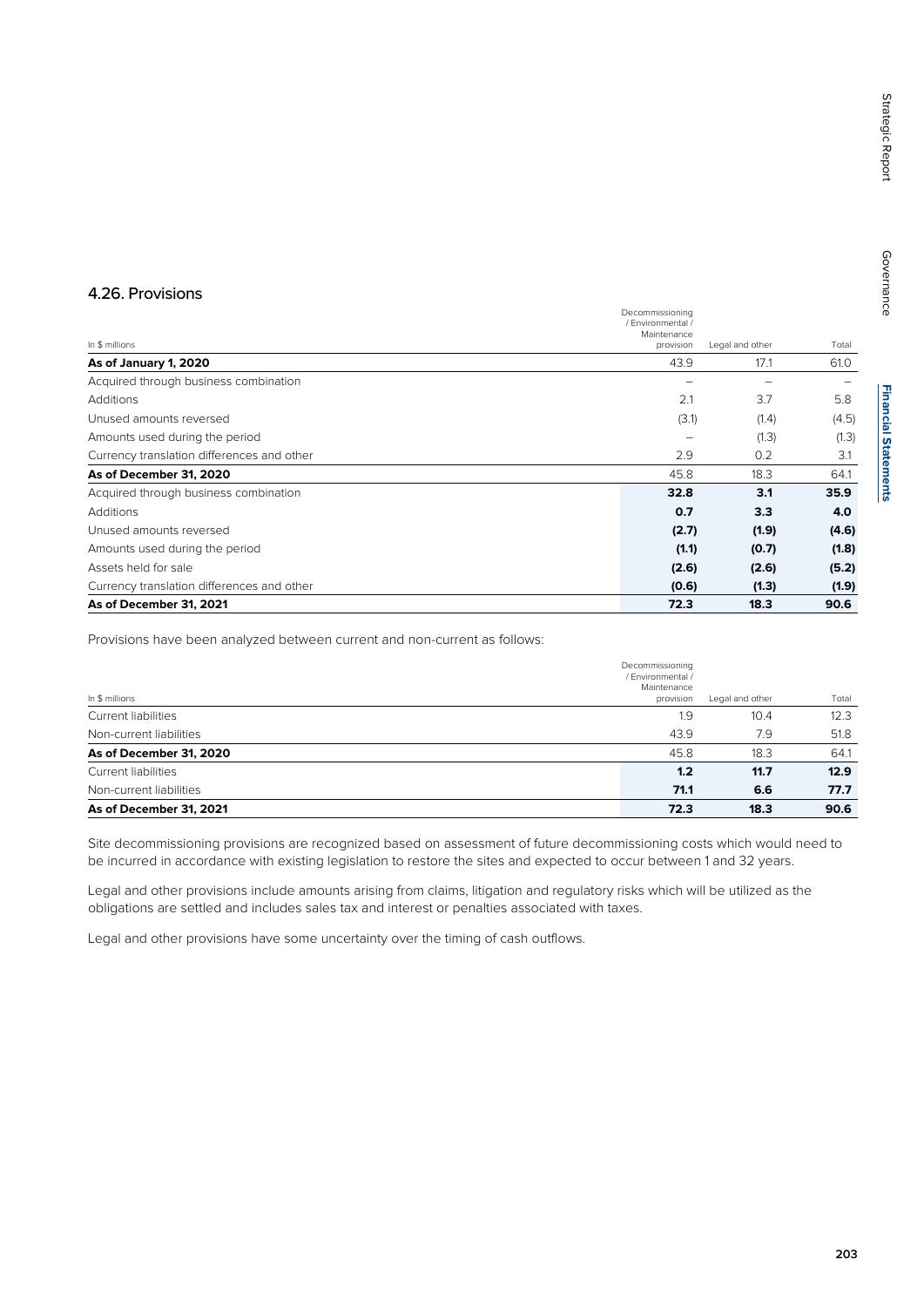## 4.26. Provisions

| In $ millions | Decommissioning / Environmental / Maintenance provision | Legal and other | Total |
|---|---|---|---|
| **As of January 1, 2020** | 43.9 | 17.1 | 61.0 |
| Acquired through business combination | – | – | – |
| Additions | 2.1 | 3.7 | 5.8 |
| Unused amounts reversed | (3.1) | (1.4) | (4.5) |
| Amounts used during the period | – | (1.3) | (1.3) |
| Currency translation differences and other | 2.9 | 0.2 | 3.1 |
| **As of December 31, 2020** | 45.8 | 18.3 | 64.1 |
| Acquired through business combination | **32.8** | **3.1** | **35.9** |
| Additions | **0.7** | **3.3** | **4.0** |
| Unused amounts reversed | **(2.7)** | **(1.9)** | **(4.6)** |
| Amounts used during the period | **(1.1)** | **(0.7)** | **(1.8)** |
| Assets held for sale | **(2.6)** | **(2.6)** | **(5.2)** |
| Currency translation differences and other | **(0.6)** | **(1.3)** | **(1.9)** |
| **As of December 31, 2021** | **72.3** | **18.3** | **90.6** |

Provisions have been analyzed between current and non-current as follows:

| In $ millions | Decommissioning / Environmental / Maintenance provision | Legal and other | Total |
|---|---|---|---|
| Current liabilities | 1.9 | 10.4 | 12.3 |
| Non-current liabilities | 43.9 | 7.9 | 51.8 |
| **As of December 31, 2020** | 45.8 | 18.3 | 64.1 |
| Current liabilities | **1.2** | **11.7** | **12.9** |
| Non-current liabilities | **71.1** | **6.6** | **77.7** |
| **As of December 31, 2021** | **72.3** | **18.3** | **90.6** |

Site decommissioning provisions are recognized based on assessment of future decommissioning costs which would need to be incurred in accordance with existing legislation to restore the sites and expected to occur between 1 and 32 years.

Legal and other provisions include amounts arising from claims, litigation and regulatory risks which will be utilized as the obligations are settled and includes sales tax and interest or penalties associated with taxes.

Legal and other provisions have some uncertainty over the timing of cash outflows.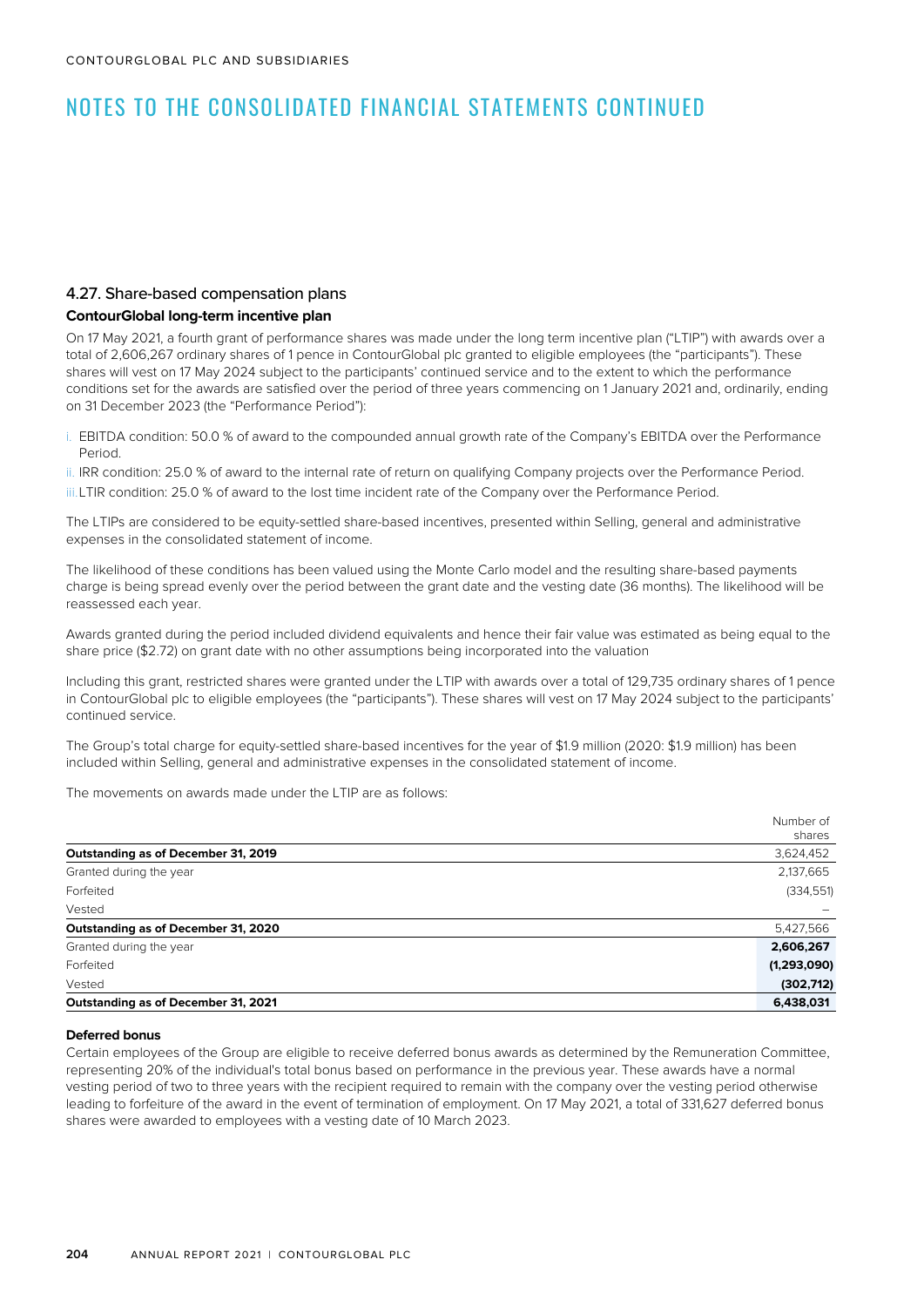# NOTES TO THE CONSOLIDATED FINANCIAL STATEMENTS CONTINUED

## 4.27. Share-based compensation plans

### ContourGlobal long-term incentive plan

On 17 May 2021, a fourth grant of performance shares was made under the long term incentive plan ("LTIP") with awards over a total of 2,606,267 ordinary shares of 1 pence in ContourGlobal plc granted to eligible employees (the "participants"). These shares will vest on 17 May 2024 subject to the participants' continued service and to the extent to which the performance conditions set for the awards are satisfied over the period of three years commencing on 1 January 2021 and, ordinarily, ending on 31 December 2023 (the "Performance Period"):

i. EBITDA condition: 50.0 % of award to the compounded annual growth rate of the Company's EBITDA over the Performance Period.

ii. IRR condition: 25.0 % of award to the internal rate of return on qualifying Company projects over the Performance Period.

iii. LTIR condition: 25.0 % of award to the lost time incident rate of the Company over the Performance Period.

The LTIPs are considered to be equity-settled share-based incentives, presented within Selling, general and administrative expenses in the consolidated statement of income.

The likelihood of these conditions has been valued using the Monte Carlo model and the resulting share-based payments charge is being spread evenly over the period between the grant date and the vesting date (36 months). The likelihood will be reassessed each year.

Awards granted during the period included dividend equivalents and hence their fair value was estimated as being equal to the share price ($2.72) on grant date with no other assumptions being incorporated into the valuation

Including this grant, restricted shares were granted under the LTIP with awards over a total of 129,735 ordinary shares of 1 pence in ContourGlobal plc to eligible employees (the "participants"). These shares will vest on 17 May 2024 subject to the participants' continued service.

The Group's total charge for equity-settled share-based incentives for the year of $1.9 million (2020: $1.9 million) has been included within Selling, general and administrative expenses in the consolidated statement of income.

The movements on awards made under the LTIP are as follows:

| | Number of shares |
|---|---|
| **Outstanding as of December 31, 2019** | 3,624,452 |
| Granted during the year | 2,137,665 |
| Forfeited | (334,551) |
| Vested | – |
| **Outstanding as of December 31, 2020** | 5,427,566 |
| Granted during the year | **2,606,267** |
| Forfeited | **(1,293,090)** |
| Vested | **(302,712)** |
| **Outstanding as of December 31, 2021** | **6,438,031** |

### Deferred bonus

Certain employees of the Group are eligible to receive deferred bonus awards as determined by the Remuneration Committee, representing 20% of the individual's total bonus based on performance in the previous year. These awards have a normal vesting period of two to three years with the recipient required to remain with the company over the vesting period otherwise leading to forfeiture of the award in the event of termination of employment. On 17 May 2021, a total of 331,627 deferred bonus shares were awarded to employees with a vesting date of 10 March 2023.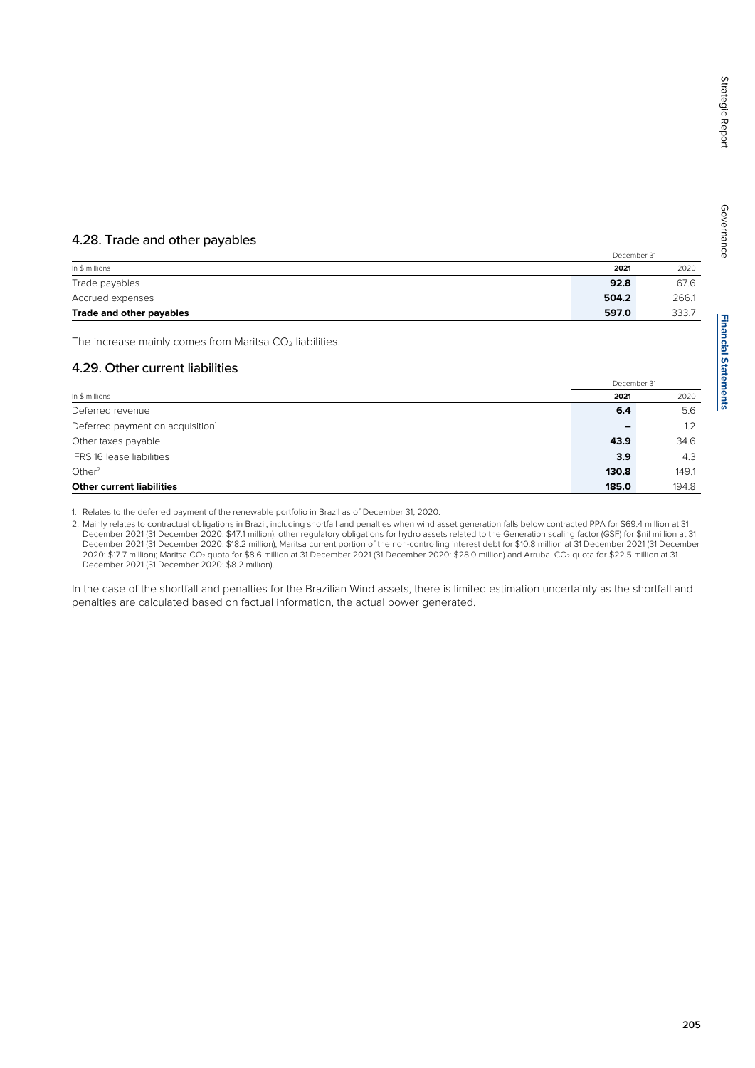## 4.28. Trade and other payables

| In $ millions | December 31 2021 | 2020 |
|---|---|---|
| Trade payables | **92.8** | 67.6 |
| Accrued expenses | **504.2** | 266.1 |
| **Trade and other payables** | **597.0** | 333.7 |

The increase mainly comes from Maritsa $CO_2$ liabilities.

## 4.29. Other current liabilities

| In $ millions | December 31 2021 | 2020 |
|---|---|---|
| Deferred revenue | **6.4** | 5.6 |
| Deferred payment on acquisition[1] | **–** | 1.2 |
| Other taxes payable | **43.9** | 34.6 |
| IFRS 16 lease liabilities | **3.9** | 4.3 |
| Other[2] | **130.8** | 149.1 |
| **Other current liabilities** | **185.0** | 194.8 |

1. Relates to the deferred payment of the renewable portfolio in Brazil as of December 31, 2020.
2. Mainly relates to contractual obligations in Brazil, including shortfall and penalties when wind asset generation falls below contracted PPA for $69.4 million at 31 December 2021 (31 December 2020: $47.1 million), other regulatory obligations for hydro assets related to the Generation scaling factor (GSF) for $nil million at 31 December 2021 (31 December 2020: $18.2 million), Maritsa current portion of the non-controlling interest debt for $10.8 million at 31 December 2021 (31 December 2020: $17.7 million); Maritsa $CO_2$ quota for $8.6 million at 31 December 2021 (31 December 2020: $28.0 million) and Arrubal $CO_2$ quota for $22.5 million at 31 December 2021 (31 December 2020: $8.2 million).

In the case of the shortfall and penalties for the Brazilian Wind assets, there is limited estimation uncertainty as the shortfall and penalties are calculated based on factual information, the actual power generated.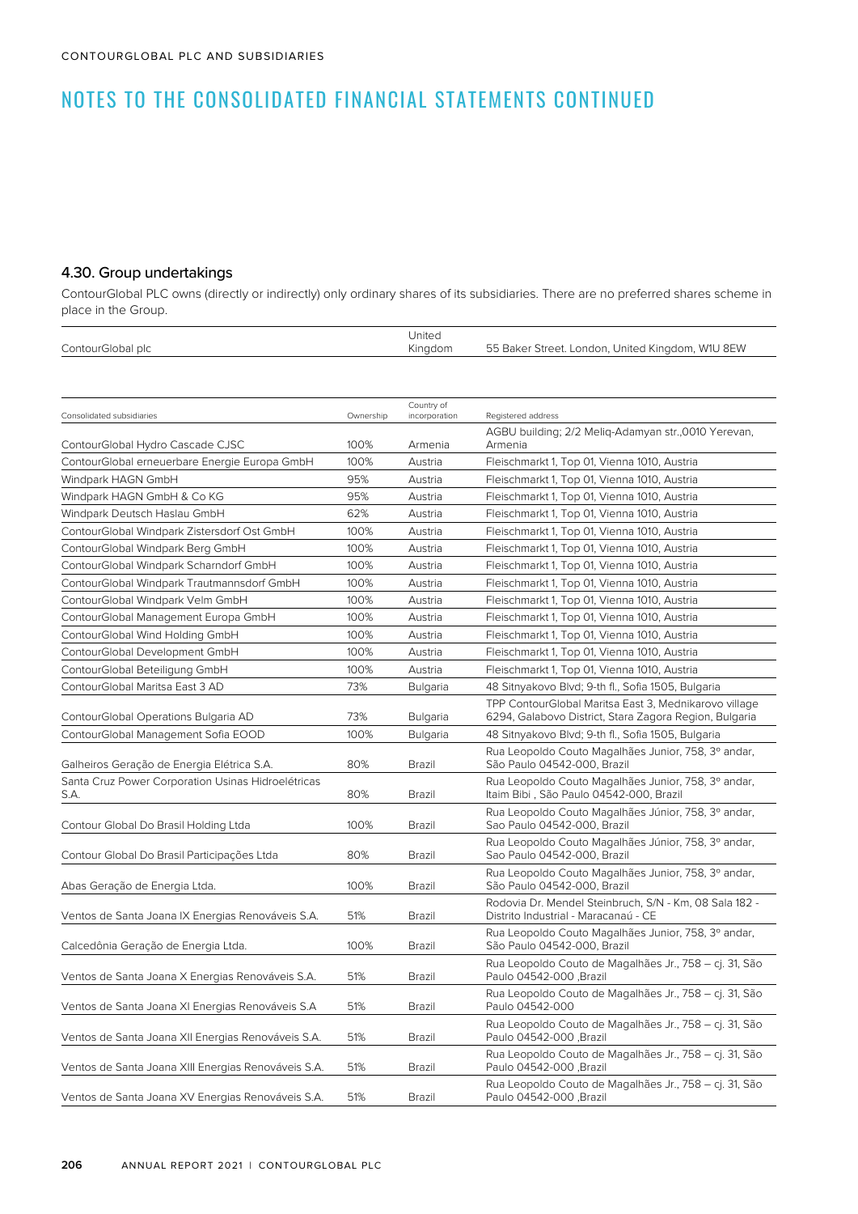# NOTES TO THE CONSOLIDATED FINANCIAL STATEMENTS CONTINUED

## 4.30. Group undertakings

ContourGlobal PLC owns (directly or indirectly) only ordinary shares of its subsidiaries. There are no preferred shares scheme in place in the Group.

| | | |
|---|---|---|
| ContourGlobal plc | United Kingdom | 55 Baker Street. London, United Kingdom, W1U 8EW |

| Consolidated subsidiaries | Ownership | Country of incorporation | Registered address |
|---|---|---|---|
| ContourGlobal Hydro Cascade CJSC | 100% | Armenia | AGBU building; 2/2 Meliq-Adamyan str.,0010 Yerevan, Armenia |
| ContourGlobal erneuerbare Energie Europa GmbH | 100% | Austria | Fleischmarkt 1, Top 01, Vienna 1010, Austria |
| Windpark HAGN GmbH | 95% | Austria | Fleischmarkt 1, Top 01, Vienna 1010, Austria |
| Windpark HAGN GmbH & Co KG | 95% | Austria | Fleischmarkt 1, Top 01, Vienna 1010, Austria |
| Windpark Deutsch Haslau GmbH | 62% | Austria | Fleischmarkt 1, Top 01, Vienna 1010, Austria |
| ContourGlobal Windpark Zistersdorf Ost GmbH | 100% | Austria | Fleischmarkt 1, Top 01, Vienna 1010, Austria |
| ContourGlobal Windpark Berg GmbH | 100% | Austria | Fleischmarkt 1, Top 01, Vienna 1010, Austria |
| ContourGlobal Windpark Scharndorf GmbH | 100% | Austria | Fleischmarkt 1, Top 01, Vienna 1010, Austria |
| ContourGlobal Windpark Trautmannsdorf GmbH | 100% | Austria | Fleischmarkt 1, Top 01, Vienna 1010, Austria |
| ContourGlobal Windpark Velm GmbH | 100% | Austria | Fleischmarkt 1, Top 01, Vienna 1010, Austria |
| ContourGlobal Management Europa GmbH | 100% | Austria | Fleischmarkt 1, Top 01, Vienna 1010, Austria |
| ContourGlobal Wind Holding GmbH | 100% | Austria | Fleischmarkt 1, Top 01, Vienna 1010, Austria |
| ContourGlobal Development GmbH | 100% | Austria | Fleischmarkt 1, Top 01, Vienna 1010, Austria |
| ContourGlobal Beteiligung GmbH | 100% | Austria | Fleischmarkt 1, Top 01, Vienna 1010, Austria |
| ContourGlobal Maritsa East 3 AD | 73% | Bulgaria | 48 Sitnyakovo Blvd; 9-th fl., Sofia 1505, Bulgaria |
| ContourGlobal Operations Bulgaria AD | 73% | Bulgaria | TPP ContourGlobal Maritsa East 3, Mednikarovo village 6294, Galabovo District, Stara Zagora Region, Bulgaria |
| ContourGlobal Management Sofia EOOD | 100% | Bulgaria | 48 Sitnyakovo Blvd; 9-th fl., Sofia 1505, Bulgaria |
| Galheiros Geração de Energia Elétrica S.A. | 80% | Brazil | Rua Leopoldo Couto Magalhães Junior, 758, 3º andar, São Paulo 04542-000, Brazil |
| Santa Cruz Power Corporation Usinas Hidroelétricas S.A. | 80% | Brazil | Rua Leopoldo Couto Magalhães Junior, 758, 3º andar, Itaim Bibi , São Paulo 04542-000, Brazil |
| Contour Global Do Brasil Holding Ltda | 100% | Brazil | Rua Leopoldo Couto Magalhães Júnior, 758, 3º andar, Sao Paulo 04542-000, Brazil |
| Contour Global Do Brasil Participações Ltda | 80% | Brazil | Rua Leopoldo Couto Magalhães Júnior, 758, 3º andar, Sao Paulo 04542-000, Brazil |
| Abas Geração de Energia Ltda. | 100% | Brazil | Rua Leopoldo Couto Magalhães Junior, 758, 3º andar, São Paulo 04542-000, Brazil |
| Ventos de Santa Joana IX Energias Renováveis S.A. | 51% | Brazil | Rodovia Dr. Mendel Steinbruch, S/N - Km, 08 Sala 182 - Distrito Industrial - Maracanaú - CE |
| Calcedônia Geração de Energia Ltda. | 100% | Brazil | Rua Leopoldo Couto Magalhães Junior, 758, 3º andar, São Paulo 04542-000, Brazil |
| Ventos de Santa Joana X Energias Renováveis S.A. | 51% | Brazil | Rua Leopoldo Couto de Magalhães Jr., 758 – cj. 31, São Paulo 04542-000 ,Brazil |
| Ventos de Santa Joana XI Energias Renováveis S.A | 51% | Brazil | Rua Leopoldo Couto de Magalhães Jr., 758 – cj. 31, São Paulo 04542-000 |
| Ventos de Santa Joana XII Energias Renováveis S.A. | 51% | Brazil | Rua Leopoldo Couto de Magalhães Jr., 758 – cj. 31, São Paulo 04542-000 ,Brazil |
| Ventos de Santa Joana XIII Energias Renováveis S.A. | 51% | Brazil | Rua Leopoldo Couto de Magalhães Jr., 758 – cj. 31, São Paulo 04542-000 ,Brazil |
| Ventos de Santa Joana XV Energias Renováveis S.A. | 51% | Brazil | Rua Leopoldo Couto de Magalhães Jr., 758 – cj. 31, São Paulo 04542-000 ,Brazil |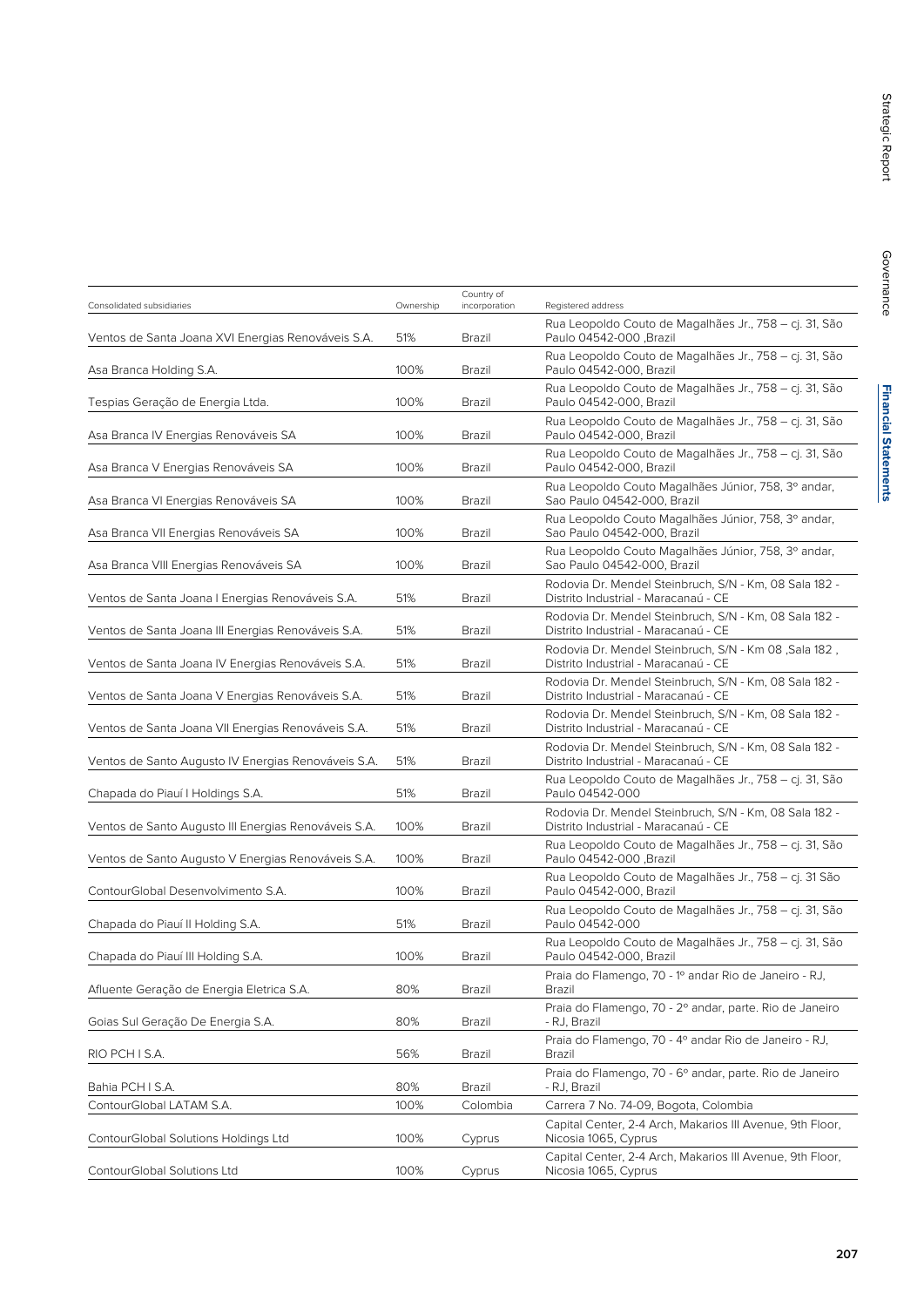| Consolidated subsidiaries | Ownership | Country of incorporation | Registered address |
| --- | --- | --- | --- |
| Ventos de Santa Joana XVI Energias Renováveis S.A. | 51% | Brazil | Rua Leopoldo Couto de Magalhães Jr., 758 – cj. 31, São Paulo 04542-000 ,Brazil |
| Asa Branca Holding S.A. | 100% | Brazil | Rua Leopoldo Couto de Magalhães Jr., 758 – cj. 31, São Paulo 04542-000, Brazil |
| Tespias Geração de Energia Ltda. | 100% | Brazil | Rua Leopoldo Couto de Magalhães Jr., 758 – cj. 31, São Paulo 04542-000, Brazil |
| Asa Branca IV Energias Renováveis SA | 100% | Brazil | Rua Leopoldo Couto de Magalhães Jr., 758 – cj. 31, São Paulo 04542-000, Brazil |
| Asa Branca V Energias Renováveis SA | 100% | Brazil | Rua Leopoldo Couto de Magalhães Jr., 758 – cj. 31, São Paulo 04542-000, Brazil |
| Asa Branca VI Energias Renováveis SA | 100% | Brazil | Rua Leopoldo Couto Magalhães Júnior, 758, 3º andar, Sao Paulo 04542-000, Brazil |
| Asa Branca VII Energias Renováveis SA | 100% | Brazil | Rua Leopoldo Couto Magalhães Júnior, 758, 3º andar, Sao Paulo 04542-000, Brazil |
| Asa Branca VIII Energias Renováveis SA | 100% | Brazil | Rua Leopoldo Couto Magalhães Júnior, 758, 3º andar, Sao Paulo 04542-000, Brazil |
| Ventos de Santa Joana I Energias Renováveis S.A. | 51% | Brazil | Rodovia Dr. Mendel Steinbruch, S/N - Km, 08 Sala 182 - Distrito Industrial - Maracanaú - CE |
| Ventos de Santa Joana III Energias Renováveis S.A. | 51% | Brazil | Rodovia Dr. Mendel Steinbruch, S/N - Km, 08 Sala 182 - Distrito Industrial - Maracanaú - CE |
| Ventos de Santa Joana IV Energias Renováveis S.A. | 51% | Brazil | Rodovia Dr. Mendel Steinbruch, S/N - Km 08 ,Sala 182 , Distrito Industrial - Maracanaú - CE |
| Ventos de Santa Joana V Energias Renováveis S.A. | 51% | Brazil | Rodovia Dr. Mendel Steinbruch, S/N - Km, 08 Sala 182 - Distrito Industrial - Maracanaú - CE |
| Ventos de Santa Joana VII Energias Renováveis S.A. | 51% | Brazil | Rodovia Dr. Mendel Steinbruch, S/N - Km, 08 Sala 182 - Distrito Industrial - Maracanaú - CE |
| Ventos de Santo Augusto IV Energias Renováveis S.A. | 51% | Brazil | Rodovia Dr. Mendel Steinbruch, S/N - Km, 08 Sala 182 - Distrito Industrial - Maracanaú - CE |
| Chapada do Piauí I Holdings S.A. | 51% | Brazil | Rua Leopoldo Couto de Magalhães Jr., 758 – cj. 31, São Paulo 04542-000 |
| Ventos de Santo Augusto III Energias Renováveis S.A. | 100% | Brazil | Rodovia Dr. Mendel Steinbruch, S/N - Km, 08 Sala 182 - Distrito Industrial - Maracanaú - CE |
| Ventos de Santo Augusto V Energias Renováveis S.A. | 100% | Brazil | Rua Leopoldo Couto de Magalhães Jr., 758 – cj. 31, São Paulo 04542-000 ,Brazil |
| ContourGlobal Desenvolvimento S.A. | 100% | Brazil | Rua Leopoldo Couto de Magalhães Jr., 758 – cj. 31 São Paulo 04542-000, Brazil |
| Chapada do Piauí II Holding S.A. | 51% | Brazil | Rua Leopoldo Couto de Magalhães Jr., 758 – cj. 31, São Paulo 04542-000 |
| Chapada do Piauí III Holding S.A. | 100% | Brazil | Rua Leopoldo Couto de Magalhães Jr., 758 – cj. 31, São Paulo 04542-000, Brazil |
| Afluente Geração de Energia Eletrica S.A. | 80% | Brazil | Praia do Flamengo, 70 - 1º andar Rio de Janeiro - RJ, Brazil |
| Goias Sul Geração De Energia S.A. | 80% | Brazil | Praia do Flamengo, 70 - 2º andar, parte. Rio de Janeiro - RJ, Brazil |
| RIO PCH I S.A. | 56% | Brazil | Praia do Flamengo, 70 - 4º andar Rio de Janeiro - RJ, Brazil |
| Bahia PCH I S.A. | 80% | Brazil | Praia do Flamengo, 70 - 6º andar, parte. Rio de Janeiro - RJ, Brazil |
| ContourGlobal LATAM S.A. | 100% | Colombia | Carrera 7 No. 74-09, Bogota, Colombia |
| ContourGlobal Solutions Holdings Ltd | 100% | Cyprus | Capital Center, 2-4 Arch, Makarios III Avenue, 9th Floor, Nicosia 1065, Cyprus |
| ContourGlobal Solutions Ltd | 100% | Cyprus | Capital Center, 2-4 Arch, Makarios III Avenue, 9th Floor, Nicosia 1065, Cyprus |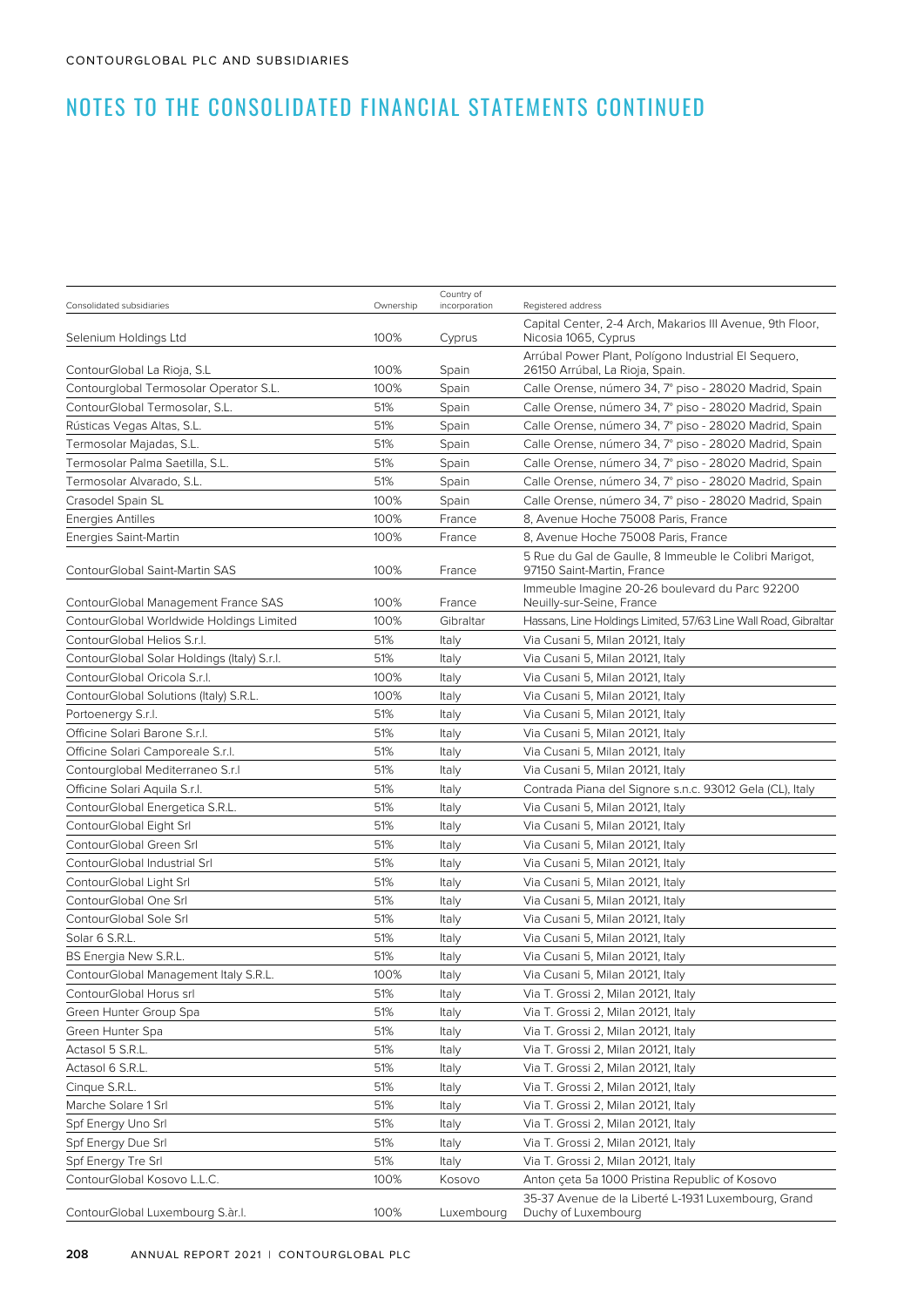# NOTES TO THE CONSOLIDATED FINANCIAL STATEMENTS CONTINUED

| Consolidated subsidiaries | Ownership | Country of incorporation | Registered address |
|---|---|---|---|
| Selenium Holdings Ltd | 100% | Cyprus | Capital Center, 2-4 Arch, Makarios III Avenue, 9th Floor, Nicosia 1065, Cyprus |
| ContourGlobal La Rioja, S.L | 100% | Spain | Arrúbal Power Plant, Polígono Industrial El Sequero, 26150 Arrúbal, La Rioja, Spain. |
| Contourglobal Termosolar Operator S.L. | 100% | Spain | Calle Orense, número 34, 7º piso - 28020 Madrid, Spain |
| ContourGlobal Termosolar, S.L. | 51% | Spain | Calle Orense, número 34, 7º piso - 28020 Madrid, Spain |
| Rústicas Vegas Altas, S.L. | 51% | Spain | Calle Orense, número 34, 7º piso - 28020 Madrid, Spain |
| Termosolar Majadas, S.L. | 51% | Spain | Calle Orense, número 34, 7º piso - 28020 Madrid, Spain |
| Termosolar Palma Saetilla, S.L. | 51% | Spain | Calle Orense, número 34, 7º piso - 28020 Madrid, Spain |
| Termosolar Alvarado, S.L. | 51% | Spain | Calle Orense, número 34, 7º piso - 28020 Madrid, Spain |
| Crasodel Spain SL | 100% | Spain | Calle Orense, número 34, 7º piso - 28020 Madrid, Spain |
| Energies Antilles | 100% | France | 8, Avenue Hoche 75008 Paris, France |
| Energies Saint-Martin | 100% | France | 8, Avenue Hoche 75008 Paris, France |
| ContourGlobal Saint-Martin SAS | 100% | France | 5 Rue du Gal de Gaulle, 8 Immeuble le Colibri Marigot, 97150 Saint-Martin, France |
| ContourGlobal Management France SAS | 100% | France | Immeuble Imagine 20-26 boulevard du Parc 92200 Neuilly-sur-Seine, France |
| ContourGlobal Worldwide Holdings Limited | 100% | Gibraltar | Hassans, Line Holdings Limited, 57/63 Line Wall Road, Gibraltar |
| ContourGlobal Helios S.r.l. | 51% | Italy | Via Cusani 5, Milan 20121, Italy |
| ContourGlobal Solar Holdings (Italy) S.r.l. | 51% | Italy | Via Cusani 5, Milan 20121, Italy |
| ContourGlobal Oricola S.r.l. | 100% | Italy | Via Cusani 5, Milan 20121, Italy |
| ContourGlobal Solutions (Italy) S.R.L. | 100% | Italy | Via Cusani 5, Milan 20121, Italy |
| Portoenergy S.r.l. | 51% | Italy | Via Cusani 5, Milan 20121, Italy |
| Officine Solari Barone S.r.l. | 51% | Italy | Via Cusani 5, Milan 20121, Italy |
| Officine Solari Camporeale S.r.l. | 51% | Italy | Via Cusani 5, Milan 20121, Italy |
| Contourglobal Mediterraneo S.r.l | 51% | Italy | Via Cusani 5, Milan 20121, Italy |
| Officine Solari Aquila S.r.l. | 51% | Italy | Contrada Piana del Signore s.n.c. 93012 Gela (CL), Italy |
| ContourGlobal Energetica S.R.L. | 51% | Italy | Via Cusani 5, Milan 20121, Italy |
| ContourGlobal Eight Srl | 51% | Italy | Via Cusani 5, Milan 20121, Italy |
| ContourGlobal Green Srl | 51% | Italy | Via Cusani 5, Milan 20121, Italy |
| ContourGlobal Industrial Srl | 51% | Italy | Via Cusani 5, Milan 20121, Italy |
| ContourGlobal Light Srl | 51% | Italy | Via Cusani 5, Milan 20121, Italy |
| ContourGlobal One Srl | 51% | Italy | Via Cusani 5, Milan 20121, Italy |
| ContourGlobal Sole Srl | 51% | Italy | Via Cusani 5, Milan 20121, Italy |
| Solar 6 S.R.L. | 51% | Italy | Via Cusani 5, Milan 20121, Italy |
| BS Energia New S.R.L. | 51% | Italy | Via Cusani 5, Milan 20121, Italy |
| ContourGlobal Management Italy S.R.L. | 100% | Italy | Via Cusani 5, Milan 20121, Italy |
| ContourGlobal Horus srl | 51% | Italy | Via T. Grossi 2, Milan 20121, Italy |
| Green Hunter Group Spa | 51% | Italy | Via T. Grossi 2, Milan 20121, Italy |
| Green Hunter Spa | 51% | Italy | Via T. Grossi 2, Milan 20121, Italy |
| Actasol 5 S.R.L. | 51% | Italy | Via T. Grossi 2, Milan 20121, Italy |
| Actasol 6 S.R.L. | 51% | Italy | Via T. Grossi 2, Milan 20121, Italy |
| Cinque S.R.L. | 51% | Italy | Via T. Grossi 2, Milan 20121, Italy |
| Marche Solare 1 Srl | 51% | Italy | Via T. Grossi 2, Milan 20121, Italy |
| Spf Energy Uno Srl | 51% | Italy | Via T. Grossi 2, Milan 20121, Italy |
| Spf Energy Due Srl | 51% | Italy | Via T. Grossi 2, Milan 20121, Italy |
| Spf Energy Tre Srl | 51% | Italy | Via T. Grossi 2, Milan 20121, Italy |
| ContourGlobal Kosovo L.L.C. | 100% | Kosovo | Anton çeta 5a 1000 Pristina Republic of Kosovo |
| ContourGlobal Luxembourg S.àr.l. | 100% | Luxembourg | 35-37 Avenue de la Liberté L-1931 Luxembourg, Grand Duchy of Luxembourg |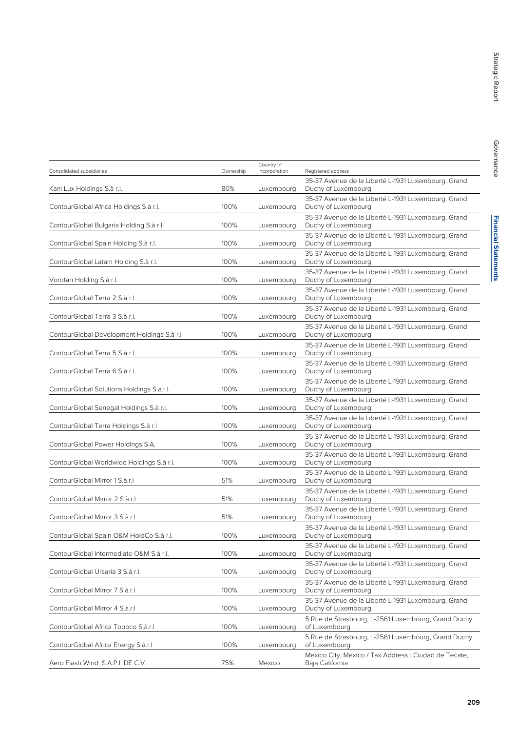| Consolidated subsidiaries | Ownership | Country of incorporation | Registered address |
| --- | --- | --- | --- |
| Kani Lux Holdings S.à r.l. | 80% | Luxembourg | 35-37 Avenue de la Liberté L-1931 Luxembourg, Grand Duchy of Luxembourg |
| ContourGlobal Africa Holdings S.à r.l. | 100% | Luxembourg | 35-37 Avenue de la Liberté L-1931 Luxembourg, Grand Duchy of Luxembourg |
| ContourGlobal Bulgaria Holding S.à r.l. | 100% | Luxembourg | 35-37 Avenue de la Liberté L-1931 Luxembourg, Grand Duchy of Luxembourg |
| ContourGlobal Spain Holding S.à r.l. | 100% | Luxembourg | 35-37 Avenue de la Liberté L-1931 Luxembourg, Grand Duchy of Luxembourg |
| ContourGlobal Latam Holding S.à r.l. | 100% | Luxembourg | 35-37 Avenue de la Liberté L-1931 Luxembourg, Grand Duchy of Luxembourg |
| Vorotan Holding S.à r.l. | 100% | Luxembourg | 35-37 Avenue de la Liberté L-1931 Luxembourg, Grand Duchy of Luxembourg |
| ContourGlobal Terra 2 S.à r.l. | 100% | Luxembourg | 35-37 Avenue de la Liberté L-1931 Luxembourg, Grand Duchy of Luxembourg |
| ContourGlobal Terra 3 S.à r.l. | 100% | Luxembourg | 35-37 Avenue de la Liberté L-1931 Luxembourg, Grand Duchy of Luxembourg |
| ContourGlobal Development Holdings S.à r.l | 100% | Luxembourg | 35-37 Avenue de la Liberté L-1931 Luxembourg, Grand Duchy of Luxembourg |
| ContourGlobal Terra 5 S.à r.l. | 100% | Luxembourg | 35-37 Avenue de la Liberté L-1931 Luxembourg, Grand Duchy of Luxembourg |
| ContourGlobal Terra 6 S.à r.l. | 100% | Luxembourg | 35-37 Avenue de la Liberté L-1931 Luxembourg, Grand Duchy of Luxembourg |
| ContourGlobal Solutions Holdings S.a.r.l. | 100% | Luxembourg | 35-37 Avenue de la Liberté L-1931 Luxembourg, Grand Duchy of Luxembourg |
| ContourGlobal Senegal Holdings S.à r.l. | 100% | Luxembourg | 35-37 Avenue de la Liberté L-1931 Luxembourg, Grand Duchy of Luxembourg |
| ContourGlobal Terra Holdings S.à r.l | 100% | Luxembourg | 35-37 Avenue de la Liberté L-1931 Luxembourg, Grand Duchy of Luxembourg |
| ContourGlobal Power Holdings S.A. | 100% | Luxembourg | 35-37 Avenue de la Liberté L-1931 Luxembourg, Grand Duchy of Luxembourg |
| ContourGlobal Worldwide Holdings S.à r.l. | 100% | Luxembourg | 35-37 Avenue de la Liberté L-1931 Luxembourg, Grand Duchy of Luxembourg |
| ContourGlobal Mirror 1 S.à.r.l | 51% | Luxembourg | 35-37 Avenue de la Liberté L-1931 Luxembourg, Grand Duchy of Luxembourg |
| ContourGlobal Mirror 2 S.à.r.l | 51% | Luxembourg | 35-37 Avenue de la Liberté L-1931 Luxembourg, Grand Duchy of Luxembourg |
| ContourGlobal Mirror 3 S.à.r.l | 51% | Luxembourg | 35-37 Avenue de la Liberté L-1931 Luxembourg, Grand Duchy of Luxembourg |
| ContourGlobal Spain O&M HoldCo S.à r.l. | 100% | Luxembourg | 35-37 Avenue de la Liberté L-1931 Luxembourg, Grand Duchy of Luxembourg |
| ContourGlobal Intermediate O&M S.à r.l. | 100% | Luxembourg | 35-37 Avenue de la Liberté L-1931 Luxembourg, Grand Duchy of Luxembourg |
| ContourGlobal Ursaria 3 S.à r.l. | 100% | Luxembourg | 35-37 Avenue de la Liberté L-1931 Luxembourg, Grand Duchy of Luxembourg |
| ContourGlobal Mirror 7 S.à.r.l | 100% | Luxembourg | 35-37 Avenue de la Liberté L-1931 Luxembourg, Grand Duchy of Luxembourg |
| ContourGlobal Mirror 4 S.à.r.l | 100% | Luxembourg | 35-37 Avenue de la Liberté L-1931 Luxembourg, Grand Duchy of Luxembourg |
| ContourGlobal Africa Topoco S.à.r.l | 100% | Luxembourg | 5 Rue de Strasbourg, L-2561 Luxembourg, Grand Duchy of Luxembourg |
| ContourGlobal Africa Energy S.à.r.l | 100% | Luxembourg | 5 Rue de Strasbourg, L-2561 Luxembourg, Grand Duchy of Luxembourg |
| Aero Flash Wind, S.A.P.I. DE C.V. | 75% | Mexico | Mexico City, Mexico / Tax Address : Ciudad de Tecate, Baja California |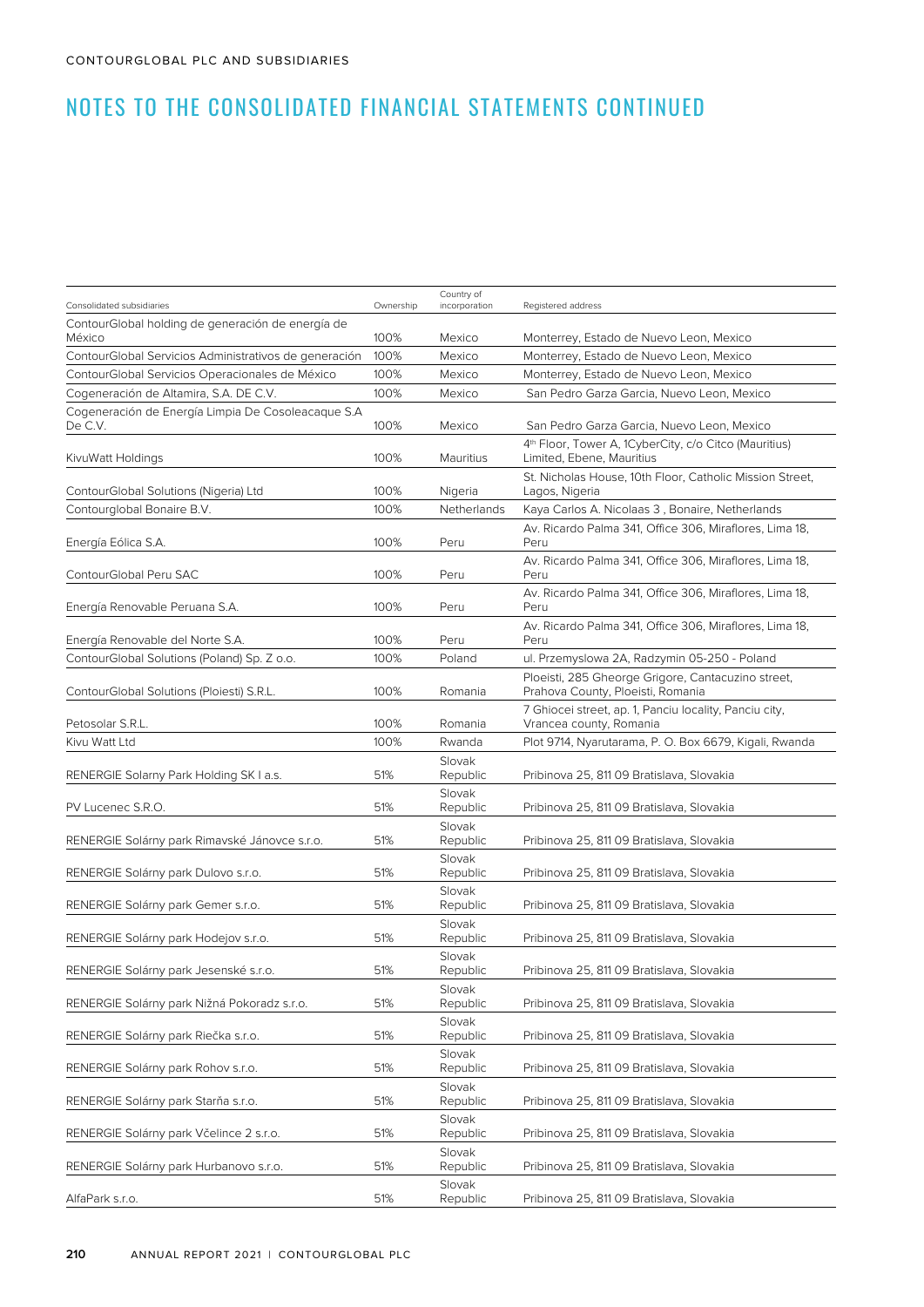# NOTES TO THE CONSOLIDATED FINANCIAL STATEMENTS CONTINUED

| Consolidated subsidiaries | Ownership | Country of incorporation | Registered address |
|---|---|---|---|
| ContourGlobal holding de generación de energía de México | 100% | Mexico | Monterrey, Estado de Nuevo Leon, Mexico |
| ContourGlobal Servicios Administrativos de generación | 100% | Mexico | Monterrey, Estado de Nuevo Leon, Mexico |
| ContourGlobal Servicios Operacionales de México | 100% | Mexico | Monterrey, Estado de Nuevo Leon, Mexico |
| Cogeneración de Altamira, S.A. DE C.V. | 100% | Mexico | San Pedro Garza Garcia, Nuevo Leon, Mexico |
| Cogeneración de Energía Limpia De Cosoleacaque S.A De C.V. | 100% | Mexico | San Pedro Garza Garcia, Nuevo Leon, Mexico |
| KivuWatt Holdings | 100% | Mauritius | 4th Floor, Tower A, 1CyberCity, c/o Citco (Mauritius) Limited, Ebene, Mauritius |
| ContourGlobal Solutions (Nigeria) Ltd | 100% | Nigeria | St. Nicholas House, 10th Floor, Catholic Mission Street, Lagos, Nigeria |
| Contourglobal Bonaire B.V. | 100% | Netherlands | Kaya Carlos A. Nicolaas 3 , Bonaire, Netherlands |
| Energía Eólica S.A. | 100% | Peru | Av. Ricardo Palma 341, Office 306, Miraflores, Lima 18, Peru |
| ContourGlobal Peru SAC | 100% | Peru | Av. Ricardo Palma 341, Office 306, Miraflores, Lima 18, Peru |
| Energía Renovable Peruana S.A. | 100% | Peru | Av. Ricardo Palma 341, Office 306, Miraflores, Lima 18, Peru |
| Energía Renovable del Norte S.A. | 100% | Peru | Av. Ricardo Palma 341, Office 306, Miraflores, Lima 18, Peru |
| ContourGlobal Solutions (Poland) Sp. Z o.o. | 100% | Poland | ul. Przemyslowa 2A, Radzymin 05-250 - Poland |
| ContourGlobal Solutions (Ploiesti) S.R.L. | 100% | Romania | Ploeisti, 285 Gheorge Grigore, Cantacuzino street, Prahova County, Ploeisti, Romania |
| Petosolar S.R.L. | 100% | Romania | 7 Ghiocei street, ap. 1, Panciu locality, Panciu city, Vrancea county, Romania |
| Kivu Watt Ltd | 100% | Rwanda | Plot 9714, Nyarutarama, P. O. Box 6679, Kigali, Rwanda |
| RENERGIE Solarny Park Holding SK I a.s. | 51% | Slovak Republic | Pribinova 25, 811 09 Bratislava, Slovakia |
| PV Lucenec S.R.O. | 51% | Slovak Republic | Pribinova 25, 811 09 Bratislava, Slovakia |
| RENERGIE Solárny park Rimavské Jánovce s.r.o. | 51% | Slovak Republic | Pribinova 25, 811 09 Bratislava, Slovakia |
| RENERGIE Solárny park Dulovo s.r.o. | 51% | Slovak Republic | Pribinova 25, 811 09 Bratislava, Slovakia |
| RENERGIE Solárny park Gemer s.r.o. | 51% | Slovak Republic | Pribinova 25, 811 09 Bratislava, Slovakia |
| RENERGIE Solárny park Hodejov s.r.o. | 51% | Slovak Republic | Pribinova 25, 811 09 Bratislava, Slovakia |
| RENERGIE Solárny park Jesenské s.r.o. | 51% | Slovak Republic | Pribinova 25, 811 09 Bratislava, Slovakia |
| RENERGIE Solárny park Nižná Pokoradz s.r.o. | 51% | Slovak Republic | Pribinova 25, 811 09 Bratislava, Slovakia |
| RENERGIE Solárny park Riečka s.r.o. | 51% | Slovak Republic | Pribinova 25, 811 09 Bratislava, Slovakia |
| RENERGIE Solárny park Rohov s.r.o. | 51% | Slovak Republic | Pribinova 25, 811 09 Bratislava, Slovakia |
| RENERGIE Solárny park Starňa s.r.o. | 51% | Slovak Republic | Pribinova 25, 811 09 Bratislava, Slovakia |
| RENERGIE Solárny park Včelince 2 s.r.o. | 51% | Slovak Republic | Pribinova 25, 811 09 Bratislava, Slovakia |
| RENERGIE Solárny park Hurbanovo s.r.o. | 51% | Slovak Republic | Pribinova 25, 811 09 Bratislava, Slovakia |
| AlfaPark s.r.o. | 51% | Slovak Republic | Pribinova 25, 811 09 Bratislava, Slovakia |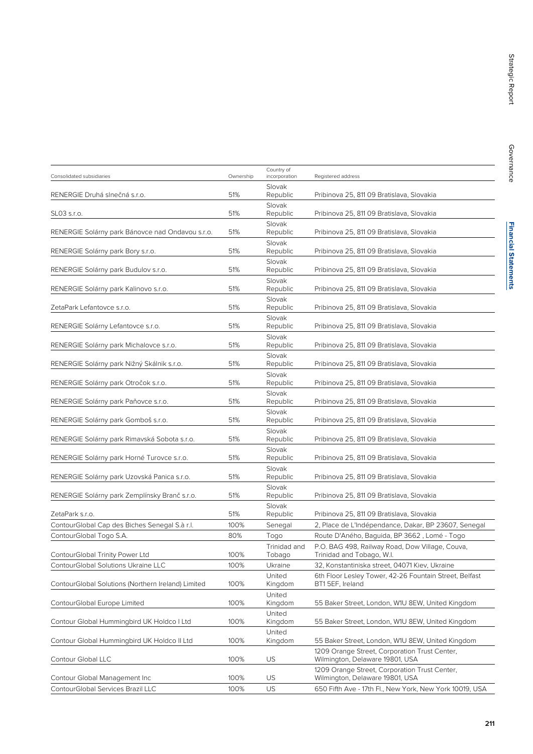| Consolidated subsidiaries | Ownership | Country of incorporation | Registered address |
|---|---|---|---|
| RENERGIE Druhá slnečná s.r.o. | 51% | Slovak Republic | Pribinova 25, 811 09 Bratislava, Slovakia |
| SL03 s.r.o. | 51% | Slovak Republic | Pribinova 25, 811 09 Bratislava, Slovakia |
| RENERGIE Solárny park Bánovce nad Ondavou s.r.o. | 51% | Slovak Republic | Pribinova 25, 811 09 Bratislava, Slovakia |
| RENERGIE Solárny park Bory s.r.o. | 51% | Slovak Republic | Pribinova 25, 811 09 Bratislava, Slovakia |
| RENERGIE Solárny park Budulov s.r.o. | 51% | Slovak Republic | Pribinova 25, 811 09 Bratislava, Slovakia |
| RENERGIE Solárny park Kalinovo s.r.o. | 51% | Slovak Republic | Pribinova 25, 811 09 Bratislava, Slovakia |
| ZetaPark Lefantovce s.r.o. | 51% | Slovak Republic | Pribinova 25, 811 09 Bratislava, Slovakia |
| RENERGIE Solárny Lefantovce s.r.o. | 51% | Slovak Republic | Pribinova 25, 811 09 Bratislava, Slovakia |
| RENERGIE Solárny park Michalovce s.r.o. | 51% | Slovak Republic | Pribinova 25, 811 09 Bratislava, Slovakia |
| RENERGIE Solárny park Nižný Skálnik s.r.o. | 51% | Slovak Republic | Pribinova 25, 811 09 Bratislava, Slovakia |
| RENERGIE Solárny park Otročok s.r.o. | 51% | Slovak Republic | Pribinova 25, 811 09 Bratislava, Slovakia |
| RENERGIE Solárny park Paňovce s.r.o. | 51% | Slovak Republic | Pribinova 25, 811 09 Bratislava, Slovakia |
| RENERGIE Solárny park Gomboš s.r.o. | 51% | Slovak Republic | Pribinova 25, 811 09 Bratislava, Slovakia |
| RENERGIE Solárny park Rimavská Sobota s.r.o. | 51% | Slovak Republic | Pribinova 25, 811 09 Bratislava, Slovakia |
| RENERGIE Solárny park Horné Turovce s.r.o. | 51% | Slovak Republic | Pribinova 25, 811 09 Bratislava, Slovakia |
| RENERGIE Solárny park Uzovská Panica s.r.o. | 51% | Slovak Republic | Pribinova 25, 811 09 Bratislava, Slovakia |
| RENERGIE Solárny park Zemplínsky Branč s.r.o. | 51% | Slovak Republic | Pribinova 25, 811 09 Bratislava, Slovakia |
| ZetaPark s.r.o. | 51% | Slovak Republic | Pribinova 25, 811 09 Bratislava, Slovakia |
| ContourGlobal Cap des Biches Senegal S.à r.l. | 100% | Senegal | 2, Place de L'Indépendance, Dakar, BP 23607, Senegal |
| ContourGlobal Togo S.A. | 80% | Togo | Route D'Aného, Baguida, BP 3662 , Lomé - Togo |
| ContourGlobal Trinity Power Ltd | 100% | Trinidad and Tobago | P.O. BAG 498, Railway Road, Dow Village, Couva, Trinidad and Tobago, W.I. |
| ContourGlobal Solutions Ukraine LLC | 100% | Ukraine | 32, Konstantiniska street, 04071 Kiev, Ukraine |
| ContourGlobal Solutions (Northern Ireland) Limited | 100% | United Kingdom | 6th Floor Lesley Tower, 42-26 Fountain Street, Belfast BT1 5EF, Ireland |
| ContourGlobal Europe Limited | 100% | United Kingdom | 55 Baker Street, London, W1U 8EW, United Kingdom |
| Contour Global Hummingbird UK Holdco I Ltd | 100% | United Kingdom | 55 Baker Street, London, W1U 8EW, United Kingdom |
| Contour Global Hummingbird UK Holdco II Ltd | 100% | United Kingdom | 55 Baker Street, London, W1U 8EW, United Kingdom |
| Contour Global LLC | 100% | US | 1209 Orange Street, Corporation Trust Center, Wilmington, Delaware 19801, USA |
| Contour Global Management Inc | 100% | US | 1209 Orange Street, Corporation Trust Center, Wilmington, Delaware 19801, USA |
| ContourGlobal Services Brazil LLC | 100% | US | 650 Fifth Ave - 17th Fl., New York, New York 10019, USA |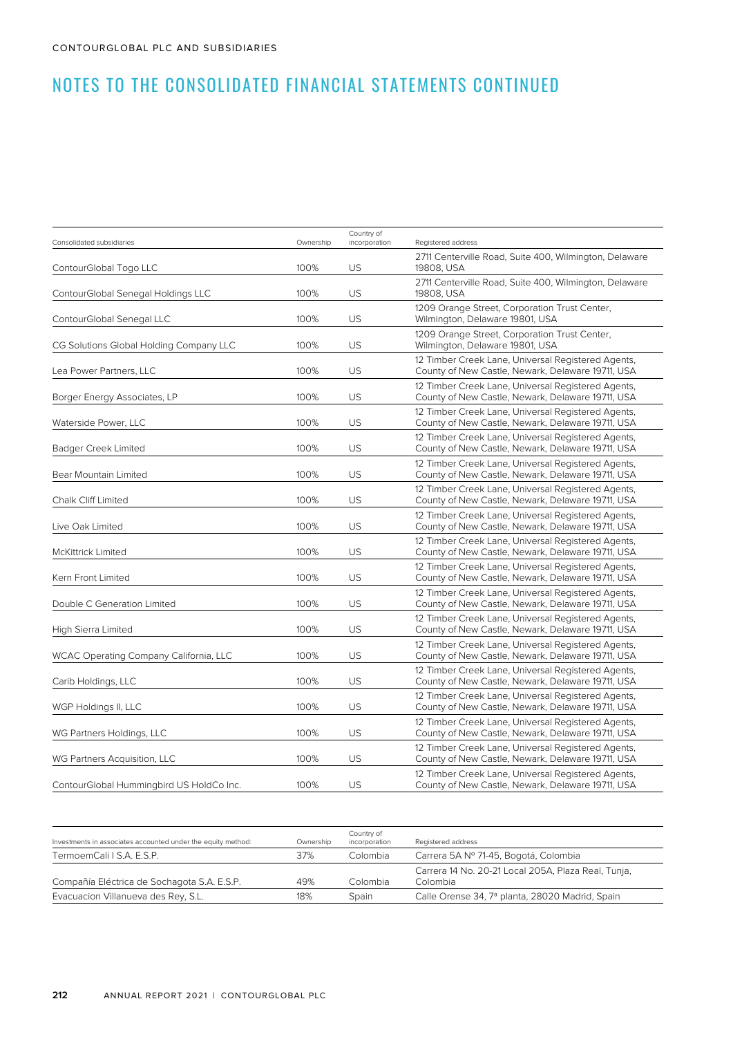# NOTES TO THE CONSOLIDATED FINANCIAL STATEMENTS CONTINUED

| Consolidated subsidiaries | Ownership | Country of incorporation | Registered address |
|---|---|---|---|
| ContourGlobal Togo LLC | 100% | US | 2711 Centerville Road, Suite 400, Wilmington, Delaware 19808, USA |
| ContourGlobal Senegal Holdings LLC | 100% | US | 2711 Centerville Road, Suite 400, Wilmington, Delaware 19808, USA |
| ContourGlobal Senegal LLC | 100% | US | 1209 Orange Street, Corporation Trust Center, Wilmington, Delaware 19801, USA |
| CG Solutions Global Holding Company LLC | 100% | US | 1209 Orange Street, Corporation Trust Center, Wilmington, Delaware 19801, USA |
| Lea Power Partners, LLC | 100% | US | 12 Timber Creek Lane, Universal Registered Agents, County of New Castle, Newark, Delaware 19711, USA |
| Borger Energy Associates, LP | 100% | US | 12 Timber Creek Lane, Universal Registered Agents, County of New Castle, Newark, Delaware 19711, USA |
| Waterside Power, LLC | 100% | US | 12 Timber Creek Lane, Universal Registered Agents, County of New Castle, Newark, Delaware 19711, USA |
| Badger Creek Limited | 100% | US | 12 Timber Creek Lane, Universal Registered Agents, County of New Castle, Newark, Delaware 19711, USA |
| Bear Mountain Limited | 100% | US | 12 Timber Creek Lane, Universal Registered Agents, County of New Castle, Newark, Delaware 19711, USA |
| Chalk Cliff Limited | 100% | US | 12 Timber Creek Lane, Universal Registered Agents, County of New Castle, Newark, Delaware 19711, USA |
| Live Oak Limited | 100% | US | 12 Timber Creek Lane, Universal Registered Agents, County of New Castle, Newark, Delaware 19711, USA |
| McKittrick Limited | 100% | US | 12 Timber Creek Lane, Universal Registered Agents, County of New Castle, Newark, Delaware 19711, USA |
| Kern Front Limited | 100% | US | 12 Timber Creek Lane, Universal Registered Agents, County of New Castle, Newark, Delaware 19711, USA |
| Double C Generation Limited | 100% | US | 12 Timber Creek Lane, Universal Registered Agents, County of New Castle, Newark, Delaware 19711, USA |
| High Sierra Limited | 100% | US | 12 Timber Creek Lane, Universal Registered Agents, County of New Castle, Newark, Delaware 19711, USA |
| WCAC Operating Company California, LLC | 100% | US | 12 Timber Creek Lane, Universal Registered Agents, County of New Castle, Newark, Delaware 19711, USA |
| Carib Holdings, LLC | 100% | US | 12 Timber Creek Lane, Universal Registered Agents, County of New Castle, Newark, Delaware 19711, USA |
| WGP Holdings II, LLC | 100% | US | 12 Timber Creek Lane, Universal Registered Agents, County of New Castle, Newark, Delaware 19711, USA |
| WG Partners Holdings, LLC | 100% | US | 12 Timber Creek Lane, Universal Registered Agents, County of New Castle, Newark, Delaware 19711, USA |
| WG Partners Acquisition, LLC | 100% | US | 12 Timber Creek Lane, Universal Registered Agents, County of New Castle, Newark, Delaware 19711, USA |
| ContourGlobal Hummingbird US HoldCo Inc. | 100% | US | 12 Timber Creek Lane, Universal Registered Agents, County of New Castle, Newark, Delaware 19711, USA |

| Investments in associates accounted under the equity method: | Ownership | Country of incorporation | Registered address |
|---|---|---|---|
| TermoemCali I S.A. E.S.P. | 37% | Colombia | Carrera 5A Nº 71-45, Bogotá, Colombia |
| Compañía Eléctrica de Sochagota S.A. E.S.P. | 49% | Colombia | Carrera 14 No. 20-21 Local 205A, Plaza Real, Tunja, Colombia |
| Evacuacion Villanueva des Rey, S.L. | 18% | Spain | Calle Orense 34, 7ª planta, 28020 Madrid, Spain |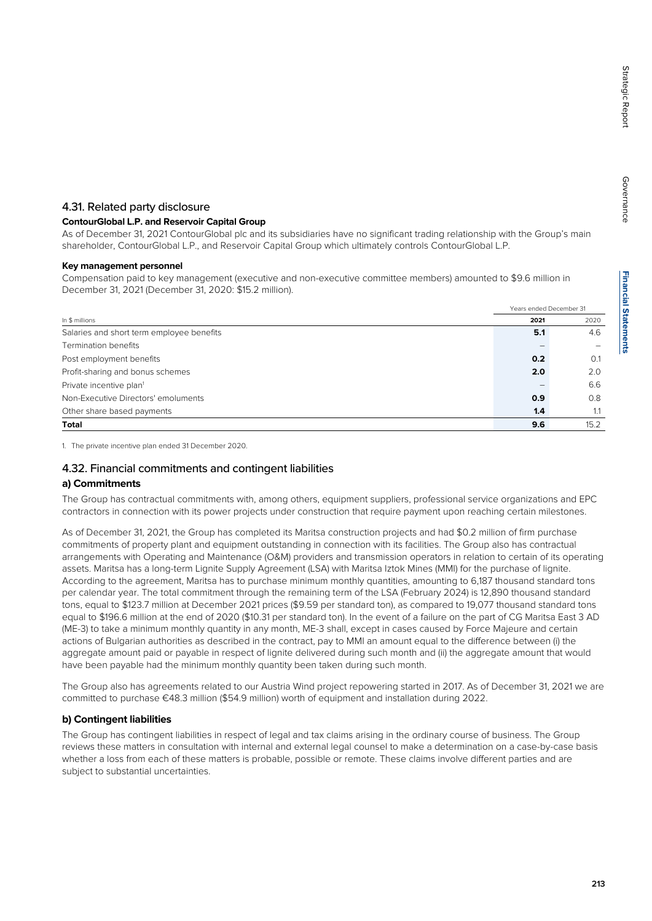## 4.31. Related party disclosure

**ContourGlobal L.P. and Reservoir Capital Group**

As of December 31, 2021 ContourGlobal plc and its subsidiaries have no significant trading relationship with the Group's main shareholder, ContourGlobal L.P., and Reservoir Capital Group which ultimately controls ContourGlobal L.P.

**Key management personnel**

Compensation paid to key management (executive and non-executive committee members) amounted to $9.6 million in December 31, 2021 (December 31, 2020: $15.2 million).

| | Years ended December 31 | |
|---|---|---|
| In $ millions | **2021** | 2020 |
| Salaries and short term employee benefits | **5.1** | 4.6 |
| Termination benefits | – | – |
| Post employment benefits | **0.2** | 0.1 |
| Profit-sharing and bonus schemes | **2.0** | 2.0 |
| Private incentive plan[1] | – | 6.6 |
| Non-Executive Directors' emoluments | **0.9** | 0.8 |
| Other share based payments | **1.4** | 1.1 |
| **Total** | **9.6** | 15.2 |

1. The private incentive plan ended 31 December 2020.

## 4.32. Financial commitments and contingent liabilities

### a) Commitments

The Group has contractual commitments with, among others, equipment suppliers, professional service organizations and EPC contractors in connection with its power projects under construction that require payment upon reaching certain milestones.

As of December 31, 2021, the Group has completed its Maritsa construction projects and had $0.2 million of firm purchase commitments of property plant and equipment outstanding in connection with its facilities. The Group also has contractual arrangements with Operating and Maintenance (O&M) providers and transmission operators in relation to certain of its operating assets. Maritsa has a long-term Lignite Supply Agreement (LSA) with Maritsa Iztok Mines (MMI) for the purchase of lignite. According to the agreement, Maritsa has to purchase minimum monthly quantities, amounting to 6,187 thousand standard tons per calendar year. The total commitment through the remaining term of the LSA (February 2024) is 12,890 thousand standard tons, equal to $123.7 million at December 2021 prices ($9.59 per standard ton), as compared to 19,077 thousand standard tons equal to $196.6 million at the end of 2020 ($10.31 per standard ton). In the event of a failure on the part of CG Maritsa East 3 AD (ME-3) to take a minimum monthly quantity in any month, ME-3 shall, except in cases caused by Force Majeure and certain actions of Bulgarian authorities as described in the contract, pay to MMI an amount equal to the difference between (i) the aggregate amount paid or payable in respect of lignite delivered during such month and (ii) the aggregate amount that would have been payable had the minimum monthly quantity been taken during such month.

The Group also has agreements related to our Austria Wind project repowering started in 2017. As of December 31, 2021 we are committed to purchase €48.3 million ($54.9 million) worth of equipment and installation during 2022.

### b) Contingent liabilities

The Group has contingent liabilities in respect of legal and tax claims arising in the ordinary course of business. The Group reviews these matters in consultation with internal and external legal counsel to make a determination on a case-by-case basis whether a loss from each of these matters is probable, possible or remote. These claims involve different parties and are subject to substantial uncertainties.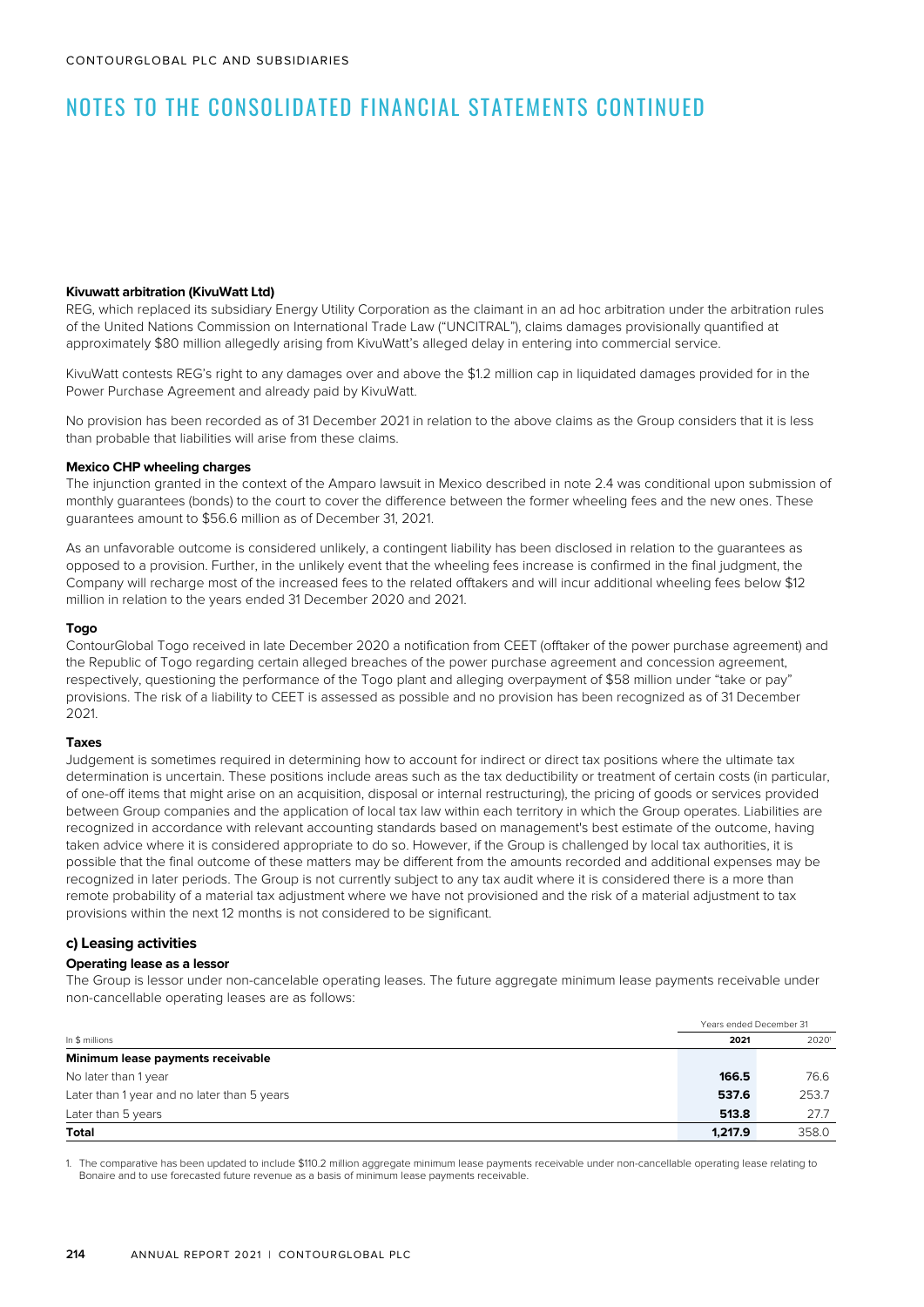#### Kivuwatt arbitration (KivuWatt Ltd)

REG, which replaced its subsidiary Energy Utility Corporation as the claimant in an ad hoc arbitration under the arbitration rules of the United Nations Commission on International Trade Law ("UNCITRAL"), claims damages provisionally quantified at approximately $80 million allegedly arising from KivuWatt's alleged delay in entering into commercial service.

KivuWatt contests REG's right to any damages over and above the $1.2 million cap in liquidated damages provided for in the Power Purchase Agreement and already paid by KivuWatt.

No provision has been recorded as of 31 December 2021 in relation to the above claims as the Group considers that it is less than probable that liabilities will arise from these claims.

#### Mexico CHP wheeling charges

The injunction granted in the context of the Amparo lawsuit in Mexico described in note 2.4 was conditional upon submission of monthly guarantees (bonds) to the court to cover the difference between the former wheeling fees and the new ones. These guarantees amount to $56.6 million as of December 31, 2021.

As an unfavorable outcome is considered unlikely, a contingent liability has been disclosed in relation to the guarantees as opposed to a provision. Further, in the unlikely event that the wheeling fees increase is confirmed in the final judgment, the Company will recharge most of the increased fees to the related offtakers and will incur additional wheeling fees below $12 million in relation to the years ended 31 December 2020 and 2021.

#### Togo

ContourGlobal Togo received in late December 2020 a notification from CEET (offtaker of the power purchase agreement) and the Republic of Togo regarding certain alleged breaches of the power purchase agreement and concession agreement, respectively, questioning the performance of the Togo plant and alleging overpayment of $58 million under "take or pay" provisions. The risk of a liability to CEET is assessed as possible and no provision has been recognized as of 31 December 2021.

#### Taxes

Judgement is sometimes required in determining how to account for indirect or direct tax positions where the ultimate tax determination is uncertain. These positions include areas such as the tax deductibility or treatment of certain costs (in particular, of one-off items that might arise on an acquisition, disposal or internal restructuring), the pricing of goods or services provided between Group companies and the application of local tax law within each territory in which the Group operates. Liabilities are recognized in accordance with relevant accounting standards based on management's best estimate of the outcome, having taken advice where it is considered appropriate to do so. However, if the Group is challenged by local tax authorities, it is possible that the final outcome of these matters may be different from the amounts recorded and additional expenses may be recognized in later periods. The Group is not currently subject to any tax audit where it is considered there is a more than remote probability of a material tax adjustment where we have not provisioned and the risk of a material adjustment to tax provisions within the next 12 months is not considered to be significant.

### c) Leasing activities

#### Operating lease as a lessor

The Group is lessor under non-cancelable operating leases. The future aggregate minimum lease payments receivable under non-cancellable operating leases are as follows:

| | Years ended December 31 | |
|---|---|---|
| In $ millions | 2021 | 2020[1] |
| **Minimum lease payments receivable** | | |
| No later than 1 year | **166.5** | 76.6 |
| Later than 1 year and no later than 5 years | **537.6** | 253.7 |
| Later than 5 years | **513.8** | 27.7 |
| **Total** | **1,217.9** | 358.0 |

1. The comparative has been updated to include $110.2 million aggregate minimum lease payments receivable under non-cancellable operating lease relating to Bonaire and to use forecasted future revenue as a basis of minimum lease payments receivable.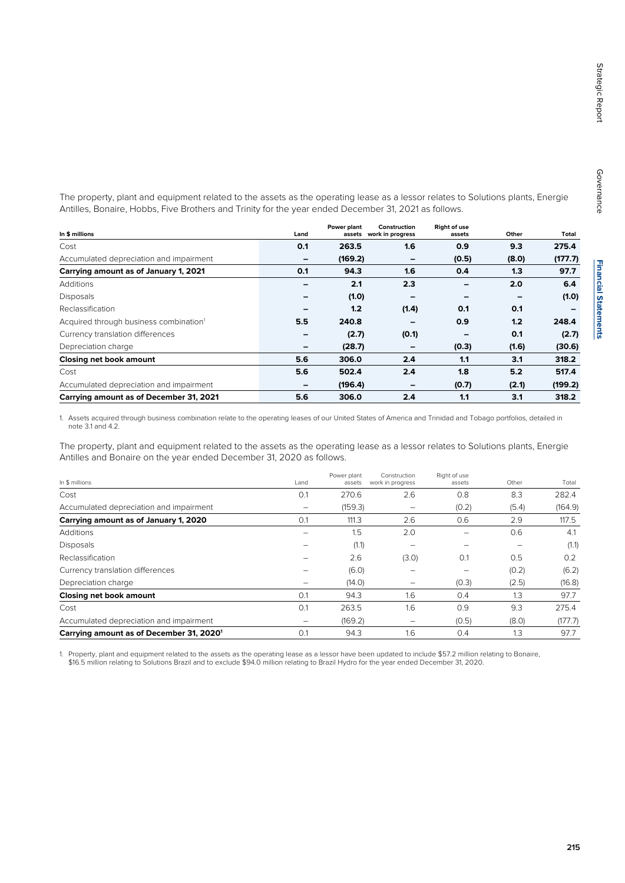The property, plant and equipment related to the assets as the operating lease as a lessor relates to Solutions plants, Energie Antilles, Bonaire, Hobbs, Five Brothers and Trinity for the year ended December 31, 2021 as follows.

| In $ millions | Land | Power plant assets | Construction work in progress | Right of use assets | Other | Total |
|---|---|---|---|---|---|---|
| Cost | 0.1 | 263.5 | 1.6 | 0.9 | 9.3 | 275.4 |
| Accumulated depreciation and impairment | – | (169.2) | – | (0.5) | (8.0) | (177.7) |
| **Carrying amount as of January 1, 2021** | 0.1 | 94.3 | 1.6 | 0.4 | 1.3 | 97.7 |
| Additions | – | 2.1 | 2.3 | – | 2.0 | 6.4 |
| Disposals | – | (1.0) | – | – | – | (1.0) |
| Reclassification | – | 1.2 | (1.4) | 0.1 | 0.1 | – |
| Acquired through business combination[1] | 5.5 | 240.8 | – | 0.9 | 1.2 | 248.4 |
| Currency translation differences | – | (2.7) | (0.1) | – | 0.1 | (2.7) |
| Depreciation charge | – | (28.7) | – | (0.3) | (1.6) | (30.6) |
| **Closing net book amount** | 5.6 | 306.0 | 2.4 | 1.1 | 3.1 | 318.2 |
| Cost | 5.6 | 502.4 | 2.4 | 1.8 | 5.2 | 517.4 |
| Accumulated depreciation and impairment | – | (196.4) | – | (0.7) | (2.1) | (199.2) |
| **Carrying amount as of December 31, 2021** | 5.6 | 306.0 | 2.4 | 1.1 | 3.1 | 318.2 |

1. Assets acquired through business combination relate to the operating leases of our United States of America and Trinidad and Tobago portfolios, detailed in note 3.1 and 4.2.

The property, plant and equipment related to the assets as the operating lease as a lessor relates to Solutions plants, Energie Antilles and Bonaire on the year ended December 31, 2020 as follows.

| In $ millions | Land | Power plant assets | Construction work in progress | Right of use assets | Other | Total |
|---|---|---|---|---|---|---|
| Cost | 0.1 | 270.6 | 2.6 | 0.8 | 8.3 | 282.4 |
| Accumulated depreciation and impairment | – | (159.3) | – | (0.2) | (5.4) | (164.9) |
| **Carrying amount as of January 1, 2020** | 0.1 | 111.3 | 2.6 | 0.6 | 2.9 | 117.5 |
| Additions | – | 1.5 | 2.0 | – | 0.6 | 4.1 |
| Disposals | – | (1.1) | – | – | – | (1.1) |
| Reclassification | – | 2.6 | (3.0) | 0.1 | 0.5 | 0.2 |
| Currency translation differences | – | (6.0) | – | – | (0.2) | (6.2) |
| Depreciation charge | – | (14.0) | – | (0.3) | (2.5) | (16.8) |
| **Closing net book amount** | 0.1 | 94.3 | 1.6 | 0.4 | 1.3 | 97.7 |
| Cost | 0.1 | 263.5 | 1.6 | 0.9 | 9.3 | 275.4 |
| Accumulated depreciation and impairment | – | (169.2) | – | (0.5) | (8.0) | (177.7) |
| **Carrying amount as of December 31, 2020[1]** | 0.1 | 94.3 | 1.6 | 0.4 | 1.3 | 97.7 |

1. Property, plant and equipment related to the assets as the operating lease as a lessor have been updated to include $57.2 million relating to Bonaire, $16.5 million relating to Solutions Brazil and to exclude $94.0 million relating to Brazil Hydro for the year ended December 31, 2020.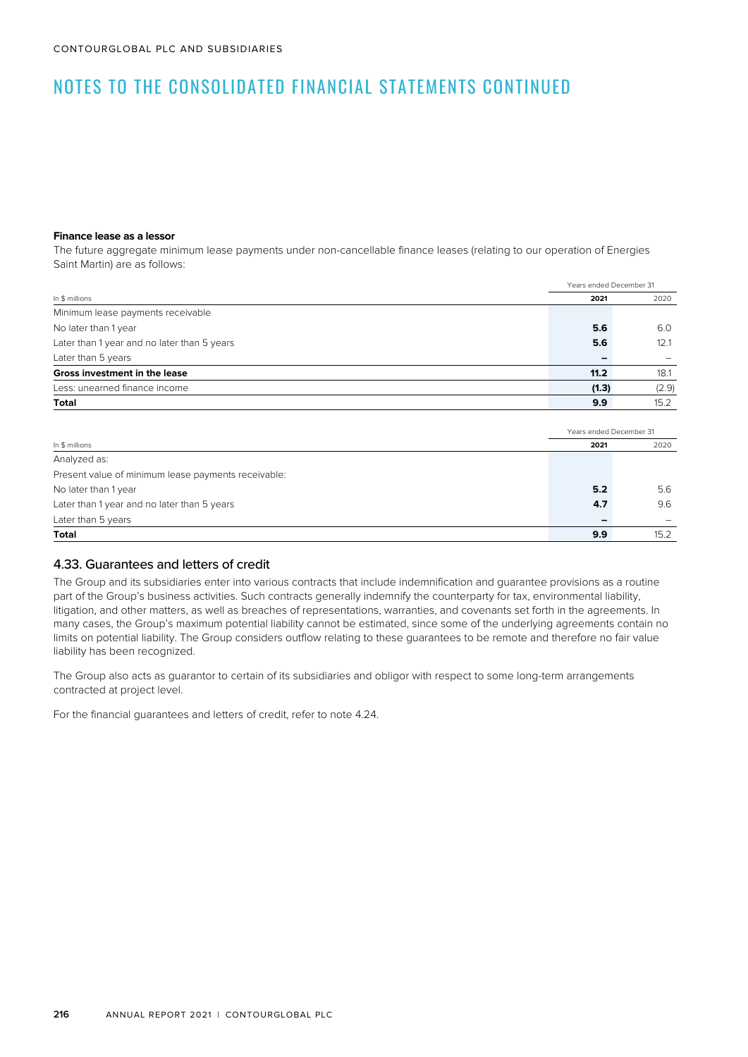# NOTES TO THE CONSOLIDATED FINANCIAL STATEMENTS CONTINUED

**Finance lease as a lessor**

The future aggregate minimum lease payments under non-cancellable finance leases (relating to our operation of Energies Saint Martin) are as follows:

| | Years ended December 31 | |
|---|---|---|
| In $ millions | **2021** | 2020 |
| Minimum lease payments receivable | | |
| No later than 1 year | **5.6** | 6.0 |
| Later than 1 year and no later than 5 years | **5.6** | 12.1 |
| Later than 5 years | **–** | – |
| **Gross investment in the lease** | **11.2** | 18.1 |
| Less: unearned finance income | **(1.3)** | (2.9) |
| **Total** | **9.9** | 15.2 |

| | Years ended December 31 | |
|---|---|---|
| In $ millions | **2021** | 2020 |
| Analyzed as: | | |
| Present value of minimum lease payments receivable: | | |
| No later than 1 year | **5.2** | 5.6 |
| Later than 1 year and no later than 5 years | **4.7** | 9.6 |
| Later than 5 years | **–** | – |
| **Total** | **9.9** | 15.2 |

## 4.33. Guarantees and letters of credit

The Group and its subsidiaries enter into various contracts that include indemnification and guarantee provisions as a routine part of the Group's business activities. Such contracts generally indemnify the counterparty for tax, environmental liability, litigation, and other matters, as well as breaches of representations, warranties, and covenants set forth in the agreements. In many cases, the Group's maximum potential liability cannot be estimated, since some of the underlying agreements contain no limits on potential liability. The Group considers outflow relating to these guarantees to be remote and therefore no fair value liability has been recognized.

The Group also acts as guarantor to certain of its subsidiaries and obligor with respect to some long-term arrangements contracted at project level.

For the financial guarantees and letters of credit, refer to note 4.24.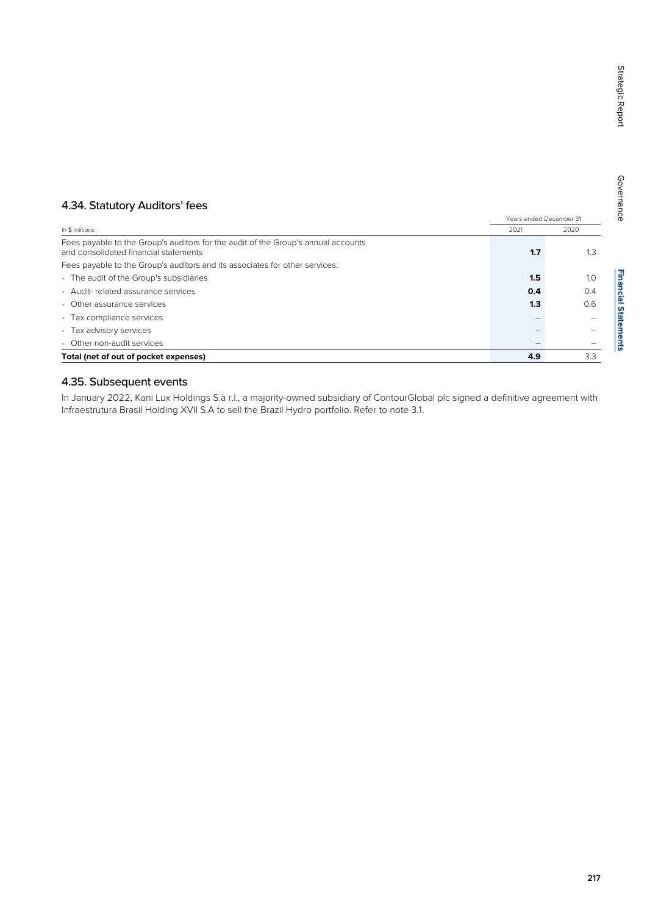## 4.34. Statutory Auditors' fees

| In $ millions | Years ended December 31 | |
|---|---|---|
| | 2021 | 2020 |
| Fees payable to the Group's auditors for the audit of the Group's annual accounts and consolidated financial statements | **1.7** | 1.3 |
| Fees payable to the Group's auditors and its associates for other services: | | |
| • The audit of the Group's subsidiaries | **1.5** | 1.0 |
| • Audit- related assurance services | **0.4** | 0.4 |
| • Other assurance services | **1.3** | 0.6 |
| • Tax compliance services | – | – |
| • Tax advisory services | – | – |
| • Other non-audit services | – | – |
| **Total (net of out of pocket expenses)** | **4.9** | 3.3 |

## 4.35. Subsequent events

In January 2022, Kani Lux Holdings S.à r.l., a majority-owned subsidiary of ContourGlobal plc signed a definitive agreement with Infraestrutura Brasil Holding XVII S.A to sell the Brazil Hydro portfolio. Refer to note 3.1.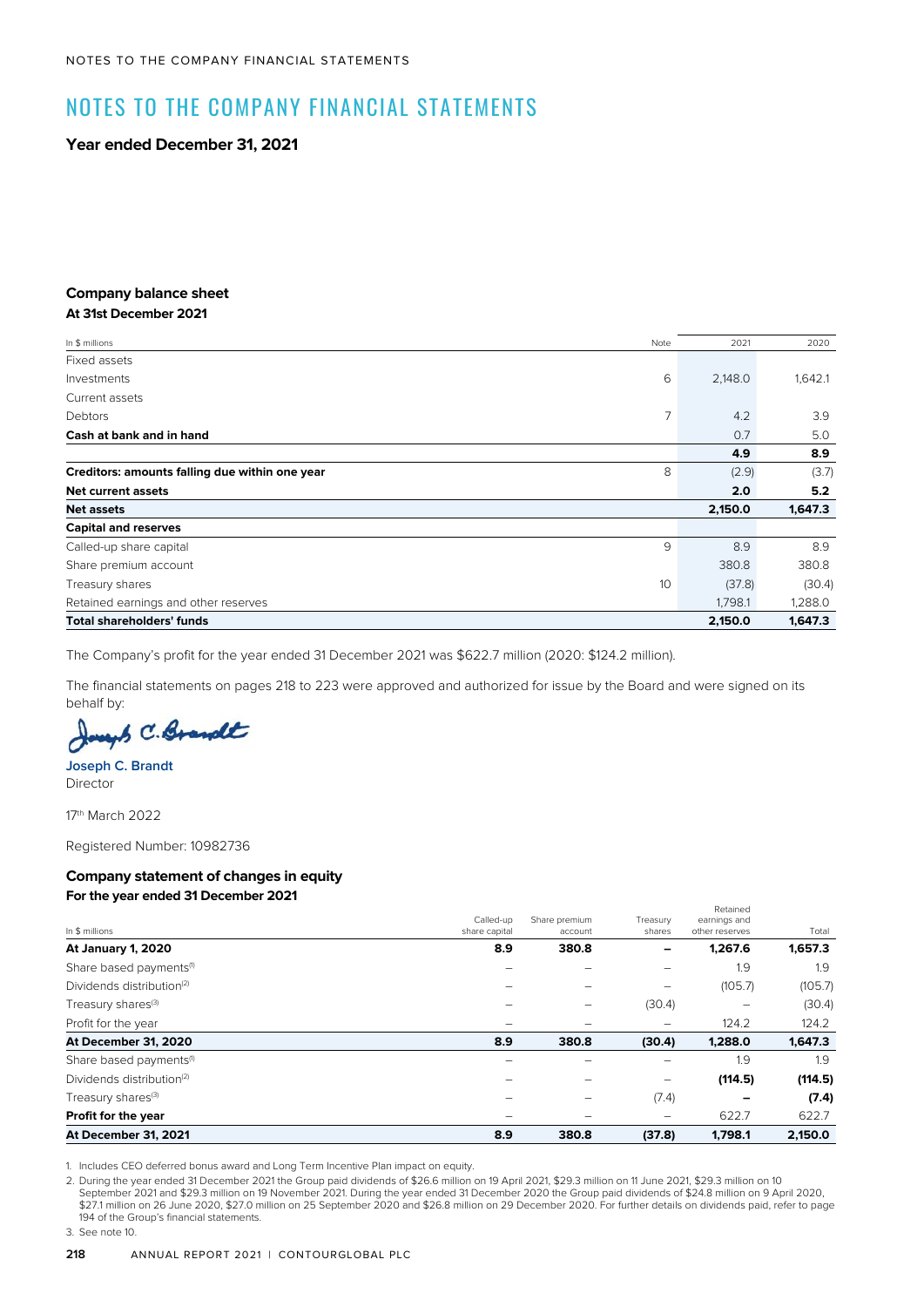# NOTES TO THE COMPANY FINANCIAL STATEMENTS

**Year ended December 31, 2021**

### Company balance sheet
**At 31st December 2021**

| In $ millions | Note | 2021 | 2020 |
|---|---|---|---|
| Fixed assets | | | |
| Investments | 6 | 2,148.0 | 1,642.1 |
| Current assets | | | |
| Debtors | 7 | 4.2 | 3.9 |
| **Cash at bank and in hand** | | 0.7 | 5.0 |
| | | **4.9** | **8.9** |
| **Creditors: amounts falling due within one year** | 8 | (2.9) | (3.7) |
| **Net current assets** | | **2.0** | **5.2** |
| **Net assets** | | **2,150.0** | **1,647.3** |
| **Capital and reserves** | | | |
| Called-up share capital | 9 | 8.9 | 8.9 |
| Share premium account | | 380.8 | 380.8 |
| Treasury shares | 10 | (37.8) | (30.4) |
| Retained earnings and other reserves | | 1,798.1 | 1,288.0 |
| **Total shareholders' funds** | | **2,150.0** | **1,647.3** |

The Company's profit for the year ended 31 December 2021 was $622.7 million (2020: $124.2 million).

The financial statements on pages 218 to 223 were approved and authorized for issue by the Board and were signed on its behalf by:

**Joseph C. Brandt**
Director

17th March 2022

Registered Number: 10982736

### Company statement of changes in equity
**For the year ended 31 December 2021**

| In $ millions | Called-up share capital | Share premium account | Treasury shares | Retained earnings and other reserves | Total |
|---|---|---|---|---|---|
| **At January 1, 2020** | **8.9** | **380.8** | **–** | **1,267.6** | **1,657.3** |
| Share based payments[1] | – | – | – | 1.9 | 1.9 |
| Dividends distribution[2] | – | – | – | (105.7) | (105.7) |
| Treasury shares[3] | – | – | (30.4) | – | (30.4) |
| Profit for the year | – | – | – | 124.2 | 124.2 |
| **At December 31, 2020** | **8.9** | **380.8** | **(30.4)** | **1,288.0** | **1,647.3** |
| Share based payments[1] | – | – | – | 1.9 | 1.9 |
| Dividends distribution[2] | – | – | – | **(114.5)** | **(114.5)** |
| Treasury shares[3] | – | – | (7.4) | **–** | **(7.4)** |
| **Profit for the year** | – | – | – | 622.7 | 622.7 |
| **At December 31, 2021** | **8.9** | **380.8** | **(37.8)** | **1,798.1** | **2,150.0** |

1. Includes CEO deferred bonus award and Long Term Incentive Plan impact on equity.
2. During the year ended 31 December 2021 the Group paid dividends of $26.6 million on 19 April 2021, $29.3 million on 11 June 2021, $29.3 million on 10 September 2021 and $29.3 million on 19 November 2021. During the year ended 31 December 2020 the Group paid dividends of $24.8 million on 9 April 2020, $27.1 million on 26 June 2020, $27.0 million on 25 September 2020 and $26.8 million on 29 December 2020. For further details on dividends paid, refer to page 194 of the Group's financial statements.
3. See note 10.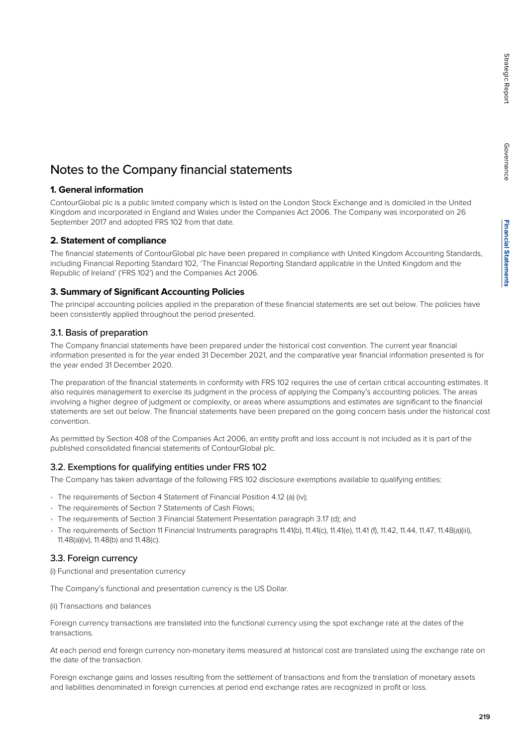# Notes to the Company financial statements

## 1. General information

ContourGlobal plc is a public limited company which is listed on the London Stock Exchange and is domiciled in the United Kingdom and incorporated in England and Wales under the Companies Act 2006. The Company was incorporated on 26 September 2017 and adopted FRS 102 from that date.

## 2. Statement of compliance

The financial statements of ContourGlobal plc have been prepared in compliance with United Kingdom Accounting Standards, including Financial Reporting Standard 102, 'The Financial Reporting Standard applicable in the United Kingdom and the Republic of Ireland' ('FRS 102') and the Companies Act 2006.

## 3. Summary of Significant Accounting Policies

The principal accounting policies applied in the preparation of these financial statements are set out below. The policies have been consistently applied throughout the period presented.

### 3.1. Basis of preparation

The Company financial statements have been prepared under the historical cost convention. The current year financial information presented is for the year ended 31 December 2021, and the comparative year financial information presented is for the year ended 31 December 2020.

The preparation of the financial statements in conformity with FRS 102 requires the use of certain critical accounting estimates. It also requires management to exercise its judgment in the process of applying the Company's accounting policies. The areas involving a higher degree of judgment or complexity, or areas where assumptions and estimates are significant to the financial statements are set out below. The financial statements have been prepared on the going concern basis under the historical cost convention.

As permitted by Section 408 of the Companies Act 2006, an entity profit and loss account is not included as it is part of the published consolidated financial statements of ContourGlobal plc.

### 3.2. Exemptions for qualifying entities under FRS 102

The Company has taken advantage of the following FRS 102 disclosure exemptions available to qualifying entities:

- The requirements of Section 4 Statement of Financial Position 4.12 (a) (iv);
- The requirements of Section 7 Statements of Cash Flows;
- The requirements of Section 3 Financial Statement Presentation paragraph 3.17 (d); and
- The requirements of Section 11 Financial Instruments paragraphs 11.41(b), 11.41(c), 11.41(e), 11.41 (f), 11.42, 11.44, 11.47, 11.48(a)(iii), 11.48(a)(iv), 11.48(b) and 11.48(c).

### 3.3. Foreign currency

(i) Functional and presentation currency

The Company's functional and presentation currency is the US Dollar.

(ii) Transactions and balances

Foreign currency transactions are translated into the functional currency using the spot exchange rate at the dates of the transactions.

At each period end foreign currency non-monetary items measured at historical cost are translated using the exchange rate on the date of the transaction.

Foreign exchange gains and losses resulting from the settlement of transactions and from the translation of monetary assets and liabilities denominated in foreign currencies at period end exchange rates are recognized in profit or loss.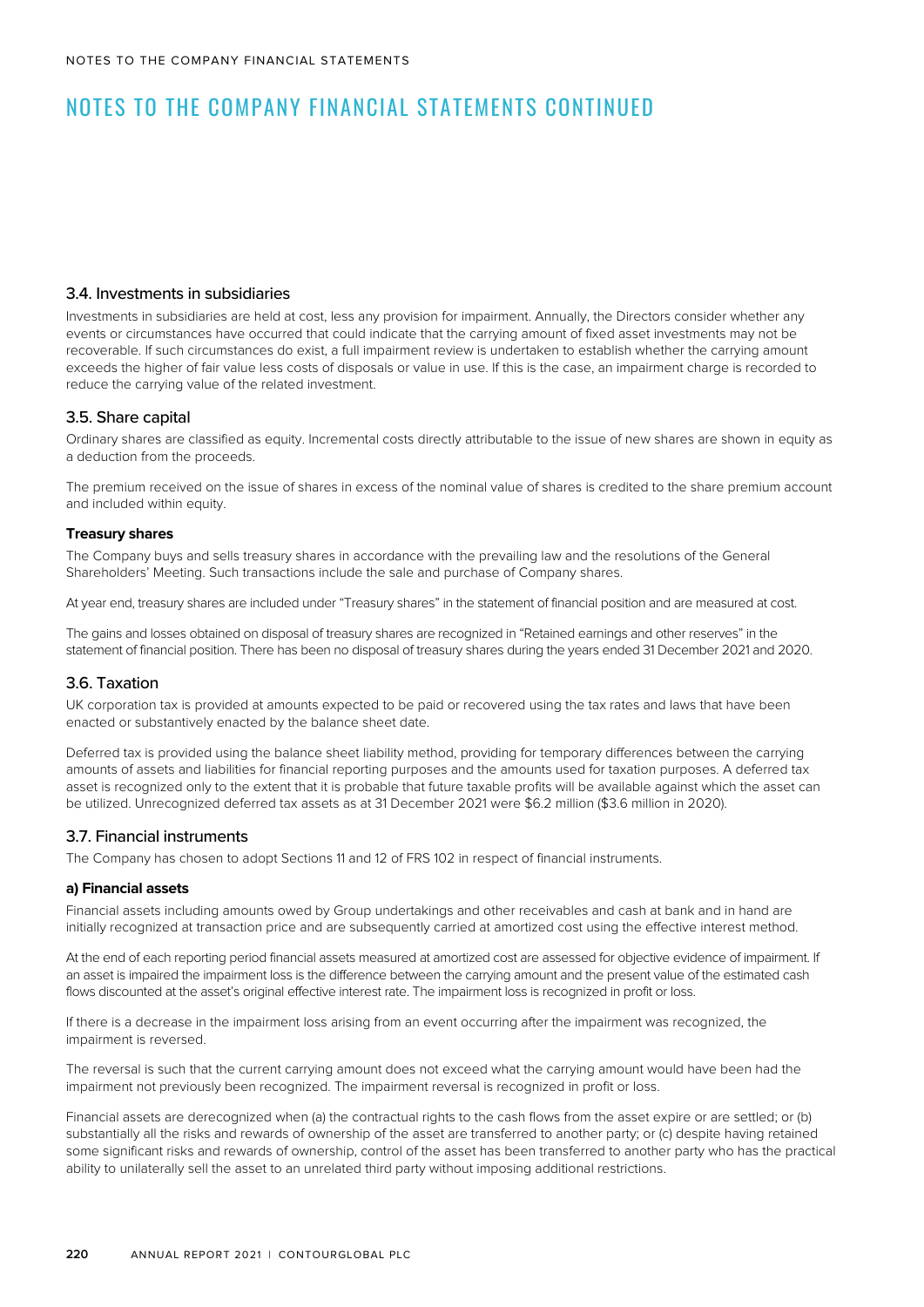# NOTES TO THE COMPANY FINANCIAL STATEMENTS CONTINUED

### 3.4. Investments in subsidiaries

Investments in subsidiaries are held at cost, less any provision for impairment. Annually, the Directors consider whether any events or circumstances have occurred that could indicate that the carrying amount of fixed asset investments may not be recoverable. If such circumstances do exist, a full impairment review is undertaken to establish whether the carrying amount exceeds the higher of fair value less costs of disposals or value in use. If this is the case, an impairment charge is recorded to reduce the carrying value of the related investment.

### 3.5. Share capital

Ordinary shares are classified as equity. Incremental costs directly attributable to the issue of new shares are shown in equity as a deduction from the proceeds.

The premium received on the issue of shares in excess of the nominal value of shares is credited to the share premium account and included within equity.

**Treasury shares**

The Company buys and sells treasury shares in accordance with the prevailing law and the resolutions of the General Shareholders' Meeting. Such transactions include the sale and purchase of Company shares.

At year end, treasury shares are included under "Treasury shares" in the statement of financial position and are measured at cost.

The gains and losses obtained on disposal of treasury shares are recognized in "Retained earnings and other reserves" in the statement of financial position. There has been no disposal of treasury shares during the years ended 31 December 2021 and 2020.

### 3.6. Taxation

UK corporation tax is provided at amounts expected to be paid or recovered using the tax rates and laws that have been enacted or substantively enacted by the balance sheet date.

Deferred tax is provided using the balance sheet liability method, providing for temporary differences between the carrying amounts of assets and liabilities for financial reporting purposes and the amounts used for taxation purposes. A deferred tax asset is recognized only to the extent that it is probable that future taxable profits will be available against which the asset can be utilized. Unrecognized deferred tax assets as at 31 December 2021 were $6.2 million ($3.6 million in 2020).

### 3.7. Financial instruments

The Company has chosen to adopt Sections 11 and 12 of FRS 102 in respect of financial instruments.

**a) Financial assets**

Financial assets including amounts owed by Group undertakings and other receivables and cash at bank and in hand are initially recognized at transaction price and are subsequently carried at amortized cost using the effective interest method.

At the end of each reporting period financial assets measured at amortized cost are assessed for objective evidence of impairment. If an asset is impaired the impairment loss is the difference between the carrying amount and the present value of the estimated cash flows discounted at the asset's original effective interest rate. The impairment loss is recognized in profit or loss.

If there is a decrease in the impairment loss arising from an event occurring after the impairment was recognized, the impairment is reversed.

The reversal is such that the current carrying amount does not exceed what the carrying amount would have been had the impairment not previously been recognized. The impairment reversal is recognized in profit or loss.

Financial assets are derecognized when (a) the contractual rights to the cash flows from the asset expire or are settled; or (b) substantially all the risks and rewards of ownership of the asset are transferred to another party; or (c) despite having retained some significant risks and rewards of ownership, control of the asset has been transferred to another party who has the practical ability to unilaterally sell the asset to an unrelated third party without imposing additional restrictions.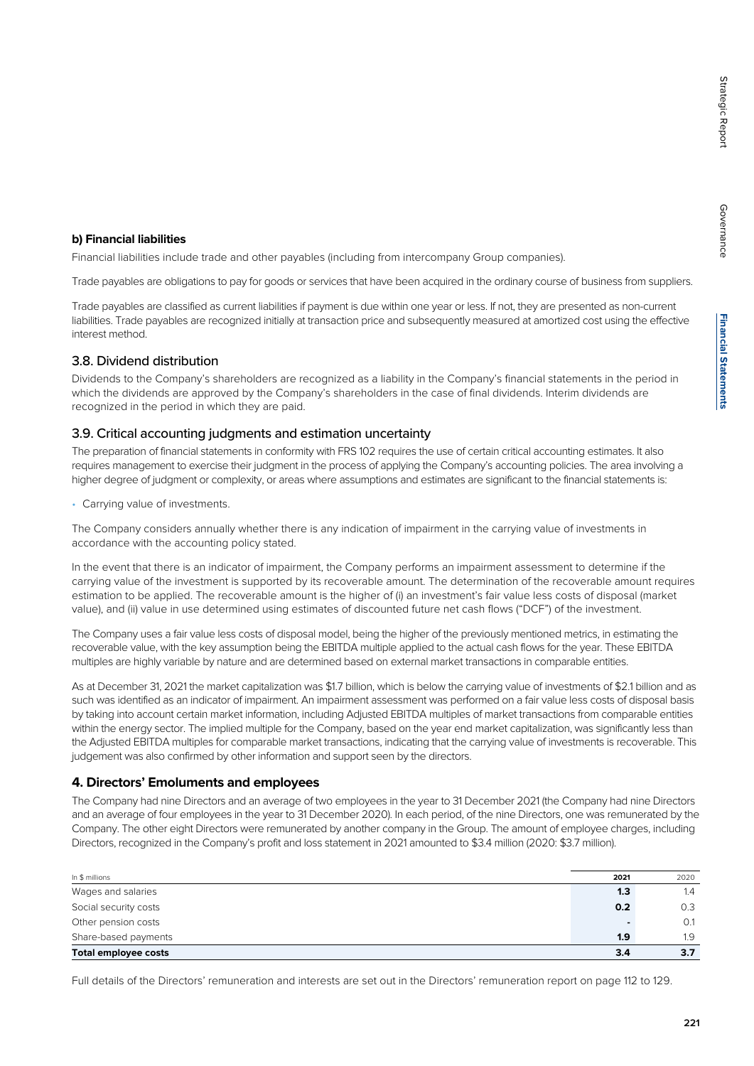**b) Financial liabilities**

Financial liabilities include trade and other payables (including from intercompany Group companies).

Trade payables are obligations to pay for goods or services that have been acquired in the ordinary course of business from suppliers.

Trade payables are classified as current liabilities if payment is due within one year or less. If not, they are presented as non-current liabilities. Trade payables are recognized initially at transaction price and subsequently measured at amortized cost using the effective interest method.

## 3.8. Dividend distribution

Dividends to the Company's shareholders are recognized as a liability in the Company's financial statements in the period in which the dividends are approved by the Company's shareholders in the case of final dividends. Interim dividends are recognized in the period in which they are paid.

## 3.9. Critical accounting judgments and estimation uncertainty

The preparation of financial statements in conformity with FRS 102 requires the use of certain critical accounting estimates. It also requires management to exercise their judgment in the process of applying the Company's accounting policies. The area involving a higher degree of judgment or complexity, or areas where assumptions and estimates are significant to the financial statements is:

- Carrying value of investments.

The Company considers annually whether there is any indication of impairment in the carrying value of investments in accordance with the accounting policy stated.

In the event that there is an indicator of impairment, the Company performs an impairment assessment to determine if the carrying value of the investment is supported by its recoverable amount. The determination of the recoverable amount requires estimation to be applied. The recoverable amount is the higher of (i) an investment's fair value less costs of disposal (market value), and (ii) value in use determined using estimates of discounted future net cash flows ("DCF") of the investment.

The Company uses a fair value less costs of disposal model, being the higher of the previously mentioned metrics, in estimating the recoverable value, with the key assumption being the EBITDA multiple applied to the actual cash flows for the year. These EBITDA multiples are highly variable by nature and are determined based on external market transactions in comparable entities.

As at December 31, 2021 the market capitalization was $1.7 billion, which is below the carrying value of investments of $2.1 billion and as such was identified as an indicator of impairment. An impairment assessment was performed on a fair value less costs of disposal basis by taking into account certain market information, including Adjusted EBITDA multiples of market transactions from comparable entities within the energy sector. The implied multiple for the Company, based on the year end market capitalization, was significantly less than the Adjusted EBITDA multiples for comparable market transactions, indicating that the carrying value of investments is recoverable. This judgement was also confirmed by other information and support seen by the directors.

## 4. Directors' Emoluments and employees

The Company had nine Directors and an average of two employees in the year to 31 December 2021 (the Company had nine Directors and an average of four employees in the year to 31 December 2020). In each period, of the nine Directors, one was remunerated by the Company. The other eight Directors were remunerated by another company in the Group. The amount of employee charges, including Directors, recognized in the Company's profit and loss statement in 2021 amounted to $3.4 million (2020: $3.7 million).

| In $ millions | 2021 | 2020 |
|---|---|---|
| Wages and salaries | **1.3** | 1.4 |
| Social security costs | **0.2** | 0.3 |
| Other pension costs | **-** | 0.1 |
| Share-based payments | **1.9** | 1.9 |
| **Total employee costs** | **3.4** | **3.7** |

Full details of the Directors' remuneration and interests are set out in the Directors' remuneration report on page 112 to 129.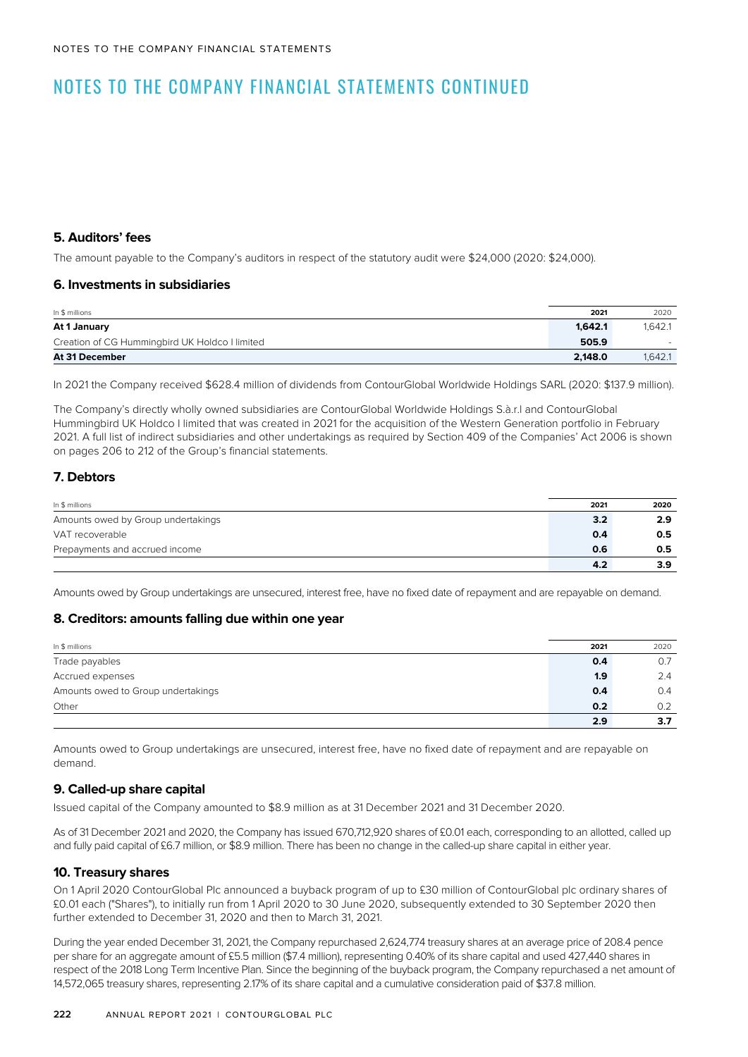# NOTES TO THE COMPANY FINANCIAL STATEMENTS CONTINUED

### 5. Auditors' fees

The amount payable to the Company's auditors in respect of the statutory audit were $24,000 (2020: $24,000).

### 6. Investments in subsidiaries

| In $ millions | 2021 | 2020 |
|---|---|---|
| **At 1 January** | **1,642.1** | 1,642.1 |
| Creation of CG Hummingbird UK Holdco I limited | **505.9** | - |
| **At 31 December** | **2,148.0** | 1,642.1 |

In 2021 the Company received $628.4 million of dividends from ContourGlobal Worldwide Holdings SARL (2020: $137.9 million).

The Company's directly wholly owned subsidiaries are ContourGlobal Worldwide Holdings S.à.r.l and ContourGlobal Hummingbird UK Holdco I limited that was created in 2021 for the acquisition of the Western Generation portfolio in February 2021. A full list of indirect subsidiaries and other undertakings as required by Section 409 of the Companies' Act 2006 is shown on pages 206 to 212 of the Group's financial statements.

### 7. Debtors

| In $ millions | 2021 | 2020 |
|---|---|---|
| Amounts owed by Group undertakings | **3.2** | **2.9** |
| VAT recoverable | **0.4** | **0.5** |
| Prepayments and accrued income | **0.6** | **0.5** |
| | **4.2** | **3.9** |

Amounts owed by Group undertakings are unsecured, interest free, have no fixed date of repayment and are repayable on demand.

### 8. Creditors: amounts falling due within one year

| In $ millions | 2021 | 2020 |
|---|---|---|
| Trade payables | **0.4** | 0.7 |
| Accrued expenses | **1.9** | 2.4 |
| Amounts owed to Group undertakings | **0.4** | 0.4 |
| Other | **0.2** | 0.2 |
| | **2.9** | **3.7** |

Amounts owed to Group undertakings are unsecured, interest free, have no fixed date of repayment and are repayable on demand.

### 9. Called-up share capital

Issued capital of the Company amounted to $8.9 million as at 31 December 2021 and 31 December 2020.

As of 31 December 2021 and 2020, the Company has issued 670,712,920 shares of £0.01 each, corresponding to an allotted, called up and fully paid capital of £6.7 million, or $8.9 million. There has been no change in the called-up share capital in either year.

### 10. Treasury shares

On 1 April 2020 ContourGlobal Plc announced a buyback program of up to £30 million of ContourGlobal plc ordinary shares of £0.01 each ("Shares"), to initially run from 1 April 2020 to 30 June 2020, subsequently extended to 30 September 2020 then further extended to December 31, 2020 and then to March 31, 2021.

During the year ended December 31, 2021, the Company repurchased 2,624,774 treasury shares at an average price of 208.4 pence per share for an aggregate amount of £5.5 million ($7.4 million), representing 0.40% of its share capital and used 427,440 shares in respect of the 2018 Long Term Incentive Plan. Since the beginning of the buyback program, the Company repurchased a net amount of 14,572,065 treasury shares, representing 2.17% of its share capital and a cumulative consideration paid of $37.8 million.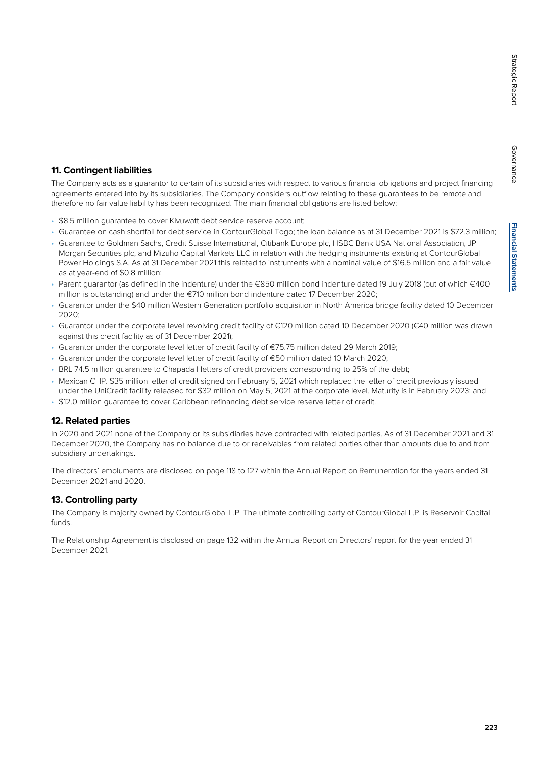## 11. Contingent liabilities

The Company acts as a guarantor to certain of its subsidiaries with respect to various financial obligations and project financing agreements entered into by its subsidiaries. The Company considers outflow relating to these guarantees to be remote and therefore no fair value liability has been recognized. The main financial obligations are listed below:

- $8.5 million guarantee to cover Kivuwatt debt service reserve account;
- Guarantee on cash shortfall for debt service in ContourGlobal Togo; the loan balance as at 31 December 2021 is $72.3 million;
- Guarantee to Goldman Sachs, Credit Suisse International, Citibank Europe plc, HSBC Bank USA National Association, JP Morgan Securities plc, and Mizuho Capital Markets LLC in relation with the hedging instruments existing at ContourGlobal Power Holdings S.A. As at 31 December 2021 this related to instruments with a nominal value of $16.5 million and a fair value as at year-end of $0.8 million;
- Parent guarantor (as defined in the indenture) under the €850 million bond indenture dated 19 July 2018 (out of which €400 million is outstanding) and under the €710 million bond indenture dated 17 December 2020;
- Guarantor under the $40 million Western Generation portfolio acquisition in North America bridge facility dated 10 December 2020;
- Guarantor under the corporate level revolving credit facility of €120 million dated 10 December 2020 (€40 million was drawn against this credit facility as of 31 December 2021);
- Guarantor under the corporate level letter of credit facility of €75.75 million dated 29 March 2019;
- Guarantor under the corporate level letter of credit facility of €50 million dated 10 March 2020;
- BRL 74.5 million guarantee to Chapada I letters of credit providers corresponding to 25% of the debt;
- Mexican CHP. $35 million letter of credit signed on February 5, 2021 which replaced the letter of credit previously issued under the UniCredit facility released for $32 million on May 5, 2021 at the corporate level. Maturity is in February 2023; and
- $12.0 million guarantee to cover Caribbean refinancing debt service reserve letter of credit.

## 12. Related parties

In 2020 and 2021 none of the Company or its subsidiaries have contracted with related parties. As of 31 December 2021 and 31 December 2020, the Company has no balance due to or receivables from related parties other than amounts due to and from subsidiary undertakings.

The directors' emoluments are disclosed on page 118 to 127 within the Annual Report on Remuneration for the years ended 31 December 2021 and 2020.

## 13. Controlling party

The Company is majority owned by ContourGlobal L.P. The ultimate controlling party of ContourGlobal L.P. is Reservoir Capital funds.

The Relationship Agreement is disclosed on page 132 within the Annual Report on Directors' report for the year ended 31 December 2021.